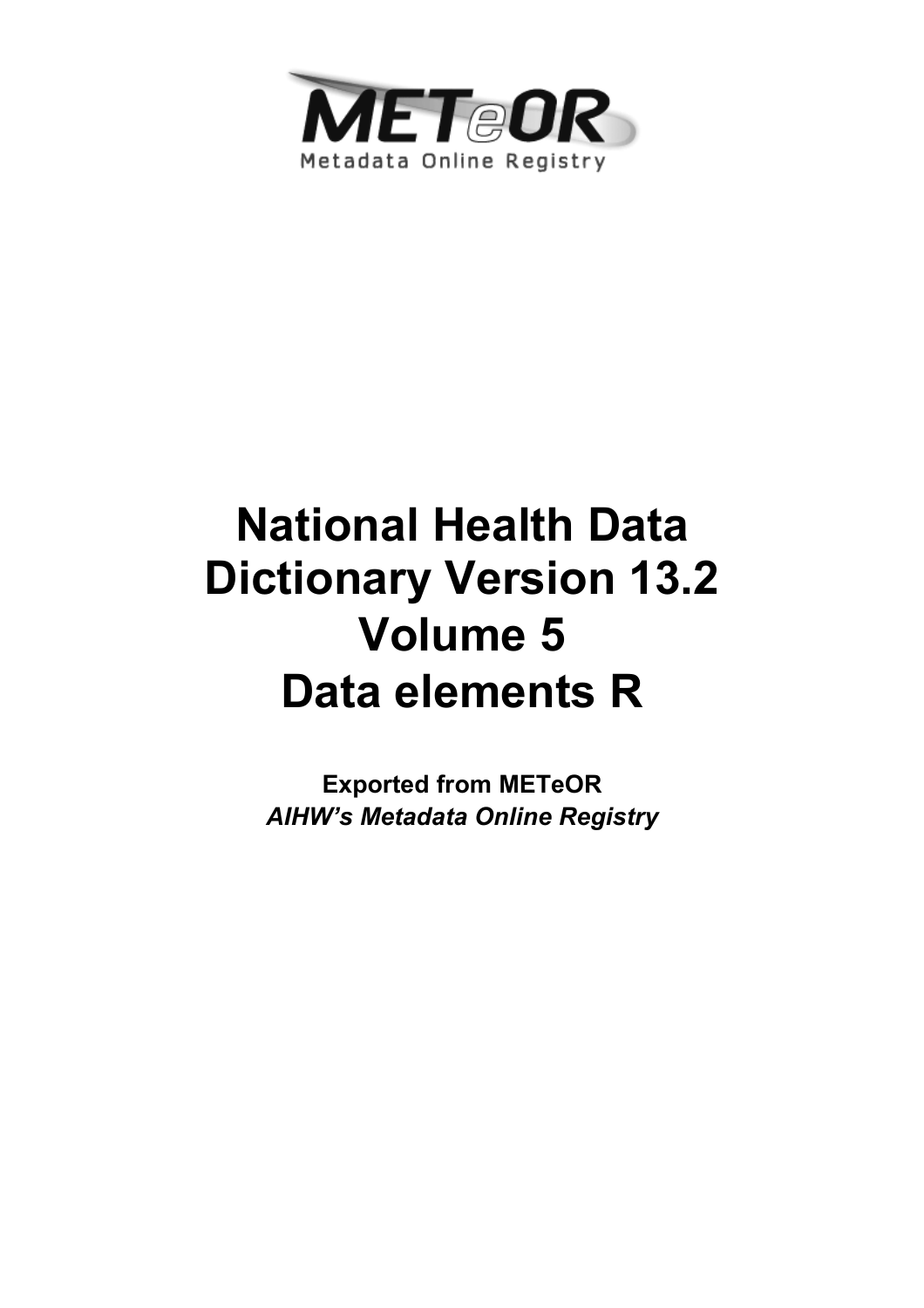METeOR

Metadata Online Registry

# National Health Data Dictionary Version 13.2 Volume 5 Data elements R

**Exported from METeOR**

***AIHW's Metadata Online Registry***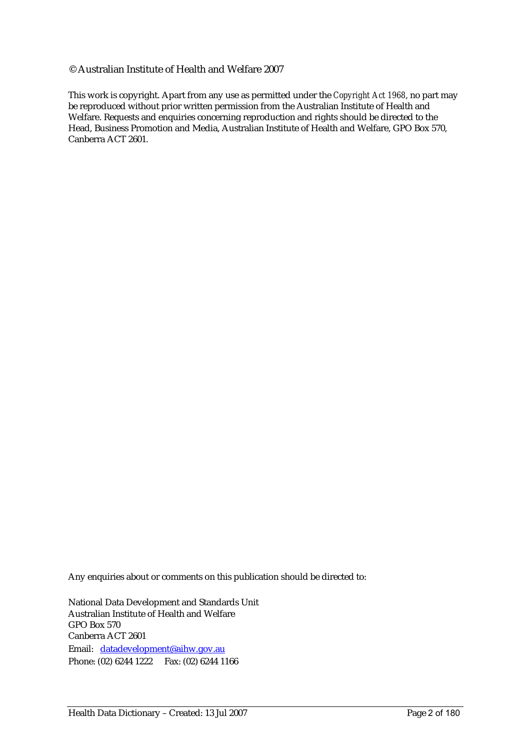© Australian Institute of Health and Welfare 2007

This work is copyright. Apart from any use as permitted under the *Copyright Act 1968*, no part may be reproduced without prior written permission from the Australian Institute of Health and Welfare. Requests and enquiries concerning reproduction and rights should be directed to the Head, Business Promotion and Media, Australian Institute of Health and Welfare, GPO Box 570, Canberra ACT 2601.

Any enquiries about or comments on this publication should be directed to:

National Data Development and Standards Unit
Australian Institute of Health and Welfare
GPO Box 570
Canberra ACT 2601
Email: datadevelopment@aihw.gov.au
Phone: (02) 6244 1222 Fax: (02) 6244 1166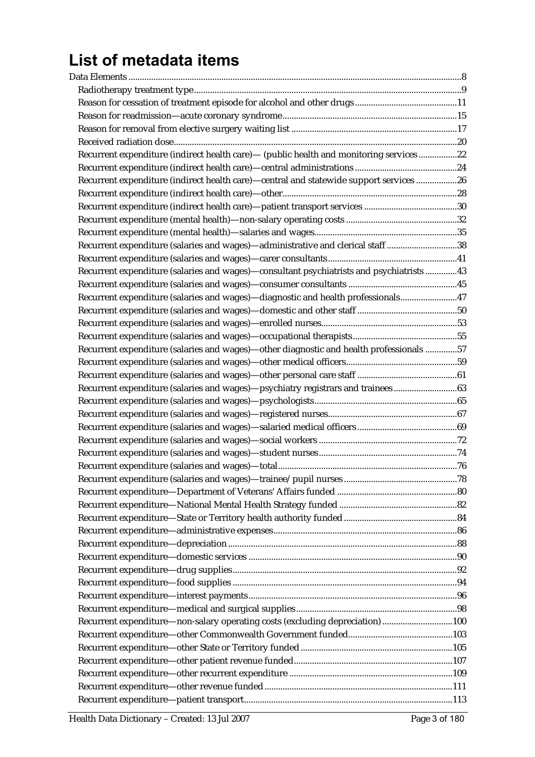# List of metadata items

- Data Elements .....8
  - Radiotherapy treatment type .....9
  - Reason for cessation of treatment episode for alcohol and other drugs .....11
  - Reason for readmission—acute coronary syndrome .....15
  - Reason for removal from elective surgery waiting list .....17
  - Received radiation dose .....20
  - Recurrent expenditure (indirect health care)— (public health and monitoring services .....22
  - Recurrent expenditure (indirect health care)—central administrations .....24
  - Recurrent expenditure (indirect health care)—central and statewide support services .....26
  - Recurrent expenditure (indirect health care)—other .....28
  - Recurrent expenditure (indirect health care)—patient transport services .....30
  - Recurrent expenditure (mental health)—non-salary operating costs .....32
  - Recurrent expenditure (mental health)—salaries and wages .....35
  - Recurrent expenditure (salaries and wages)—administrative and clerical staff .....38
  - Recurrent expenditure (salaries and wages)—carer consultants .....41
  - Recurrent expenditure (salaries and wages)—consultant psychiatrists and psychiatrists .....43
  - Recurrent expenditure (salaries and wages)—consumer consultants .....45
  - Recurrent expenditure (salaries and wages)—diagnostic and health professionals .....47
  - Recurrent expenditure (salaries and wages)—domestic and other staff .....50
  - Recurrent expenditure (salaries and wages)—enrolled nurses .....53
  - Recurrent expenditure (salaries and wages)—occupational therapists .....55
  - Recurrent expenditure (salaries and wages)—other diagnostic and health professionals .....57
  - Recurrent expenditure (salaries and wages)—other medical officers .....59
  - Recurrent expenditure (salaries and wages)—other personal care staff .....61
  - Recurrent expenditure (salaries and wages)—psychiatry registrars and trainees .....63
  - Recurrent expenditure (salaries and wages)—psychologists .....65
  - Recurrent expenditure (salaries and wages)—registered nurses .....67
  - Recurrent expenditure (salaries and wages)—salaried medical officers .....69
  - Recurrent expenditure (salaries and wages)—social workers .....72
  - Recurrent expenditure (salaries and wages)—student nurses .....74
  - Recurrent expenditure (salaries and wages)—total .....76
  - Recurrent expenditure (salaries and wages)—trainee/pupil nurses .....78
  - Recurrent expenditure—Department of Veterans' Affairs funded .....80
  - Recurrent expenditure—National Mental Health Strategy funded .....82
  - Recurrent expenditure—State or Territory health authority funded .....84
  - Recurrent expenditure—administrative expenses .....86
  - Recurrent expenditure—depreciation .....88
  - Recurrent expenditure—domestic services .....90
  - Recurrent expenditure—drug supplies .....92
  - Recurrent expenditure—food supplies .....94
  - Recurrent expenditure—interest payments .....96
  - Recurrent expenditure—medical and surgical supplies .....98
  - Recurrent expenditure—non-salary operating costs (excluding depreciation) .....100
  - Recurrent expenditure—other Commonwealth Government funded .....103
  - Recurrent expenditure—other State or Territory funded .....105
  - Recurrent expenditure—other patient revenue funded .....107
  - Recurrent expenditure—other recurrent expenditure .....109
  - Recurrent expenditure—other revenue funded .....111
  - Recurrent expenditure—patient transport .....113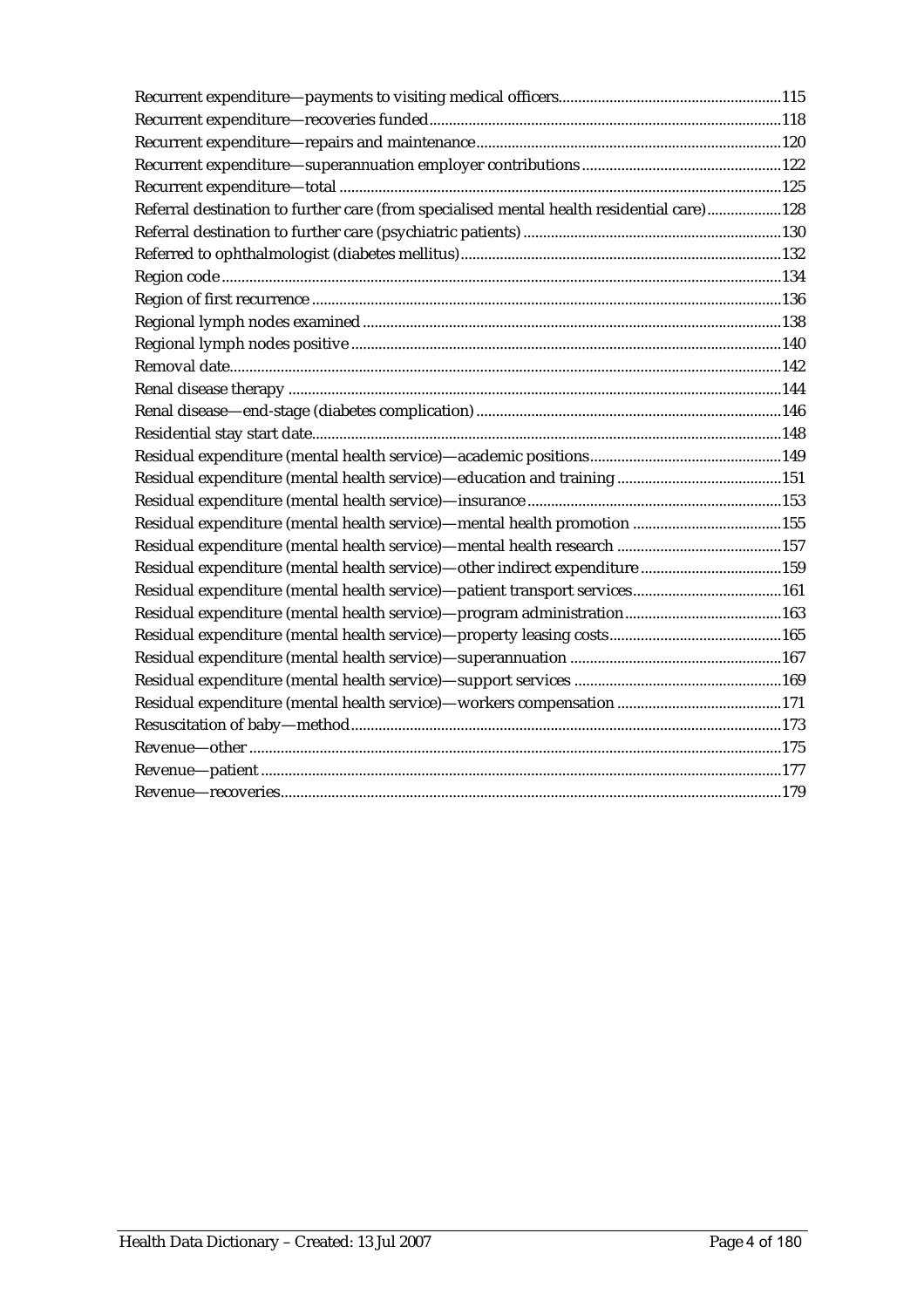Recurrent expenditure—payments to visiting medical officers........................................................115
Recurrent expenditure—recoveries funded.........................................................................................118
Recurrent expenditure—repairs and maintenance.............................................................................120
Recurrent expenditure—superannuation employer contributions...................................................122
Recurrent expenditure—total ................................................................................................................125
Referral destination to further care (from specialised mental health residential care)..................128
Referral destination to further care (psychiatric patients) .................................................................130
Referred to ophthalmologist (diabetes mellitus).................................................................................132
Region code .............................................................................................................................................134
Region of first recurrence .......................................................................................................................136
Regional lymph nodes examined ..........................................................................................................138
Regional lymph nodes positive ............................................................................................................140
Removal date...........................................................................................................................................142
Renal disease therapy ............................................................................................................................144
Renal disease—end-stage (diabetes complication).............................................................................146
Residential stay start date.......................................................................................................................148
Residual expenditure (mental health service)—academic positions.................................................149
Residual expenditure (mental health service)—education and training ..........................................151
Residual expenditure (mental health service)—insurance ................................................................153
Residual expenditure (mental health service)—mental health promotion ......................................155
Residual expenditure (mental health service)—mental health research ..........................................157
Residual expenditure (mental health service)—other indirect expenditure ....................................159
Residual expenditure (mental health service)—patient transport services......................................161
Residual expenditure (mental health service)—program administration........................................163
Residual expenditure (mental health service)—property leasing costs............................................165
Residual expenditure (mental health service)—superannuation ......................................................167
Residual expenditure (mental health service)—support services .....................................................169
Residual expenditure (mental health service)—workers compensation ..........................................171
Resuscitation of baby—method.............................................................................................................173
Revenue—other ......................................................................................................................................175
Revenue—patient ...................................................................................................................................177
Revenue—recoveries..............................................................................................................................179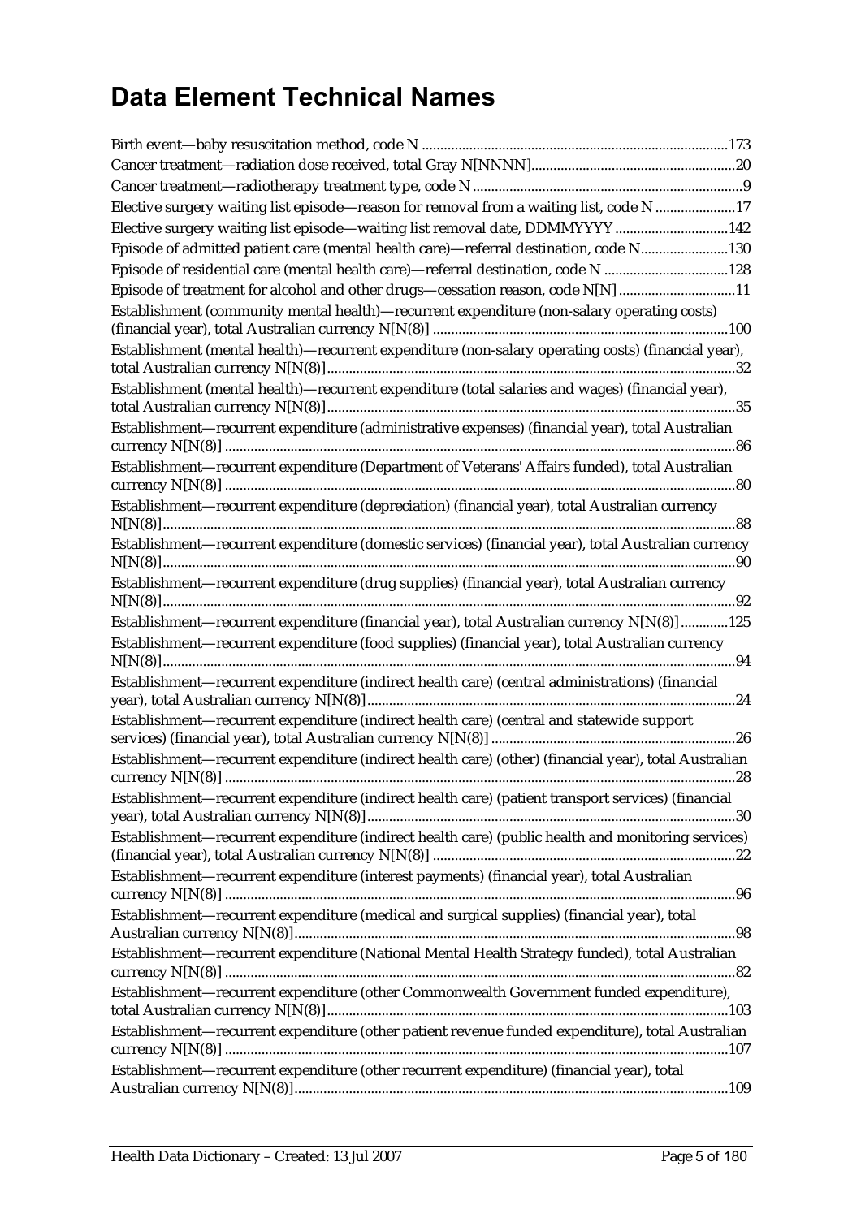# Data Element Technical Names

Birth event—baby resuscitation method, code N ....173

Cancer treatment—radiation dose received, total Gray N[NNNN] ....20

Cancer treatment—radiotherapy treatment type, code N ....9

Elective surgery waiting list episode—reason for removal from a waiting list, code N ....17

Elective surgery waiting list episode—waiting list removal date, DDMMYYYY ....142

Episode of admitted patient care (mental health care)—referral destination, code N ....130

Episode of residential care (mental health care)—referral destination, code N ....128

Episode of treatment for alcohol and other drugs—cessation reason, code N[N] ....11

Establishment (community mental health)—recurrent expenditure (non-salary operating costs) (financial year), total Australian currency N[N(8)] ....100

Establishment (mental health)—recurrent expenditure (non-salary operating costs) (financial year), total Australian currency N[N(8)] ....32

Establishment (mental health)—recurrent expenditure (total salaries and wages) (financial year), total Australian currency N[N(8)] ....35

Establishment—recurrent expenditure (administrative expenses) (financial year), total Australian currency N[N(8)] ....86

Establishment—recurrent expenditure (Department of Veterans' Affairs funded), total Australian currency N[N(8)] ....80

Establishment—recurrent expenditure (depreciation) (financial year), total Australian currency N[N(8)] ....88

Establishment—recurrent expenditure (domestic services) (financial year), total Australian currency N[N(8)] ....90

Establishment—recurrent expenditure (drug supplies) (financial year), total Australian currency N[N(8)] ....92

Establishment—recurrent expenditure (financial year), total Australian currency N[N(8)] ....125

Establishment—recurrent expenditure (food supplies) (financial year), total Australian currency N[N(8)] ....94

Establishment—recurrent expenditure (indirect health care) (central administrations) (financial year), total Australian currency N[N(8)] ....24

Establishment—recurrent expenditure (indirect health care) (central and statewide support services) (financial year), total Australian currency N[N(8)] ....26

Establishment—recurrent expenditure (indirect health care) (other) (financial year), total Australian currency N[N(8)] ....28

Establishment—recurrent expenditure (indirect health care) (patient transport services) (financial year), total Australian currency N[N(8)] ....30

Establishment—recurrent expenditure (indirect health care) (public health and monitoring services) (financial year), total Australian currency N[N(8)] ....22

Establishment—recurrent expenditure (interest payments) (financial year), total Australian currency N[N(8)] ....96

Establishment—recurrent expenditure (medical and surgical supplies) (financial year), total Australian currency N[N(8)] ....98

Establishment—recurrent expenditure (National Mental Health Strategy funded), total Australian currency N[N(8)] ....82

Establishment—recurrent expenditure (other Commonwealth Government funded expenditure), total Australian currency N[N(8)] ....103

Establishment—recurrent expenditure (other patient revenue funded expenditure), total Australian currency N[N(8)] ....107

Establishment—recurrent expenditure (other recurrent expenditure) (financial year), total Australian currency N[N(8)] ....109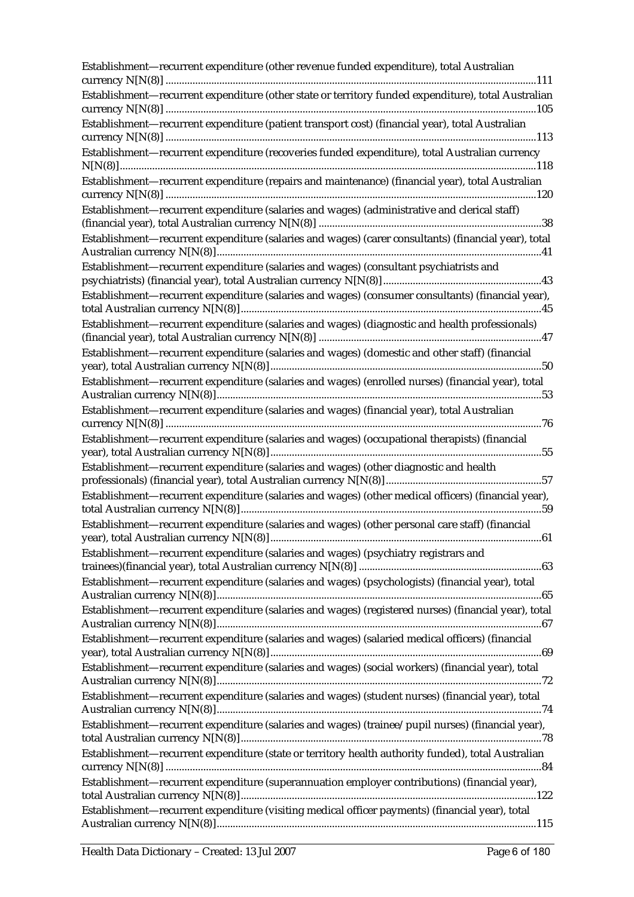Establishment—recurrent expenditure (other revenue funded expenditure), total Australian currency N[N(8)] ........................................................................................................................111

Establishment—recurrent expenditure (other state or territory funded expenditure), total Australian currency N[N(8)] ........................................................................................................................105

Establishment—recurrent expenditure (patient transport cost) (financial year), total Australian currency N[N(8)] ........................................................................................................................113

Establishment—recurrent expenditure (recoveries funded expenditure), total Australian currency N[N(8)]........................................................................................................................................118

Establishment—recurrent expenditure (repairs and maintenance) (financial year), total Australian currency N[N(8)] ........................................................................................................................120

Establishment—recurrent expenditure (salaries and wages) (administrative and clerical staff) (financial year), total Australian currency N[N(8)] ..................................................................................38

Establishment—recurrent expenditure (salaries and wages) (carer consultants) (financial year), total Australian currency N[N(8)].......................................................................................................................41

Establishment—recurrent expenditure (salaries and wages) (consultant psychiatrists and psychiatrists) (financial year), total Australian currency N[N(8)]..........................................................43

Establishment—recurrent expenditure (salaries and wages) (consumer consultants) (financial year), total Australian currency N[N(8)].............................................................................................................45

Establishment—recurrent expenditure (salaries and wages) (diagnostic and health professionals) (financial year), total Australian currency N[N(8)] ..................................................................................47

Establishment—recurrent expenditure (salaries and wages) (domestic and other staff) (financial year), total Australian currency N[N(8)]....................................................................................................50

Establishment—recurrent expenditure (salaries and wages) (enrolled nurses) (financial year), total Australian currency N[N(8)].......................................................................................................................53

Establishment—recurrent expenditure (salaries and wages) (financial year), total Australian currency N[N(8)] ..........................................................................................................................76

Establishment—recurrent expenditure (salaries and wages) (occupational therapists) (financial year), total Australian currency N[N(8)]....................................................................................................55

Establishment—recurrent expenditure (salaries and wages) (other diagnostic and health professionals) (financial year), total Australian currency N[N(8)].........................................................57

Establishment—recurrent expenditure (salaries and wages) (other medical officers) (financial year), total Australian currency N[N(8)].............................................................................................................59

Establishment—recurrent expenditure (salaries and wages) (other personal care staff) (financial year), total Australian currency N[N(8)]....................................................................................................61

Establishment—recurrent expenditure (salaries and wages) (psychiatry registrars and trainees)(financial year), total Australian currency N[N(8)] ...................................................................63

Establishment—recurrent expenditure (salaries and wages) (psychologists) (financial year), total Australian currency N[N(8)].......................................................................................................................65

Establishment—recurrent expenditure (salaries and wages) (registered nurses) (financial year), total Australian currency N[N(8)].......................................................................................................................67

Establishment—recurrent expenditure (salaries and wages) (salaried medical officers) (financial year), total Australian currency N[N(8)]....................................................................................................69

Establishment—recurrent expenditure (salaries and wages) (social workers) (financial year), total Australian currency N[N(8)].......................................................................................................................72

Establishment—recurrent expenditure (salaries and wages) (student nurses) (financial year), total Australian currency N[N(8)].......................................................................................................................74

Establishment—recurrent expenditure (salaries and wages) (trainee/pupil nurses) (financial year), total Australian currency N[N(8)].............................................................................................................78

Establishment—recurrent expenditure (state or territory health authority funded), total Australian currency N[N(8)] ..........................................................................................................................84

Establishment—recurrent expenditure (superannuation employer contributions) (financial year), total Australian currency N[N(8)]............................................................................................................122

Establishment—recurrent expenditure (visiting medical officer payments) (financial year), total Australian currency N[N(8)].....................................................................................................................115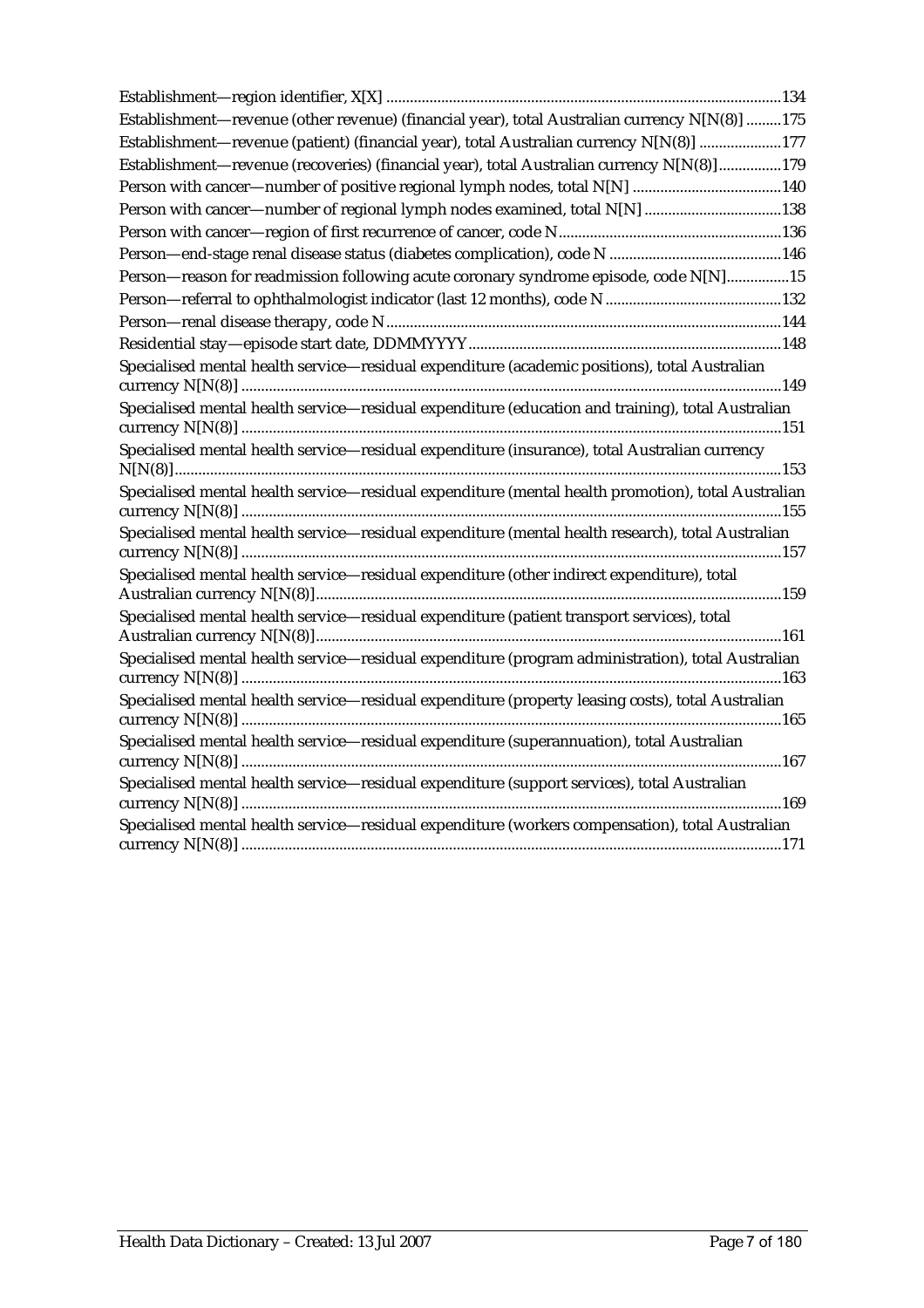Establishment—region identifier, X[X] ....................................................................................................134

Establishment—revenue (other revenue) (financial year), total Australian currency N[N(8)] .........175

Establishment—revenue (patient) (financial year), total Australian currency N[N(8)] .....................177

Establishment—revenue (recoveries) (financial year), total Australian currency N[N(8)]................179

Person with cancer—number of positive regional lymph nodes, total N[N] ......................................140

Person with cancer—number of regional lymph nodes examined, total N[N] ...................................138

Person with cancer—region of first recurrence of cancer, code N........................................................136

Person—end-stage renal disease status (diabetes complication), code N ...........................................146

Person—reason for readmission following acute coronary syndrome episode, code N[N]................15

Person—referral to ophthalmologist indicator (last 12 months), code N ............................................132

Person—renal disease therapy, code N....................................................................................................144

Residential stay—episode start date, DDMMYYYY...............................................................................148

Specialised mental health service—residual expenditure (academic positions), total Australian currency N[N(8)] ........................................................................................................................................149

Specialised mental health service—residual expenditure (education and training), total Australian currency N[N(8)] ........................................................................................................................................151

Specialised mental health service—residual expenditure (insurance), total Australian currency N[N(8)].........................................................................................................................................................153

Specialised mental health service—residual expenditure (mental health promotion), total Australian currency N[N(8)] ........................................................................................................................................155

Specialised mental health service—residual expenditure (mental health research), total Australian currency N[N(8)] ........................................................................................................................................157

Specialised mental health service—residual expenditure (other indirect expenditure), total Australian currency N[N(8)].....................................................................................................................159

Specialised mental health service—residual expenditure (patient transport services), total Australian currency N[N(8)].....................................................................................................................161

Specialised mental health service—residual expenditure (program administration), total Australian currency N[N(8)] ........................................................................................................................................163

Specialised mental health service—residual expenditure (property leasing costs), total Australian currency N[N(8)] ........................................................................................................................................165

Specialised mental health service—residual expenditure (superannuation), total Australian currency N[N(8)] ........................................................................................................................................167

Specialised mental health service—residual expenditure (support services), total Australian currency N[N(8)] ........................................................................................................................................169

Specialised mental health service—residual expenditure (workers compensation), total Australian currency N[N(8)] ........................................................................................................................................171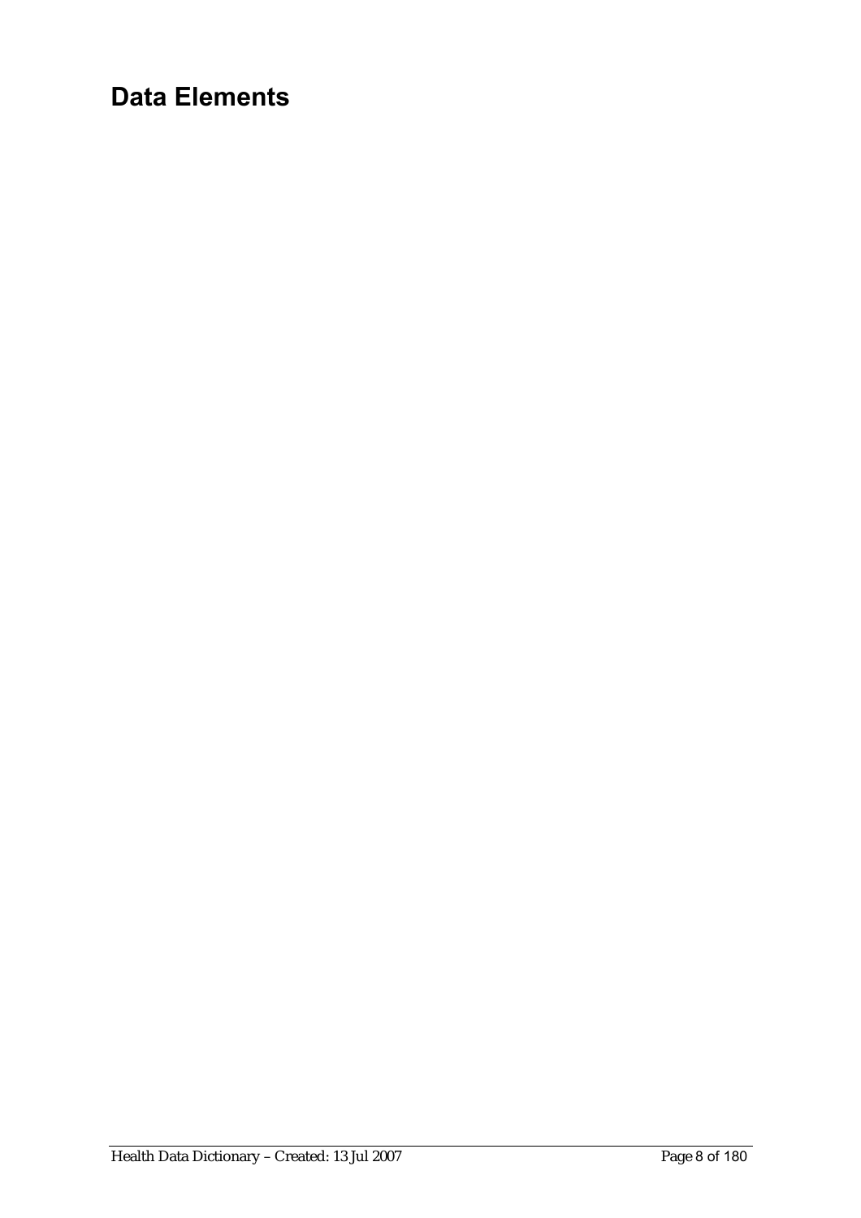# Data Elements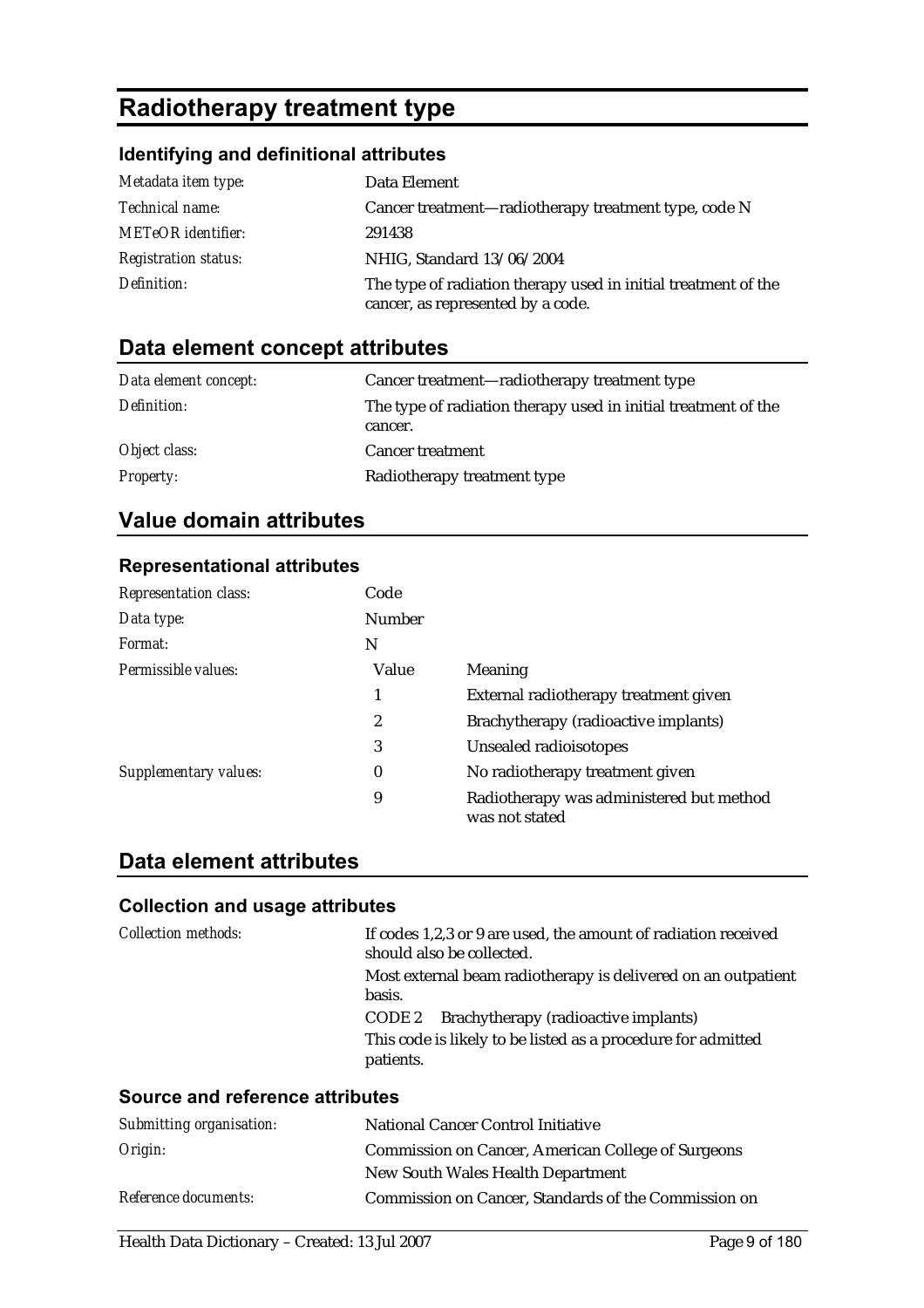# Radiotherapy treatment type

### Identifying and definitional attributes

| | |
|---|---|
| *Metadata item type:* | Data Element |
| *Technical name:* | Cancer treatment—radiotherapy treatment type, code N |
| *METeOR identifier:* | 291438 |
| *Registration status:* | NHIG, Standard 13/06/2004 |
| *Definition:* | The type of radiation therapy used in initial treatment of the cancer, as represented by a code. |

## Data element concept attributes

| | |
|---|---|
| *Data element concept:* | Cancer treatment—radiotherapy treatment type |
| *Definition:* | The type of radiation therapy used in initial treatment of the cancer. |
| *Object class:* | Cancer treatment |
| *Property:* | Radiotherapy treatment type |

## Value domain attributes

### Representational attributes

| | | |
|---|---|---|
| *Representation class:* | Code | |
| *Data type:* | Number | |
| *Format:* | N | |
| *Permissible values:* | Value | Meaning |
| | 1 | External radiotherapy treatment given |
| | 2 | Brachytherapy (radioactive implants) |
| | 3 | Unsealed radioisotopes |
| *Supplementary values:* | 0 | No radiotherapy treatment given |
| | 9 | Radiotherapy was administered but method was not stated |

## Data element attributes

### Collection and usage attributes

*Collection methods:*

If codes 1,2,3 or 9 are used, the amount of radiation received should also be collected.

Most external beam radiotherapy is delivered on an outpatient basis.

CODE 2 Brachytherapy (radioactive implants)

This code is likely to be listed as a procedure for admitted patients.

### Source and reference attributes

| | |
|---|---|
| *Submitting organisation:* | National Cancer Control Initiative |
| *Origin:* | Commission on Cancer, American College of Surgeons<br>New South Wales Health Department |
| *Reference documents:* | Commission on Cancer, Standards of the Commission on |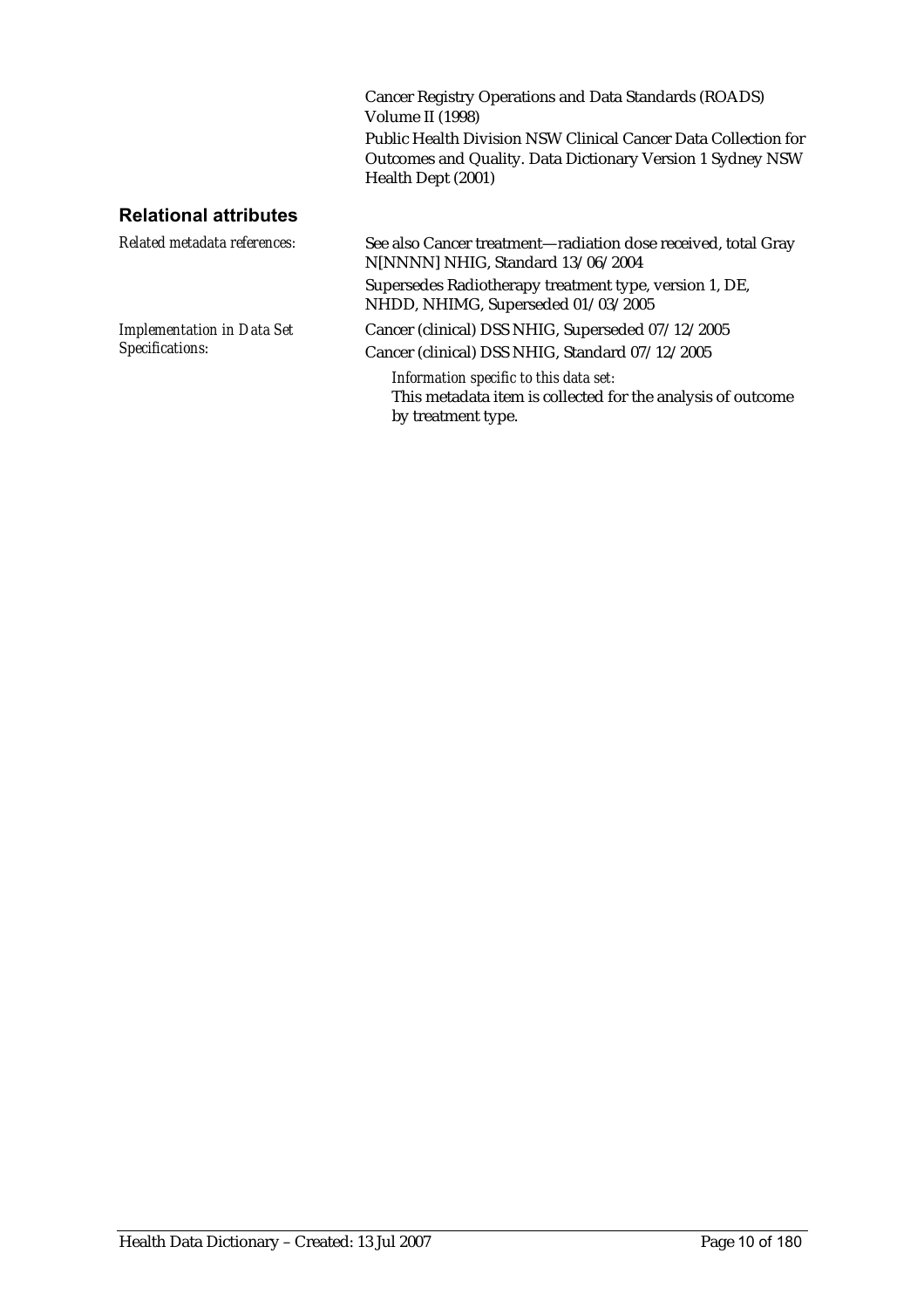Cancer Registry Operations and Data Standards (ROADS) Volume II (1998)

Public Health Division NSW Clinical Cancer Data Collection for Outcomes and Quality. Data Dictionary Version 1 Sydney NSW Health Dept (2001)

## Relational attributes

*Related metadata references:*

See also Cancer treatment—radiation dose received, total Gray N[NNNN] NHIG, Standard 13/06/2004

Supersedes Radiotherapy treatment type, version 1, DE, NHDD, NHIMG, Superseded 01/03/2005

*Implementation in Data Set Specifications:*

Cancer (clinical) DSS NHIG, Superseded 07/12/2005

Cancer (clinical) DSS NHIG, Standard 07/12/2005

*Information specific to this data set:*

This metadata item is collected for the analysis of outcome by treatment type.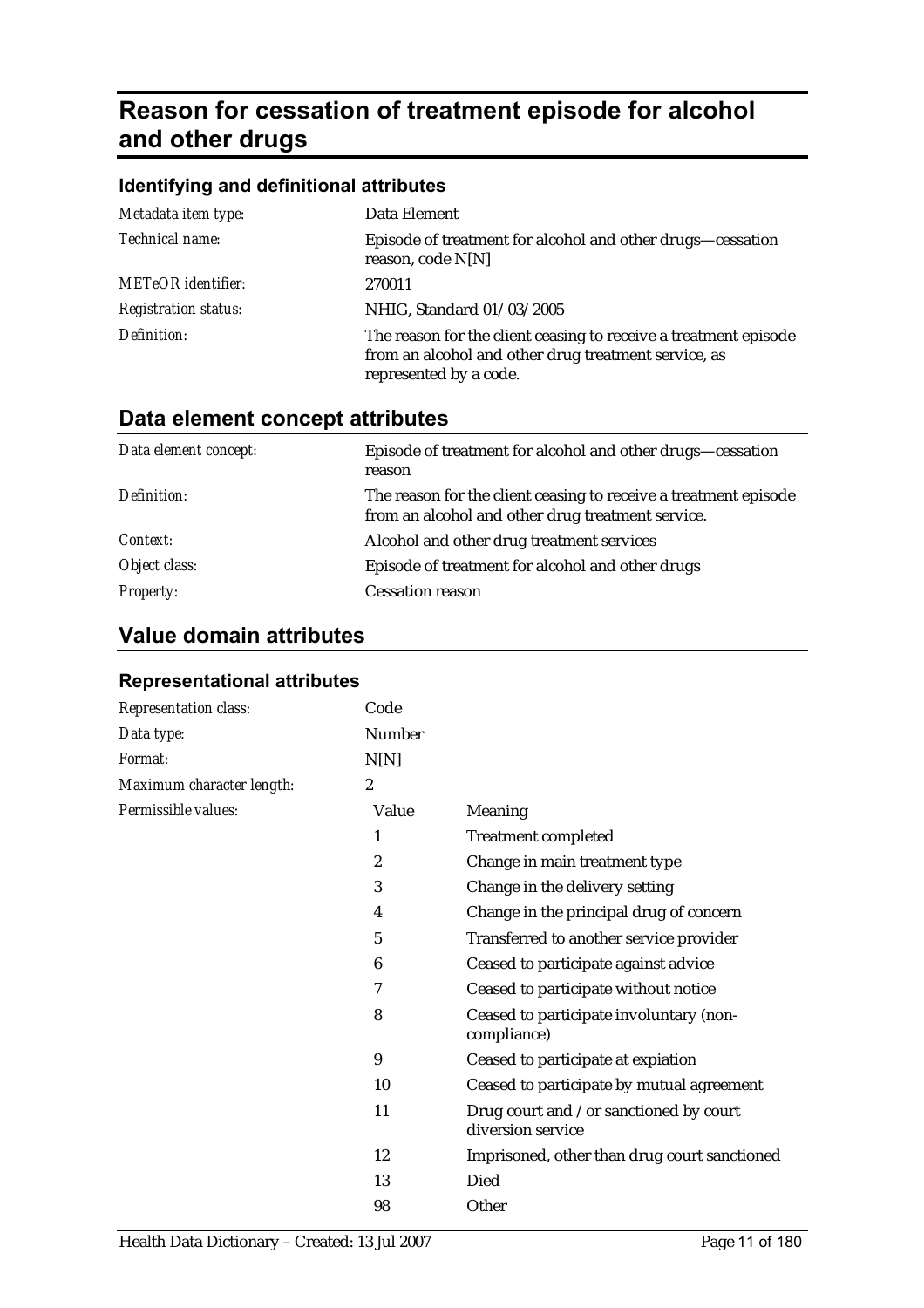# Reason for cessation of treatment episode for alcohol and other drugs

### Identifying and definitional attributes

| | |
|---|---|
| *Metadata item type:* | Data Element |
| *Technical name:* | Episode of treatment for alcohol and other drugs—cessation reason, code N[N] |
| *METeOR identifier:* | 270011 |
| *Registration status:* | NHIG, Standard 01/03/2005 |
| *Definition:* | The reason for the client ceasing to receive a treatment episode from an alcohol and other drug treatment service, as represented by a code. |

## Data element concept attributes

| | |
|---|---|
| *Data element concept:* | Episode of treatment for alcohol and other drugs—cessation reason |
| *Definition:* | The reason for the client ceasing to receive a treatment episode from an alcohol and other drug treatment service. |
| *Context:* | Alcohol and other drug treatment services |
| *Object class:* | Episode of treatment for alcohol and other drugs |
| *Property:* | Cessation reason |

## Value domain attributes

### Representational attributes

| | | |
|---|---|---|
| *Representation class:* | Code | |
| *Data type:* | Number | |
| *Format:* | N[N] | |
| *Maximum character length:* | 2 | |
| *Permissible values:* | Value | Meaning |
| | 1 | Treatment completed |
| | 2 | Change in main treatment type |
| | 3 | Change in the delivery setting |
| | 4 | Change in the principal drug of concern |
| | 5 | Transferred to another service provider |
| | 6 | Ceased to participate against advice |
| | 7 | Ceased to participate without notice |
| | 8 | Ceased to participate involuntary (non-compliance) |
| | 9 | Ceased to participate at expiation |
| | 10 | Ceased to participate by mutual agreement |
| | 11 | Drug court and /or sanctioned by court diversion service |
| | 12 | Imprisoned, other than drug court sanctioned |
| | 13 | Died |
| | 98 | Other |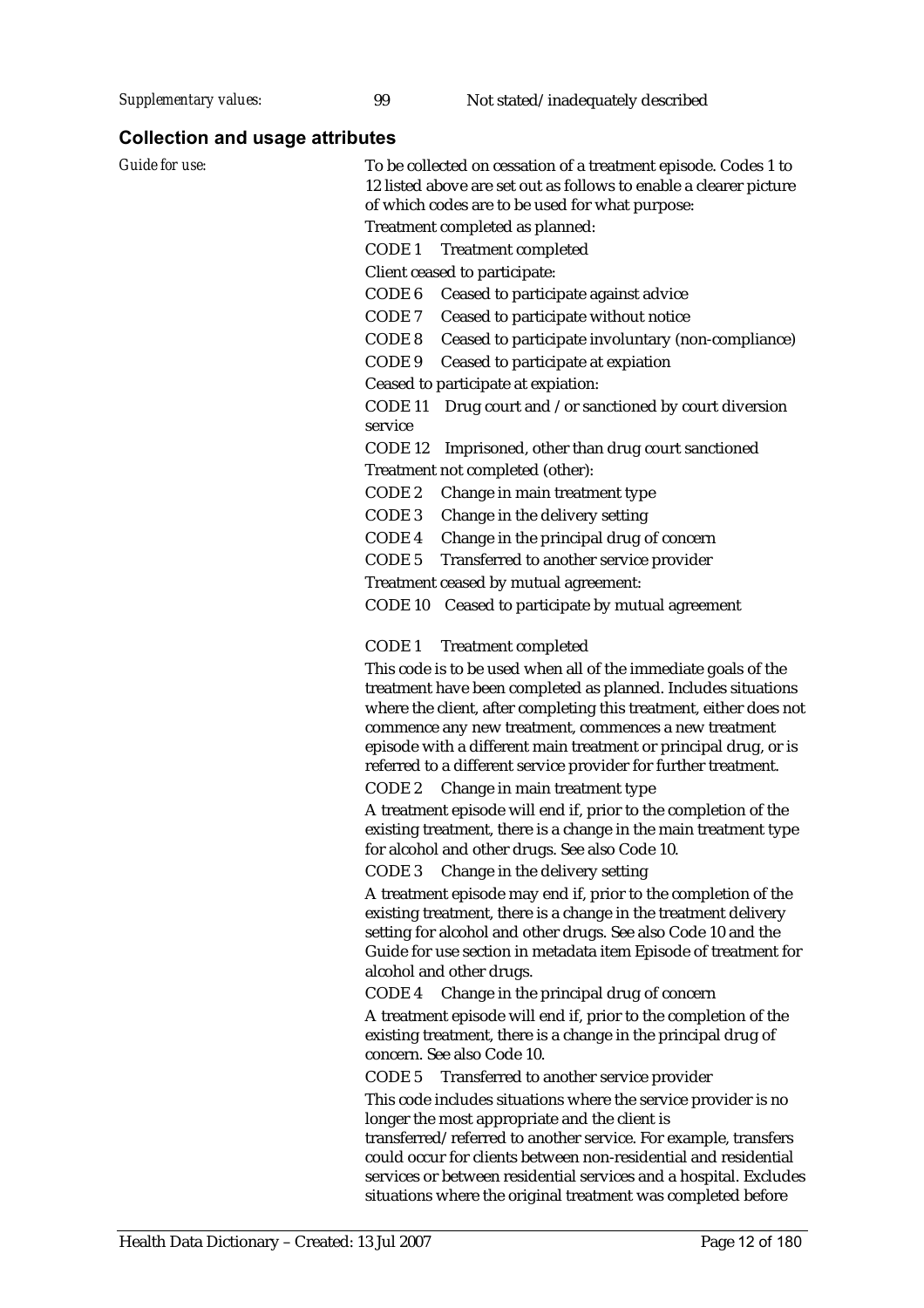*Supplementary values:* 99 Not stated/inadequately described

## Collection and usage attributes

*Guide for use:*

To be collected on cessation of a treatment episode. Codes 1 to 12 listed above are set out as follows to enable a clearer picture of which codes are to be used for what purpose:

Treatment completed as planned:

CODE 1 Treatment completed

Client ceased to participate:

CODE 6 Ceased to participate against advice

CODE 7 Ceased to participate without notice

CODE 8 Ceased to participate involuntary (non-compliance)

CODE 9 Ceased to participate at expiation

Ceased to participate at expiation:

CODE 11 Drug court and /or sanctioned by court diversion service

CODE 12 Imprisoned, other than drug court sanctioned

Treatment not completed (other):

CODE 2 Change in main treatment type

CODE 3 Change in the delivery setting

CODE 4 Change in the principal drug of concern

CODE 5 Transferred to another service provider

Treatment ceased by mutual agreement:

CODE 10 Ceased to participate by mutual agreement

CODE 1 Treatment completed

This code is to be used when all of the immediate goals of the treatment have been completed as planned. Includes situations where the client, after completing this treatment, either does not commence any new treatment, commences a new treatment episode with a different main treatment or principal drug, or is referred to a different service provider for further treatment.

CODE 2 Change in main treatment type

A treatment episode will end if, prior to the completion of the existing treatment, there is a change in the main treatment type for alcohol and other drugs. See also Code 10.

CODE 3 Change in the delivery setting

A treatment episode may end if, prior to the completion of the existing treatment, there is a change in the treatment delivery setting for alcohol and other drugs. See also Code 10 and the Guide for use section in metadata item Episode of treatment for alcohol and other drugs.

CODE 4 Change in the principal drug of concern

A treatment episode will end if, prior to the completion of the existing treatment, there is a change in the principal drug of concern. See also Code 10.

CODE 5 Transferred to another service provider

This code includes situations where the service provider is no longer the most appropriate and the client is transferred/referred to another service. For example, transfers could occur for clients between non-residential and residential services or between residential services and a hospital. Excludes situations where the original treatment was completed before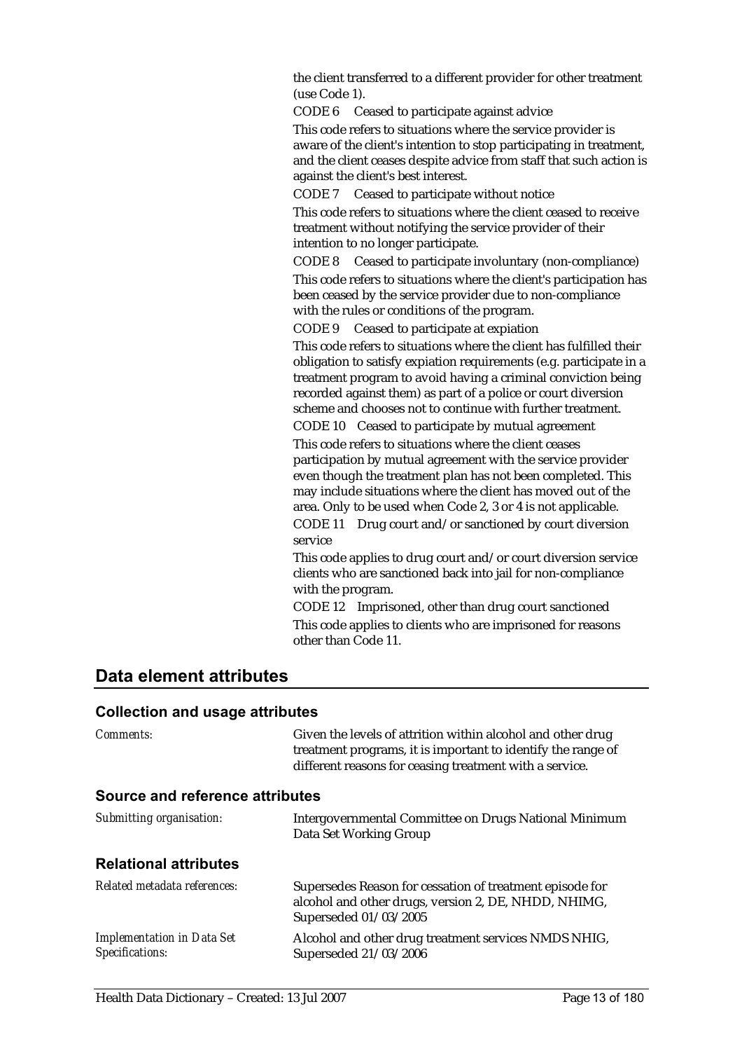the client transferred to a different provider for other treatment (use Code 1).

CODE 6 Ceased to participate against advice

This code refers to situations where the service provider is aware of the client's intention to stop participating in treatment, and the client ceases despite advice from staff that such action is against the client's best interest.

CODE 7 Ceased to participate without notice

This code refers to situations where the client ceased to receive treatment without notifying the service provider of their intention to no longer participate.

CODE 8 Ceased to participate involuntary (non-compliance)

This code refers to situations where the client's participation has been ceased by the service provider due to non-compliance with the rules or conditions of the program.

CODE 9 Ceased to participate at expiation

This code refers to situations where the client has fulfilled their obligation to satisfy expiation requirements (e.g. participate in a treatment program to avoid having a criminal conviction being recorded against them) as part of a police or court diversion scheme and chooses not to continue with further treatment.

CODE 10 Ceased to participate by mutual agreement

This code refers to situations where the client ceases participation by mutual agreement with the service provider even though the treatment plan has not been completed. This may include situations where the client has moved out of the area. Only to be used when Code 2, 3 or 4 is not applicable.

CODE 11 Drug court and/or sanctioned by court diversion service

This code applies to drug court and/or court diversion service clients who are sanctioned back into jail for non-compliance with the program.

CODE 12 Imprisoned, other than drug court sanctioned

This code applies to clients who are imprisoned for reasons other than Code 11.

## Data element attributes

### Collection and usage attributes

*Comments:* Given the levels of attrition within alcohol and other drug treatment programs, it is important to identify the range of different reasons for ceasing treatment with a service.

### Source and reference attributes

*Submitting organisation:* Intergovernmental Committee on Drugs National Minimum Data Set Working Group

### Relational attributes

*Related metadata references:* Supersedes Reason for cessation of treatment episode for alcohol and other drugs, version 2, DE, NHDD, NHIMG, Superseded 01/03/2005

*Implementation in Data Set Specifications:* Alcohol and other drug treatment services NMDS NHIG, Superseded 21/03/2006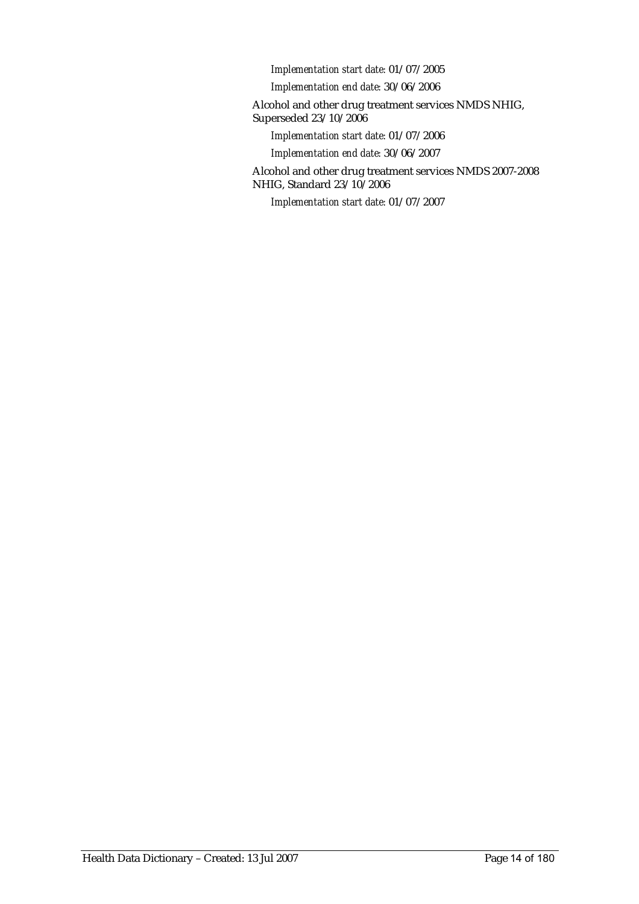*Implementation start date:* 01/07/2005

*Implementation end date:* 30/06/2006

Alcohol and other drug treatment services NMDS NHIG, Superseded 23/10/2006

*Implementation start date:* 01/07/2006

*Implementation end date:* 30/06/2007

Alcohol and other drug treatment services NMDS 2007-2008 NHIG, Standard 23/10/2006

*Implementation start date:* 01/07/2007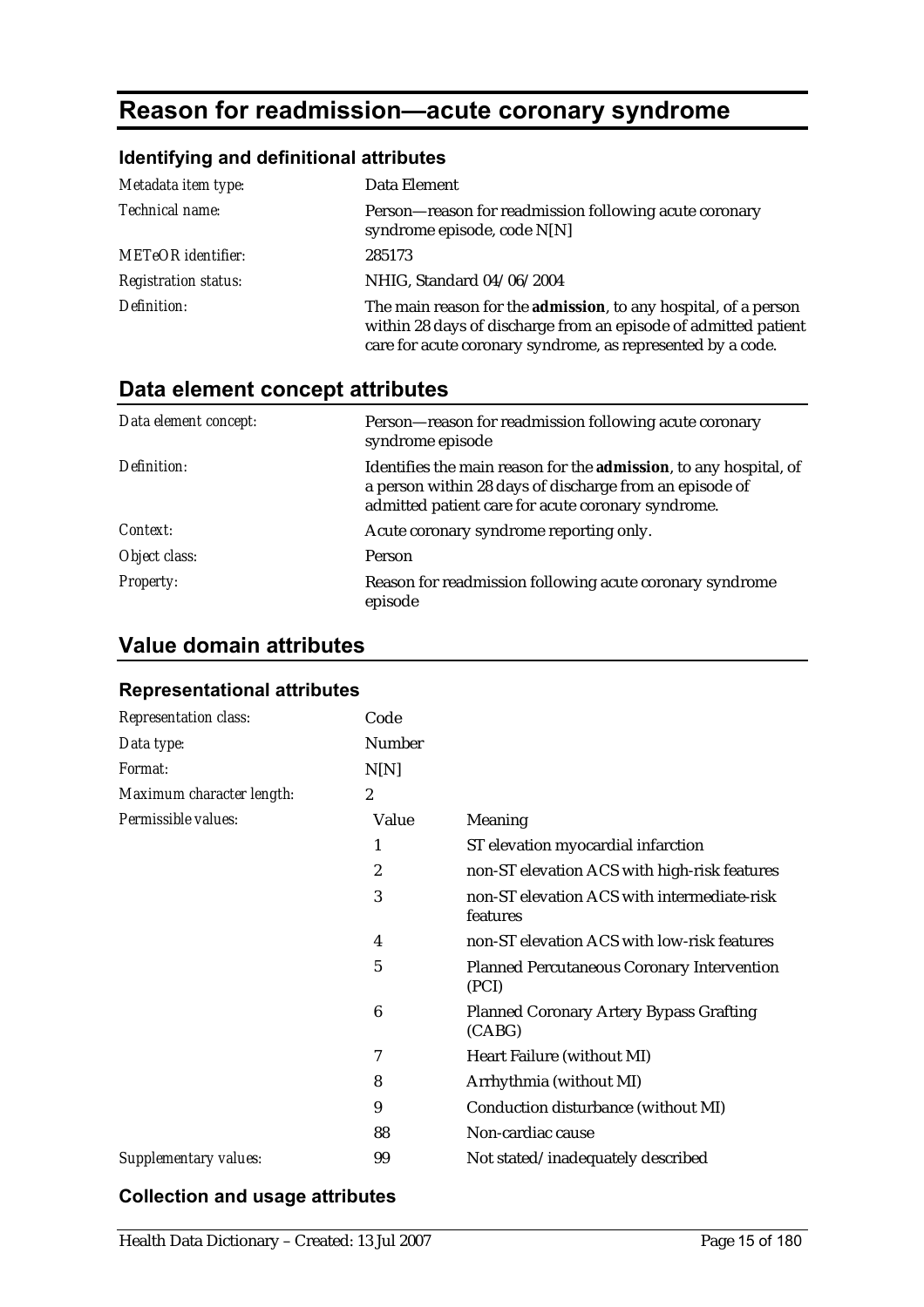# Reason for readmission—acute coronary syndrome

## Identifying and definitional attributes

| | |
|---|---|
| *Metadata item type:* | Data Element |
| *Technical name:* | Person—reason for readmission following acute coronary syndrome episode, code N[N] |
| *METeOR identifier:* | 285173 |
| *Registration status:* | NHIG, Standard 04/06/2004 |
| *Definition:* | The main reason for the **admission**, to any hospital, of a person within 28 days of discharge from an episode of admitted patient care for acute coronary syndrome, as represented by a code. |

## Data element concept attributes

| | |
|---|---|
| *Data element concept:* | Person—reason for readmission following acute coronary syndrome episode |
| *Definition:* | Identifies the main reason for the **admission**, to any hospital, of a person within 28 days of discharge from an episode of admitted patient care for acute coronary syndrome. |
| *Context:* | Acute coronary syndrome reporting only. |
| *Object class:* | Person |
| *Property:* | Reason for readmission following acute coronary syndrome episode |

## Value domain attributes

### Representational attributes

| | | |
|---|---|---|
| *Representation class:* | Code | |
| *Data type:* | Number | |
| *Format:* | N[N] | |
| *Maximum character length:* | 2 | |
| *Permissible values:* | Value | Meaning |
| | 1 | ST elevation myocardial infarction |
| | 2 | non-ST elevation ACS with high-risk features |
| | 3 | non-ST elevation ACS with intermediate-risk features |
| | 4 | non-ST elevation ACS with low-risk features |
| | 5 | Planned Percutaneous Coronary Intervention (PCI) |
| | 6 | Planned Coronary Artery Bypass Grafting (CABG) |
| | 7 | Heart Failure (without MI) |
| | 8 | Arrhythmia (without MI) |
| | 9 | Conduction disturbance (without MI) |
| | 88 | Non-cardiac cause |
| *Supplementary values:* | 99 | Not stated/inadequately described |

### Collection and usage attributes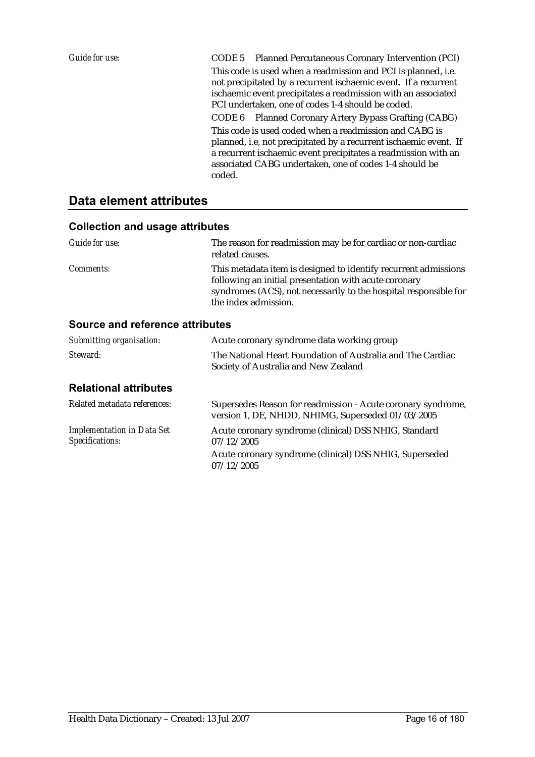*Guide for use:*

CODE 5 Planned Percutaneous Coronary Intervention (PCI)

This code is used when a readmission and PCI is planned, i.e. not precipitated by a recurrent ischaemic event. If a recurrent ischaemic event precipitates a readmission with an associated PCI undertaken, one of codes 1-4 should be coded.

CODE 6 Planned Coronary Artery Bypass Grafting (CABG)

This code is used coded when a readmission and CABG is planned, i.e, not precipitated by a recurrent ischaemic event. If a recurrent ischaemic event precipitates a readmission with an associated CABG undertaken, one of codes 1-4 should be coded.

## Data element attributes

### Collection and usage attributes

*Guide for use:* The reason for readmission may be for cardiac or non-cardiac related causes.

*Comments:* This metadata item is designed to identify recurrent admissions following an initial presentation with acute coronary syndromes (ACS), not necessarily to the hospital responsible for the index admission.

### Source and reference attributes

*Submitting organisation:* Acute coronary syndrome data working group

*Steward:* The National Heart Foundation of Australia and The Cardiac Society of Australia and New Zealand

### Relational attributes

*Related metadata references:* Supersedes Reason for readmission - Acute coronary syndrome, version 1, DE, NHDD, NHIMG, Superseded 01/03/2005

*Implementation in Data Set Specifications:* Acute coronary syndrome (clinical) DSS NHIG, Standard 07/12/2005

Acute coronary syndrome (clinical) DSS NHIG, Superseded 07/12/2005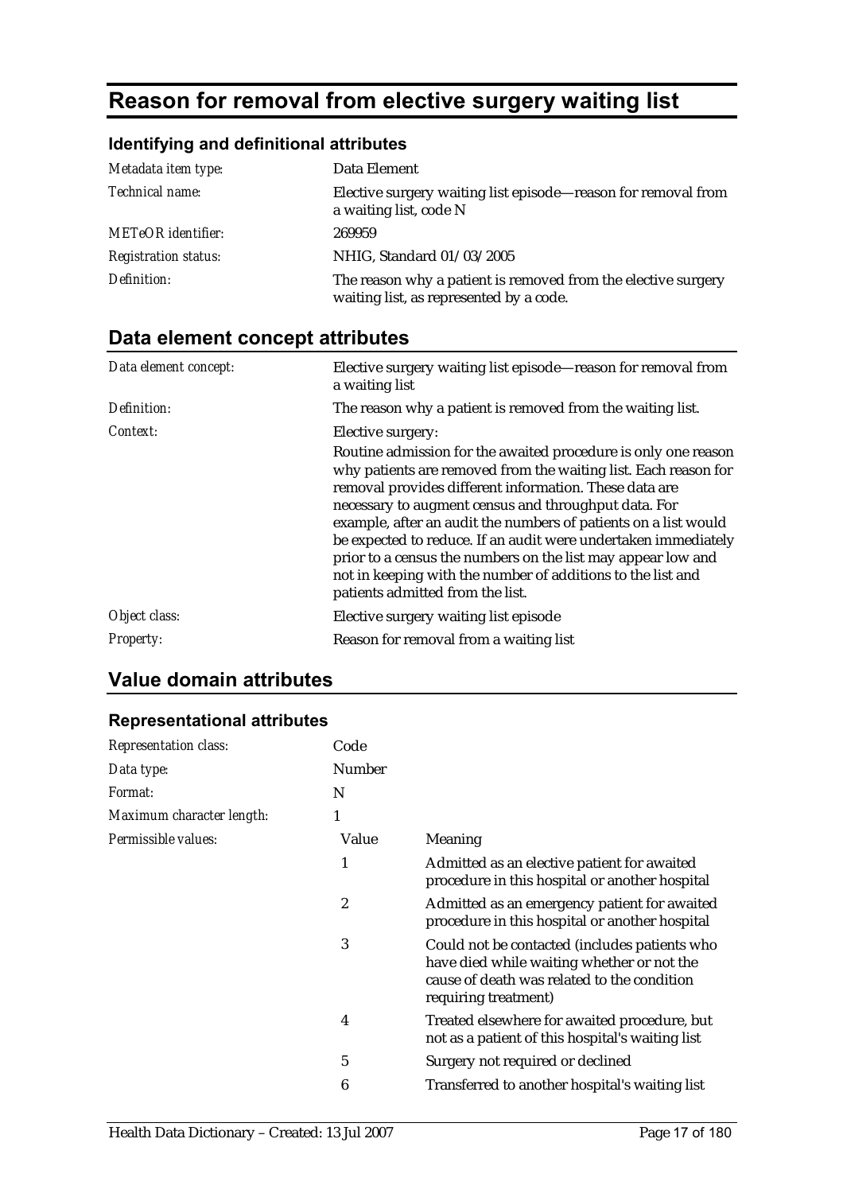# Reason for removal from elective surgery waiting list

### Identifying and definitional attributes

| | |
|---|---|
| *Metadata item type:* | Data Element |
| *Technical name:* | Elective surgery waiting list episode—reason for removal from a waiting list, code N |
| *METeOR identifier:* | 269959 |
| *Registration status:* | NHIG, Standard 01/03/2005 |
| *Definition:* | The reason why a patient is removed from the elective surgery waiting list, as represented by a code. |

## Data element concept attributes

| | |
|---|---|
| *Data element concept:* | Elective surgery waiting list episode—reason for removal from a waiting list |
| *Definition:* | The reason why a patient is removed from the waiting list. |
| *Context:* | Elective surgery:<br>Routine admission for the awaited procedure is only one reason why patients are removed from the waiting list. Each reason for removal provides different information. These data are necessary to augment census and throughput data. For example, after an audit the numbers of patients on a list would be expected to reduce. If an audit were undertaken immediately prior to a census the numbers on the list may appear low and not in keeping with the number of additions to the list and patients admitted from the list. |
| *Object class:* | Elective surgery waiting list episode |
| *Property:* | Reason for removal from a waiting list |

## Value domain attributes

### Representational attributes

| | | |
|---|---|---|
| *Representation class:* | Code | |
| *Data type:* | Number | |
| *Format:* | N | |
| *Maximum character length:* | 1 | |
| *Permissible values:* | Value | Meaning |
| | 1 | Admitted as an elective patient for awaited procedure in this hospital or another hospital |
| | 2 | Admitted as an emergency patient for awaited procedure in this hospital or another hospital |
| | 3 | Could not be contacted (includes patients who have died while waiting whether or not the cause of death was related to the condition requiring treatment) |
| | 4 | Treated elsewhere for awaited procedure, but not as a patient of this hospital's waiting list |
| | 5 | Surgery not required or declined |
| | 6 | Transferred to another hospital's waiting list |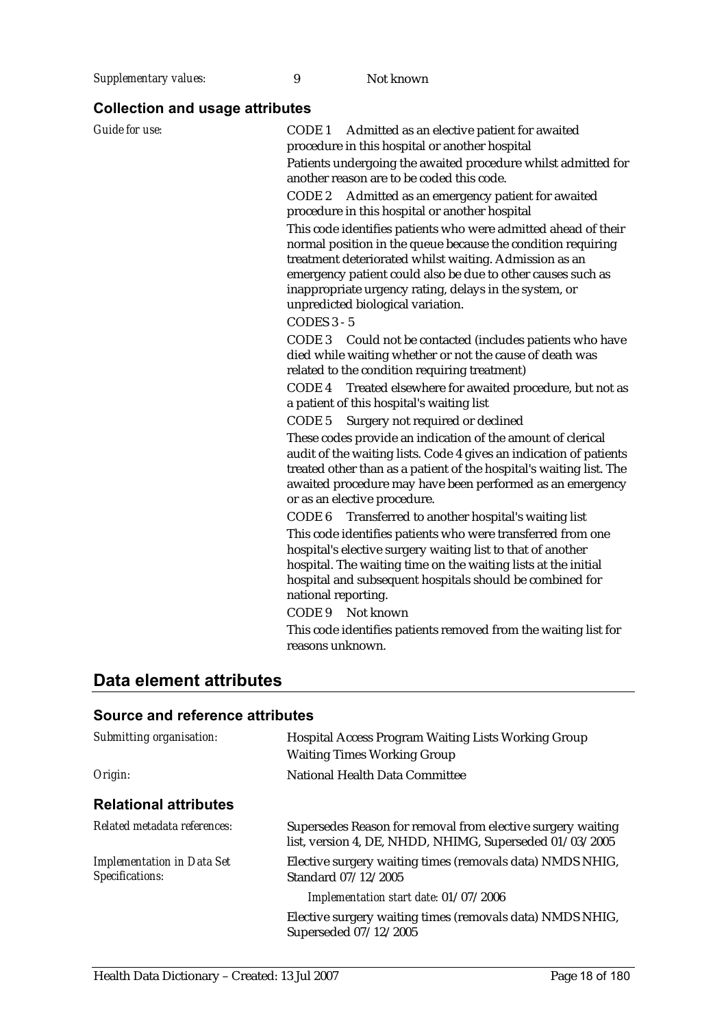*Supplementary values:* 9 Not known

### Collection and usage attributes

*Guide for use:*

CODE 1 Admitted as an elective patient for awaited procedure in this hospital or another hospital

Patients undergoing the awaited procedure whilst admitted for another reason are to be coded this code.

CODE 2 Admitted as an emergency patient for awaited procedure in this hospital or another hospital

This code identifies patients who were admitted ahead of their normal position in the queue because the condition requiring treatment deteriorated whilst waiting. Admission as an emergency patient could also be due to other causes such as inappropriate urgency rating, delays in the system, or unpredicted biological variation.

CODES 3 - 5

CODE 3 Could not be contacted (includes patients who have died while waiting whether or not the cause of death was related to the condition requiring treatment)

CODE 4 Treated elsewhere for awaited procedure, but not as a patient of this hospital's waiting list

CODE 5 Surgery not required or declined

These codes provide an indication of the amount of clerical audit of the waiting lists. Code 4 gives an indication of patients treated other than as a patient of the hospital's waiting list. The awaited procedure may have been performed as an emergency or as an elective procedure.

CODE 6 Transferred to another hospital's waiting list

This code identifies patients who were transferred from one hospital's elective surgery waiting list to that of another hospital. The waiting time on the waiting lists at the initial hospital and subsequent hospitals should be combined for national reporting.

CODE 9 Not known

This code identifies patients removed from the waiting list for reasons unknown.

## Data element attributes

### Source and reference attributes

*Submitting organisation:* Hospital Access Program Waiting Lists Working Group
Waiting Times Working Group

*Origin:* National Health Data Committee

### Relational attributes

*Related metadata references:* Supersedes Reason for removal from elective surgery waiting list, version 4, DE, NHDD, NHIMG, Superseded 01/03/2005

*Implementation in Data Set Specifications:* Elective surgery waiting times (removals data) NMDS NHIG, Standard 07/12/2005

*Implementation start date:* 01/07/2006

Elective surgery waiting times (removals data) NMDS NHIG, Superseded 07/12/2005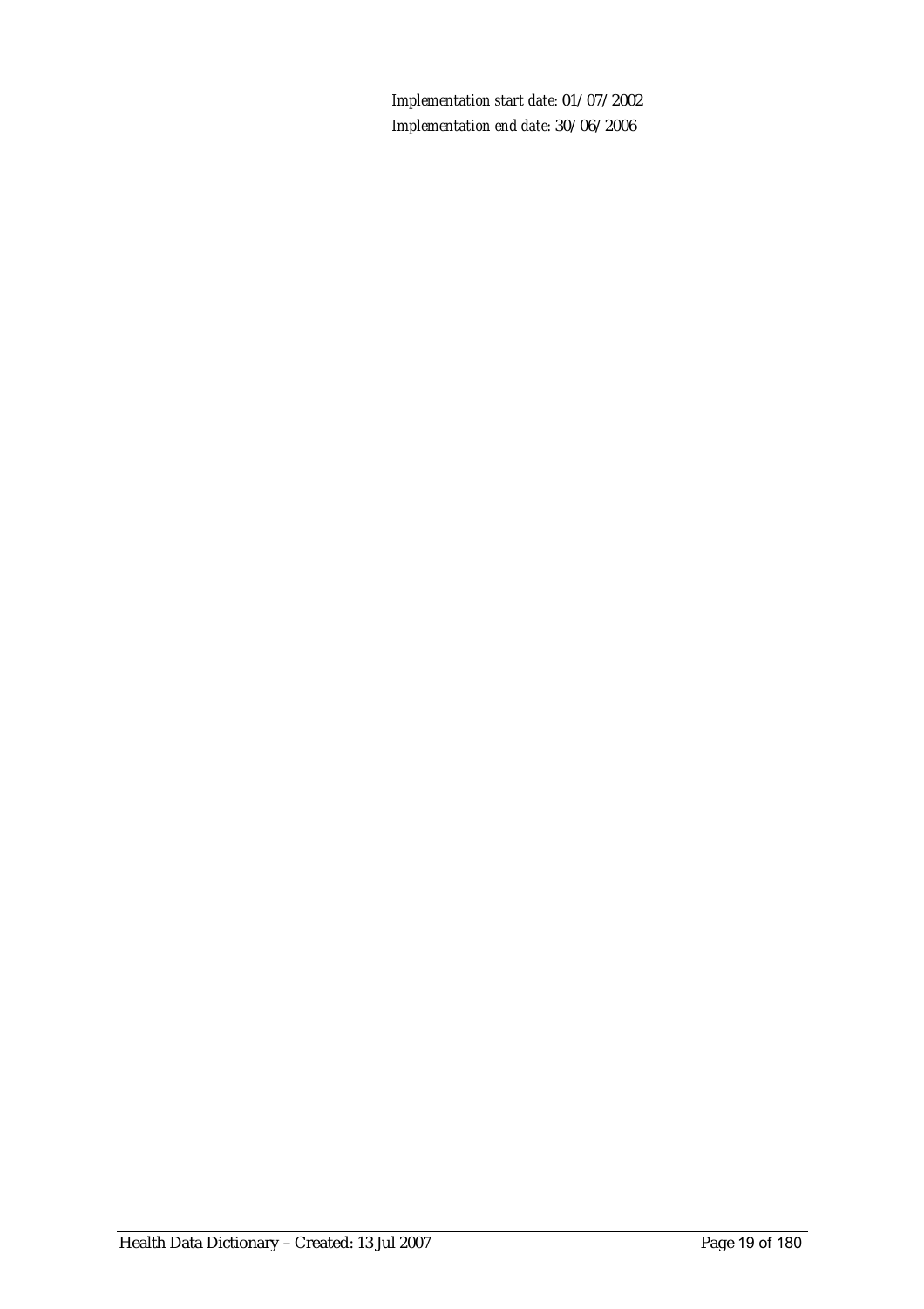*Implementation start date:* 01/07/2002

*Implementation end date:* 30/06/2006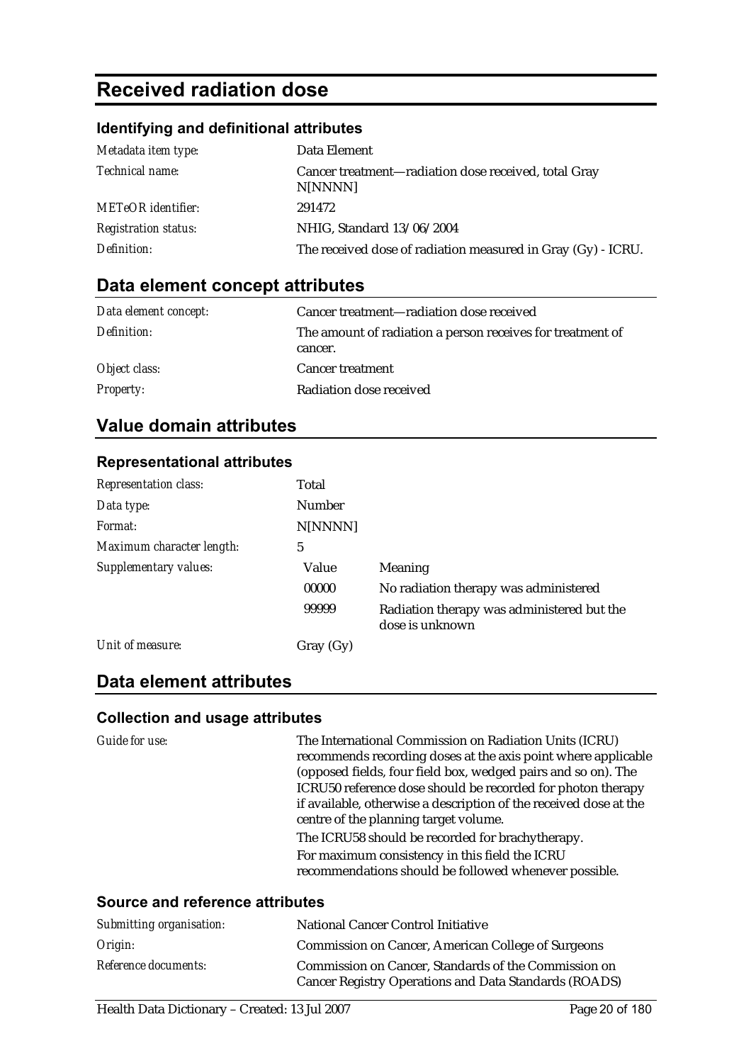# Received radiation dose

### Identifying and definitional attributes

| | |
|---|---|
| *Metadata item type:* | Data Element |
| *Technical name:* | Cancer treatment—radiation dose received, total Gray N[NNNN] |
| *METeOR identifier:* | 291472 |
| *Registration status:* | NHIG, Standard 13/06/2004 |
| *Definition:* | The received dose of radiation measured in Gray (Gy) - ICRU. |

## Data element concept attributes

| | |
|---|---|
| *Data element concept:* | Cancer treatment—radiation dose received |
| *Definition:* | The amount of radiation a person receives for treatment of cancer. |
| *Object class:* | Cancer treatment |
| *Property:* | Radiation dose received |

## Value domain attributes

### Representational attributes

| | | |
|---|---|---|
| *Representation class:* | Total | |
| *Data type:* | Number | |
| *Format:* | N[NNNN] | |
| *Maximum character length:* | 5 | |
| *Supplementary values:* | Value | Meaning |
| | 00000 | No radiation therapy was administered |
| | 99999 | Radiation therapy was administered but the dose is unknown |
| *Unit of measure:* | Gray (Gy) | |

## Data element attributes

### Collection and usage attributes

*Guide for use:*

The International Commission on Radiation Units (ICRU) recommends recording doses at the axis point where applicable (opposed fields, four field box, wedged pairs and so on). The ICRU50 reference dose should be recorded for photon therapy if available, otherwise a description of the received dose at the centre of the planning target volume.

The ICRU58 should be recorded for brachytherapy.

For maximum consistency in this field the ICRU recommendations should be followed whenever possible.

### Source and reference attributes

| | |
|---|---|
| *Submitting organisation:* | National Cancer Control Initiative |
| *Origin:* | Commission on Cancer, American College of Surgeons |
| *Reference documents:* | Commission on Cancer, Standards of the Commission on Cancer Registry Operations and Data Standards (ROADS) |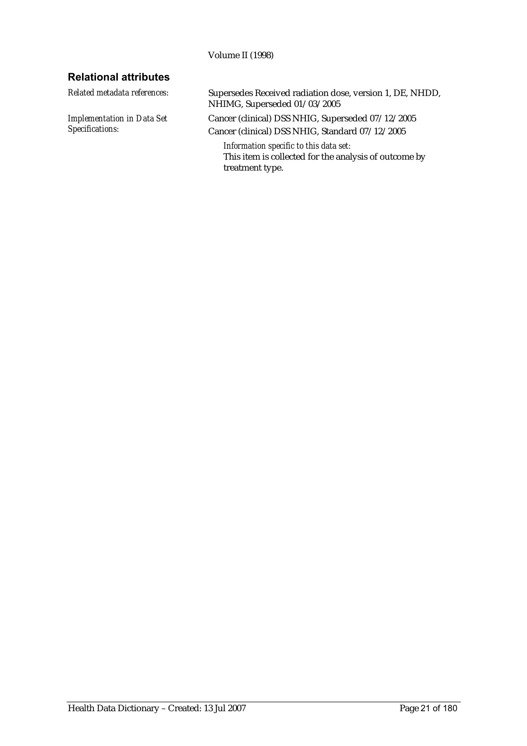Volume II (1998)

### Relational attributes

*Related metadata references:* Supersedes Received radiation dose, version 1, DE, NHDD, NHIMG, Superseded 01/03/2005

*Implementation in Data Set Specifications:* Cancer (clinical) DSS NHIG, Superseded 07/12/2005

Cancer (clinical) DSS NHIG, Standard 07/12/2005

*Information specific to this data set:*

This item is collected for the analysis of outcome by treatment type.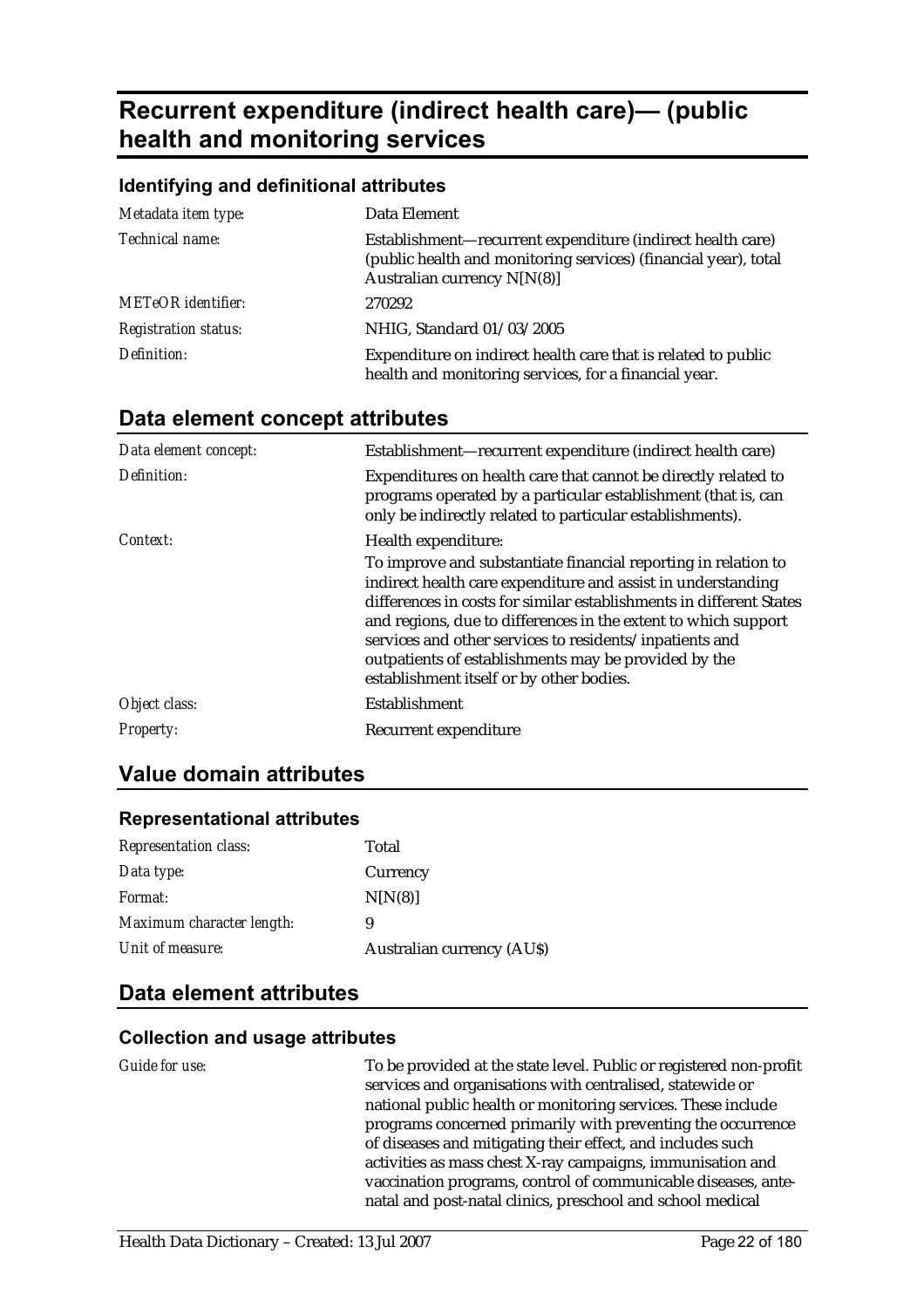# Recurrent expenditure (indirect health care)— (public health and monitoring services

### Identifying and definitional attributes

| | |
|---|---|
| *Metadata item type:* | Data Element |
| *Technical name:* | Establishment—recurrent expenditure (indirect health care) (public health and monitoring services) (financial year), total Australian currency N[N(8)] |
| *METeOR identifier:* | 270292 |
| *Registration status:* | NHIG, Standard 01/03/2005 |
| *Definition:* | Expenditure on indirect health care that is related to public health and monitoring services, for a financial year. |

## Data element concept attributes

| | |
|---|---|
| *Data element concept:* | Establishment—recurrent expenditure (indirect health care) |
| *Definition:* | Expenditures on health care that cannot be directly related to programs operated by a particular establishment (that is, can only be indirectly related to particular establishments). |
| *Context:* | Health expenditure: To improve and substantiate financial reporting in relation to indirect health care expenditure and assist in understanding differences in costs for similar establishments in different States and regions, due to differences in the extent to which support services and other services to residents/inpatients and outpatients of establishments may be provided by the establishment itself or by other bodies. |
| *Object class:* | Establishment |
| *Property:* | Recurrent expenditure |

## Value domain attributes

### Representational attributes

| | |
|---|---|
| *Representation class:* | Total |
| *Data type:* | Currency |
| *Format:* | N[N(8)] |
| *Maximum character length:* | 9 |
| *Unit of measure:* | Australian currency (AU$) |

## Data element attributes

### Collection and usage attributes

| | |
|---|---|
| *Guide for use:* | To be provided at the state level. Public or registered non-profit services and organisations with centralised, statewide or national public health or monitoring services. These include programs concerned primarily with preventing the occurrence of diseases and mitigating their effect, and includes such activities as mass chest X-ray campaigns, immunisation and vaccination programs, control of communicable diseases, ante-natal and post-natal clinics, preschool and school medical |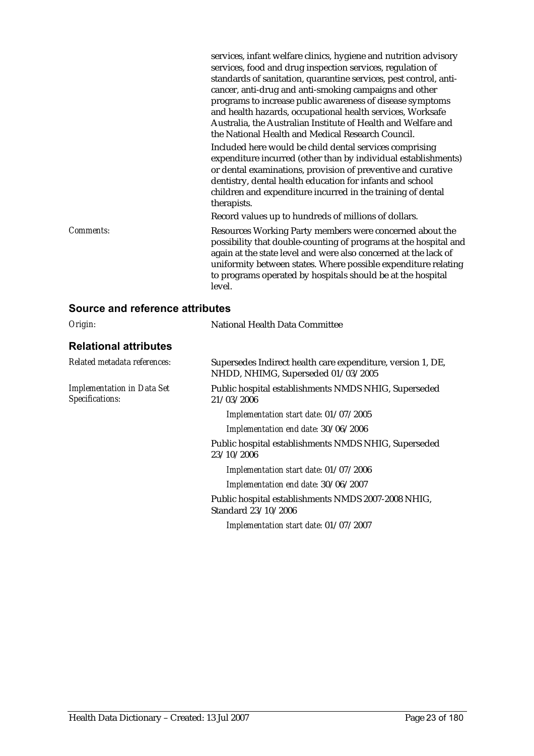services, infant welfare clinics, hygiene and nutrition advisory services, food and drug inspection services, regulation of standards of sanitation, quarantine services, pest control, anti-cancer, anti-drug and anti-smoking campaigns and other programs to increase public awareness of disease symptoms and health hazards, occupational health services, Worksafe Australia, the Australian Institute of Health and Welfare and the National Health and Medical Research Council.

Included here would be child dental services comprising expenditure incurred (other than by individual establishments) or dental examinations, provision of preventive and curative dentistry, dental health education for infants and school children and expenditure incurred in the training of dental therapists.

Record values up to hundreds of millions of dollars.

*Comments:* Resources Working Party members were concerned about the possibility that double-counting of programs at the hospital and again at the state level and were also concerned at the lack of uniformity between states. Where possible expenditure relating to programs operated by hospitals should be at the hospital level.

## Source and reference attributes

*Origin:* National Health Data Committee

## Relational attributes

*Related metadata references:* Supersedes Indirect health care expenditure, version 1, DE, NHDD, NHIMG, Superseded 01/03/2005

*Implementation in Data Set Specifications:*

Public hospital establishments NMDS NHIG, Superseded 21/03/2006

*Implementation start date:* 01/07/2005

*Implementation end date:* 30/06/2006

Public hospital establishments NMDS NHIG, Superseded 23/10/2006

*Implementation start date:* 01/07/2006

*Implementation end date:* 30/06/2007

Public hospital establishments NMDS 2007-2008 NHIG, Standard 23/10/2006

*Implementation start date:* 01/07/2007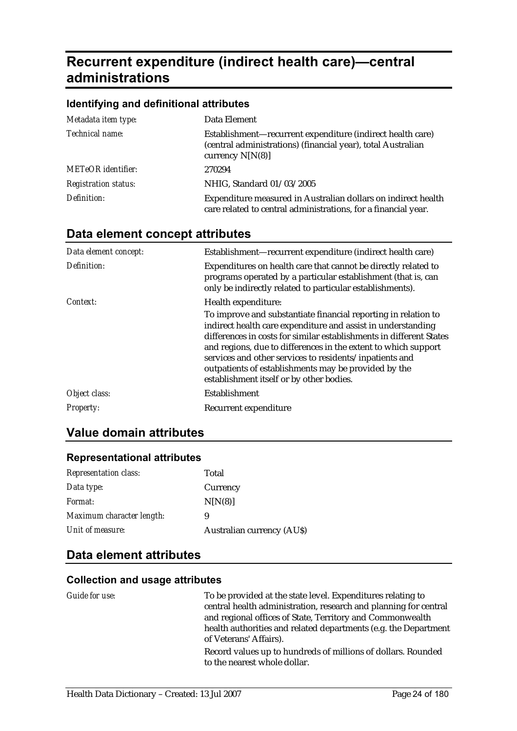# Recurrent expenditure (indirect health care)—central administrations

### Identifying and definitional attributes

| | |
|---|---|
| *Metadata item type:* | Data Element |
| *Technical name:* | Establishment—recurrent expenditure (indirect health care) (central administrations) (financial year), total Australian currency N[N(8)] |
| *METeOR identifier:* | 270294 |
| *Registration status:* | NHIG, Standard 01/03/2005 |
| *Definition:* | Expenditure measured in Australian dollars on indirect health care related to central administrations, for a financial year. |

## Data element concept attributes

| | |
|---|---|
| *Data element concept:* | Establishment—recurrent expenditure (indirect health care) |
| *Definition:* | Expenditures on health care that cannot be directly related to programs operated by a particular establishment (that is, can only be indirectly related to particular establishments). |
| *Context:* | Health expenditure:<br>To improve and substantiate financial reporting in relation to indirect health care expenditure and assist in understanding differences in costs for similar establishments in different States and regions, due to differences in the extent to which support services and other services to residents/inpatients and outpatients of establishments may be provided by the establishment itself or by other bodies. |
| *Object class:* | Establishment |
| *Property:* | Recurrent expenditure |

## Value domain attributes

### Representational attributes

| | |
|---|---|
| *Representation class:* | Total |
| *Data type:* | Currency |
| *Format:* | N[N(8)] |
| *Maximum character length:* | 9 |
| *Unit of measure:* | Australian currency (AU$) |

## Data element attributes

### Collection and usage attributes

| | |
|---|---|
| *Guide for use:* | To be provided at the state level. Expenditures relating to central health administration, research and planning for central and regional offices of State, Territory and Commonwealth health authorities and related departments (e.g. the Department of Veterans' Affairs).<br>Record values up to hundreds of millions of dollars. Rounded to the nearest whole dollar. |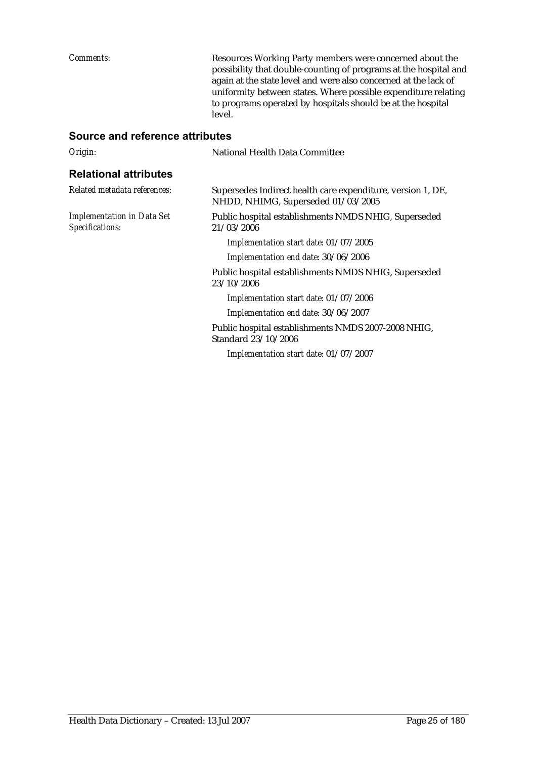*Comments:* Resources Working Party members were concerned about the possibility that double-counting of programs at the hospital and again at the state level and were also concerned at the lack of uniformity between states. Where possible expenditure relating to programs operated by hospitals should be at the hospital level.

## Source and reference attributes

*Origin:* National Health Data Committee

## Relational attributes

*Related metadata references:* Supersedes Indirect health care expenditure, version 1, DE, NHDD, NHIMG, Superseded 01/03/2005

*Implementation in Data Set Specifications:*

Public hospital establishments NMDS NHIG, Superseded 21/03/2006

*Implementation start date:* 01/07/2005

*Implementation end date:* 30/06/2006

Public hospital establishments NMDS NHIG, Superseded 23/10/2006

*Implementation start date:* 01/07/2006

*Implementation end date:* 30/06/2007

Public hospital establishments NMDS 2007-2008 NHIG, Standard 23/10/2006

*Implementation start date:* 01/07/2007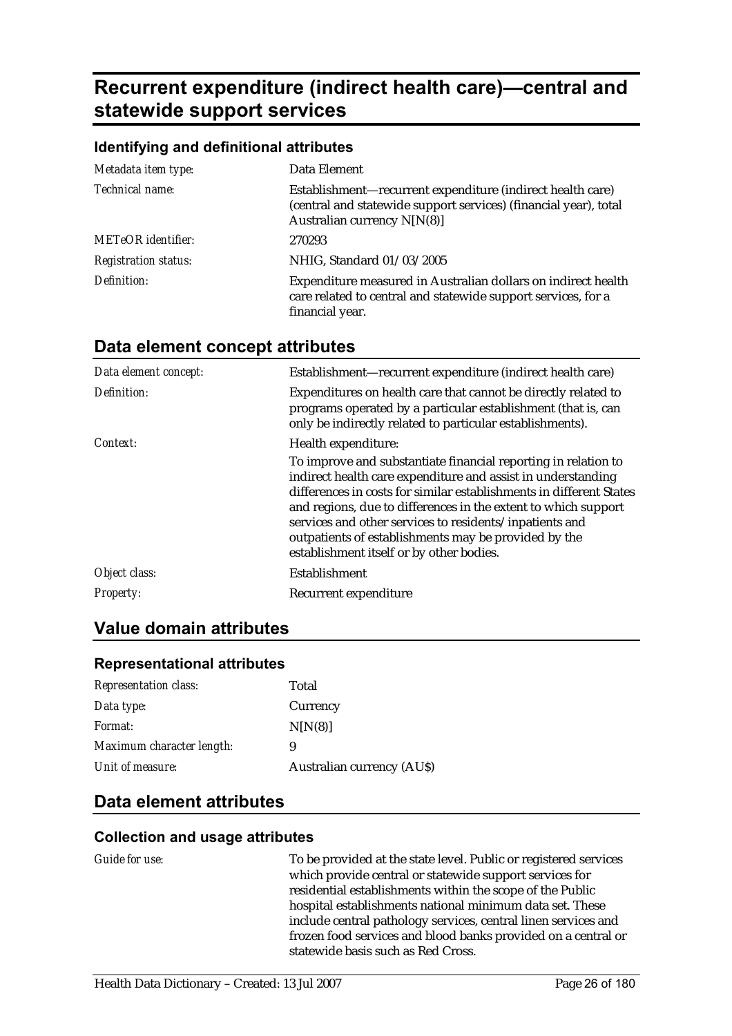# Recurrent expenditure (indirect health care)—central and statewide support services

### Identifying and definitional attributes

| | |
|---|---|
| *Metadata item type:* | Data Element |
| *Technical name:* | Establishment—recurrent expenditure (indirect health care) (central and statewide support services) (financial year), total Australian currency N[N(8)] |
| *METeOR identifier:* | 270293 |
| *Registration status:* | NHIG, Standard 01/03/2005 |
| *Definition:* | Expenditure measured in Australian dollars on indirect health care related to central and statewide support services, for a financial year. |

## Data element concept attributes

| | |
|---|---|
| *Data element concept:* | Establishment—recurrent expenditure (indirect health care) |
| *Definition:* | Expenditures on health care that cannot be directly related to programs operated by a particular establishment (that is, can only be indirectly related to particular establishments). |
| *Context:* | Health expenditure:<br>To improve and substantiate financial reporting in relation to indirect health care expenditure and assist in understanding differences in costs for similar establishments in different States and regions, due to differences in the extent to which support services and other services to residents/inpatients and outpatients of establishments may be provided by the establishment itself or by other bodies. |
| *Object class:* | Establishment |
| *Property:* | Recurrent expenditure |

## Value domain attributes

### Representational attributes

| | |
|---|---|
| *Representation class:* | Total |
| *Data type:* | Currency |
| *Format:* | N[N(8)] |
| *Maximum character length:* | 9 |
| *Unit of measure:* | Australian currency (AU$) |

## Data element attributes

### Collection and usage attributes

| | |
|---|---|
| *Guide for use:* | To be provided at the state level. Public or registered services which provide central or statewide support services for residential establishments within the scope of the Public hospital establishments national minimum data set. These include central pathology services, central linen services and frozen food services and blood banks provided on a central or statewide basis such as Red Cross. |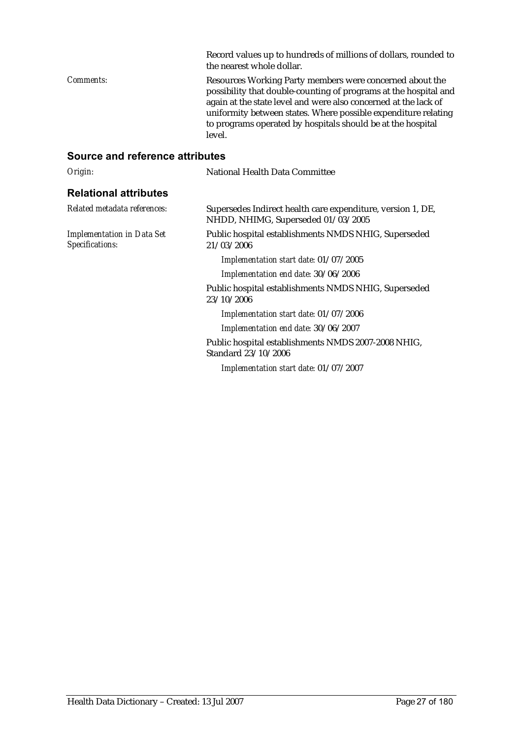Record values up to hundreds of millions of dollars, rounded to the nearest whole dollar.

*Comments:* Resources Working Party members were concerned about the possibility that double-counting of programs at the hospital and again at the state level and were also concerned at the lack of uniformity between states. Where possible expenditure relating to programs operated by hospitals should be at the hospital level.

## Source and reference attributes

*Origin:* National Health Data Committee

## Relational attributes

*Related metadata references:* Supersedes Indirect health care expenditure, version 1, DE, NHDD, NHIMG, Superseded 01/03/2005

*Implementation in Data Set Specifications:* Public hospital establishments NMDS NHIG, Superseded 21/03/2006

*Implementation start date:* 01/07/2005

*Implementation end date:* 30/06/2006

Public hospital establishments NMDS NHIG, Superseded 23/10/2006

*Implementation start date:* 01/07/2006

*Implementation end date:* 30/06/2007

Public hospital establishments NMDS 2007-2008 NHIG, Standard 23/10/2006

*Implementation start date:* 01/07/2007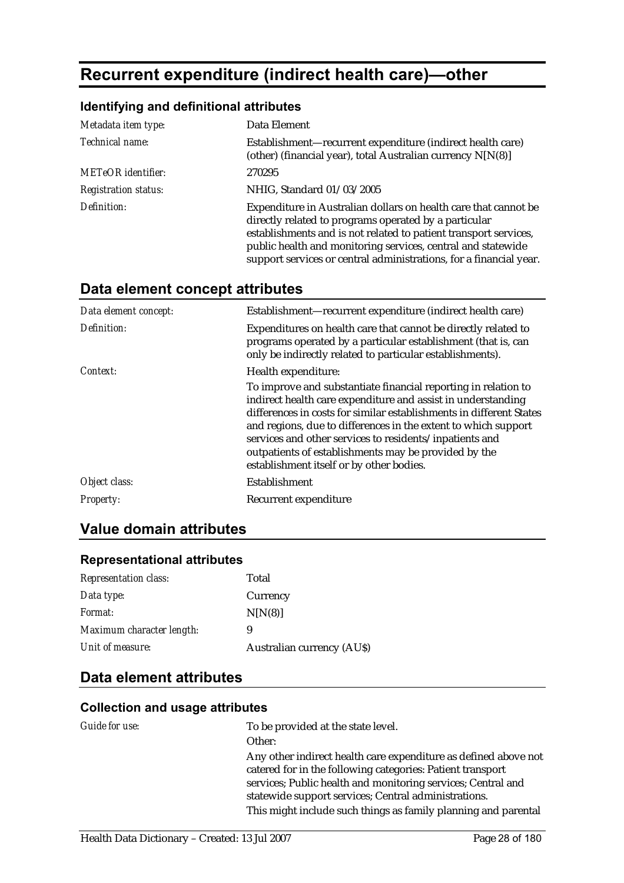# Recurrent expenditure (indirect health care)—other

### Identifying and definitional attributes

| | |
|---|---|
| *Metadata item type:* | Data Element |
| *Technical name:* | Establishment—recurrent expenditure (indirect health care) (other) (financial year), total Australian currency N[N(8)] |
| *METeOR identifier:* | 270295 |
| *Registration status:* | NHIG, Standard 01/03/2005 |
| *Definition:* | Expenditure in Australian dollars on health care that cannot be directly related to programs operated by a particular establishments and is not related to patient transport services, public health and monitoring services, central and statewide support services or central administrations, for a financial year. |

## Data element concept attributes

| | |
|---|---|
| *Data element concept:* | Establishment—recurrent expenditure (indirect health care) |
| *Definition:* | Expenditures on health care that cannot be directly related to programs operated by a particular establishment (that is, can only be indirectly related to particular establishments). |
| *Context:* | Health expenditure:<br>To improve and substantiate financial reporting in relation to indirect health care expenditure and assist in understanding differences in costs for similar establishments in different States and regions, due to differences in the extent to which support services and other services to residents/inpatients and outpatients of establishments may be provided by the establishment itself or by other bodies. |
| *Object class:* | Establishment |
| *Property:* | Recurrent expenditure |

## Value domain attributes

### Representational attributes

| | |
|---|---|
| *Representation class:* | Total |
| *Data type:* | Currency |
| *Format:* | N[N(8)] |
| *Maximum character length:* | 9 |
| *Unit of measure:* | Australian currency (AU$) |

## Data element attributes

### Collection and usage attributes

| | |
|---|---|
| *Guide for use:* | To be provided at the state level.<br>Other:<br>Any other indirect health care expenditure as defined above not catered for in the following categories: Patient transport services; Public health and monitoring services; Central and statewide support services; Central administrations.<br>This might include such things as family planning and parental |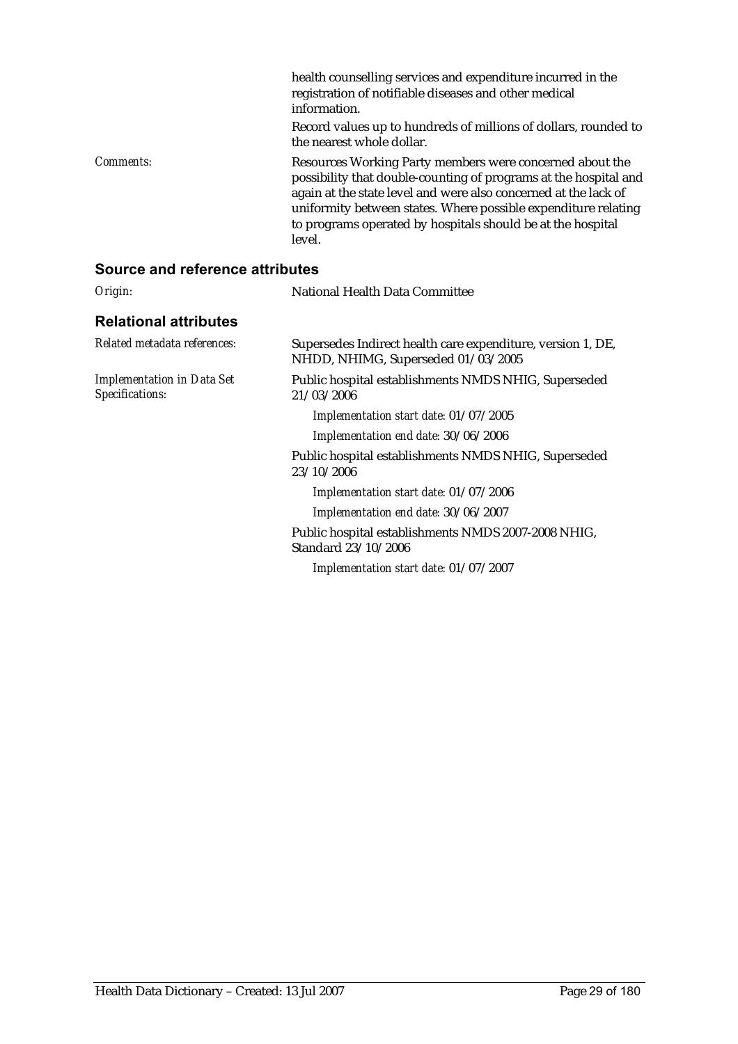health counselling services and expenditure incurred in the registration of notifiable diseases and other medical information.

Record values up to hundreds of millions of dollars, rounded to the nearest whole dollar.

*Comments:* Resources Working Party members were concerned about the possibility that double-counting of programs at the hospital and again at the state level and were also concerned at the lack of uniformity between states. Where possible expenditure relating to programs operated by hospitals should be at the hospital level.

## Source and reference attributes

*Origin:* National Health Data Committee

## Relational attributes

*Related metadata references:* Supersedes Indirect health care expenditure, version 1, DE, NHDD, NHIMG, Superseded 01/03/2005

*Implementation in Data Set Specifications:* Public hospital establishments NMDS NHIG, Superseded 21/03/2006

*Implementation start date:* 01/07/2005

*Implementation end date:* 30/06/2006

Public hospital establishments NMDS NHIG, Superseded 23/10/2006

*Implementation start date:* 01/07/2006

*Implementation end date:* 30/06/2007

Public hospital establishments NMDS 2007-2008 NHIG, Standard 23/10/2006

*Implementation start date:* 01/07/2007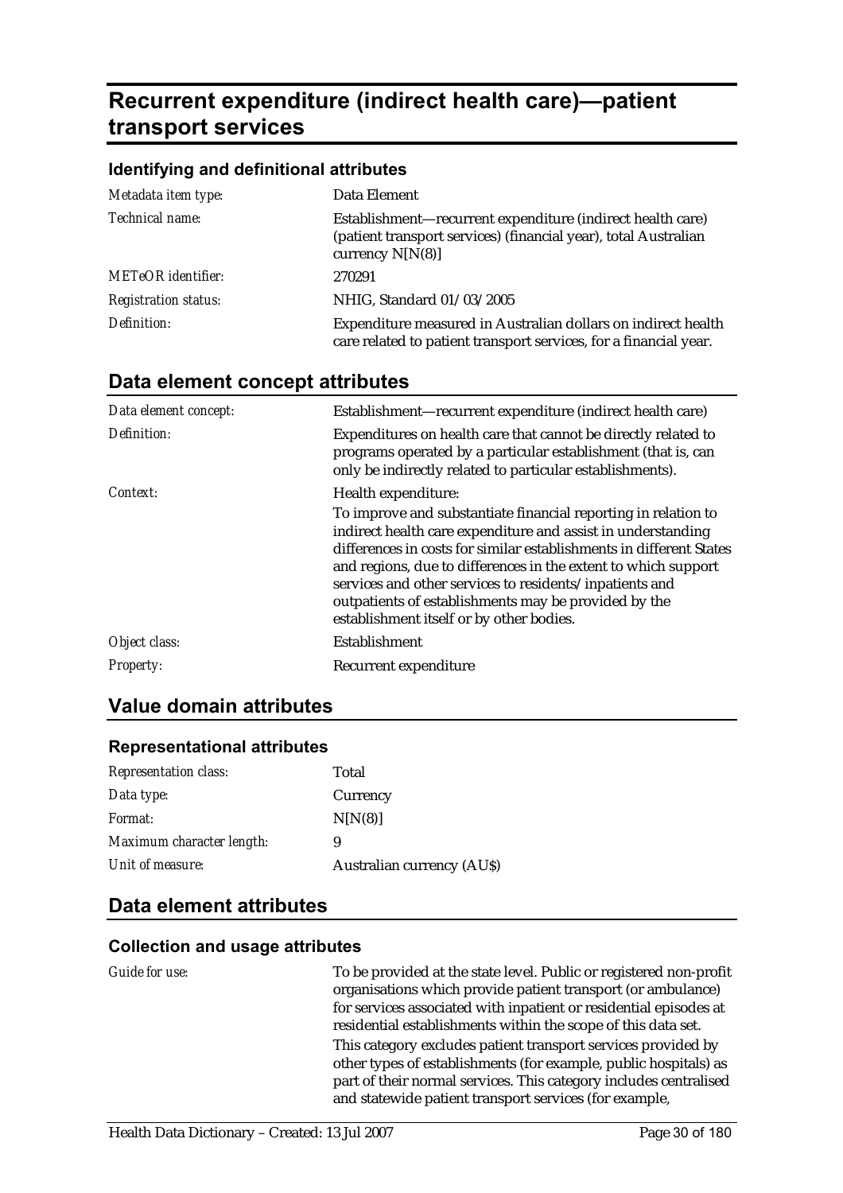# Recurrent expenditure (indirect health care)—patient transport services

### Identifying and definitional attributes

| | |
|---|---|
| *Metadata item type:* | Data Element |
| *Technical name:* | Establishment—recurrent expenditure (indirect health care) (patient transport services) (financial year), total Australian currency N[N(8)] |
| *METeOR identifier:* | 270291 |
| *Registration status:* | NHIG, Standard 01/03/2005 |
| *Definition:* | Expenditure measured in Australian dollars on indirect health care related to patient transport services, for a financial year. |

## Data element concept attributes

| | |
|---|---|
| *Data element concept:* | Establishment—recurrent expenditure (indirect health care) |
| *Definition:* | Expenditures on health care that cannot be directly related to programs operated by a particular establishment (that is, can only be indirectly related to particular establishments). |
| *Context:* | Health expenditure: To improve and substantiate financial reporting in relation to indirect health care expenditure and assist in understanding differences in costs for similar establishments in different States and regions, due to differences in the extent to which support services and other services to residents/inpatients and outpatients of establishments may be provided by the establishment itself or by other bodies. |
| *Object class:* | Establishment |
| *Property:* | Recurrent expenditure |

## Value domain attributes

### Representational attributes

| | |
|---|---|
| *Representation class:* | Total |
| *Data type:* | Currency |
| *Format:* | N[N(8)] |
| *Maximum character length:* | 9 |
| *Unit of measure:* | Australian currency (AU$) |

## Data element attributes

### Collection and usage attributes

| | |
|---|---|
| *Guide for use:* | To be provided at the state level. Public or registered non-profit organisations which provide patient transport (or ambulance) for services associated with inpatient or residential episodes at residential establishments within the scope of this data set. This category excludes patient transport services provided by other types of establishments (for example, public hospitals) as part of their normal services. This category includes centralised and statewide patient transport services (for example, |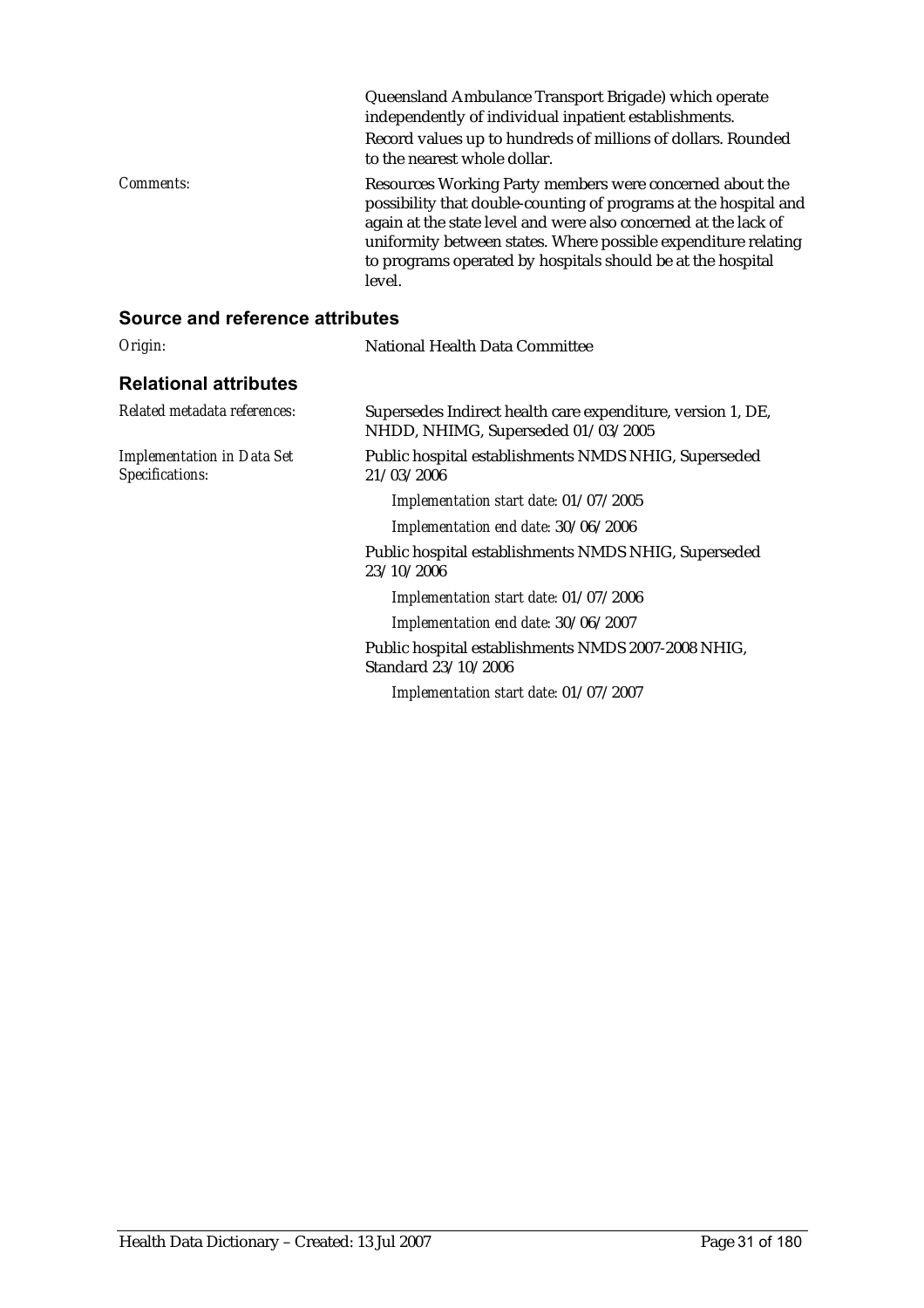Queensland Ambulance Transport Brigade) which operate independently of individual inpatient establishments.

Record values up to hundreds of millions of dollars. Rounded to the nearest whole dollar.

*Comments:* Resources Working Party members were concerned about the possibility that double-counting of programs at the hospital and again at the state level and were also concerned at the lack of uniformity between states. Where possible expenditure relating to programs operated by hospitals should be at the hospital level.

## Source and reference attributes

*Origin:* National Health Data Committee

## Relational attributes

*Related metadata references:* Supersedes Indirect health care expenditure, version 1, DE, NHDD, NHIMG, Superseded 01/03/2005

*Implementation in Data Set Specifications:*

Public hospital establishments NMDS NHIG, Superseded 21/03/2006

*Implementation start date:* 01/07/2005

*Implementation end date:* 30/06/2006

Public hospital establishments NMDS NHIG, Superseded 23/10/2006

*Implementation start date:* 01/07/2006

*Implementation end date:* 30/06/2007

Public hospital establishments NMDS 2007-2008 NHIG, Standard 23/10/2006

*Implementation start date:* 01/07/2007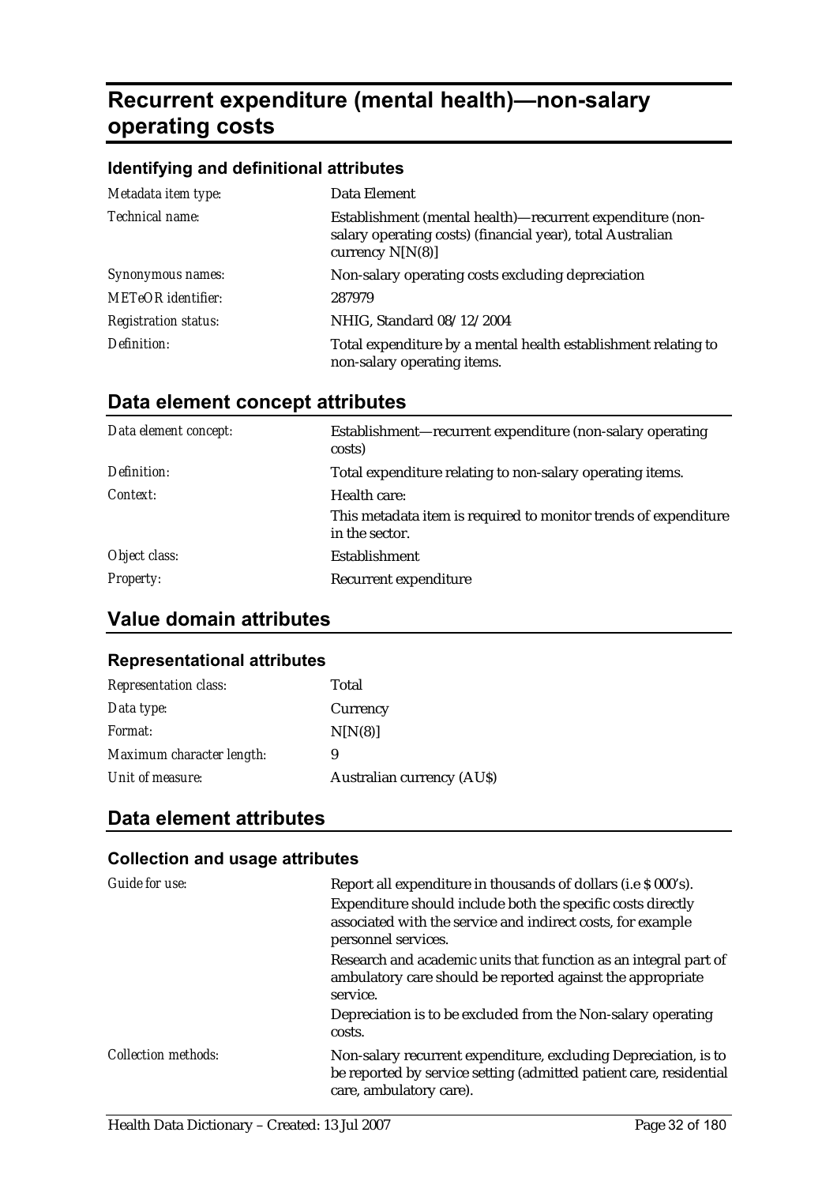# Recurrent expenditure (mental health)—non-salary operating costs

## Identifying and definitional attributes

| | |
|---|---|
| *Metadata item type:* | Data Element |
| *Technical name:* | Establishment (mental health)—recurrent expenditure (non-salary operating costs) (financial year), total Australian currency N[N(8)] |
| *Synonymous names:* | Non-salary operating costs excluding depreciation |
| *METeOR identifier:* | 287979 |
| *Registration status:* | NHIG, Standard 08/12/2004 |
| *Definition:* | Total expenditure by a mental health establishment relating to non-salary operating items. |

## Data element concept attributes

| | |
|---|---|
| *Data element concept:* | Establishment—recurrent expenditure (non-salary operating costs) |
| *Definition:* | Total expenditure relating to non-salary operating items. |
| *Context:* | Health care:<br>This metadata item is required to monitor trends of expenditure in the sector. |
| *Object class:* | Establishment |
| *Property:* | Recurrent expenditure |

## Value domain attributes

### Representational attributes

| | |
|---|---|
| *Representation class:* | Total |
| *Data type:* | Currency |
| *Format:* | N[N(8)] |
| *Maximum character length:* | 9 |
| *Unit of measure:* | Australian currency (AU$) |

## Data element attributes

### Collection and usage attributes

| | |
|---|---|
| *Guide for use:* | Report all expenditure in thousands of dollars (i.e $ 000's).<br>Expenditure should include both the specific costs directly associated with the service and indirect costs, for example personnel services.<br>Research and academic units that function as an integral part of ambulatory care should be reported against the appropriate service.<br>Depreciation is to be excluded from the Non-salary operating costs. |
| *Collection methods:* | Non-salary recurrent expenditure, excluding Depreciation, is to be reported by service setting (admitted patient care, residential care, ambulatory care). |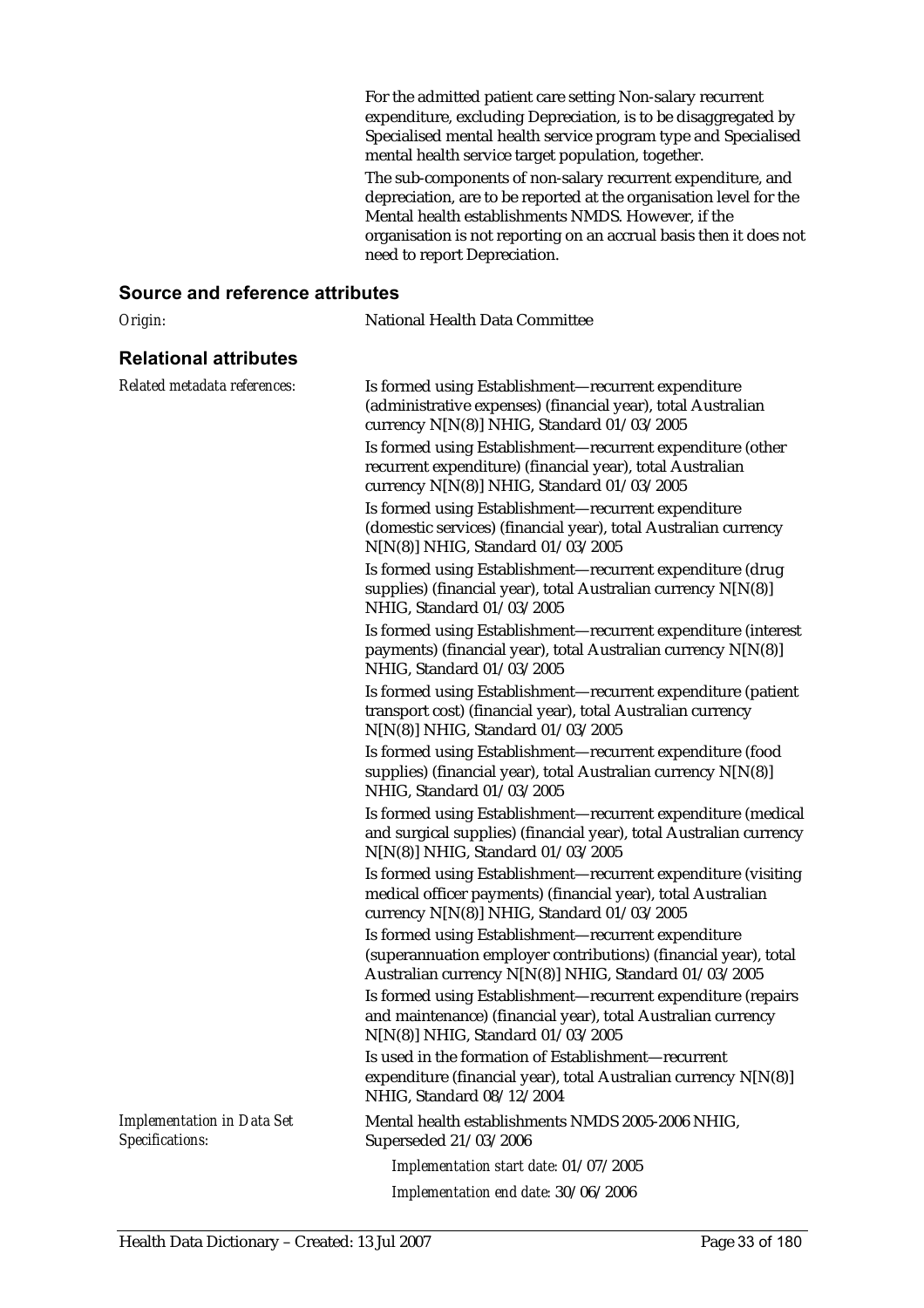For the admitted patient care setting Non-salary recurrent expenditure, excluding Depreciation, is to be disaggregated by Specialised mental health service program type and Specialised mental health service target population, together.

The sub-components of non-salary recurrent expenditure, and depreciation, are to be reported at the organisation level for the Mental health establishments NMDS. However, if the organisation is not reporting on an accrual basis then it does not need to report Depreciation.

## Source and reference attributes

*Origin:* National Health Data Committee

## Relational attributes

*Related metadata references:*

Is formed using Establishment—recurrent expenditure (administrative expenses) (financial year), total Australian currency N[N(8)] NHIG, Standard 01/03/2005

Is formed using Establishment—recurrent expenditure (other recurrent expenditure) (financial year), total Australian currency N[N(8)] NHIG, Standard 01/03/2005

Is formed using Establishment—recurrent expenditure (domestic services) (financial year), total Australian currency N[N(8)] NHIG, Standard 01/03/2005

Is formed using Establishment—recurrent expenditure (drug supplies) (financial year), total Australian currency N[N(8)] NHIG, Standard 01/03/2005

Is formed using Establishment—recurrent expenditure (interest payments) (financial year), total Australian currency N[N(8)] NHIG, Standard 01/03/2005

Is formed using Establishment—recurrent expenditure (patient transport cost) (financial year), total Australian currency N[N(8)] NHIG, Standard 01/03/2005

Is formed using Establishment—recurrent expenditure (food supplies) (financial year), total Australian currency N[N(8)] NHIG, Standard 01/03/2005

Is formed using Establishment—recurrent expenditure (medical and surgical supplies) (financial year), total Australian currency N[N(8)] NHIG, Standard 01/03/2005

Is formed using Establishment—recurrent expenditure (visiting medical officer payments) (financial year), total Australian currency N[N(8)] NHIG, Standard 01/03/2005

Is formed using Establishment—recurrent expenditure (superannuation employer contributions) (financial year), total Australian currency N[N(8)] NHIG, Standard 01/03/2005

Is formed using Establishment—recurrent expenditure (repairs and maintenance) (financial year), total Australian currency N[N(8)] NHIG, Standard 01/03/2005

Is used in the formation of Establishment—recurrent expenditure (financial year), total Australian currency N[N(8)] NHIG, Standard 08/12/2004

*Implementation in Data Set Specifications:*

Mental health establishments NMDS 2005-2006 NHIG, Superseded 21/03/2006

*Implementation start date:* 01/07/2005

*Implementation end date:* 30/06/2006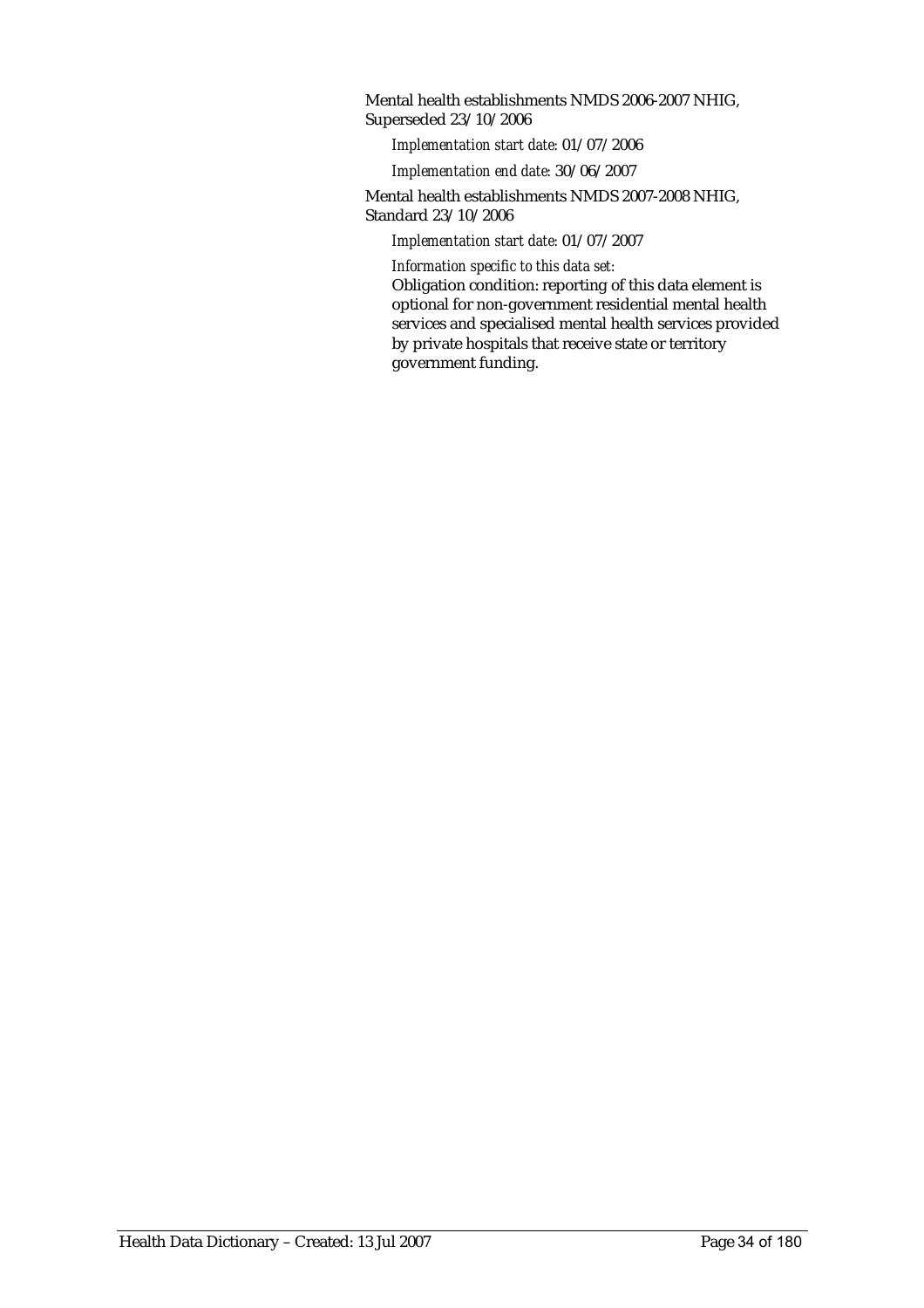Mental health establishments NMDS 2006-2007 NHIG, Superseded 23/10/2006

*Implementation start date:* 01/07/2006

*Implementation end date:* 30/06/2007

Mental health establishments NMDS 2007-2008 NHIG, Standard 23/10/2006

*Implementation start date:* 01/07/2007

*Information specific to this data set:*

Obligation condition: reporting of this data element is optional for non-government residential mental health services and specialised mental health services provided by private hospitals that receive state or territory government funding.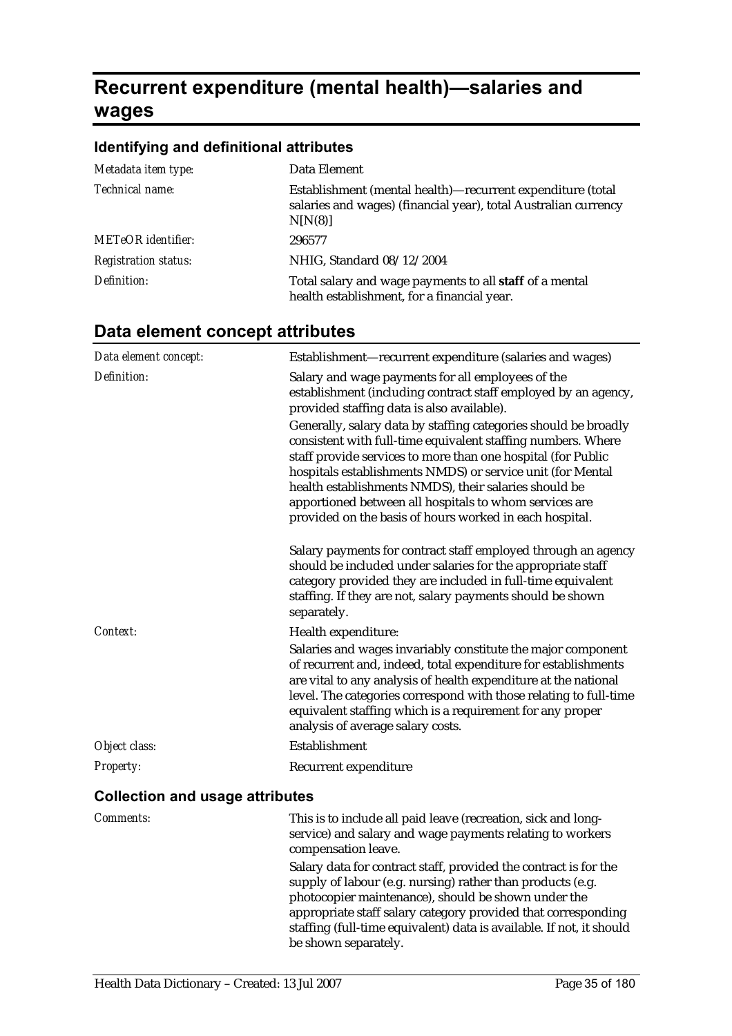# Recurrent expenditure (mental health)—salaries and wages

## Identifying and definitional attributes

| | |
|---|---|
| *Metadata item type:* | Data Element |
| *Technical name:* | Establishment (mental health)—recurrent expenditure (total salaries and wages) (financial year), total Australian currency N[N(8)] |
| *METeOR identifier:* | 296577 |
| *Registration status:* | NHIG, Standard 08/12/2004 |
| *Definition:* | Total salary and wage payments to all **staff** of a mental health establishment, for a financial year. |

## Data element concept attributes

| | |
|---|---|
| *Data element concept:* | Establishment—recurrent expenditure (salaries and wages) |
| *Definition:* | Salary and wage payments for all employees of the establishment (including contract staff employed by an agency, provided staffing data is also available).<br>Generally, salary data by staffing categories should be broadly consistent with full-time equivalent staffing numbers. Where staff provide services to more than one hospital (for Public hospitals establishments NMDS) or service unit (for Mental health establishments NMDS), their salaries should be apportioned between all hospitals to whom services are provided on the basis of hours worked in each hospital.<br><br>Salary payments for contract staff employed through an agency should be included under salaries for the appropriate staff category provided they are included in full-time equivalent staffing. If they are not, salary payments should be shown separately. |
| *Context:* | Health expenditure:<br>Salaries and wages invariably constitute the major component of recurrent and, indeed, total expenditure for establishments are vital to any analysis of health expenditure at the national level. The categories correspond with those relating to full-time equivalent staffing which is a requirement for any proper analysis of average salary costs. |
| *Object class:* | Establishment |
| *Property:* | Recurrent expenditure |

### Collection and usage attributes

| | |
|---|---|
| *Comments:* | This is to include all paid leave (recreation, sick and long-service) and salary and wage payments relating to workers compensation leave.<br>Salary data for contract staff, provided the contract is for the supply of labour (e.g. nursing) rather than products (e.g. photocopier maintenance), should be shown under the appropriate staff salary category provided that corresponding staffing (full-time equivalent) data is available. If not, it should be shown separately. |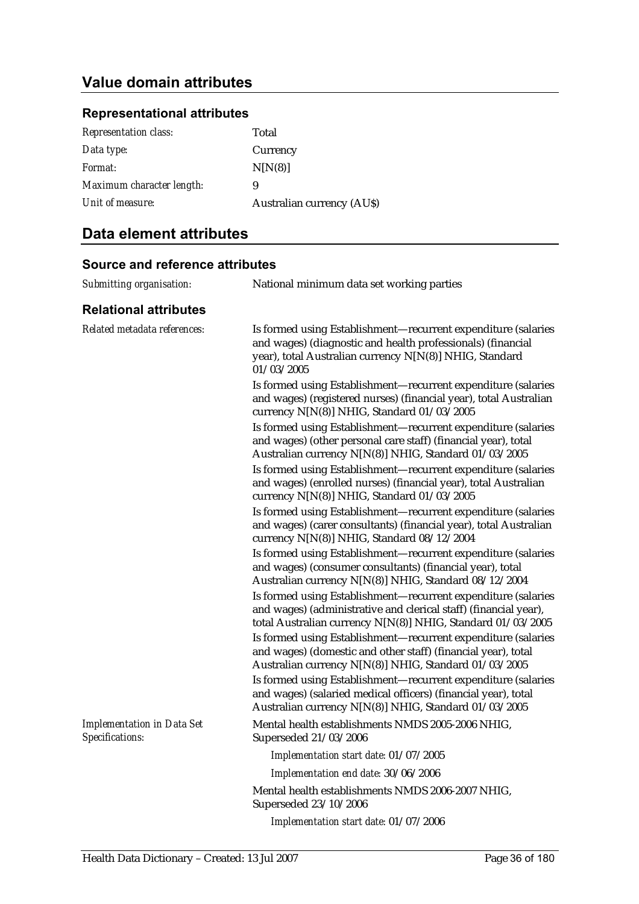## Value domain attributes

### Representational attributes

| | |
|---|---|
| *Representation class:* | Total |
| *Data type:* | Currency |
| *Format:* | N[N(8)] |
| *Maximum character length:* | 9 |
| *Unit of measure:* | Australian currency (AU$) |

## Data element attributes

### Source and reference attributes

| | |
|---|---|
| *Submitting organisation:* | National minimum data set working parties |

### Relational attributes

*Related metadata references:*

Is formed using Establishment—recurrent expenditure (salaries and wages) (diagnostic and health professionals) (financial year), total Australian currency N[N(8)] NHIG, Standard 01/03/2005

Is formed using Establishment—recurrent expenditure (salaries and wages) (registered nurses) (financial year), total Australian currency N[N(8)] NHIG, Standard 01/03/2005

Is formed using Establishment—recurrent expenditure (salaries and wages) (other personal care staff) (financial year), total Australian currency N[N(8)] NHIG, Standard 01/03/2005

Is formed using Establishment—recurrent expenditure (salaries and wages) (enrolled nurses) (financial year), total Australian currency N[N(8)] NHIG, Standard 01/03/2005

Is formed using Establishment—recurrent expenditure (salaries and wages) (carer consultants) (financial year), total Australian currency N[N(8)] NHIG, Standard 08/12/2004

Is formed using Establishment—recurrent expenditure (salaries and wages) (consumer consultants) (financial year), total Australian currency N[N(8)] NHIG, Standard 08/12/2004

Is formed using Establishment—recurrent expenditure (salaries and wages) (administrative and clerical staff) (financial year), total Australian currency N[N(8)] NHIG, Standard 01/03/2005

Is formed using Establishment—recurrent expenditure (salaries and wages) (domestic and other staff) (financial year), total Australian currency N[N(8)] NHIG, Standard 01/03/2005

Is formed using Establishment—recurrent expenditure (salaries and wages) (salaried medical officers) (financial year), total Australian currency N[N(8)] NHIG, Standard 01/03/2005

*Implementation in Data Set Specifications:*

Mental health establishments NMDS 2005-2006 NHIG, Superseded 21/03/2006

*Implementation start date:* 01/07/2005

*Implementation end date:* 30/06/2006

Mental health establishments NMDS 2006-2007 NHIG, Superseded 23/10/2006

*Implementation start date:* 01/07/2006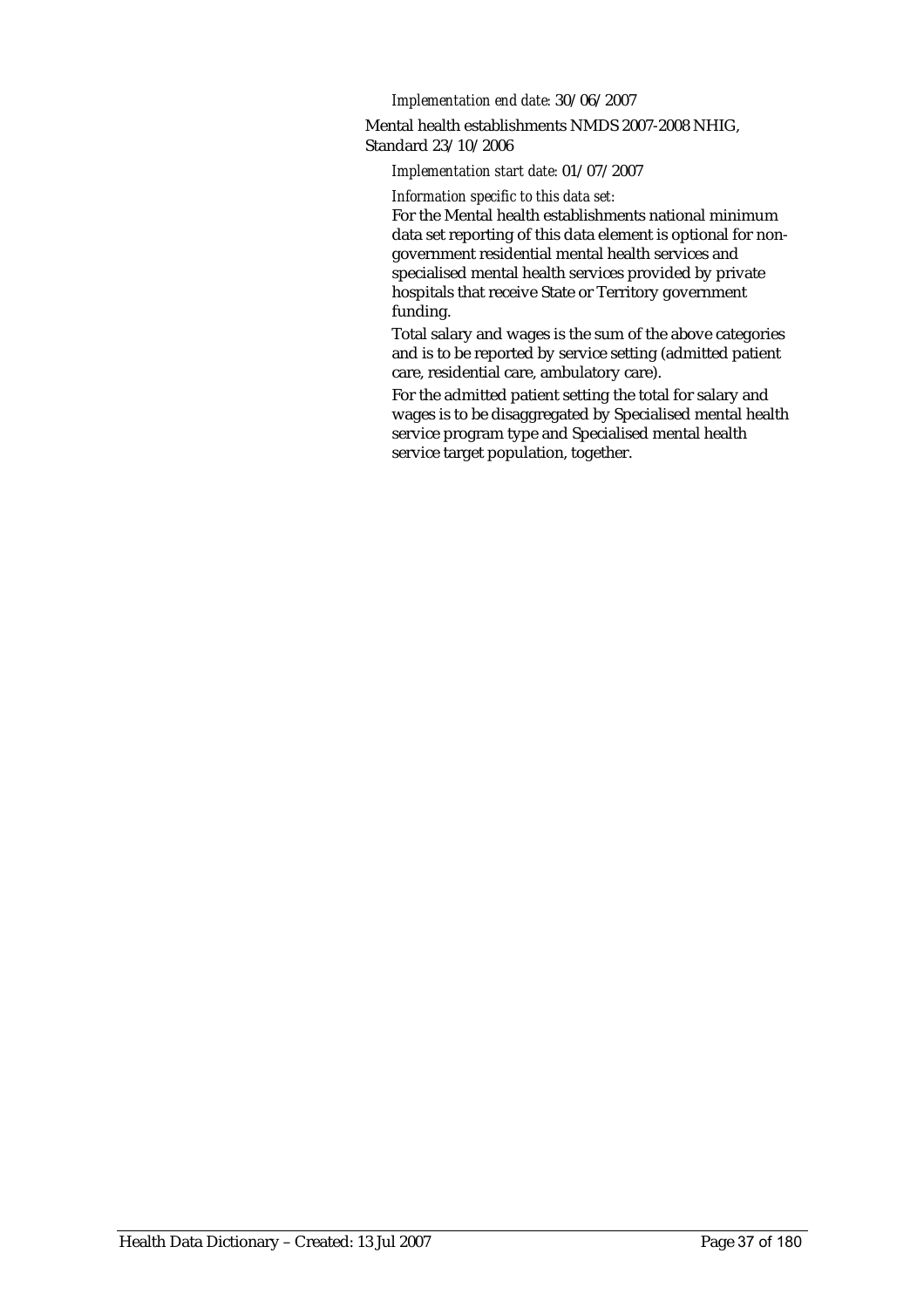*Implementation end date:* 30/06/2007

Mental health establishments NMDS 2007-2008 NHIG, Standard 23/10/2006

*Implementation start date:* 01/07/2007

*Information specific to this data set:*

For the Mental health establishments national minimum data set reporting of this data element is optional for non-government residential mental health services and specialised mental health services provided by private hospitals that receive State or Territory government funding.

Total salary and wages is the sum of the above categories and is to be reported by service setting (admitted patient care, residential care, ambulatory care).

For the admitted patient setting the total for salary and wages is to be disaggregated by Specialised mental health service program type and Specialised mental health service target population, together.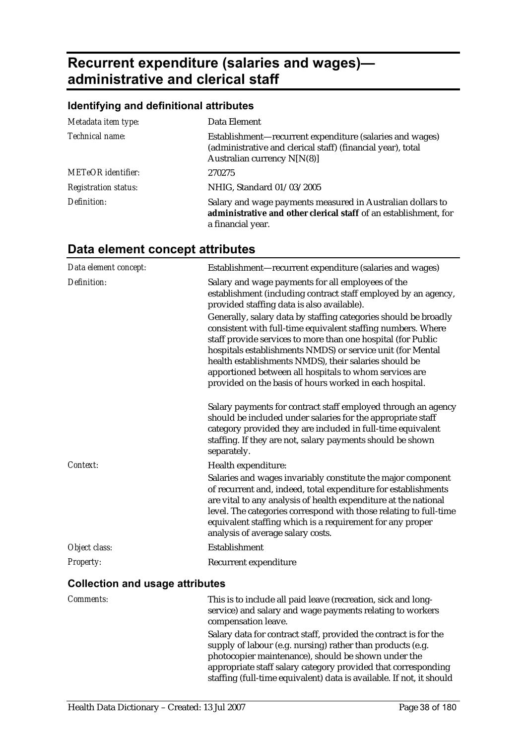# Recurrent expenditure (salaries and wages)—administrative and clerical staff

## Identifying and definitional attributes

| | |
|---|---|
| *Metadata item type:* | Data Element |
| *Technical name:* | Establishment—recurrent expenditure (salaries and wages) (administrative and clerical staff) (financial year), total Australian currency N[N(8)] |
| *METeOR identifier:* | 270275 |
| *Registration status:* | NHIG, Standard 01/03/2005 |
| *Definition:* | Salary and wage payments measured in Australian dollars to **administrative and other clerical staff** of an establishment, for a financial year. |

## Data element concept attributes

| | |
|---|---|
| *Data element concept:* | Establishment—recurrent expenditure (salaries and wages) |
| *Definition:* | Salary and wage payments for all employees of the establishment (including contract staff employed by an agency, provided staffing data is also available).<br><br>Generally, salary data by staffing categories should be broadly consistent with full-time equivalent staffing numbers. Where staff provide services to more than one hospital (for Public hospitals establishments NMDS) or service unit (for Mental health establishments NMDS), their salaries should be apportioned between all hospitals to whom services are provided on the basis of hours worked in each hospital.<br><br>Salary payments for contract staff employed through an agency should be included under salaries for the appropriate staff category provided they are included in full-time equivalent staffing. If they are not, salary payments should be shown separately. |
| *Context:* | Health expenditure:<br><br>Salaries and wages invariably constitute the major component of recurrent and, indeed, total expenditure for establishments are vital to any analysis of health expenditure at the national level. The categories correspond with those relating to full-time equivalent staffing which is a requirement for any proper analysis of average salary costs. |
| *Object class:* | Establishment |
| *Property:* | Recurrent expenditure |

### Collection and usage attributes

| | |
|---|---|
| *Comments:* | This is to include all paid leave (recreation, sick and long-service) and salary and wage payments relating to workers compensation leave.<br><br>Salary data for contract staff, provided the contract is for the supply of labour (e.g. nursing) rather than products (e.g. photocopier maintenance), should be shown under the appropriate staff salary category provided that corresponding staffing (full-time equivalent) data is available. If not, it should |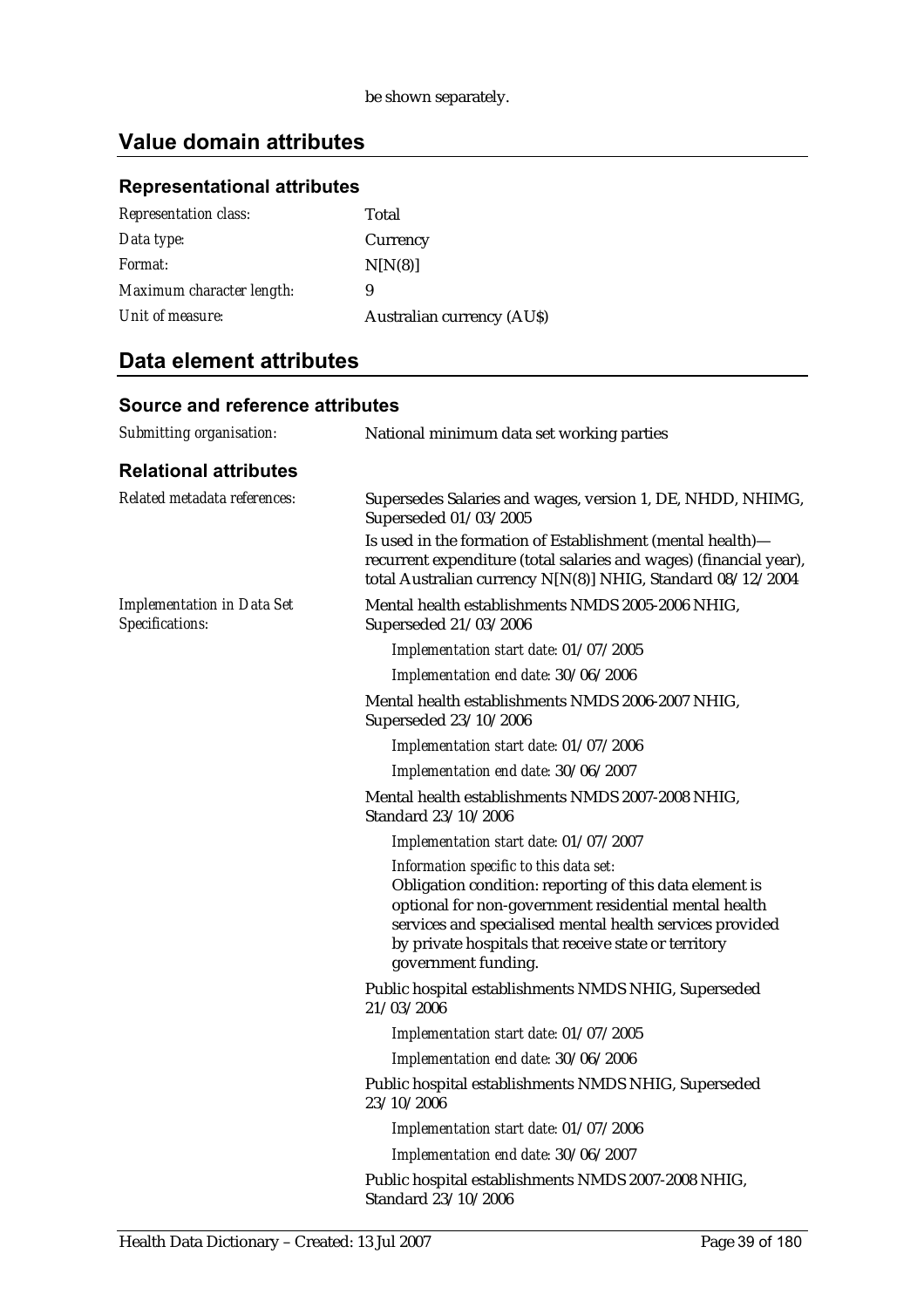be shown separately.

## Value domain attributes

### Representational attributes

| | |
|---|---|
| *Representation class:* | Total |
| *Data type:* | Currency |
| *Format:* | N[N(8)] |
| *Maximum character length:* | 9 |
| *Unit of measure:* | Australian currency (AU$) |

## Data element attributes

### Source and reference attributes

*Submitting organisation:* National minimum data set working parties

### Relational attributes

*Related metadata references:*

Supersedes Salaries and wages, version 1, DE, NHDD, NHIMG, Superseded 01/03/2005

Is used in the formation of Establishment (mental health)—recurrent expenditure (total salaries and wages) (financial year), total Australian currency N[N(8)] NHIG, Standard 08/12/2004

*Implementation in Data Set Specifications:*

Mental health establishments NMDS 2005-2006 NHIG, Superseded 21/03/2006

*Implementation start date:* 01/07/2005

*Implementation end date:* 30/06/2006

Mental health establishments NMDS 2006-2007 NHIG, Superseded 23/10/2006

*Implementation start date:* 01/07/2006

*Implementation end date:* 30/06/2007

Mental health establishments NMDS 2007-2008 NHIG, Standard 23/10/2006

*Implementation start date:* 01/07/2007

*Information specific to this data set:*

Obligation condition: reporting of this data element is optional for non-government residential mental health services and specialised mental health services provided by private hospitals that receive state or territory government funding.

Public hospital establishments NMDS NHIG, Superseded 21/03/2006

*Implementation start date:* 01/07/2005

*Implementation end date:* 30/06/2006

Public hospital establishments NMDS NHIG, Superseded 23/10/2006

*Implementation start date:* 01/07/2006

*Implementation end date:* 30/06/2007

Public hospital establishments NMDS 2007-2008 NHIG, Standard 23/10/2006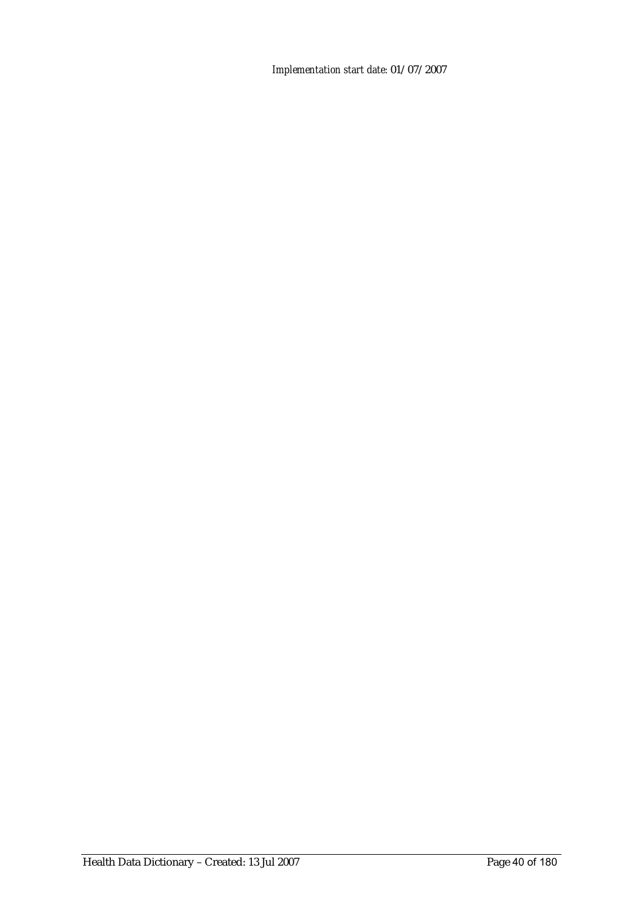*Implementation start date:* 01/07/2007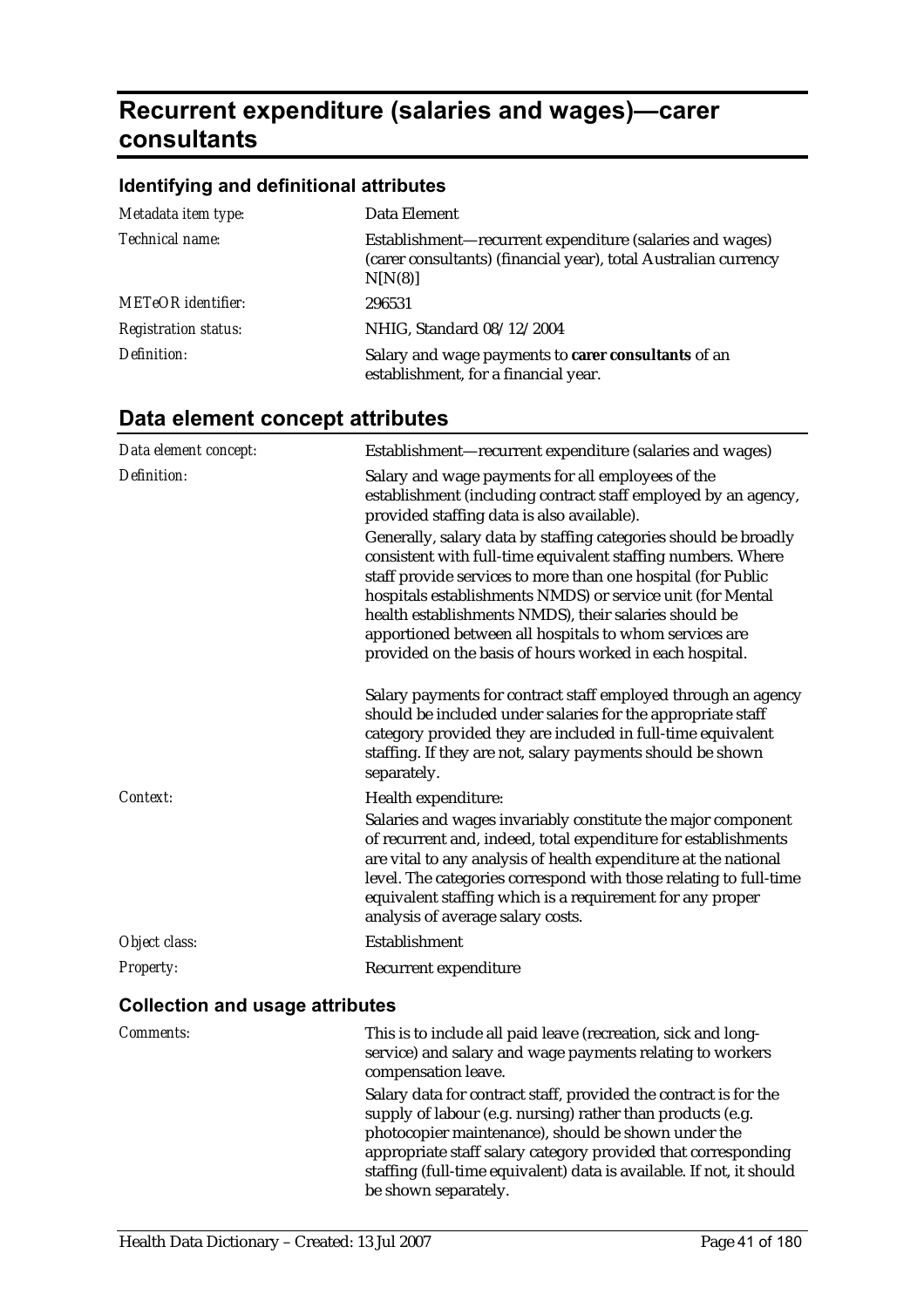# Recurrent expenditure (salaries and wages)—carer consultants

## Identifying and definitional attributes

| | |
|---|---|
| *Metadata item type:* | Data Element |
| *Technical name:* | Establishment—recurrent expenditure (salaries and wages) (carer consultants) (financial year), total Australian currency N[N(8)] |
| *METeOR identifier:* | 296531 |
| *Registration status:* | NHIG, Standard 08/12/2004 |
| *Definition:* | Salary and wage payments to **carer consultants** of an establishment, for a financial year. |

## Data element concept attributes

| | |
|---|---|
| *Data element concept:* | Establishment—recurrent expenditure (salaries and wages) |
| *Definition:* | Salary and wage payments for all employees of the establishment (including contract staff employed by an agency, provided staffing data is also available).<br><br>Generally, salary data by staffing categories should be broadly consistent with full-time equivalent staffing numbers. Where staff provide services to more than one hospital (for Public hospitals establishments NMDS) or service unit (for Mental health establishments NMDS), their salaries should be apportioned between all hospitals to whom services are provided on the basis of hours worked in each hospital.<br><br>Salary payments for contract staff employed through an agency should be included under salaries for the appropriate staff category provided they are included in full-time equivalent staffing. If they are not, salary payments should be shown separately. |
| *Context:* | Health expenditure:<br><br>Salaries and wages invariably constitute the major component of recurrent and, indeed, total expenditure for establishments are vital to any analysis of health expenditure at the national level. The categories correspond with those relating to full-time equivalent staffing which is a requirement for any proper analysis of average salary costs. |
| *Object class:* | Establishment |
| *Property:* | Recurrent expenditure |

### Collection and usage attributes

| | |
|---|---|
| *Comments:* | This is to include all paid leave (recreation, sick and long-service) and salary and wage payments relating to workers compensation leave.<br><br>Salary data for contract staff, provided the contract is for the supply of labour (e.g. nursing) rather than products (e.g. photocopier maintenance), should be shown under the appropriate staff salary category provided that corresponding staffing (full-time equivalent) data is available. If not, it should be shown separately. |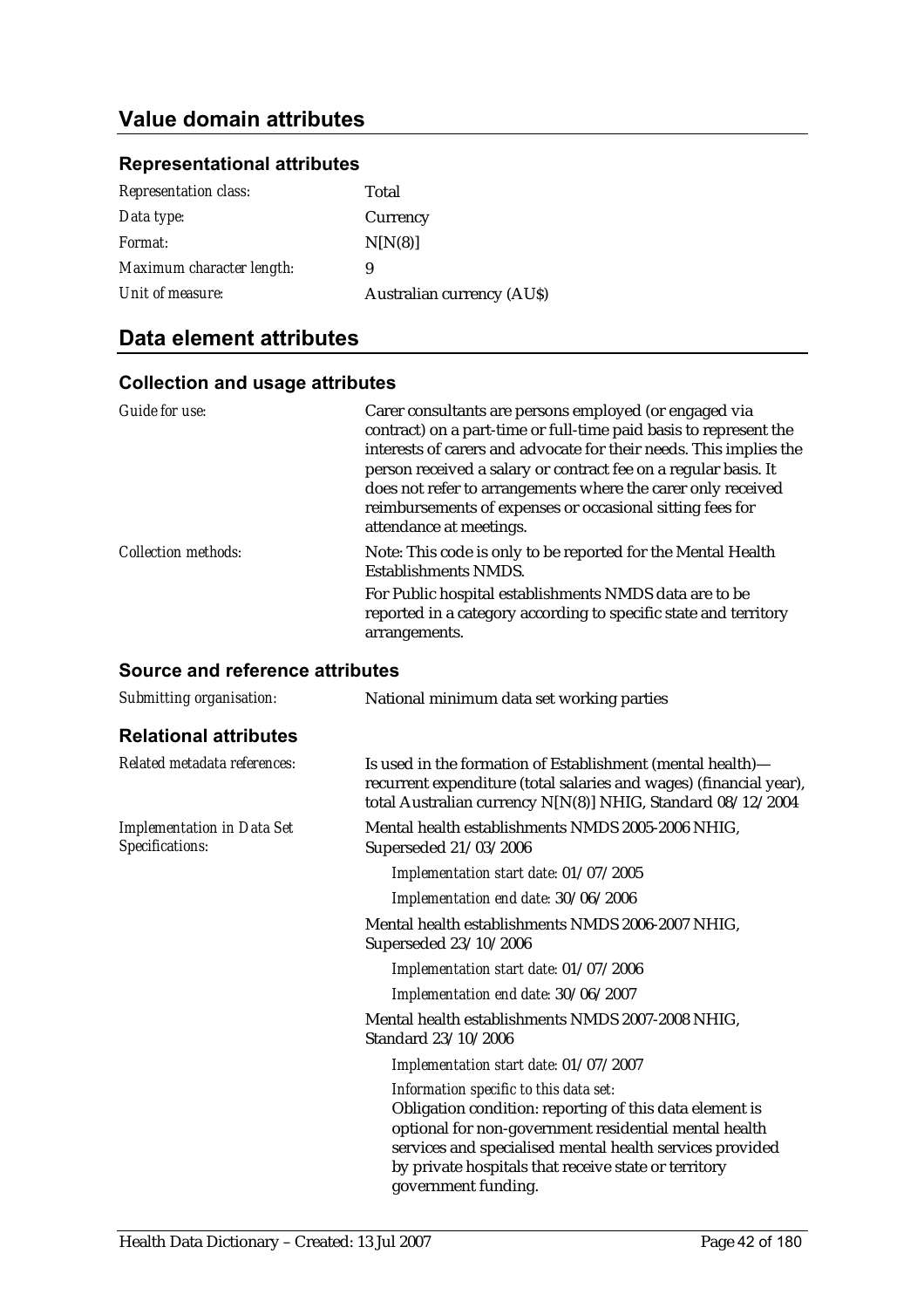## Value domain attributes

### Representational attributes

| | |
|---|---|
| *Representation class:* | Total |
| *Data type:* | Currency |
| *Format:* | N[N(8)] |
| *Maximum character length:* | 9 |
| *Unit of measure:* | Australian currency (AU$) |

## Data element attributes

### Collection and usage attributes

*Guide for use:* Carer consultants are persons employed (or engaged via contract) on a part-time or full-time paid basis to represent the interests of carers and advocate for their needs. This implies the person received a salary or contract fee on a regular basis. It does not refer to arrangements where the carer only received reimbursements of expenses or occasional sitting fees for attendance at meetings.

*Collection methods:* Note: This code is only to be reported for the Mental Health Establishments NMDS.

For Public hospital establishments NMDS data are to be reported in a category according to specific state and territory arrangements.

### Source and reference attributes

*Submitting organisation:* National minimum data set working parties

### Relational attributes

*Related metadata references:* Is used in the formation of Establishment (mental health)—recurrent expenditure (total salaries and wages) (financial year), total Australian currency N[N(8)] NHIG, Standard 08/12/2004

*Implementation in Data Set Specifications:*

Mental health establishments NMDS 2005-2006 NHIG, Superseded 21/03/2006

*Implementation start date:* 01/07/2005

*Implementation end date:* 30/06/2006

Mental health establishments NMDS 2006-2007 NHIG, Superseded 23/10/2006

*Implementation start date:* 01/07/2006

*Implementation end date:* 30/06/2007

Mental health establishments NMDS 2007-2008 NHIG, Standard 23/10/2006

*Implementation start date:* 01/07/2007

*Information specific to this data set:*
Obligation condition: reporting of this data element is optional for non-government residential mental health services and specialised mental health services provided by private hospitals that receive state or territory government funding.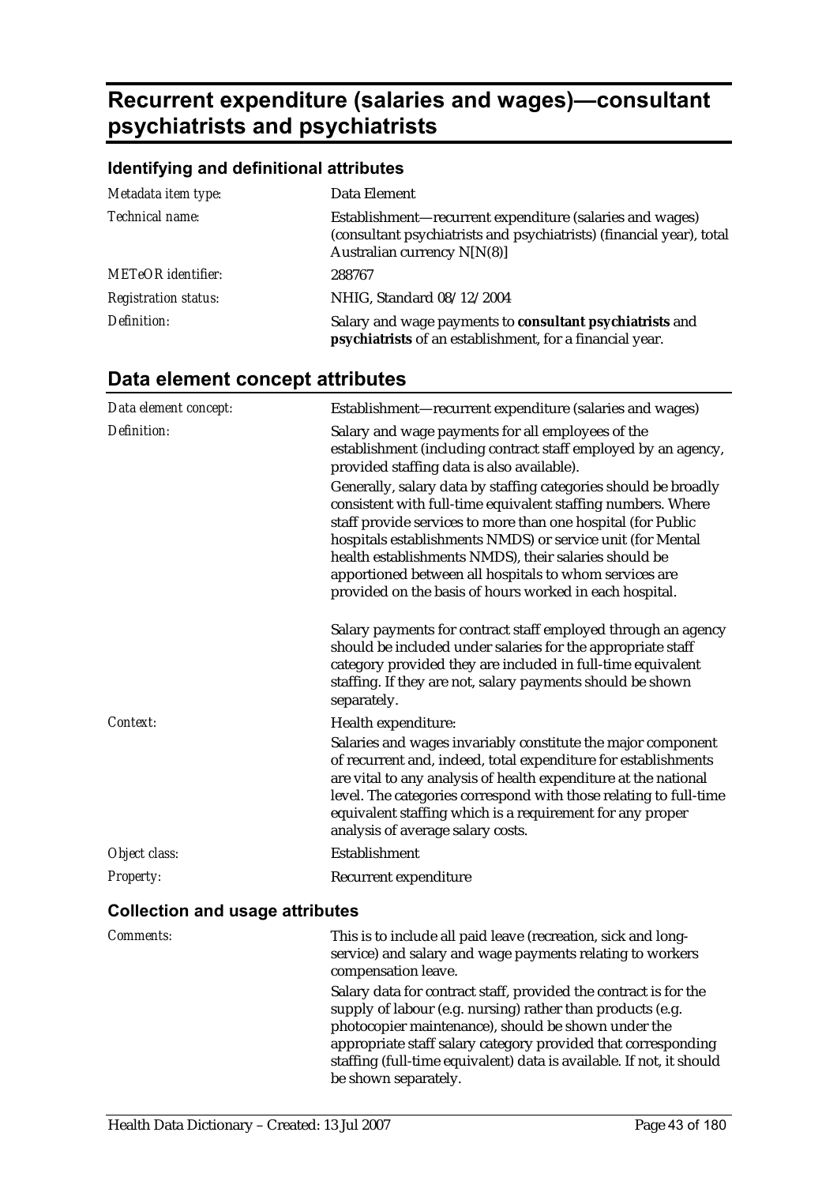# Recurrent expenditure (salaries and wages)—consultant psychiatrists and psychiatrists

## Identifying and definitional attributes

| | |
|---|---|
| *Metadata item type:* | Data Element |
| *Technical name:* | Establishment—recurrent expenditure (salaries and wages) (consultant psychiatrists and psychiatrists) (financial year), total Australian currency N[N(8)] |
| *METeOR identifier:* | 288767 |
| *Registration status:* | NHIG, Standard 08/12/2004 |
| *Definition:* | Salary and wage payments to **consultant psychiatrists** and **psychiatrists** of an establishment, for a financial year. |

## Data element concept attributes

| | |
|---|---|
| *Data element concept:* | Establishment—recurrent expenditure (salaries and wages) |
| *Definition:* | Salary and wage payments for all employees of the establishment (including contract staff employed by an agency, provided staffing data is also available).<br><br>Generally, salary data by staffing categories should be broadly consistent with full-time equivalent staffing numbers. Where staff provide services to more than one hospital (for Public hospitals establishments NMDS) or service unit (for Mental health establishments NMDS), their salaries should be apportioned between all hospitals to whom services are provided on the basis of hours worked in each hospital.<br><br>Salary payments for contract staff employed through an agency should be included under salaries for the appropriate staff category provided they are included in full-time equivalent staffing. If they are not, salary payments should be shown separately. |
| *Context:* | Health expenditure:<br><br>Salaries and wages invariably constitute the major component of recurrent and, indeed, total expenditure for establishments are vital to any analysis of health expenditure at the national level. The categories correspond with those relating to full-time equivalent staffing which is a requirement for any proper analysis of average salary costs. |
| *Object class:* | Establishment |
| *Property:* | Recurrent expenditure |

### Collection and usage attributes

| | |
|---|---|
| *Comments:* | This is to include all paid leave (recreation, sick and long-service) and salary and wage payments relating to workers compensation leave.<br><br>Salary data for contract staff, provided the contract is for the supply of labour (e.g. nursing) rather than products (e.g. photocopier maintenance), should be shown under the appropriate staff salary category provided that corresponding staffing (full-time equivalent) data is available. If not, it should be shown separately. |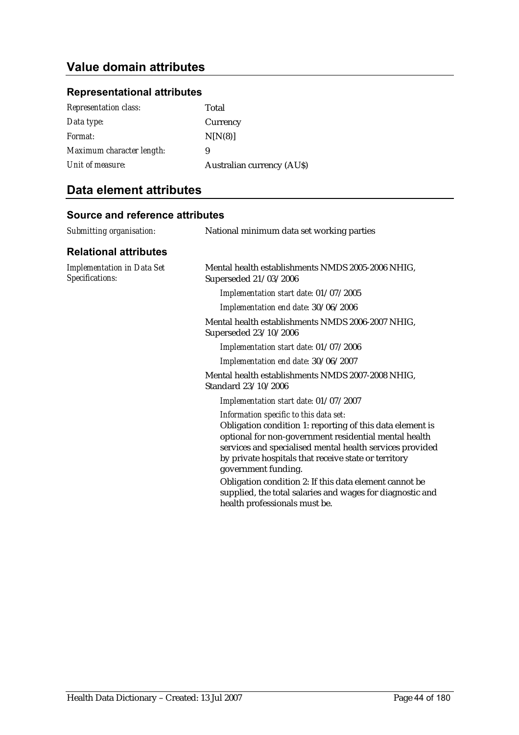## Value domain attributes

### Representational attributes

| | |
|---|---|
| *Representation class:* | Total |
| *Data type:* | Currency |
| *Format:* | N[N(8)] |
| *Maximum character length:* | 9 |
| *Unit of measure:* | Australian currency (AU$) |

## Data element attributes

### Source and reference attributes

*Submitting organisation:* National minimum data set working parties

### Relational attributes

*Implementation in Data Set Specifications:*

Mental health establishments NMDS 2005-2006 NHIG, Superseded 21/03/2006

*Implementation start date:* 01/07/2005

*Implementation end date:* 30/06/2006

Mental health establishments NMDS 2006-2007 NHIG, Superseded 23/10/2006

*Implementation start date:* 01/07/2006

*Implementation end date:* 30/06/2007

Mental health establishments NMDS 2007-2008 NHIG, Standard 23/10/2006

*Implementation start date:* 01/07/2007

*Information specific to this data set:*

Obligation condition 1: reporting of this data element is optional for non-government residential mental health services and specialised mental health services provided by private hospitals that receive state or territory government funding.

Obligation condition 2: If this data element cannot be supplied, the total salaries and wages for diagnostic and health professionals must be.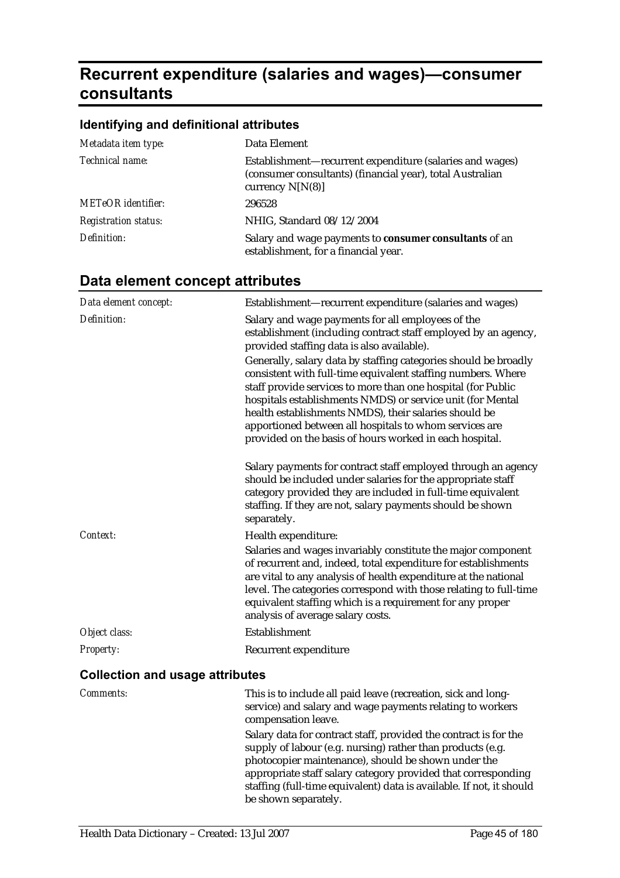# Recurrent expenditure (salaries and wages)—consumer consultants

## Identifying and definitional attributes

| | |
|---|---|
| *Metadata item type:* | Data Element |
| *Technical name:* | Establishment—recurrent expenditure (salaries and wages) (consumer consultants) (financial year), total Australian currency N[N(8)] |
| *METeOR identifier:* | 296528 |
| *Registration status:* | NHIG, Standard 08/12/2004 |
| *Definition:* | Salary and wage payments to **consumer consultants** of an establishment, for a financial year. |

## Data element concept attributes

| | |
|---|---|
| *Data element concept:* | Establishment—recurrent expenditure (salaries and wages) |
| *Definition:* | Salary and wage payments for all employees of the establishment (including contract staff employed by an agency, provided staffing data is also available).<br><br>Generally, salary data by staffing categories should be broadly consistent with full-time equivalent staffing numbers. Where staff provide services to more than one hospital (for Public hospitals establishments NMDS) or service unit (for Mental health establishments NMDS), their salaries should be apportioned between all hospitals to whom services are provided on the basis of hours worked in each hospital.<br><br>Salary payments for contract staff employed through an agency should be included under salaries for the appropriate staff category provided they are included in full-time equivalent staffing. If they are not, salary payments should be shown separately. |
| *Context:* | Health expenditure:<br><br>Salaries and wages invariably constitute the major component of recurrent and, indeed, total expenditure for establishments are vital to any analysis of health expenditure at the national level. The categories correspond with those relating to full-time equivalent staffing which is a requirement for any proper analysis of average salary costs. |
| *Object class:* | Establishment |
| *Property:* | Recurrent expenditure |

### Collection and usage attributes

| | |
|---|---|
| *Comments:* | This is to include all paid leave (recreation, sick and long-service) and salary and wage payments relating to workers compensation leave.<br><br>Salary data for contract staff, provided the contract is for the supply of labour (e.g. nursing) rather than products (e.g. photocopier maintenance), should be shown under the appropriate staff salary category provided that corresponding staffing (full-time equivalent) data is available. If not, it should be shown separately. |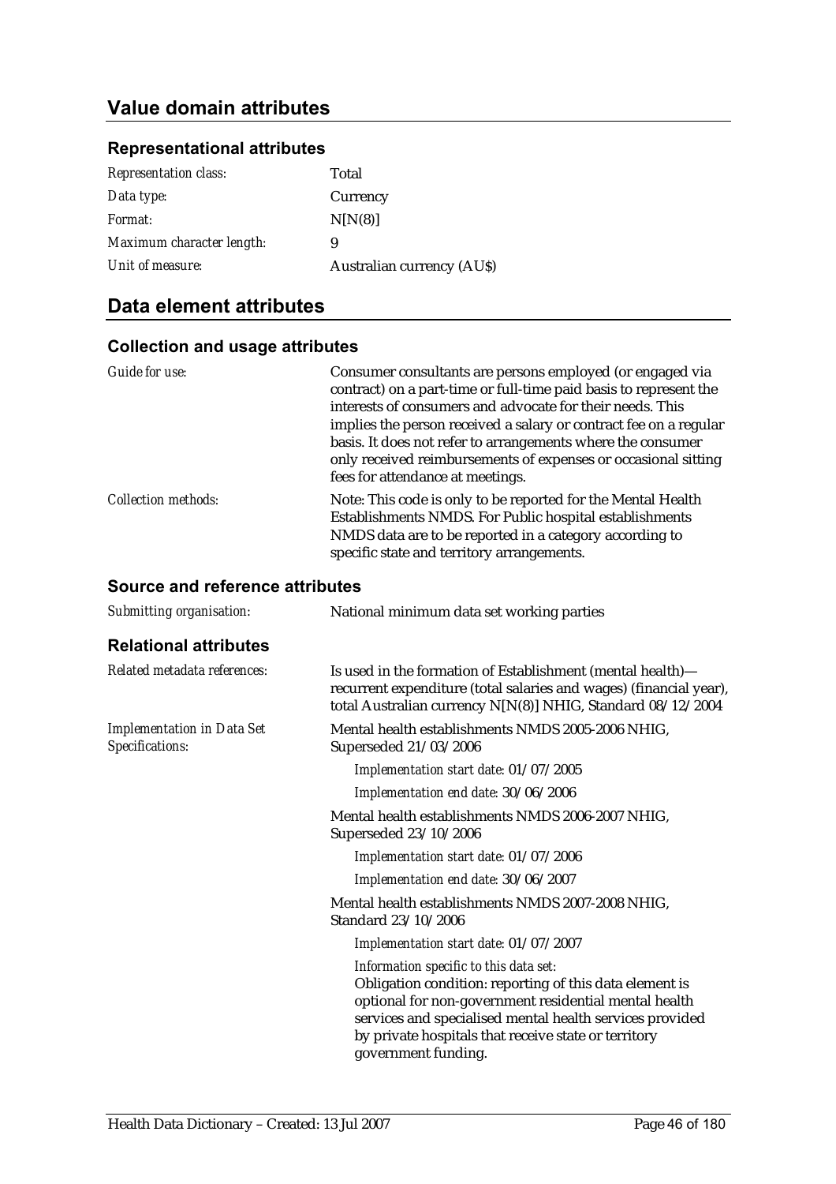## Value domain attributes

### Representational attributes

| | |
|---|---|
| *Representation class:* | Total |
| *Data type:* | Currency |
| *Format:* | N[N(8)] |
| *Maximum character length:* | 9 |
| *Unit of measure:* | Australian currency (AU$) |

## Data element attributes

### Collection and usage attributes

| | |
|---|---|
| *Guide for use:* | Consumer consultants are persons employed (or engaged via contract) on a part-time or full-time paid basis to represent the interests of consumers and advocate for their needs. This implies the person received a salary or contract fee on a regular basis. It does not refer to arrangements where the consumer only received reimbursements of expenses or occasional sitting fees for attendance at meetings. |
| *Collection methods:* | Note: This code is only to be reported for the Mental Health Establishments NMDS. For Public hospital establishments NMDS data are to be reported in a category according to specific state and territory arrangements. |

### Source and reference attributes

| | |
|---|---|
| *Submitting organisation:* | National minimum data set working parties |

### Relational attributes

*Related metadata references:* Is used in the formation of Establishment (mental health)—recurrent expenditure (total salaries and wages) (financial year), total Australian currency N[N(8)] NHIG, Standard 08/12/2004

*Implementation in Data Set Specifications:*

Mental health establishments NMDS 2005-2006 NHIG, Superseded 21/03/2006

*Implementation start date:* 01/07/2005

*Implementation end date:* 30/06/2006

Mental health establishments NMDS 2006-2007 NHIG, Superseded 23/10/2006

*Implementation start date:* 01/07/2006

*Implementation end date:* 30/06/2007

Mental health establishments NMDS 2007-2008 NHIG, Standard 23/10/2006

*Implementation start date:* 01/07/2007

*Information specific to this data set:*

Obligation condition: reporting of this data element is optional for non-government residential mental health services and specialised mental health services provided by private hospitals that receive state or territory government funding.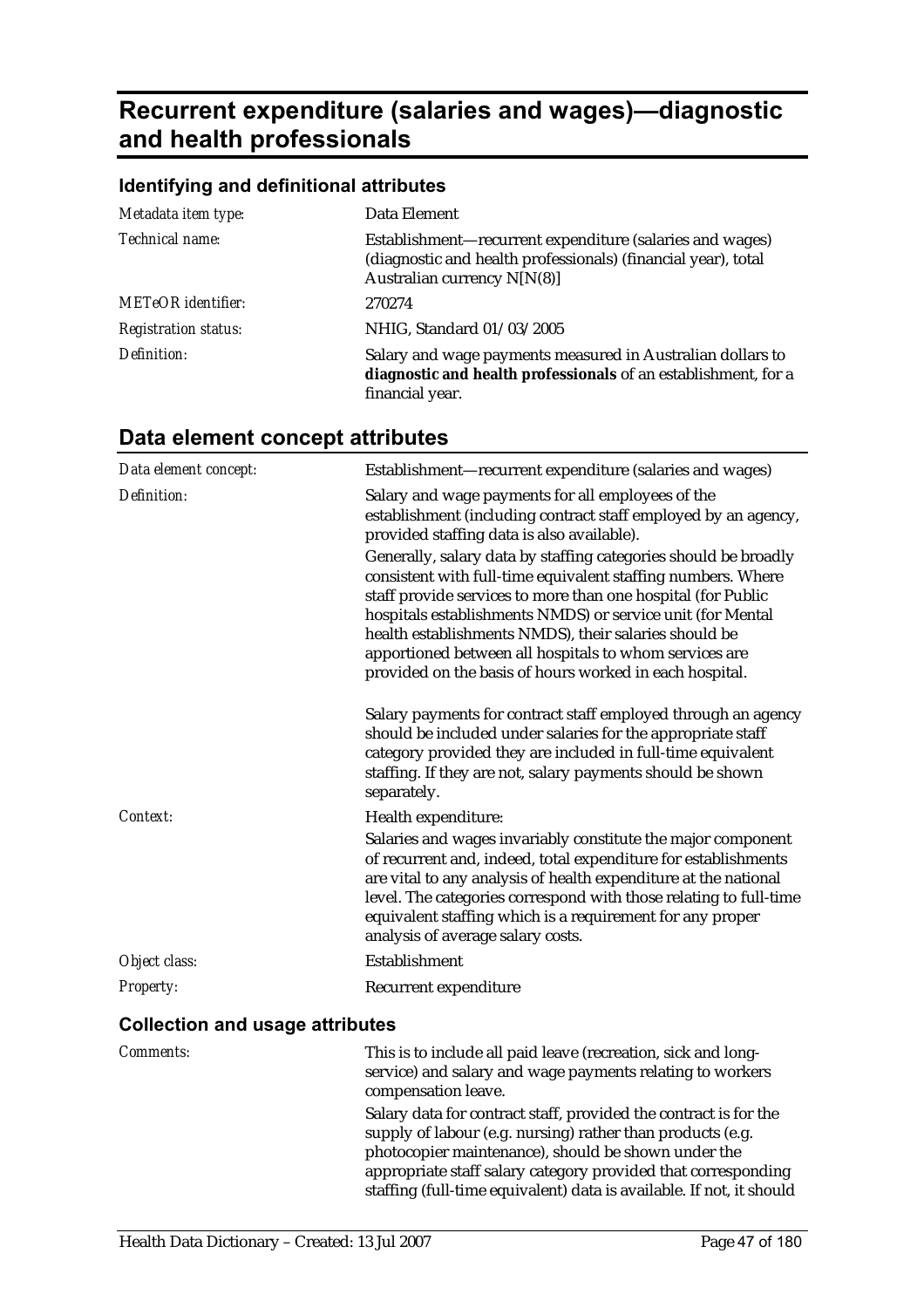# Recurrent expenditure (salaries and wages)—diagnostic and health professionals

### Identifying and definitional attributes

| | |
|---|---|
| *Metadata item type:* | Data Element |
| *Technical name:* | Establishment—recurrent expenditure (salaries and wages) (diagnostic and health professionals) (financial year), total Australian currency N[N(8)] |
| *METeOR identifier:* | 270274 |
| *Registration status:* | NHIG, Standard 01/03/2005 |
| *Definition:* | Salary and wage payments measured in Australian dollars to **diagnostic and health professionals** of an establishment, for a financial year. |

## Data element concept attributes

| | |
|---|---|
| *Data element concept:* | Establishment—recurrent expenditure (salaries and wages) |
| *Definition:* | Salary and wage payments for all employees of the establishment (including contract staff employed by an agency, provided staffing data is also available).<br>Generally, salary data by staffing categories should be broadly consistent with full-time equivalent staffing numbers. Where staff provide services to more than one hospital (for Public hospitals establishments NMDS) or service unit (for Mental health establishments NMDS), their salaries should be apportioned between all hospitals to whom services are provided on the basis of hours worked in each hospital.<br><br>Salary payments for contract staff employed through an agency should be included under salaries for the appropriate staff category provided they are included in full-time equivalent staffing. If they are not, salary payments should be shown separately. |
| *Context:* | Health expenditure:<br>Salaries and wages invariably constitute the major component of recurrent and, indeed, total expenditure for establishments are vital to any analysis of health expenditure at the national level. The categories correspond with those relating to full-time equivalent staffing which is a requirement for any proper analysis of average salary costs. |
| *Object class:* | Establishment |
| *Property:* | Recurrent expenditure |

### Collection and usage attributes

| | |
|---|---|
| *Comments:* | This is to include all paid leave (recreation, sick and long-service) and salary and wage payments relating to workers compensation leave.<br>Salary data for contract staff, provided the contract is for the supply of labour (e.g. nursing) rather than products (e.g. photocopier maintenance), should be shown under the appropriate staff salary category provided that corresponding staffing (full-time equivalent) data is available. If not, it should |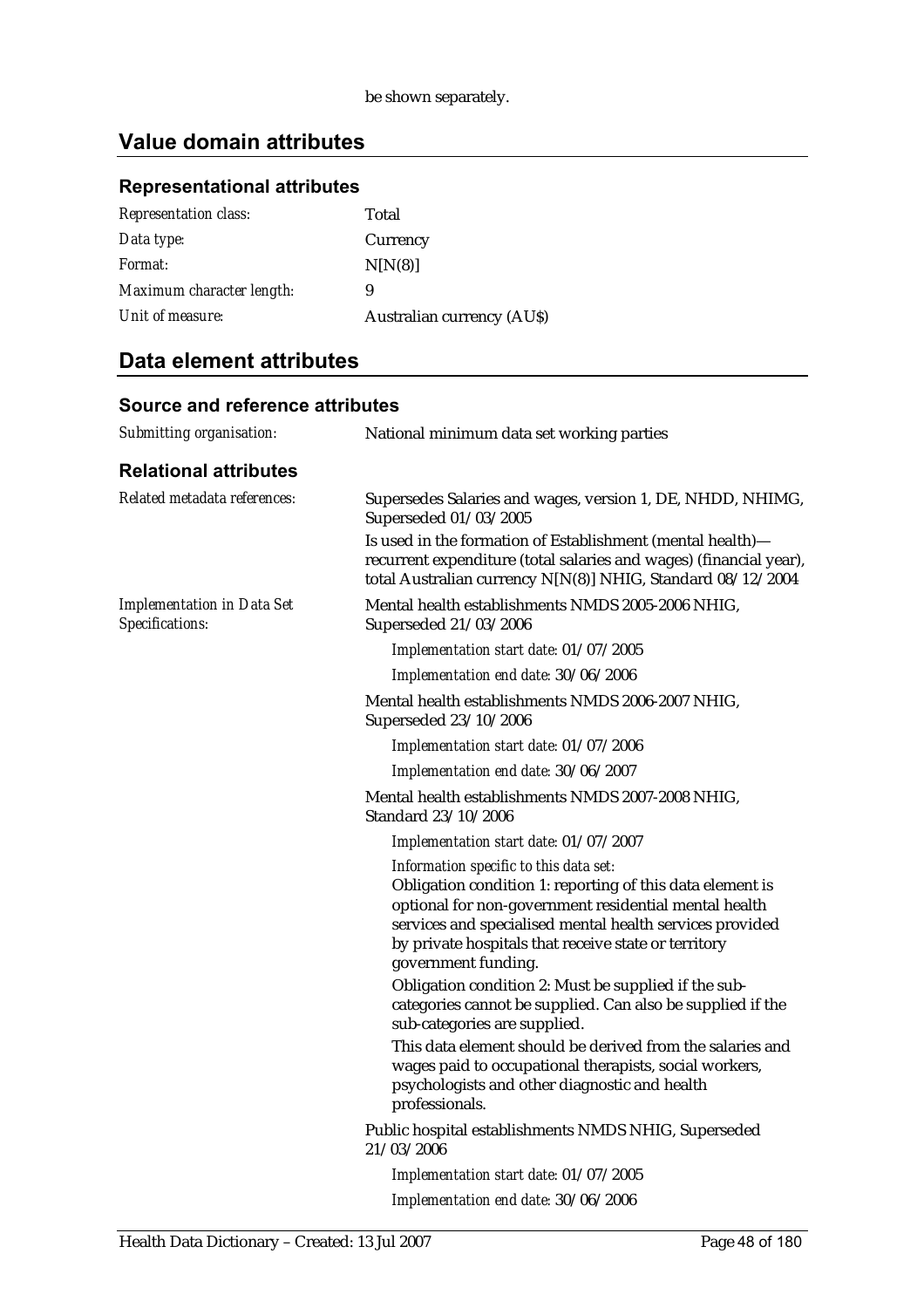be shown separately.

## Value domain attributes

### Representational attributes

| | |
|---|---|
| *Representation class:* | Total |
| *Data type:* | Currency |
| *Format:* | N[N(8)] |
| *Maximum character length:* | 9 |
| *Unit of measure:* | Australian currency (AU$) |

## Data element attributes

### Source and reference attributes

*Submitting organisation:* National minimum data set working parties

### Relational attributes

*Related metadata references:*

Supersedes Salaries and wages, version 1, DE, NHDD, NHIMG, Superseded 01/03/2005

Is used in the formation of Establishment (mental health)—recurrent expenditure (total salaries and wages) (financial year), total Australian currency N[N(8)] NHIG, Standard 08/12/2004

*Implementation in Data Set Specifications:*

Mental health establishments NMDS 2005-2006 NHIG, Superseded 21/03/2006

*Implementation start date:* 01/07/2005

*Implementation end date:* 30/06/2006

Mental health establishments NMDS 2006-2007 NHIG, Superseded 23/10/2006

*Implementation start date:* 01/07/2006

*Implementation end date:* 30/06/2007

Mental health establishments NMDS 2007-2008 NHIG, Standard 23/10/2006

*Implementation start date:* 01/07/2007

*Information specific to this data set:*

Obligation condition 1: reporting of this data element is optional for non-government residential mental health services and specialised mental health services provided by private hospitals that receive state or territory government funding.

Obligation condition 2: Must be supplied if the sub-categories cannot be supplied. Can also be supplied if the sub-categories are supplied.

This data element should be derived from the salaries and wages paid to occupational therapists, social workers, psychologists and other diagnostic and health professionals.

Public hospital establishments NMDS NHIG, Superseded 21/03/2006

*Implementation start date:* 01/07/2005

*Implementation end date:* 30/06/2006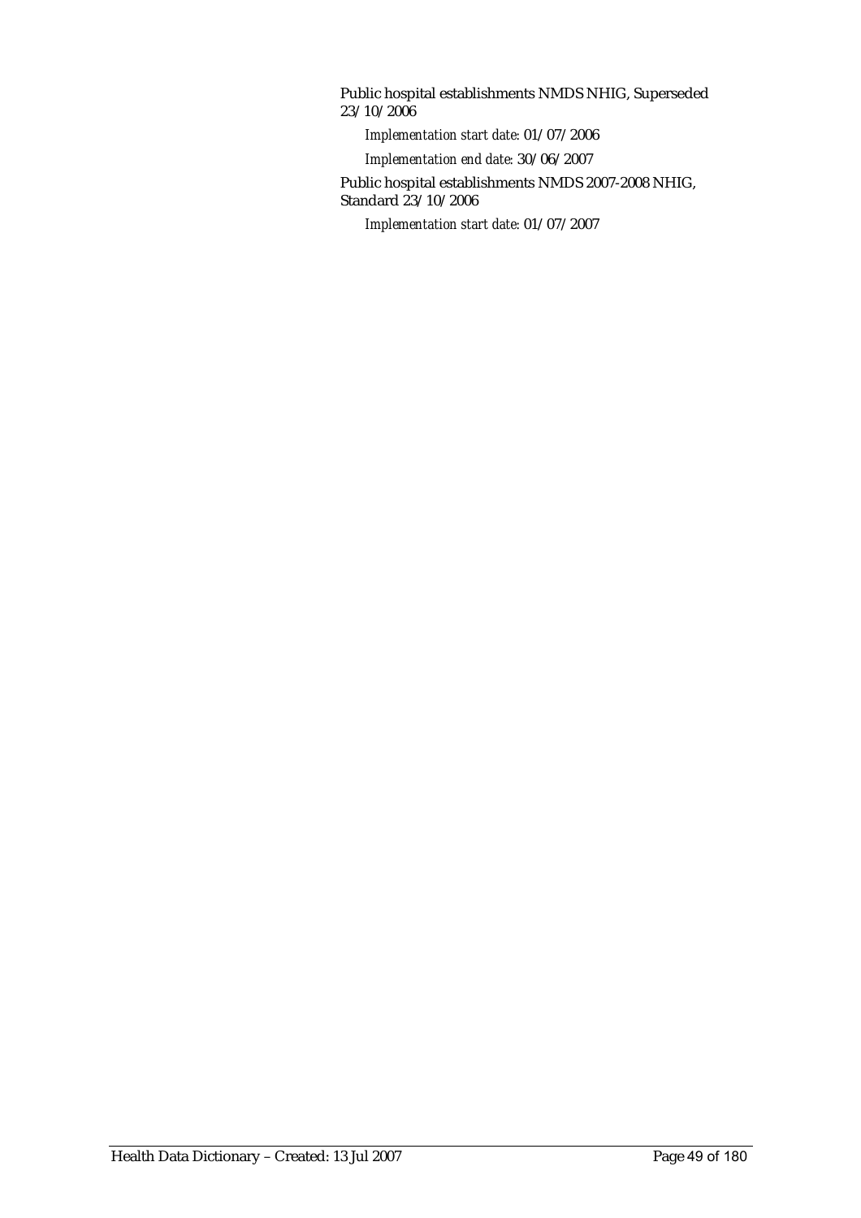Public hospital establishments NMDS NHIG, Superseded 23/10/2006

*Implementation start date:* 01/07/2006

*Implementation end date:* 30/06/2007

Public hospital establishments NMDS 2007-2008 NHIG, Standard 23/10/2006

*Implementation start date:* 01/07/2007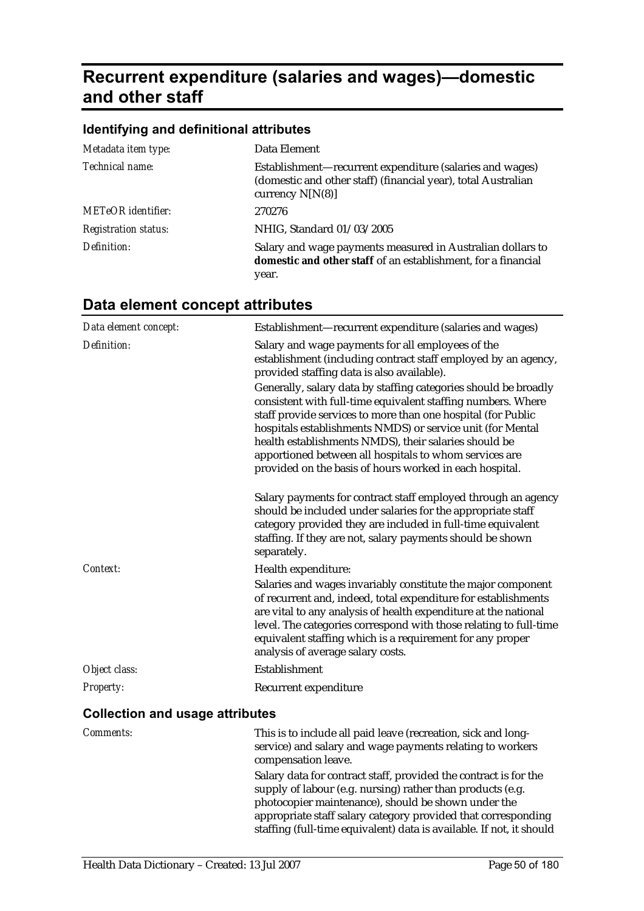# Recurrent expenditure (salaries and wages)—domestic and other staff

## Identifying and definitional attributes

| | |
|---|---|
| *Metadata item type:* | Data Element |
| *Technical name:* | Establishment—recurrent expenditure (salaries and wages) (domestic and other staff) (financial year), total Australian currency N[N(8)] |
| *METeOR identifier:* | 270276 |
| *Registration status:* | NHIG, Standard 01/03/2005 |
| *Definition:* | Salary and wage payments measured in Australian dollars to **domestic and other staff** of an establishment, for a financial year. |

## Data element concept attributes

| | |
|---|---|
| *Data element concept:* | Establishment—recurrent expenditure (salaries and wages) |
| *Definition:* | Salary and wage payments for all employees of the establishment (including contract staff employed by an agency, provided staffing data is also available).<br><br>Generally, salary data by staffing categories should be broadly consistent with full-time equivalent staffing numbers. Where staff provide services to more than one hospital (for Public hospitals establishments NMDS) or service unit (for Mental health establishments NMDS), their salaries should be apportioned between all hospitals to whom services are provided on the basis of hours worked in each hospital.<br><br>Salary payments for contract staff employed through an agency should be included under salaries for the appropriate staff category provided they are included in full-time equivalent staffing. If they are not, salary payments should be shown separately. |
| *Context:* | Health expenditure:<br><br>Salaries and wages invariably constitute the major component of recurrent and, indeed, total expenditure for establishments are vital to any analysis of health expenditure at the national level. The categories correspond with those relating to full-time equivalent staffing which is a requirement for any proper analysis of average salary costs. |
| *Object class:* | Establishment |
| *Property:* | Recurrent expenditure |

### Collection and usage attributes

| | |
|---|---|
| *Comments:* | This is to include all paid leave (recreation, sick and long-service) and salary and wage payments relating to workers compensation leave.<br><br>Salary data for contract staff, provided the contract is for the supply of labour (e.g. nursing) rather than products (e.g. photocopier maintenance), should be shown under the appropriate staff salary category provided that corresponding staffing (full-time equivalent) data is available. If not, it should |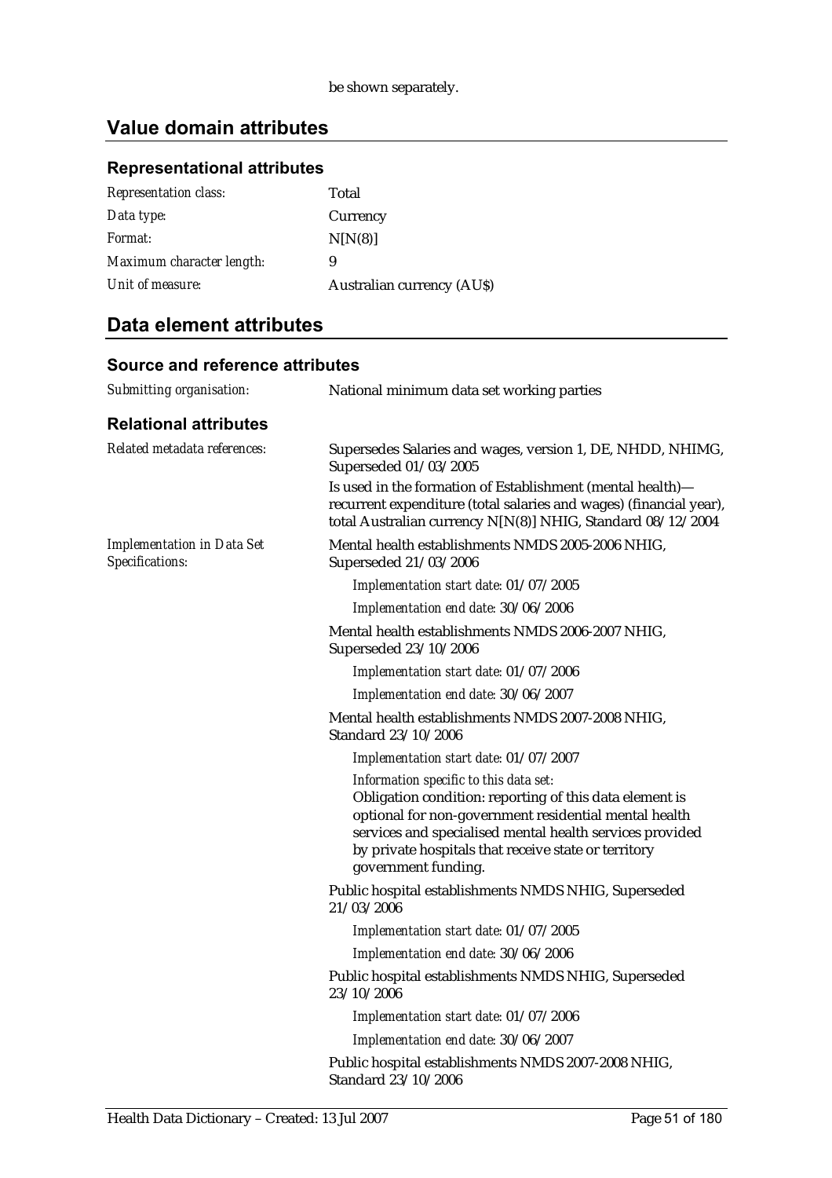be shown separately.

## Value domain attributes

### Representational attributes

| | |
|---|---|
| *Representation class:* | Total |
| *Data type:* | Currency |
| *Format:* | N[N(8)] |
| *Maximum character length:* | 9 |
| *Unit of measure:* | Australian currency (AU$) |

## Data element attributes

### Source and reference attributes

*Submitting organisation:* National minimum data set working parties

### Relational attributes

*Related metadata references:*

Supersedes Salaries and wages, version 1, DE, NHDD, NHIMG, Superseded 01/03/2005

Is used in the formation of Establishment (mental health)—recurrent expenditure (total salaries and wages) (financial year), total Australian currency N[N(8)] NHIG, Standard 08/12/2004

*Implementation in Data Set Specifications:*

Mental health establishments NMDS 2005-2006 NHIG, Superseded 21/03/2006

*Implementation start date:* 01/07/2005

*Implementation end date:* 30/06/2006

Mental health establishments NMDS 2006-2007 NHIG, Superseded 23/10/2006

*Implementation start date:* 01/07/2006

*Implementation end date:* 30/06/2007

Mental health establishments NMDS 2007-2008 NHIG, Standard 23/10/2006

*Implementation start date:* 01/07/2007

*Information specific to this data set:*
Obligation condition: reporting of this data element is optional for non-government residential mental health services and specialised mental health services provided by private hospitals that receive state or territory government funding.

Public hospital establishments NMDS NHIG, Superseded 21/03/2006

*Implementation start date:* 01/07/2005

*Implementation end date:* 30/06/2006

Public hospital establishments NMDS NHIG, Superseded 23/10/2006

*Implementation start date:* 01/07/2006

*Implementation end date:* 30/06/2007

Public hospital establishments NMDS 2007-2008 NHIG, Standard 23/10/2006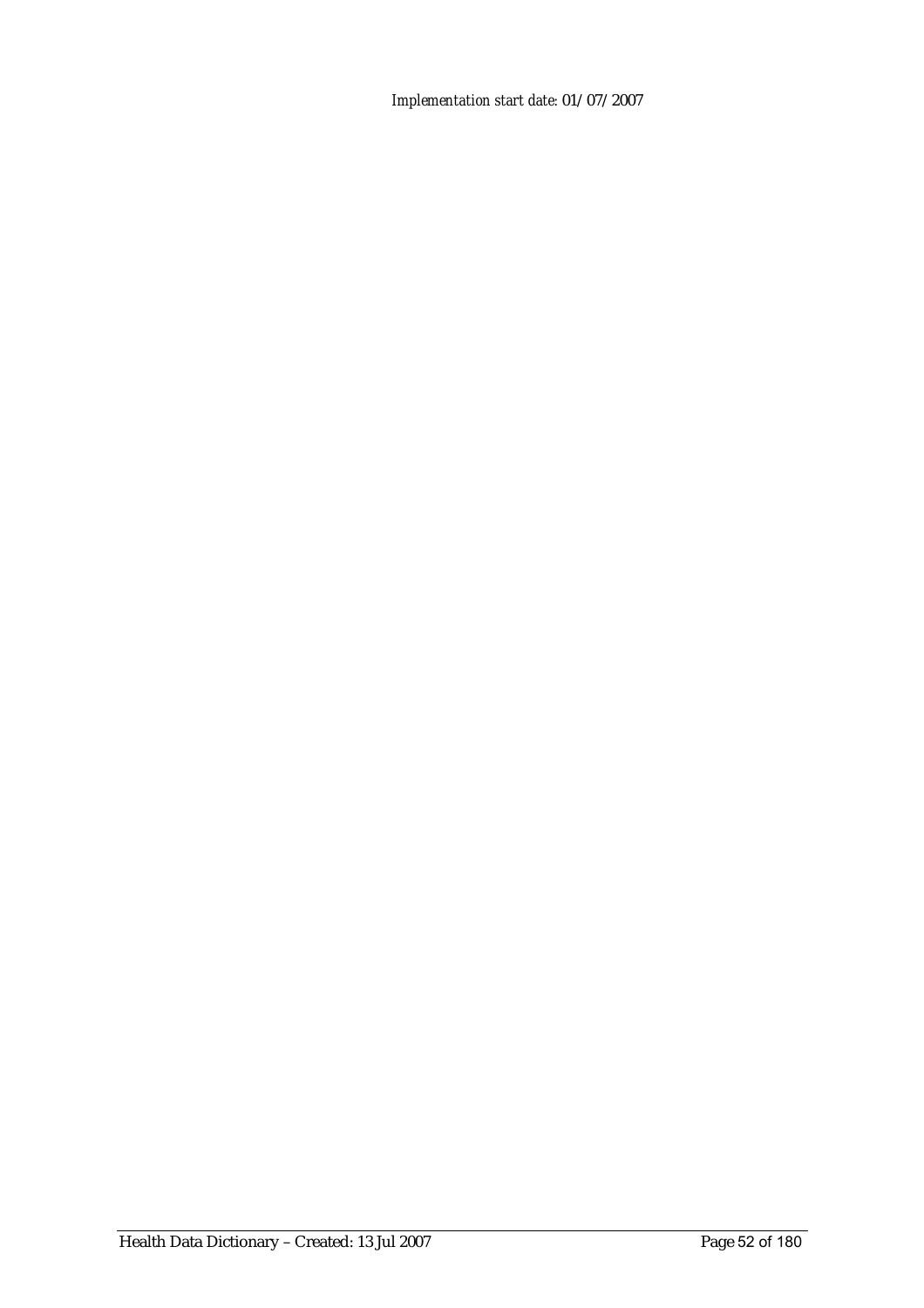*Implementation start date:* 01/07/2007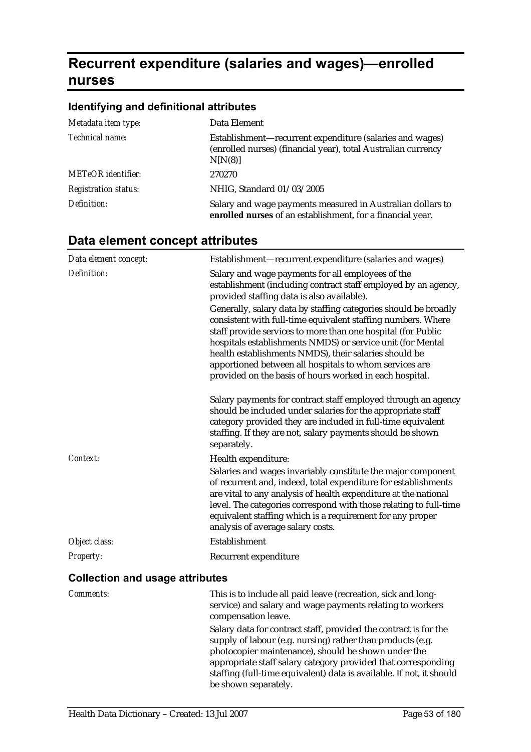# Recurrent expenditure (salaries and wages)—enrolled nurses

### Identifying and definitional attributes

| | |
|---|---|
| *Metadata item type:* | Data Element |
| *Technical name:* | Establishment—recurrent expenditure (salaries and wages) (enrolled nurses) (financial year), total Australian currency N[N(8)] |
| *METeOR identifier:* | 270270 |
| *Registration status:* | NHIG, Standard 01/03/2005 |
| *Definition:* | Salary and wage payments measured in Australian dollars to **enrolled nurses** of an establishment, for a financial year. |

## Data element concept attributes

| | |
|---|---|
| *Data element concept:* | Establishment—recurrent expenditure (salaries and wages) |
| *Definition:* | Salary and wage payments for all employees of the establishment (including contract staff employed by an agency, provided staffing data is also available).<br><br>Generally, salary data by staffing categories should be broadly consistent with full-time equivalent staffing numbers. Where staff provide services to more than one hospital (for Public hospitals establishments NMDS) or service unit (for Mental health establishments NMDS), their salaries should be apportioned between all hospitals to whom services are provided on the basis of hours worked in each hospital.<br><br>Salary payments for contract staff employed through an agency should be included under salaries for the appropriate staff category provided they are included in full-time equivalent staffing. If they are not, salary payments should be shown separately. |
| *Context:* | Health expenditure:<br><br>Salaries and wages invariably constitute the major component of recurrent and, indeed, total expenditure for establishments are vital to any analysis of health expenditure at the national level. The categories correspond with those relating to full-time equivalent staffing which is a requirement for any proper analysis of average salary costs. |
| *Object class:* | Establishment |
| *Property:* | Recurrent expenditure |

### Collection and usage attributes

| | |
|---|---|
| *Comments:* | This is to include all paid leave (recreation, sick and long-service) and salary and wage payments relating to workers compensation leave.<br><br>Salary data for contract staff, provided the contract is for the supply of labour (e.g. nursing) rather than products (e.g. photocopier maintenance), should be shown under the appropriate staff salary category provided that corresponding staffing (full-time equivalent) data is available. If not, it should be shown separately. |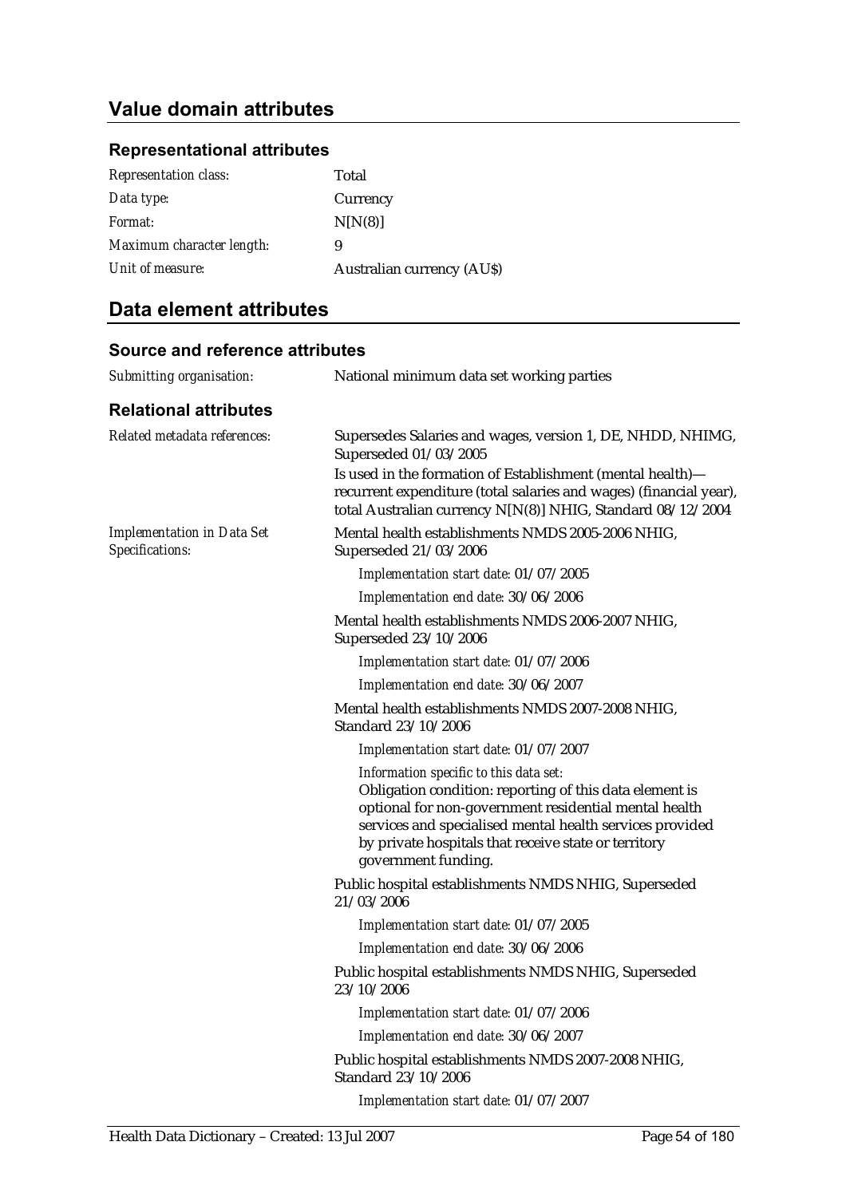## Value domain attributes

### Representational attributes

| | |
|---|---|
| *Representation class:* | Total |
| *Data type:* | Currency |
| *Format:* | N[N(8)] |
| *Maximum character length:* | 9 |
| *Unit of measure:* | Australian currency (AU$) |

## Data element attributes

### Source and reference attributes

*Submitting organisation:* National minimum data set working parties

### Relational attributes

*Related metadata references:*

Supersedes Salaries and wages, version 1, DE, NHDD, NHIMG, Superseded 01/03/2005

Is used in the formation of Establishment (mental health)—recurrent expenditure (total salaries and wages) (financial year), total Australian currency N[N(8)] NHIG, Standard 08/12/2004

*Implementation in Data Set Specifications:*

Mental health establishments NMDS 2005-2006 NHIG, Superseded 21/03/2006

*Implementation start date:* 01/07/2005

*Implementation end date:* 30/06/2006

Mental health establishments NMDS 2006-2007 NHIG, Superseded 23/10/2006

*Implementation start date:* 01/07/2006

*Implementation end date:* 30/06/2007

Mental health establishments NMDS 2007-2008 NHIG, Standard 23/10/2006

*Implementation start date:* 01/07/2007

*Information specific to this data set:*
Obligation condition: reporting of this data element is optional for non-government residential mental health services and specialised mental health services provided by private hospitals that receive state or territory government funding.

Public hospital establishments NMDS NHIG, Superseded 21/03/2006

*Implementation start date:* 01/07/2005

*Implementation end date:* 30/06/2006

Public hospital establishments NMDS NHIG, Superseded 23/10/2006

*Implementation start date:* 01/07/2006

*Implementation end date:* 30/06/2007

Public hospital establishments NMDS 2007-2008 NHIG, Standard 23/10/2006

*Implementation start date:* 01/07/2007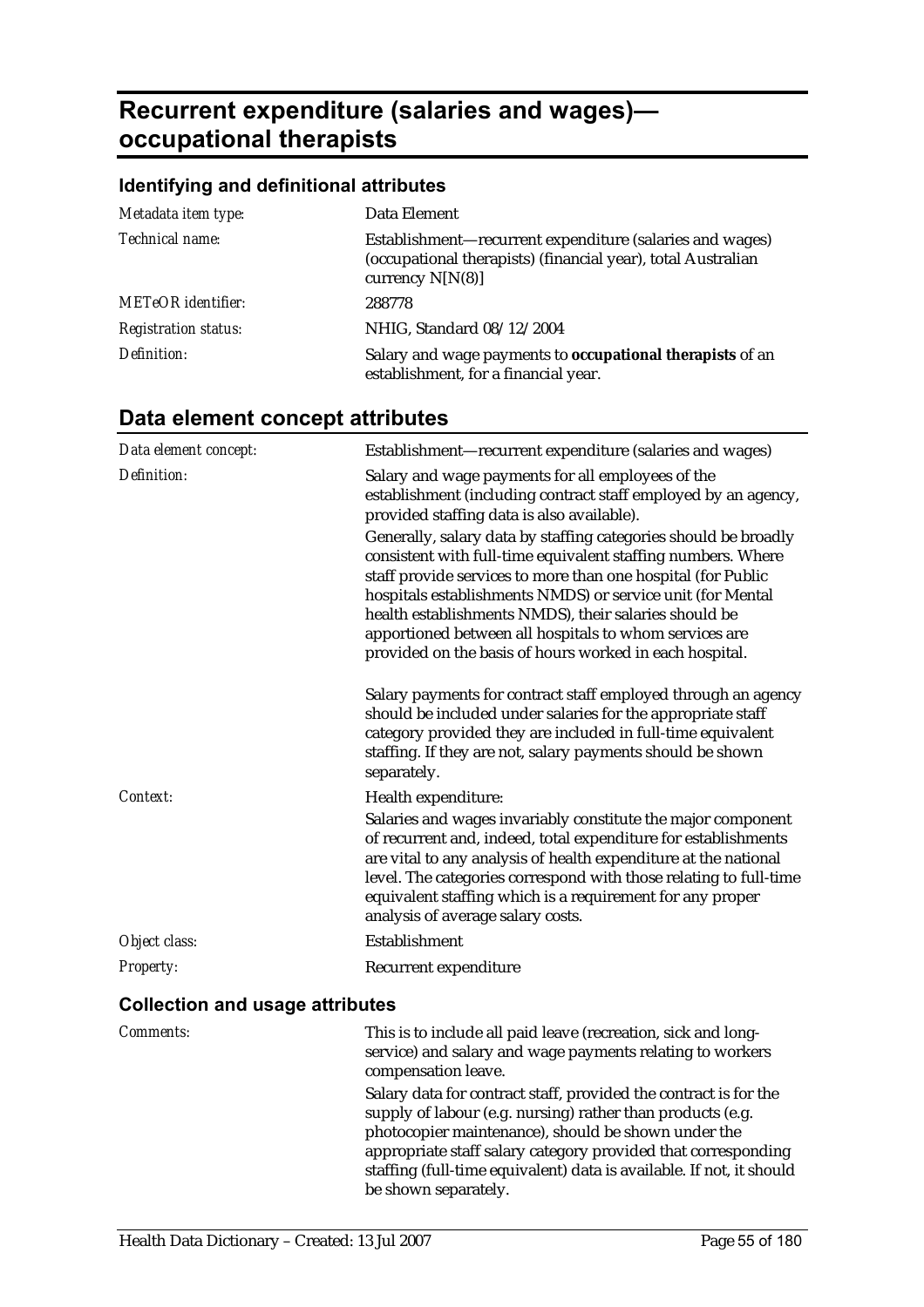# Recurrent expenditure (salaries and wages)—occupational therapists

## Identifying and definitional attributes

| | |
|---|---|
| *Metadata item type:* | Data Element |
| *Technical name:* | Establishment—recurrent expenditure (salaries and wages) (occupational therapists) (financial year), total Australian currency N[N(8)] |
| *METeOR identifier:* | 288778 |
| *Registration status:* | NHIG, Standard 08/12/2004 |
| *Definition:* | Salary and wage payments to **occupational therapists** of an establishment, for a financial year. |

## Data element concept attributes

| | |
|---|---|
| *Data element concept:* | Establishment—recurrent expenditure (salaries and wages) |
| *Definition:* | Salary and wage payments for all employees of the establishment (including contract staff employed by an agency, provided staffing data is also available).<br><br>Generally, salary data by staffing categories should be broadly consistent with full-time equivalent staffing numbers. Where staff provide services to more than one hospital (for Public hospitals establishments NMDS) or service unit (for Mental health establishments NMDS), their salaries should be apportioned between all hospitals to whom services are provided on the basis of hours worked in each hospital.<br><br>Salary payments for contract staff employed through an agency should be included under salaries for the appropriate staff category provided they are included in full-time equivalent staffing. If they are not, salary payments should be shown separately. |
| *Context:* | Health expenditure:<br><br>Salaries and wages invariably constitute the major component of recurrent and, indeed, total expenditure for establishments are vital to any analysis of health expenditure at the national level. The categories correspond with those relating to full-time equivalent staffing which is a requirement for any proper analysis of average salary costs. |
| *Object class:* | Establishment |
| *Property:* | Recurrent expenditure |

### Collection and usage attributes

| | |
|---|---|
| *Comments:* | This is to include all paid leave (recreation, sick and long-service) and salary and wage payments relating to workers compensation leave.<br><br>Salary data for contract staff, provided the contract is for the supply of labour (e.g. nursing) rather than products (e.g. photocopier maintenance), should be shown under the appropriate staff salary category provided that corresponding staffing (full-time equivalent) data is available. If not, it should be shown separately. |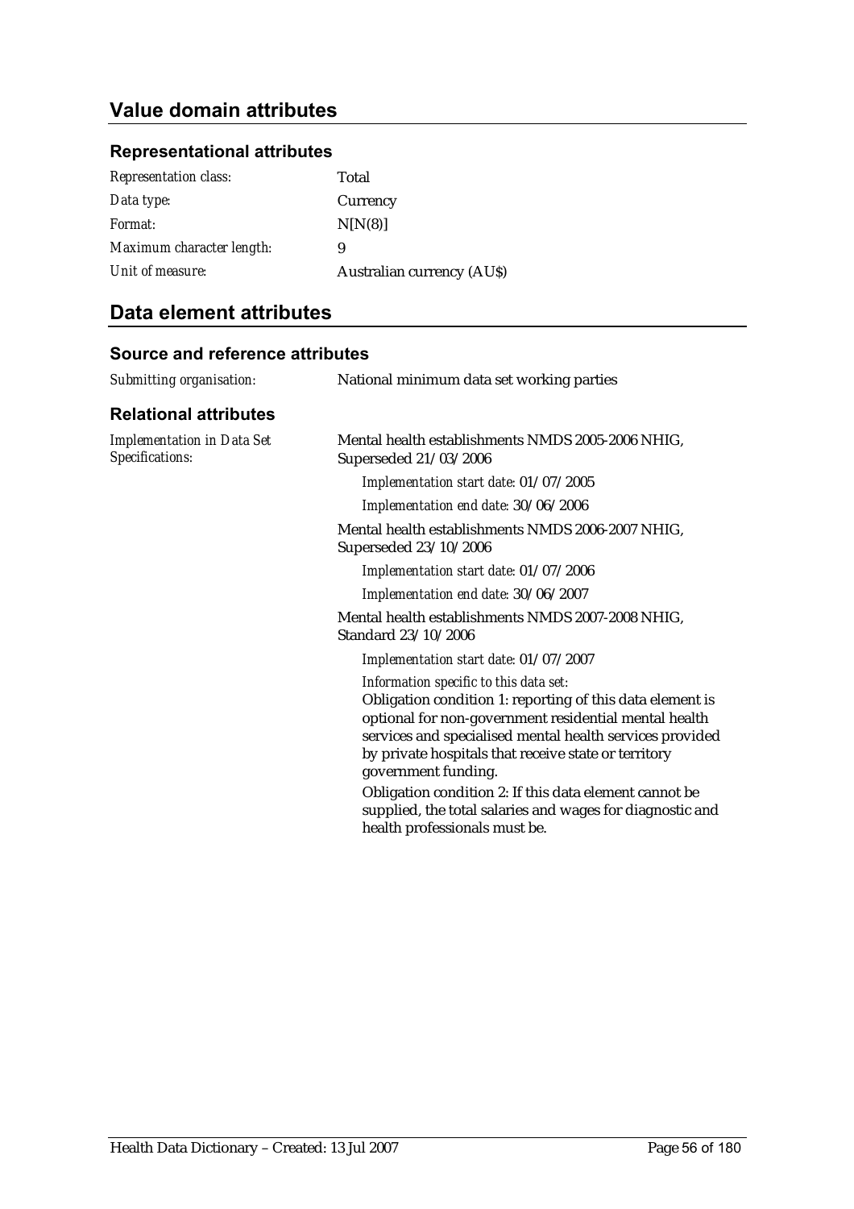## Value domain attributes

### Representational attributes

| | |
|---|---|
| *Representation class:* | Total |
| *Data type:* | Currency |
| *Format:* | N[N(8)] |
| *Maximum character length:* | 9 |
| *Unit of measure:* | Australian currency (AU$) |

## Data element attributes

### Source and reference attributes

*Submitting organisation:* National minimum data set working parties

### Relational attributes

*Implementation in Data Set Specifications:*

Mental health establishments NMDS 2005-2006 NHIG, Superseded 21/03/2006

*Implementation start date:* 01/07/2005

*Implementation end date:* 30/06/2006

Mental health establishments NMDS 2006-2007 NHIG, Superseded 23/10/2006

*Implementation start date:* 01/07/2006

*Implementation end date:* 30/06/2007

Mental health establishments NMDS 2007-2008 NHIG, Standard 23/10/2006

*Implementation start date:* 01/07/2007

*Information specific to this data set:*

Obligation condition 1: reporting of this data element is optional for non-government residential mental health services and specialised mental health services provided by private hospitals that receive state or territory government funding.

Obligation condition 2: If this data element cannot be supplied, the total salaries and wages for diagnostic and health professionals must be.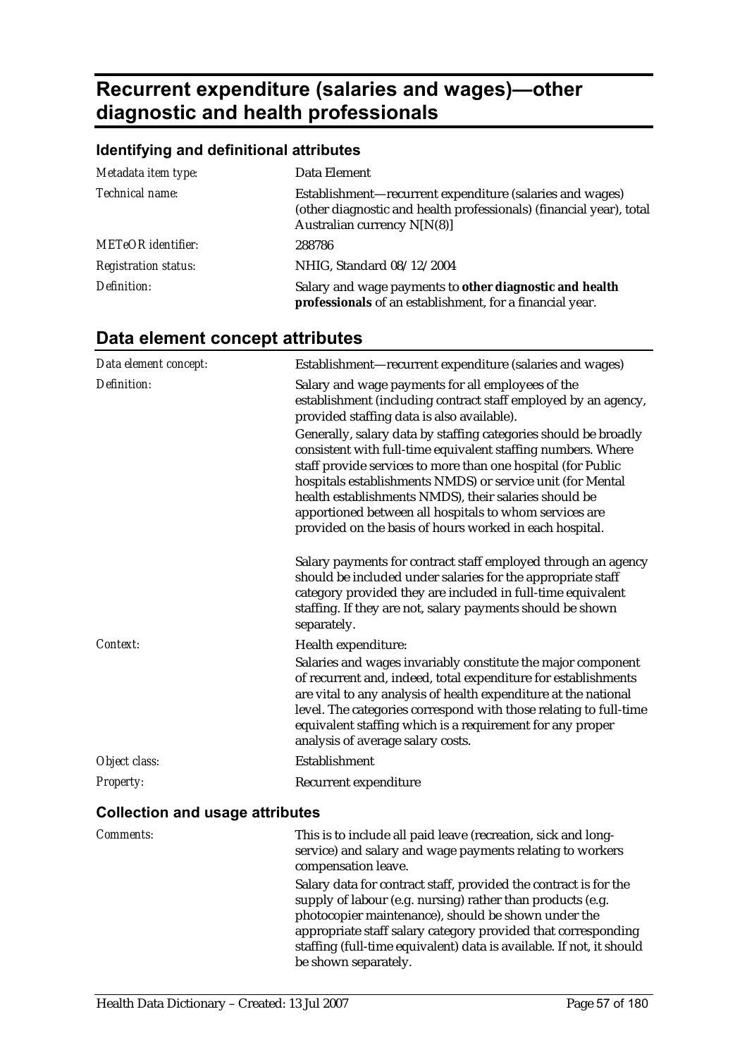# Recurrent expenditure (salaries and wages)—other diagnostic and health professionals

## Identifying and definitional attributes

| | |
|---|---|
| *Metadata item type:* | Data Element |
| *Technical name:* | Establishment—recurrent expenditure (salaries and wages) (other diagnostic and health professionals) (financial year), total Australian currency N[N(8)] |
| *METeOR identifier:* | 288786 |
| *Registration status:* | NHIG, Standard 08/12/2004 |
| *Definition:* | Salary and wage payments to **other diagnostic and health professionals** of an establishment, for a financial year. |

## Data element concept attributes

| | |
|---|---|
| *Data element concept:* | Establishment—recurrent expenditure (salaries and wages) |
| *Definition:* | Salary and wage payments for all employees of the establishment (including contract staff employed by an agency, provided staffing data is also available).<br><br>Generally, salary data by staffing categories should be broadly consistent with full-time equivalent staffing numbers. Where staff provide services to more than one hospital (for Public hospitals establishments NMDS) or service unit (for Mental health establishments NMDS), their salaries should be apportioned between all hospitals to whom services are provided on the basis of hours worked in each hospital.<br><br>Salary payments for contract staff employed through an agency should be included under salaries for the appropriate staff category provided they are included in full-time equivalent staffing. If they are not, salary payments should be shown separately. |
| *Context:* | Health expenditure:<br><br>Salaries and wages invariably constitute the major component of recurrent and, indeed, total expenditure for establishments are vital to any analysis of health expenditure at the national level. The categories correspond with those relating to full-time equivalent staffing which is a requirement for any proper analysis of average salary costs. |
| *Object class:* | Establishment |
| *Property:* | Recurrent expenditure |

### Collection and usage attributes

| | |
|---|---|
| *Comments:* | This is to include all paid leave (recreation, sick and long-service) and salary and wage payments relating to workers compensation leave.<br><br>Salary data for contract staff, provided the contract is for the supply of labour (e.g. nursing) rather than products (e.g. photocopier maintenance), should be shown under the appropriate staff salary category provided that corresponding staffing (full-time equivalent) data is available. If not, it should be shown separately. |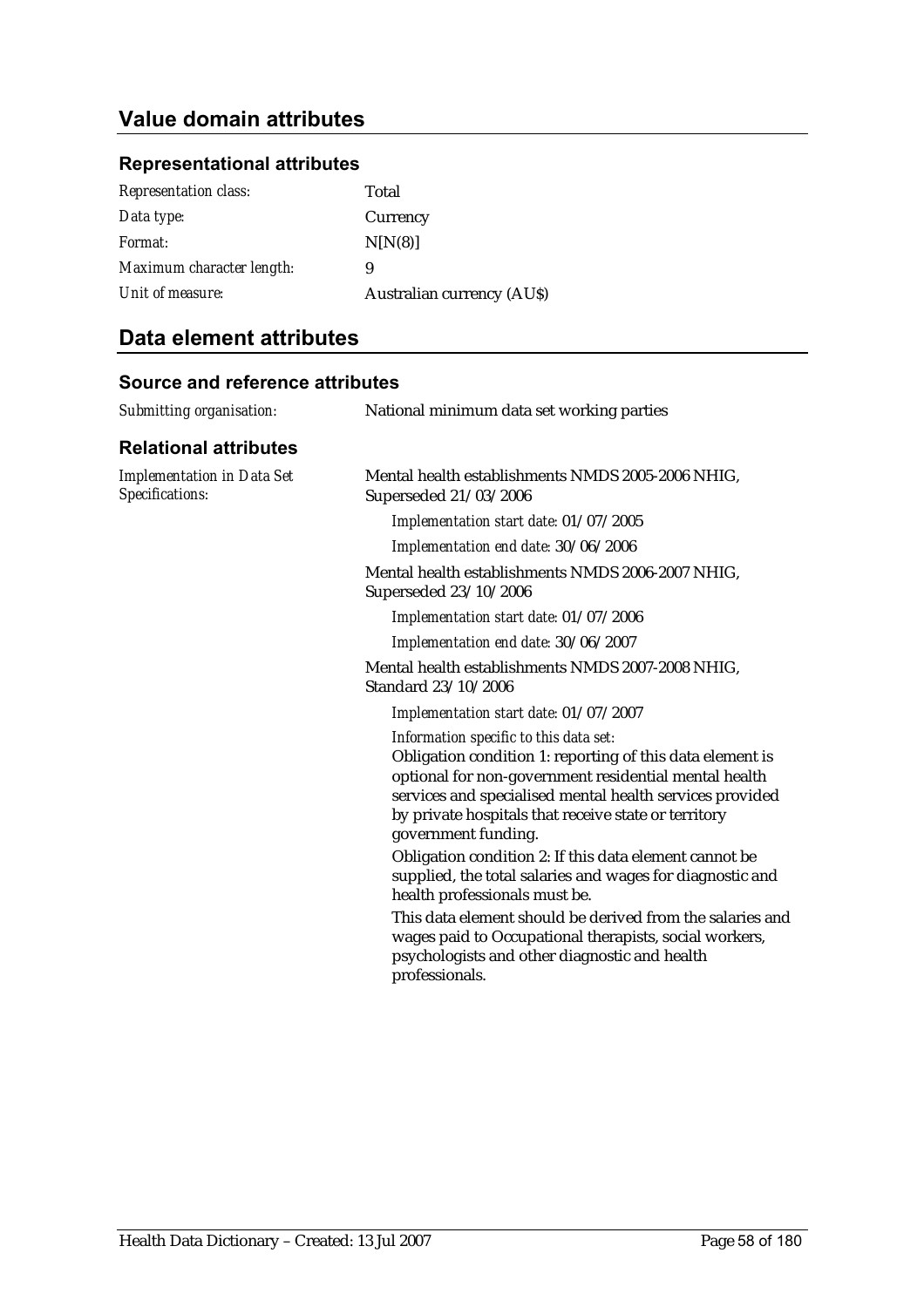## Value domain attributes

### Representational attributes

| | |
|---|---|
| *Representation class:* | Total |
| *Data type:* | Currency |
| *Format:* | N[N(8)] |
| *Maximum character length:* | 9 |
| *Unit of measure:* | Australian currency (AU$) |

## Data element attributes

### Source and reference attributes

*Submitting organisation:* National minimum data set working parties

### Relational attributes

*Implementation in Data Set Specifications:*

Mental health establishments NMDS 2005-2006 NHIG, Superseded 21/03/2006

*Implementation start date:* 01/07/2005

*Implementation end date:* 30/06/2006

Mental health establishments NMDS 2006-2007 NHIG, Superseded 23/10/2006

*Implementation start date:* 01/07/2006

*Implementation end date:* 30/06/2007

Mental health establishments NMDS 2007-2008 NHIG, Standard 23/10/2006

*Implementation start date:* 01/07/2007

*Information specific to this data set:*

Obligation condition 1: reporting of this data element is optional for non-government residential mental health services and specialised mental health services provided by private hospitals that receive state or territory government funding.

Obligation condition 2: If this data element cannot be supplied, the total salaries and wages for diagnostic and health professionals must be.

This data element should be derived from the salaries and wages paid to Occupational therapists, social workers, psychologists and other diagnostic and health professionals.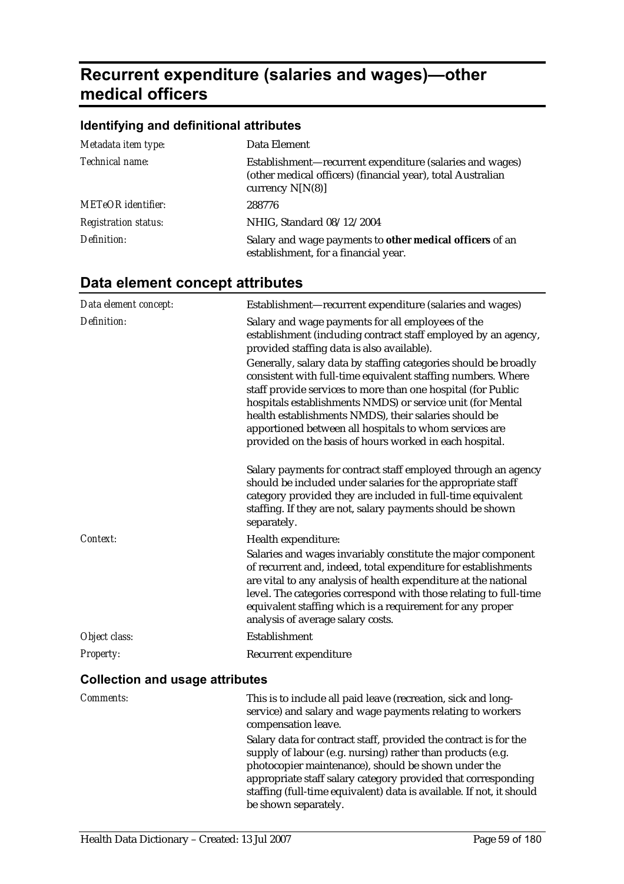# Recurrent expenditure (salaries and wages)—other medical officers

## Identifying and definitional attributes

| | |
|---|---|
| *Metadata item type:* | Data Element |
| *Technical name:* | Establishment—recurrent expenditure (salaries and wages) (other medical officers) (financial year), total Australian currency N[N(8)] |
| *METeOR identifier:* | 288776 |
| *Registration status:* | NHIG, Standard 08/12/2004 |
| *Definition:* | Salary and wage payments to **other medical officers** of an establishment, for a financial year. |

## Data element concept attributes

| | |
|---|---|
| *Data element concept:* | Establishment—recurrent expenditure (salaries and wages) |
| *Definition:* | Salary and wage payments for all employees of the establishment (including contract staff employed by an agency, provided staffing data is also available).<br><br>Generally, salary data by staffing categories should be broadly consistent with full-time equivalent staffing numbers. Where staff provide services to more than one hospital (for Public hospitals establishments NMDS) or service unit (for Mental health establishments NMDS), their salaries should be apportioned between all hospitals to whom services are provided on the basis of hours worked in each hospital.<br><br>Salary payments for contract staff employed through an agency should be included under salaries for the appropriate staff category provided they are included in full-time equivalent staffing. If they are not, salary payments should be shown separately. |
| *Context:* | Health expenditure:<br><br>Salaries and wages invariably constitute the major component of recurrent and, indeed, total expenditure for establishments are vital to any analysis of health expenditure at the national level. The categories correspond with those relating to full-time equivalent staffing which is a requirement for any proper analysis of average salary costs. |
| *Object class:* | Establishment |
| *Property:* | Recurrent expenditure |

### Collection and usage attributes

| | |
|---|---|
| *Comments:* | This is to include all paid leave (recreation, sick and long-service) and salary and wage payments relating to workers compensation leave.<br><br>Salary data for contract staff, provided the contract is for the supply of labour (e.g. nursing) rather than products (e.g. photocopier maintenance), should be shown under the appropriate staff salary category provided that corresponding staffing (full-time equivalent) data is available. If not, it should be shown separately. |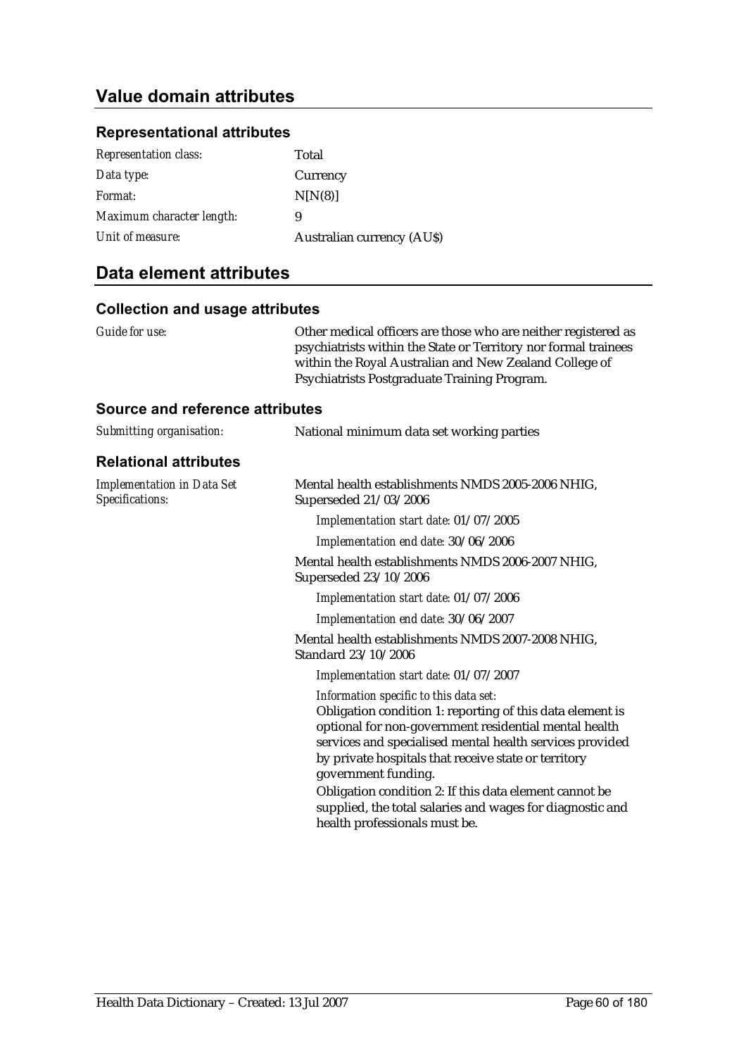## Value domain attributes

### Representational attributes

| | |
|---|---|
| *Representation class:* | Total |
| *Data type:* | Currency |
| *Format:* | N[N(8)] |
| *Maximum character length:* | 9 |
| *Unit of measure:* | Australian currency (AU$) |

## Data element attributes

### Collection and usage attributes

*Guide for use:* Other medical officers are those who are neither registered as psychiatrists within the State or Territory nor formal trainees within the Royal Australian and New Zealand College of Psychiatrists Postgraduate Training Program.

### Source and reference attributes

*Submitting organisation:* National minimum data set working parties

### Relational attributes

*Implementation in Data Set Specifications:*

Mental health establishments NMDS 2005-2006 NHIG, Superseded 21/03/2006

*Implementation start date:* 01/07/2005

*Implementation end date:* 30/06/2006

Mental health establishments NMDS 2006-2007 NHIG, Superseded 23/10/2006

*Implementation start date:* 01/07/2006

*Implementation end date:* 30/06/2007

Mental health establishments NMDS 2007-2008 NHIG, Standard 23/10/2006

*Implementation start date:* 01/07/2007

*Information specific to this data set:*

Obligation condition 1: reporting of this data element is optional for non-government residential mental health services and specialised mental health services provided by private hospitals that receive state or territory government funding.

Obligation condition 2: If this data element cannot be supplied, the total salaries and wages for diagnostic and health professionals must be.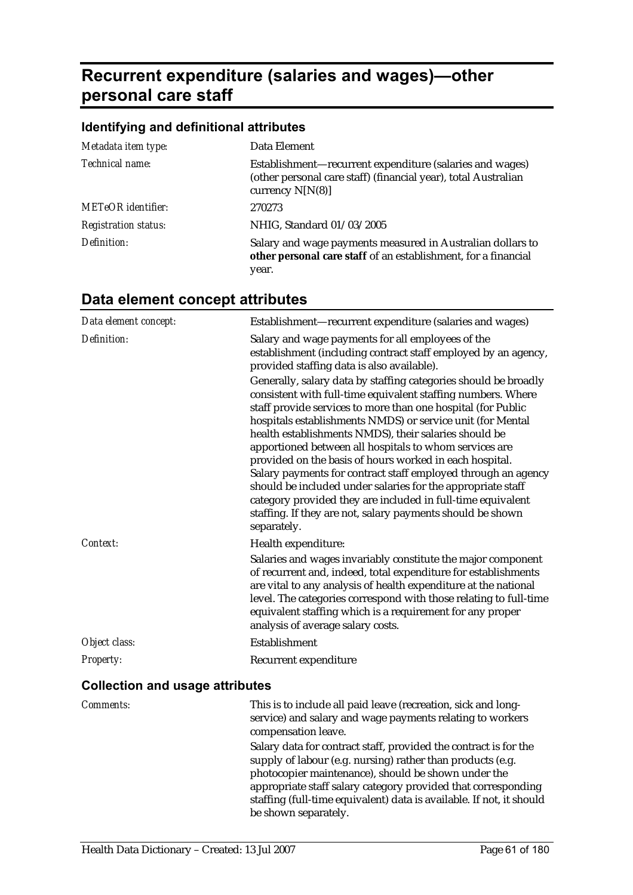# Recurrent expenditure (salaries and wages)—other personal care staff

## Identifying and definitional attributes

| | |
|---|---|
| *Metadata item type:* | Data Element |
| *Technical name:* | Establishment—recurrent expenditure (salaries and wages) (other personal care staff) (financial year), total Australian currency N[N(8)] |
| *METeOR identifier:* | 270273 |
| *Registration status:* | NHIG, Standard 01/03/2005 |
| *Definition:* | Salary and wage payments measured in Australian dollars to **other personal care staff** of an establishment, for a financial year. |

## Data element concept attributes

| | |
|---|---|
| *Data element concept:* | Establishment—recurrent expenditure (salaries and wages) |
| *Definition:* | Salary and wage payments for all employees of the establishment (including contract staff employed by an agency, provided staffing data is also available).<br><br>Generally, salary data by staffing categories should be broadly consistent with full-time equivalent staffing numbers. Where staff provide services to more than one hospital (for Public hospitals establishments NMDS) or service unit (for Mental health establishments NMDS), their salaries should be apportioned between all hospitals to whom services are provided on the basis of hours worked in each hospital. Salary payments for contract staff employed through an agency should be included under salaries for the appropriate staff category provided they are included in full-time equivalent staffing. If they are not, salary payments should be shown separately. |
| *Context:* | Health expenditure:<br><br>Salaries and wages invariably constitute the major component of recurrent and, indeed, total expenditure for establishments are vital to any analysis of health expenditure at the national level. The categories correspond with those relating to full-time equivalent staffing which is a requirement for any proper analysis of average salary costs. |
| *Object class:* | Establishment |
| *Property:* | Recurrent expenditure |

### Collection and usage attributes

| | |
|---|---|
| *Comments:* | This is to include all paid leave (recreation, sick and long-service) and salary and wage payments relating to workers compensation leave.<br><br>Salary data for contract staff, provided the contract is for the supply of labour (e.g. nursing) rather than products (e.g. photocopier maintenance), should be shown under the appropriate staff salary category provided that corresponding staffing (full-time equivalent) data is available. If not, it should be shown separately. |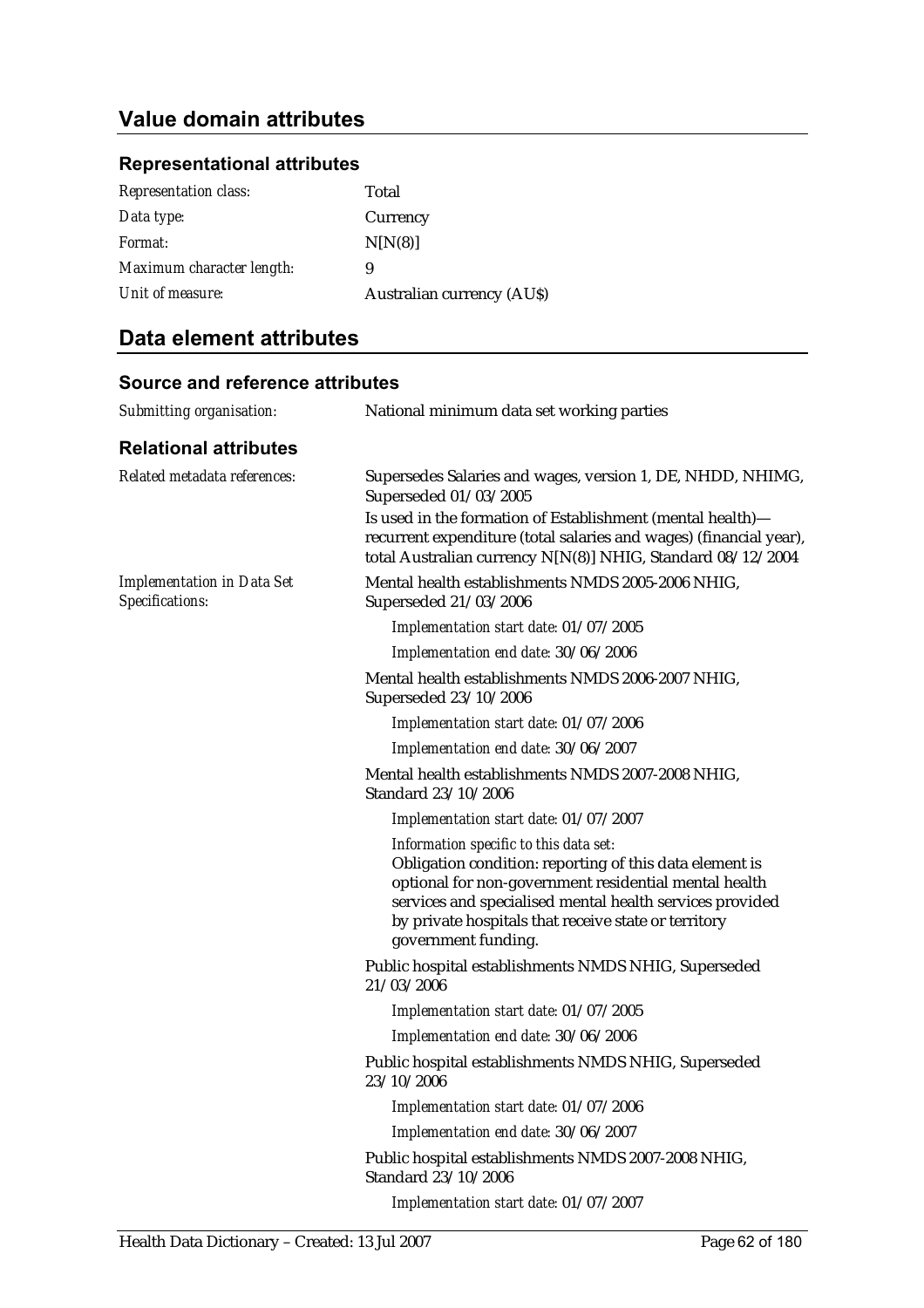## Value domain attributes

### Representational attributes

| | |
|---|---|
| *Representation class:* | Total |
| *Data type:* | Currency |
| *Format:* | N[N(8)] |
| *Maximum character length:* | 9 |
| *Unit of measure:* | Australian currency (AU$) |

## Data element attributes

### Source and reference attributes

*Submitting organisation:* National minimum data set working parties

### Relational attributes

*Related metadata references:*

Supersedes Salaries and wages, version 1, DE, NHDD, NHIMG, Superseded 01/03/2005

Is used in the formation of Establishment (mental health)—recurrent expenditure (total salaries and wages) (financial year), total Australian currency N[N(8)] NHIG, Standard 08/12/2004

*Implementation in Data Set Specifications:*

Mental health establishments NMDS 2005-2006 NHIG, Superseded 21/03/2006

*Implementation start date:* 01/07/2005

*Implementation end date:* 30/06/2006

Mental health establishments NMDS 2006-2007 NHIG, Superseded 23/10/2006

*Implementation start date:* 01/07/2006

*Implementation end date:* 30/06/2007

Mental health establishments NMDS 2007-2008 NHIG, Standard 23/10/2006

*Implementation start date:* 01/07/2007

*Information specific to this data set:*
Obligation condition: reporting of this data element is optional for non-government residential mental health services and specialised mental health services provided by private hospitals that receive state or territory government funding.

Public hospital establishments NMDS NHIG, Superseded 21/03/2006

*Implementation start date:* 01/07/2005

*Implementation end date:* 30/06/2006

Public hospital establishments NMDS NHIG, Superseded 23/10/2006

*Implementation start date:* 01/07/2006

*Implementation end date:* 30/06/2007

Public hospital establishments NMDS 2007-2008 NHIG, Standard 23/10/2006

*Implementation start date:* 01/07/2007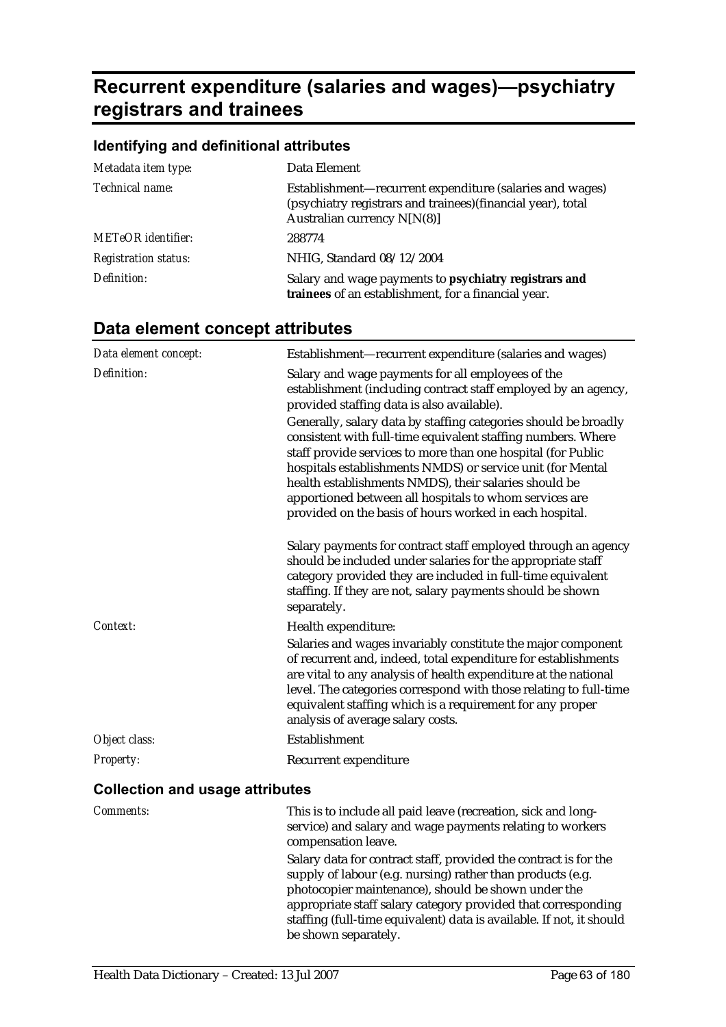# Recurrent expenditure (salaries and wages)—psychiatry registrars and trainees

## Identifying and definitional attributes

| | |
|---|---|
| *Metadata item type:* | Data Element |
| *Technical name:* | Establishment—recurrent expenditure (salaries and wages) (psychiatry registrars and trainees)(financial year), total Australian currency N[N(8)] |
| *METeOR identifier:* | 288774 |
| *Registration status:* | NHIG, Standard 08/12/2004 |
| *Definition:* | Salary and wage payments to **psychiatry registrars and trainees** of an establishment, for a financial year. |

## Data element concept attributes

| | |
|---|---|
| *Data element concept:* | Establishment—recurrent expenditure (salaries and wages) |
| *Definition:* | Salary and wage payments for all employees of the establishment (including contract staff employed by an agency, provided staffing data is also available).<br><br>Generally, salary data by staffing categories should be broadly consistent with full-time equivalent staffing numbers. Where staff provide services to more than one hospital (for Public hospitals establishments NMDS) or service unit (for Mental health establishments NMDS), their salaries should be apportioned between all hospitals to whom services are provided on the basis of hours worked in each hospital.<br><br>Salary payments for contract staff employed through an agency should be included under salaries for the appropriate staff category provided they are included in full-time equivalent staffing. If they are not, salary payments should be shown separately. |
| *Context:* | Health expenditure:<br><br>Salaries and wages invariably constitute the major component of recurrent and, indeed, total expenditure for establishments are vital to any analysis of health expenditure at the national level. The categories correspond with those relating to full-time equivalent staffing which is a requirement for any proper analysis of average salary costs. |
| *Object class:* | Establishment |
| *Property:* | Recurrent expenditure |

### Collection and usage attributes

| | |
|---|---|
| *Comments:* | This is to include all paid leave (recreation, sick and long-service) and salary and wage payments relating to workers compensation leave.<br><br>Salary data for contract staff, provided the contract is for the supply of labour (e.g. nursing) rather than products (e.g. photocopier maintenance), should be shown under the appropriate staff salary category provided that corresponding staffing (full-time equivalent) data is available. If not, it should be shown separately. |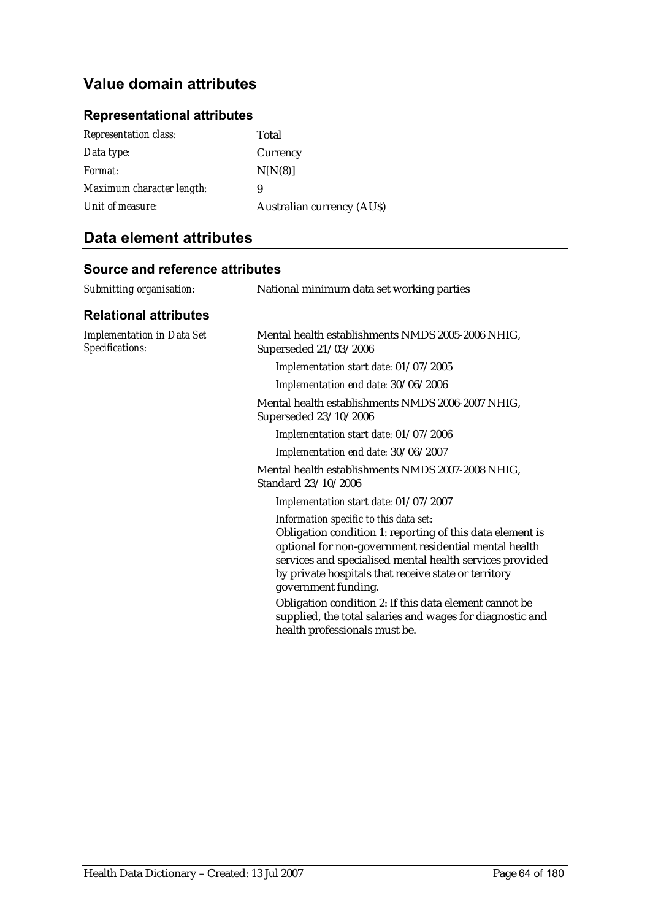## Value domain attributes

### Representational attributes

| | |
|---|---|
| *Representation class:* | Total |
| *Data type:* | Currency |
| *Format:* | N[N(8)] |
| *Maximum character length:* | 9 |
| *Unit of measure:* | Australian currency (AU$) |

## Data element attributes

### Source and reference attributes

*Submitting organisation:* National minimum data set working parties

### Relational attributes

*Implementation in Data Set Specifications:*

Mental health establishments NMDS 2005-2006 NHIG, Superseded 21/03/2006

*Implementation start date:* 01/07/2005

*Implementation end date:* 30/06/2006

Mental health establishments NMDS 2006-2007 NHIG, Superseded 23/10/2006

*Implementation start date:* 01/07/2006

*Implementation end date:* 30/06/2007

Mental health establishments NMDS 2007-2008 NHIG, Standard 23/10/2006

*Implementation start date:* 01/07/2007

*Information specific to this data set:*

Obligation condition 1: reporting of this data element is optional for non-government residential mental health services and specialised mental health services provided by private hospitals that receive state or territory government funding.

Obligation condition 2: If this data element cannot be supplied, the total salaries and wages for diagnostic and health professionals must be.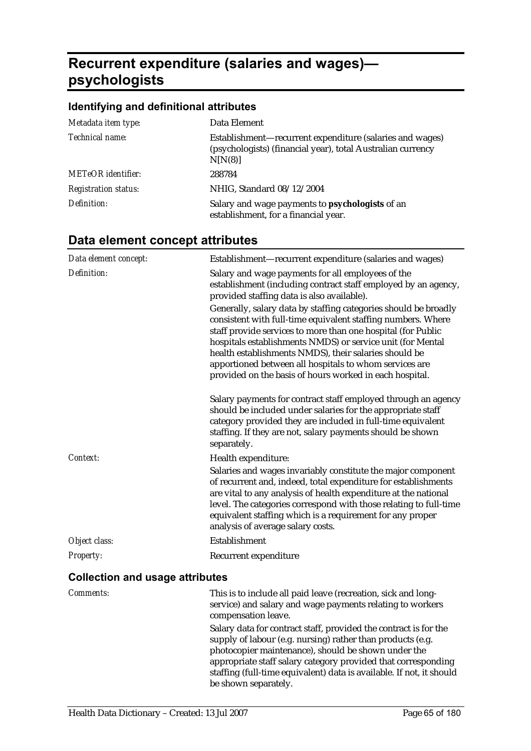# Recurrent expenditure (salaries and wages)—psychologists

## Identifying and definitional attributes

| | |
|---|---|
| *Metadata item type:* | Data Element |
| *Technical name:* | Establishment—recurrent expenditure (salaries and wages) (psychologists) (financial year), total Australian currency N[N(8)] |
| *METeOR identifier:* | 288784 |
| *Registration status:* | NHIG, Standard 08/12/2004 |
| *Definition:* | Salary and wage payments to **psychologists** of an establishment, for a financial year. |

## Data element concept attributes

| | |
|---|---|
| *Data element concept:* | Establishment—recurrent expenditure (salaries and wages) |
| *Definition:* | Salary and wage payments for all employees of the establishment (including contract staff employed by an agency, provided staffing data is also available).<br><br>Generally, salary data by staffing categories should be broadly consistent with full-time equivalent staffing numbers. Where staff provide services to more than one hospital (for Public hospitals establishments NMDS) or service unit (for Mental health establishments NMDS), their salaries should be apportioned between all hospitals to whom services are provided on the basis of hours worked in each hospital.<br><br>Salary payments for contract staff employed through an agency should be included under salaries for the appropriate staff category provided they are included in full-time equivalent staffing. If they are not, salary payments should be shown separately. |
| *Context:* | Health expenditure:<br><br>Salaries and wages invariably constitute the major component of recurrent and, indeed, total expenditure for establishments are vital to any analysis of health expenditure at the national level. The categories correspond with those relating to full-time equivalent staffing which is a requirement for any proper analysis of average salary costs. |
| *Object class:* | Establishment |
| *Property:* | Recurrent expenditure |

### Collection and usage attributes

| | |
|---|---|
| *Comments:* | This is to include all paid leave (recreation, sick and long-service) and salary and wage payments relating to workers compensation leave.<br><br>Salary data for contract staff, provided the contract is for the supply of labour (e.g. nursing) rather than products (e.g. photocopier maintenance), should be shown under the appropriate staff salary category provided that corresponding staffing (full-time equivalent) data is available. If not, it should be shown separately. |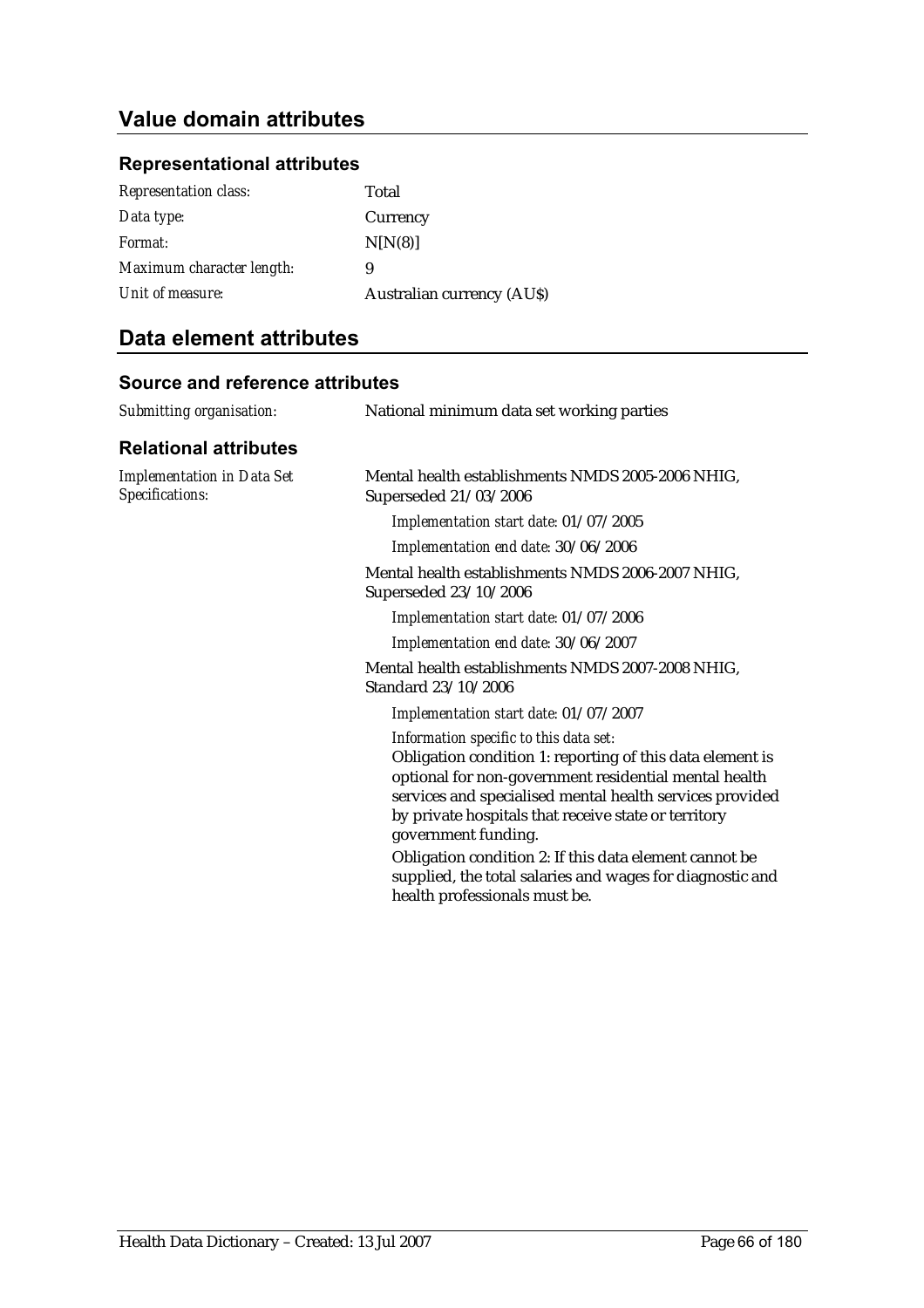## Value domain attributes

### Representational attributes

| | |
|---|---|
| *Representation class:* | Total |
| *Data type:* | Currency |
| *Format:* | N[N(8)] |
| *Maximum character length:* | 9 |
| *Unit of measure:* | Australian currency (AU$) |

## Data element attributes

### Source and reference attributes

*Submitting organisation:* National minimum data set working parties

### Relational attributes

*Implementation in Data Set Specifications:*

Mental health establishments NMDS 2005-2006 NHIG, Superseded 21/03/2006

*Implementation start date:* 01/07/2005

*Implementation end date:* 30/06/2006

Mental health establishments NMDS 2006-2007 NHIG, Superseded 23/10/2006

*Implementation start date:* 01/07/2006

*Implementation end date:* 30/06/2007

Mental health establishments NMDS 2007-2008 NHIG, Standard 23/10/2006

*Implementation start date:* 01/07/2007

*Information specific to this data set:*

Obligation condition 1: reporting of this data element is optional for non-government residential mental health services and specialised mental health services provided by private hospitals that receive state or territory government funding.

Obligation condition 2: If this data element cannot be supplied, the total salaries and wages for diagnostic and health professionals must be.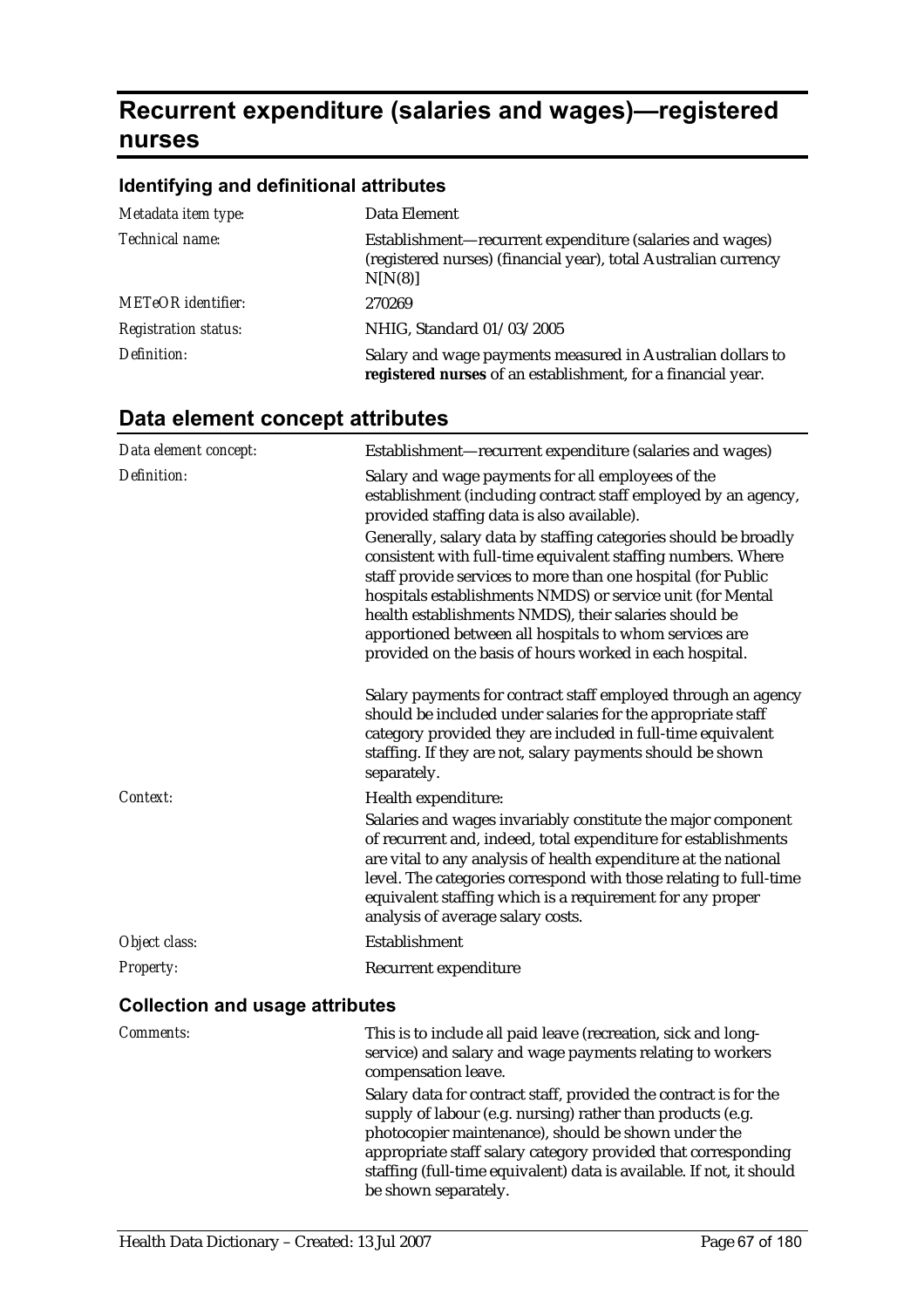# Recurrent expenditure (salaries and wages)—registered nurses

## Identifying and definitional attributes

| | |
|---|---|
| *Metadata item type:* | Data Element |
| *Technical name:* | Establishment—recurrent expenditure (salaries and wages) (registered nurses) (financial year), total Australian currency N[N(8)] |
| *METeOR identifier:* | 270269 |
| *Registration status:* | NHIG, Standard 01/03/2005 |
| *Definition:* | Salary and wage payments measured in Australian dollars to **registered nurses** of an establishment, for a financial year. |

## Data element concept attributes

| | |
|---|---|
| *Data element concept:* | Establishment—recurrent expenditure (salaries and wages) |
| *Definition:* | Salary and wage payments for all employees of the establishment (including contract staff employed by an agency, provided staffing data is also available).<br><br>Generally, salary data by staffing categories should be broadly consistent with full-time equivalent staffing numbers. Where staff provide services to more than one hospital (for Public hospitals establishments NMDS) or service unit (for Mental health establishments NMDS), their salaries should be apportioned between all hospitals to whom services are provided on the basis of hours worked in each hospital.<br><br>Salary payments for contract staff employed through an agency should be included under salaries for the appropriate staff category provided they are included in full-time equivalent staffing. If they are not, salary payments should be shown separately. |
| *Context:* | Health expenditure:<br><br>Salaries and wages invariably constitute the major component of recurrent and, indeed, total expenditure for establishments are vital to any analysis of health expenditure at the national level. The categories correspond with those relating to full-time equivalent staffing which is a requirement for any proper analysis of average salary costs. |
| *Object class:* | Establishment |
| *Property:* | Recurrent expenditure |

### Collection and usage attributes

| | |
|---|---|
| *Comments:* | This is to include all paid leave (recreation, sick and long-service) and salary and wage payments relating to workers compensation leave.<br><br>Salary data for contract staff, provided the contract is for the supply of labour (e.g. nursing) rather than products (e.g. photocopier maintenance), should be shown under the appropriate staff salary category provided that corresponding staffing (full-time equivalent) data is available. If not, it should be shown separately. |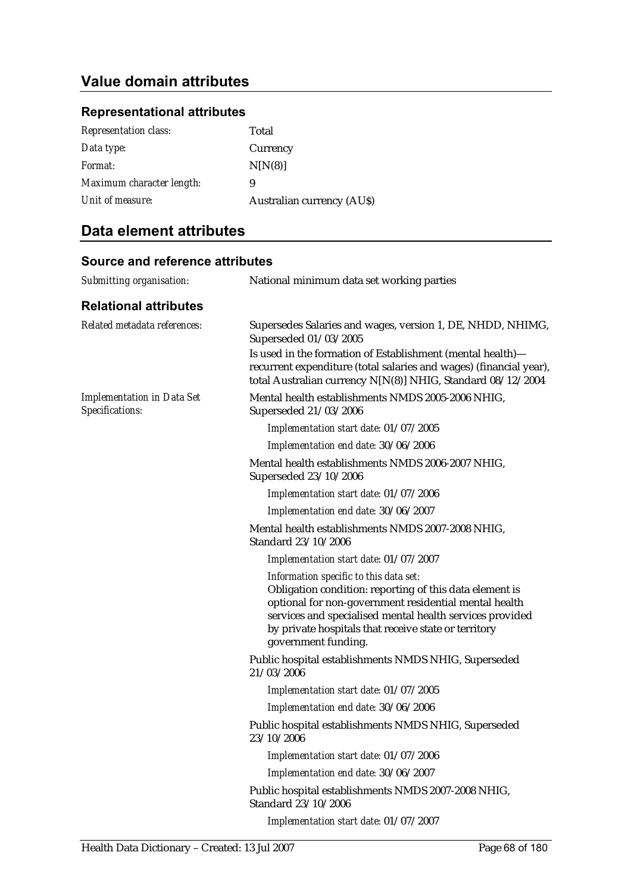## Value domain attributes

### Representational attributes

| | |
|---|---|
| *Representation class:* | Total |
| *Data type:* | Currency |
| *Format:* | N[N(8)] |
| *Maximum character length:* | 9 |
| *Unit of measure:* | Australian currency (AU$) |

## Data element attributes

### Source and reference attributes

*Submitting organisation:* National minimum data set working parties

### Relational attributes

*Related metadata references:*

Supersedes Salaries and wages, version 1, DE, NHDD, NHIMG, Superseded 01/03/2005

Is used in the formation of Establishment (mental health)—recurrent expenditure (total salaries and wages) (financial year), total Australian currency N[N(8)] NHIG, Standard 08/12/2004

*Implementation in Data Set Specifications:*

Mental health establishments NMDS 2005-2006 NHIG, Superseded 21/03/2006

*Implementation start date:* 01/07/2005

*Implementation end date:* 30/06/2006

Mental health establishments NMDS 2006-2007 NHIG, Superseded 23/10/2006

*Implementation start date:* 01/07/2006

*Implementation end date:* 30/06/2007

Mental health establishments NMDS 2007-2008 NHIG, Standard 23/10/2006

*Implementation start date:* 01/07/2007

*Information specific to this data set:*
Obligation condition: reporting of this data element is optional for non-government residential mental health services and specialised mental health services provided by private hospitals that receive state or territory government funding.

Public hospital establishments NMDS NHIG, Superseded 21/03/2006

*Implementation start date:* 01/07/2005

*Implementation end date:* 30/06/2006

Public hospital establishments NMDS NHIG, Superseded 23/10/2006

*Implementation start date:* 01/07/2006

*Implementation end date:* 30/06/2007

Public hospital establishments NMDS 2007-2008 NHIG, Standard 23/10/2006

*Implementation start date:* 01/07/2007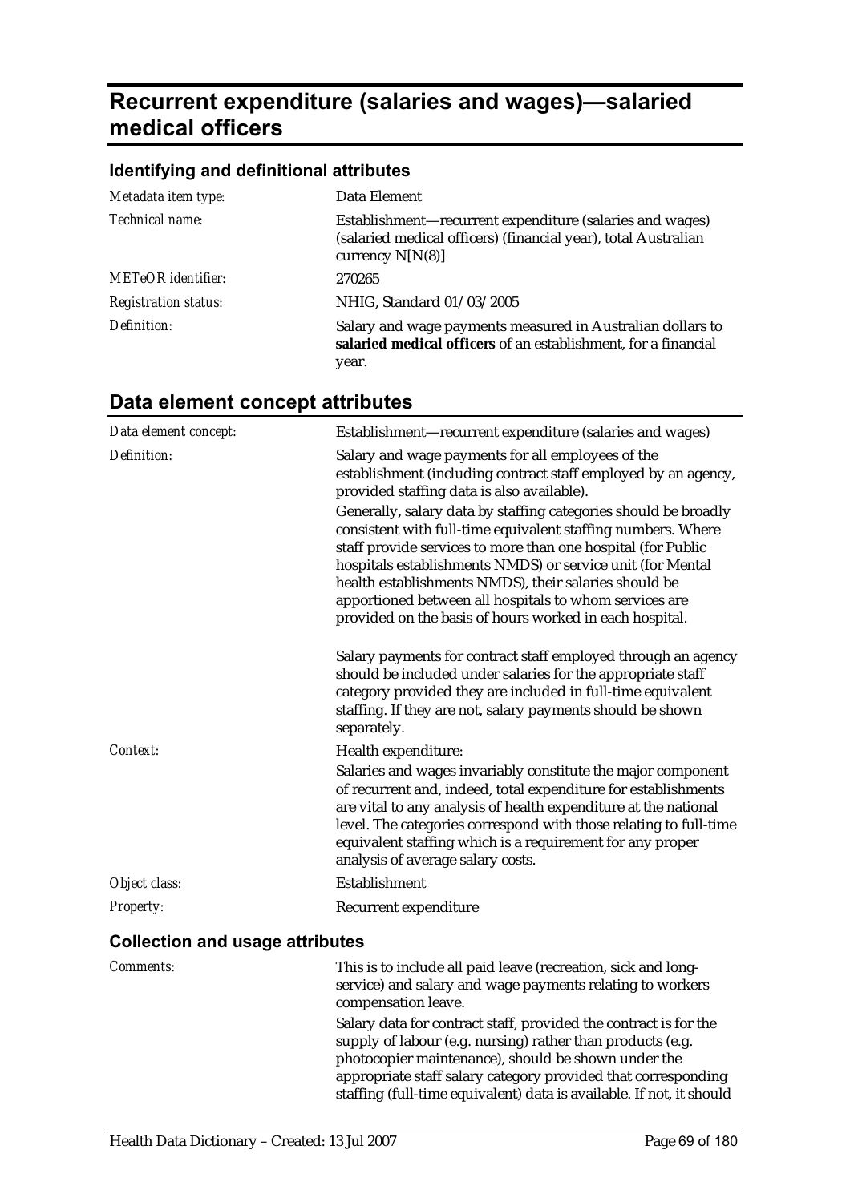# Recurrent expenditure (salaries and wages)—salaried medical officers

## Identifying and definitional attributes

| | |
|---|---|
| *Metadata item type:* | Data Element |
| *Technical name:* | Establishment—recurrent expenditure (salaries and wages) (salaried medical officers) (financial year), total Australian currency N[N(8)] |
| *METeOR identifier:* | 270265 |
| *Registration status:* | NHIG, Standard 01/03/2005 |
| *Definition:* | Salary and wage payments measured in Australian dollars to **salaried medical officers** of an establishment, for a financial year. |

## Data element concept attributes

| | |
|---|---|
| *Data element concept:* | Establishment—recurrent expenditure (salaries and wages) |
| *Definition:* | Salary and wage payments for all employees of the establishment (including contract staff employed by an agency, provided staffing data is also available).<br><br>Generally, salary data by staffing categories should be broadly consistent with full-time equivalent staffing numbers. Where staff provide services to more than one hospital (for Public hospitals establishments NMDS) or service unit (for Mental health establishments NMDS), their salaries should be apportioned between all hospitals to whom services are provided on the basis of hours worked in each hospital.<br><br>Salary payments for contract staff employed through an agency should be included under salaries for the appropriate staff category provided they are included in full-time equivalent staffing. If they are not, salary payments should be shown separately. |
| *Context:* | Health expenditure:<br><br>Salaries and wages invariably constitute the major component of recurrent and, indeed, total expenditure for establishments are vital to any analysis of health expenditure at the national level. The categories correspond with those relating to full-time equivalent staffing which is a requirement for any proper analysis of average salary costs. |
| *Object class:* | Establishment |
| *Property:* | Recurrent expenditure |

### Collection and usage attributes

| | |
|---|---|
| *Comments:* | This is to include all paid leave (recreation, sick and long-service) and salary and wage payments relating to workers compensation leave.<br><br>Salary data for contract staff, provided the contract is for the supply of labour (e.g. nursing) rather than products (e.g. photocopier maintenance), should be shown under the appropriate staff salary category provided that corresponding staffing (full-time equivalent) data is available. If not, it should |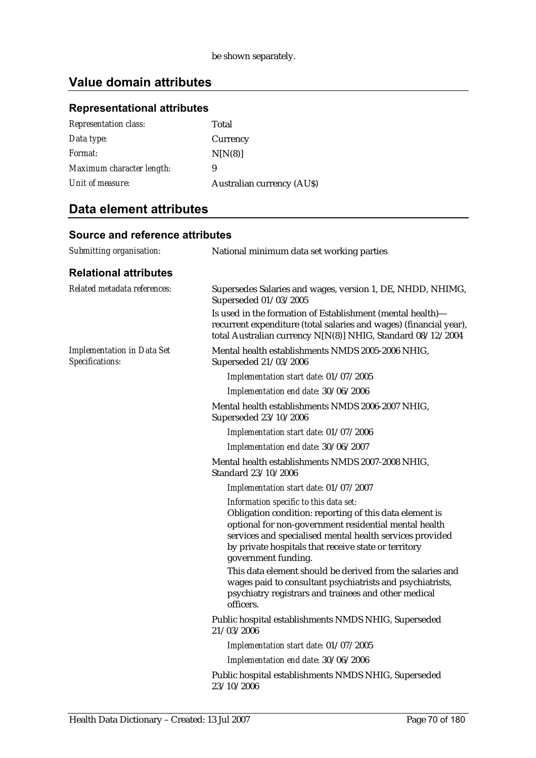be shown separately.

## Value domain attributes

### Representational attributes

| | |
|---|---|
| *Representation class:* | Total |
| *Data type:* | Currency |
| *Format:* | N[N(8)] |
| *Maximum character length:* | 9 |
| *Unit of measure:* | Australian currency (AU$) |

## Data element attributes

### Source and reference attributes

*Submitting organisation:* National minimum data set working parties

### Relational attributes

*Related metadata references:*

Supersedes Salaries and wages, version 1, DE, NHDD, NHIMG, Superseded 01/03/2005

Is used in the formation of Establishment (mental health)—recurrent expenditure (total salaries and wages) (financial year), total Australian currency N[N(8)] NHIG, Standard 08/12/2004

*Implementation in Data Set Specifications:*

Mental health establishments NMDS 2005-2006 NHIG, Superseded 21/03/2006

*Implementation start date:* 01/07/2005

*Implementation end date:* 30/06/2006

Mental health establishments NMDS 2006-2007 NHIG, Superseded 23/10/2006

*Implementation start date:* 01/07/2006

*Implementation end date:* 30/06/2007

Mental health establishments NMDS 2007-2008 NHIG, Standard 23/10/2006

*Implementation start date:* 01/07/2007

*Information specific to this data set:*

Obligation condition: reporting of this data element is optional for non-government residential mental health services and specialised mental health services provided by private hospitals that receive state or territory government funding.

This data element should be derived from the salaries and wages paid to consultant psychiatrists and psychiatrists, psychiatry registrars and trainees and other medical officers.

Public hospital establishments NMDS NHIG, Superseded 21/03/2006

*Implementation start date:* 01/07/2005

*Implementation end date:* 30/06/2006

Public hospital establishments NMDS NHIG, Superseded 23/10/2006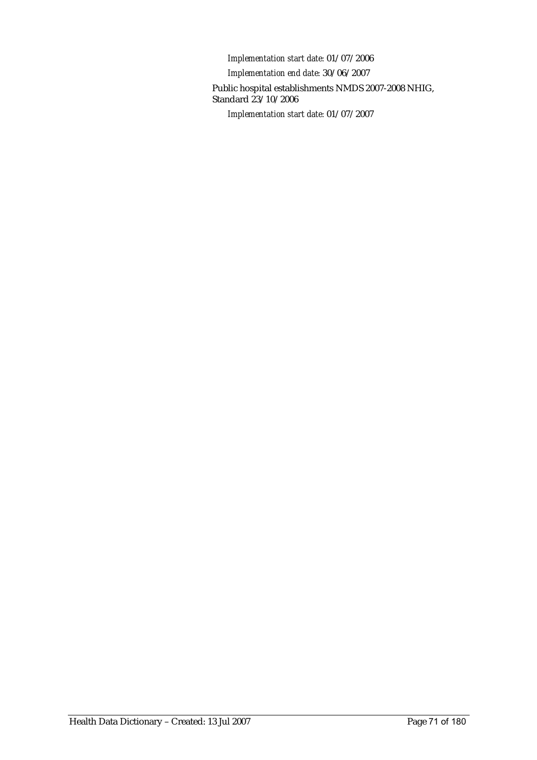*Implementation start date:* 01/07/2006

*Implementation end date:* 30/06/2007

Public hospital establishments NMDS 2007-2008 NHIG, Standard 23/10/2006

*Implementation start date:* 01/07/2007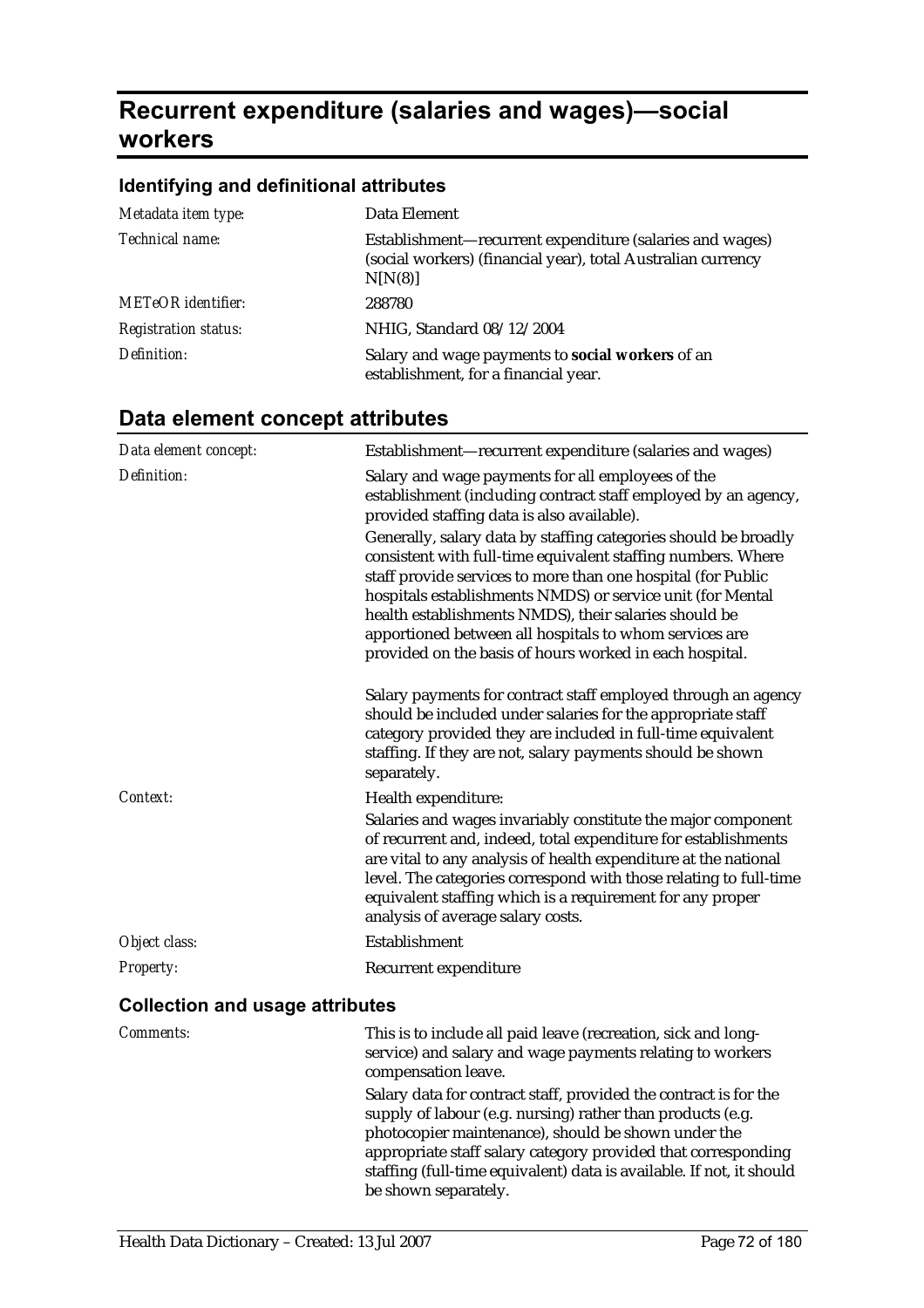# Recurrent expenditure (salaries and wages)—social workers

## Identifying and definitional attributes

| | |
|---|---|
| *Metadata item type:* | Data Element |
| *Technical name:* | Establishment—recurrent expenditure (salaries and wages) (social workers) (financial year), total Australian currency N[N(8)] |
| *METeOR identifier:* | 288780 |
| *Registration status:* | NHIG, Standard 08/12/2004 |
| *Definition:* | Salary and wage payments to **social workers** of an establishment, for a financial year. |

## Data element concept attributes

| | |
|---|---|
| *Data element concept:* | Establishment—recurrent expenditure (salaries and wages) |
| *Definition:* | Salary and wage payments for all employees of the establishment (including contract staff employed by an agency, provided staffing data is also available).<br>Generally, salary data by staffing categories should be broadly consistent with full-time equivalent staffing numbers. Where staff provide services to more than one hospital (for Public hospitals establishments NMDS) or service unit (for Mental health establishments NMDS), their salaries should be apportioned between all hospitals to whom services are provided on the basis of hours worked in each hospital.<br><br>Salary payments for contract staff employed through an agency should be included under salaries for the appropriate staff category provided they are included in full-time equivalent staffing. If they are not, salary payments should be shown separately. |
| *Context:* | Health expenditure:<br>Salaries and wages invariably constitute the major component of recurrent and, indeed, total expenditure for establishments are vital to any analysis of health expenditure at the national level. The categories correspond with those relating to full-time equivalent staffing which is a requirement for any proper analysis of average salary costs. |
| *Object class:* | Establishment |
| *Property:* | Recurrent expenditure |

### Collection and usage attributes

| | |
|---|---|
| *Comments:* | This is to include all paid leave (recreation, sick and long-service) and salary and wage payments relating to workers compensation leave.<br>Salary data for contract staff, provided the contract is for the supply of labour (e.g. nursing) rather than products (e.g. photocopier maintenance), should be shown under the appropriate staff salary category provided that corresponding staffing (full-time equivalent) data is available. If not, it should be shown separately. |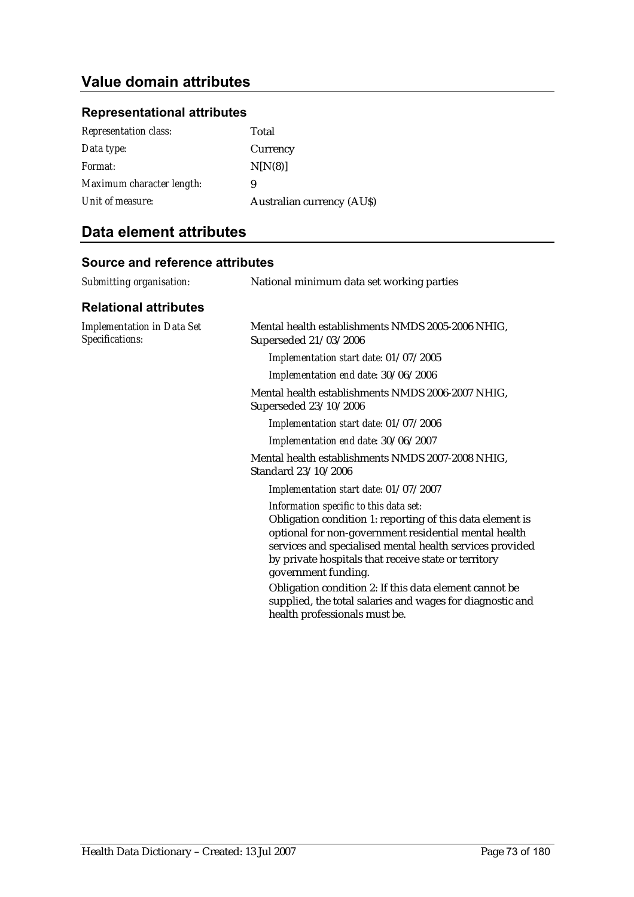## Value domain attributes

### Representational attributes

| | |
|---|---|
| *Representation class:* | Total |
| *Data type:* | Currency |
| *Format:* | N[N(8)] |
| *Maximum character length:* | 9 |
| *Unit of measure:* | Australian currency (AU$) |

## Data element attributes

### Source and reference attributes

*Submitting organisation:* National minimum data set working parties

### Relational attributes

*Implementation in Data Set Specifications:*

Mental health establishments NMDS 2005-2006 NHIG, Superseded 21/03/2006

*Implementation start date:* 01/07/2005

*Implementation end date:* 30/06/2006

Mental health establishments NMDS 2006-2007 NHIG, Superseded 23/10/2006

*Implementation start date:* 01/07/2006

*Implementation end date:* 30/06/2007

Mental health establishments NMDS 2007-2008 NHIG, Standard 23/10/2006

*Implementation start date:* 01/07/2007

*Information specific to this data set:*

Obligation condition 1: reporting of this data element is optional for non-government residential mental health services and specialised mental health services provided by private hospitals that receive state or territory government funding.

Obligation condition 2: If this data element cannot be supplied, the total salaries and wages for diagnostic and health professionals must be.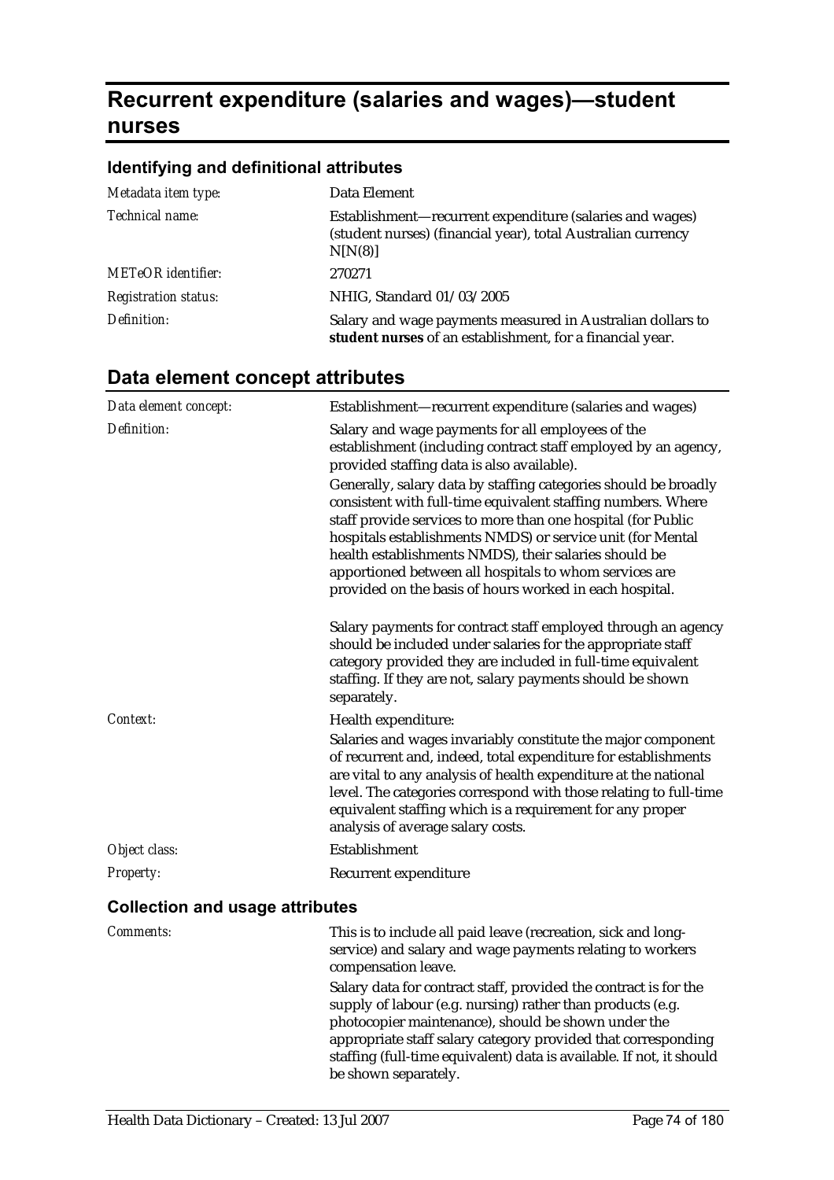# Recurrent expenditure (salaries and wages)—student nurses

## Identifying and definitional attributes

| | |
|---|---|
| *Metadata item type:* | Data Element |
| *Technical name:* | Establishment—recurrent expenditure (salaries and wages) (student nurses) (financial year), total Australian currency N[N(8)] |
| *METeOR identifier:* | 270271 |
| *Registration status:* | NHIG, Standard 01/03/2005 |
| *Definition:* | Salary and wage payments measured in Australian dollars to **student nurses** of an establishment, for a financial year. |

## Data element concept attributes

| | |
|---|---|
| *Data element concept:* | Establishment—recurrent expenditure (salaries and wages) |
| *Definition:* | Salary and wage payments for all employees of the establishment (including contract staff employed by an agency, provided staffing data is also available).<br><br>Generally, salary data by staffing categories should be broadly consistent with full-time equivalent staffing numbers. Where staff provide services to more than one hospital (for Public hospitals establishments NMDS) or service unit (for Mental health establishments NMDS), their salaries should be apportioned between all hospitals to whom services are provided on the basis of hours worked in each hospital.<br><br>Salary payments for contract staff employed through an agency should be included under salaries for the appropriate staff category provided they are included in full-time equivalent staffing. If they are not, salary payments should be shown separately. |
| *Context:* | Health expenditure:<br><br>Salaries and wages invariably constitute the major component of recurrent and, indeed, total expenditure for establishments are vital to any analysis of health expenditure at the national level. The categories correspond with those relating to full-time equivalent staffing which is a requirement for any proper analysis of average salary costs. |
| *Object class:* | Establishment |
| *Property:* | Recurrent expenditure |

### Collection and usage attributes

| | |
|---|---|
| *Comments:* | This is to include all paid leave (recreation, sick and long-service) and salary and wage payments relating to workers compensation leave.<br><br>Salary data for contract staff, provided the contract is for the supply of labour (e.g. nursing) rather than products (e.g. photocopier maintenance), should be shown under the appropriate staff salary category provided that corresponding staffing (full-time equivalent) data is available. If not, it should be shown separately. |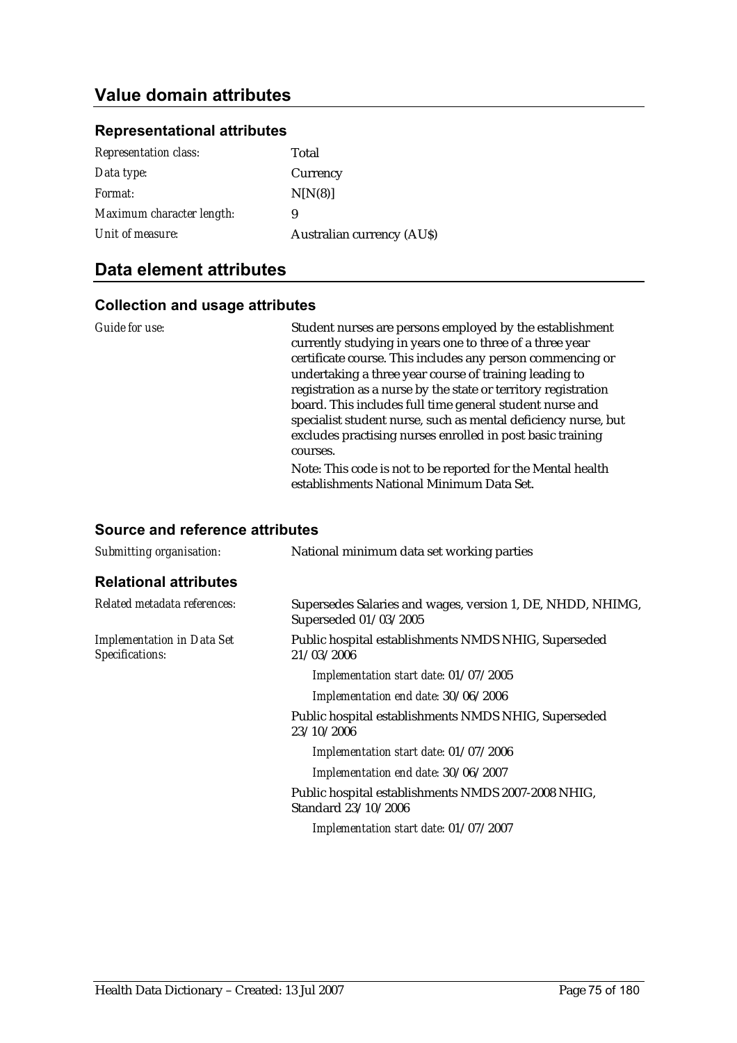## Value domain attributes

### Representational attributes

| | |
|---|---|
| *Representation class:* | Total |
| *Data type:* | Currency |
| *Format:* | N[N(8)] |
| *Maximum character length:* | 9 |
| *Unit of measure:* | Australian currency (AU$) |

## Data element attributes

### Collection and usage attributes

*Guide for use:*

Student nurses are persons employed by the establishment currently studying in years one to three of a three year certificate course. This includes any person commencing or undertaking a three year course of training leading to registration as a nurse by the state or territory registration board. This includes full time general student nurse and specialist student nurse, such as mental deficiency nurse, but excludes practising nurses enrolled in post basic training courses.

Note: This code is not to be reported for the Mental health establishments National Minimum Data Set.

### Source and reference attributes

*Submitting organisation:* National minimum data set working parties

### Relational attributes

*Related metadata references:* Supersedes Salaries and wages, version 1, DE, NHDD, NHIMG, Superseded 01/03/2005

*Implementation in Data Set Specifications:*

Public hospital establishments NMDS NHIG, Superseded 21/03/2006

*Implementation start date:* 01/07/2005

*Implementation end date:* 30/06/2006

Public hospital establishments NMDS NHIG, Superseded 23/10/2006

*Implementation start date:* 01/07/2006

*Implementation end date:* 30/06/2007

Public hospital establishments NMDS 2007-2008 NHIG, Standard 23/10/2006

*Implementation start date:* 01/07/2007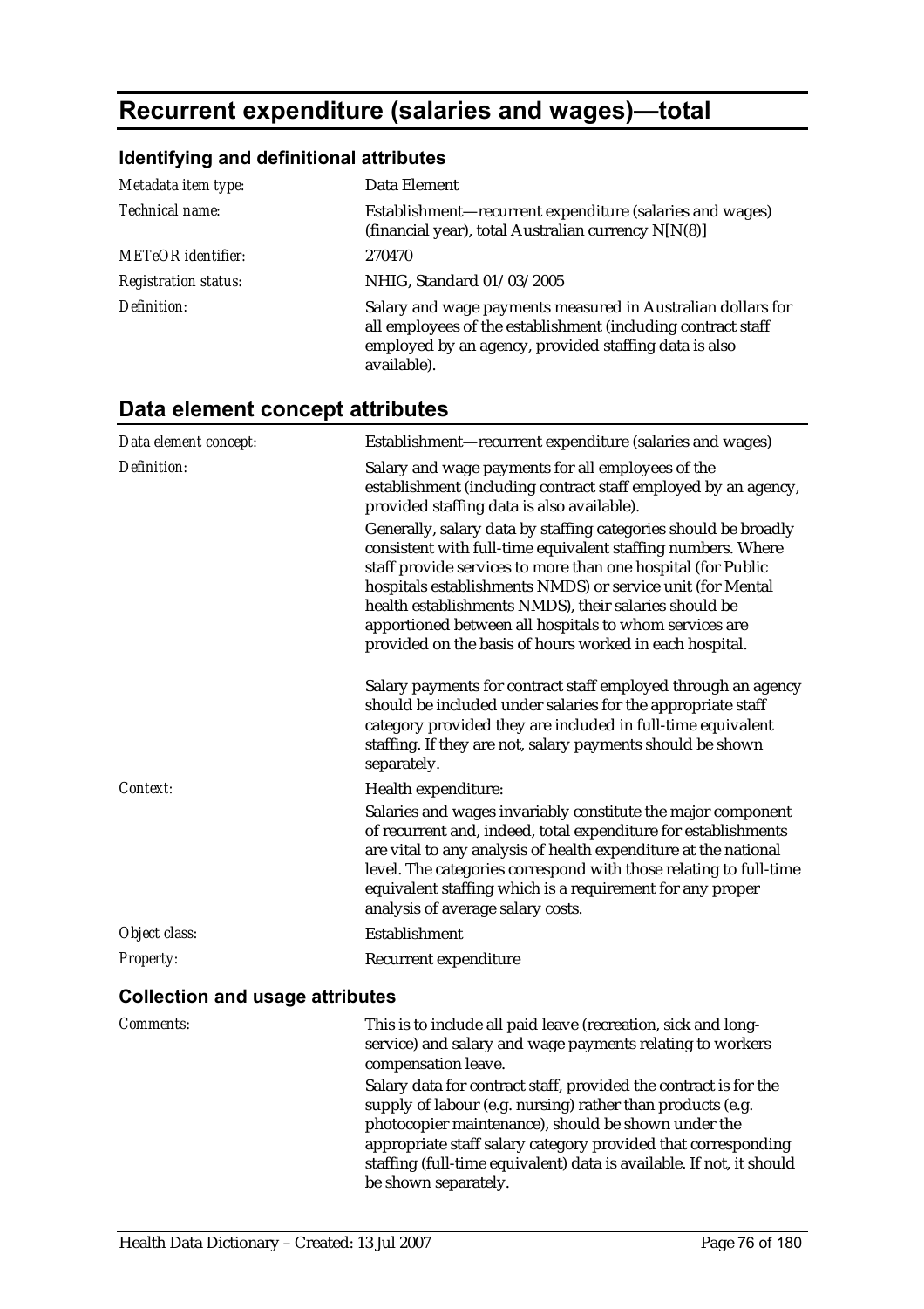# Recurrent expenditure (salaries and wages)—total

## Identifying and definitional attributes

| | |
|---|---|
| *Metadata item type:* | Data Element |
| *Technical name:* | Establishment—recurrent expenditure (salaries and wages) (financial year), total Australian currency N[N(8)] |
| *METeOR identifier:* | 270470 |
| *Registration status:* | NHIG, Standard 01/03/2005 |
| *Definition:* | Salary and wage payments measured in Australian dollars for all employees of the establishment (including contract staff employed by an agency, provided staffing data is also available). |

## Data element concept attributes

| | |
|---|---|
| *Data element concept:* | Establishment—recurrent expenditure (salaries and wages) |
| *Definition:* | Salary and wage payments for all employees of the establishment (including contract staff employed by an agency, provided staffing data is also available).<br><br>Generally, salary data by staffing categories should be broadly consistent with full-time equivalent staffing numbers. Where staff provide services to more than one hospital (for Public hospitals establishments NMDS) or service unit (for Mental health establishments NMDS), their salaries should be apportioned between all hospitals to whom services are provided on the basis of hours worked in each hospital.<br><br>Salary payments for contract staff employed through an agency should be included under salaries for the appropriate staff category provided they are included in full-time equivalent staffing. If they are not, salary payments should be shown separately. |
| *Context:* | Health expenditure:<br><br>Salaries and wages invariably constitute the major component of recurrent and, indeed, total expenditure for establishments are vital to any analysis of health expenditure at the national level. The categories correspond with those relating to full-time equivalent staffing which is a requirement for any proper analysis of average salary costs. |
| *Object class:* | Establishment |
| *Property:* | Recurrent expenditure |

### Collection and usage attributes

| | |
|---|---|
| *Comments:* | This is to include all paid leave (recreation, sick and long-service) and salary and wage payments relating to workers compensation leave.<br><br>Salary data for contract staff, provided the contract is for the supply of labour (e.g. nursing) rather than products (e.g. photocopier maintenance), should be shown under the appropriate staff salary category provided that corresponding staffing (full-time equivalent) data is available. If not, it should be shown separately. |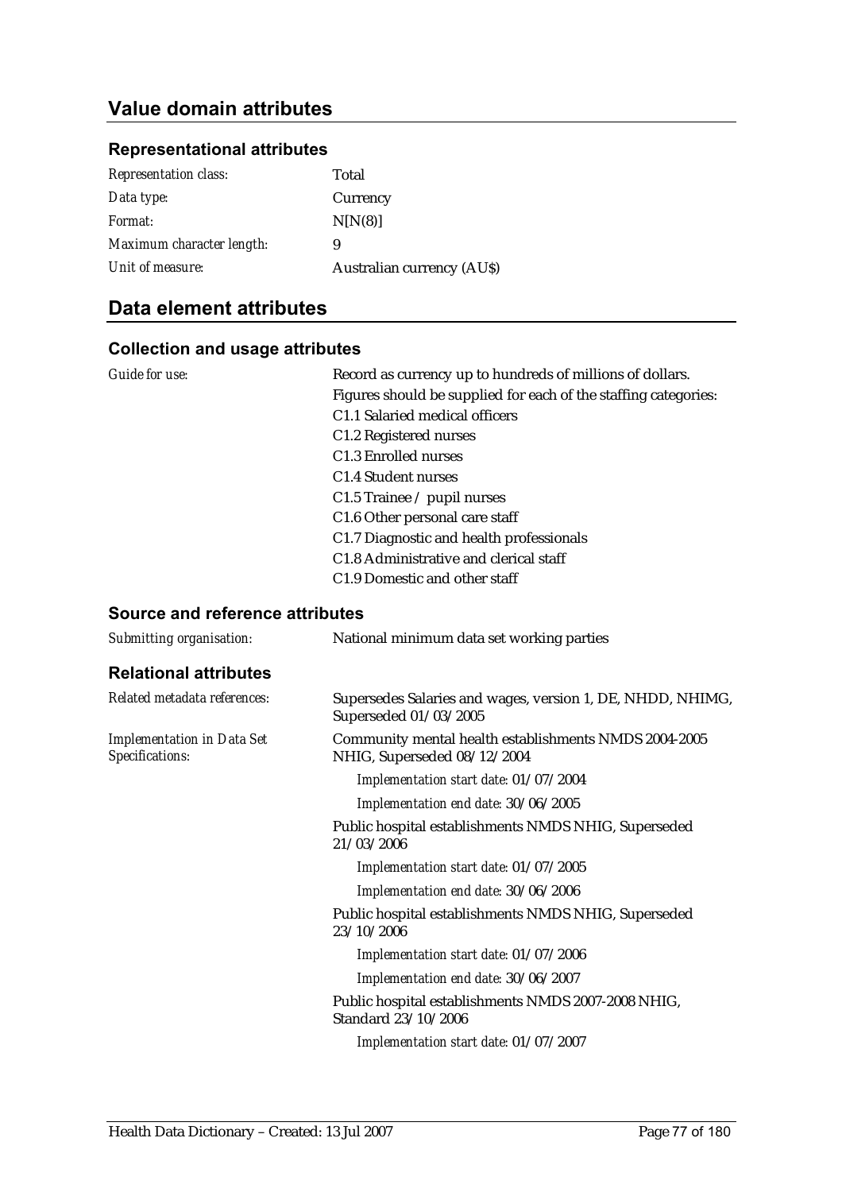## Value domain attributes

### Representational attributes

| | |
|---|---|
| *Representation class:* | Total |
| *Data type:* | Currency |
| *Format:* | N[N(8)] |
| *Maximum character length:* | 9 |
| *Unit of measure:* | Australian currency (AU$) |

## Data element attributes

### Collection and usage attributes

*Guide for use:*

Record as currency up to hundreds of millions of dollars.

Figures should be supplied for each of the staffing categories:

C1.1 Salaried medical officers
C1.2 Registered nurses
C1.3 Enrolled nurses
C1.4 Student nurses
C1.5 Trainee / pupil nurses
C1.6 Other personal care staff
C1.7 Diagnostic and health professionals
C1.8 Administrative and clerical staff
C1.9 Domestic and other staff

### Source and reference attributes

*Submitting organisation:* National minimum data set working parties

### Relational attributes

*Related metadata references:* Supersedes Salaries and wages, version 1, DE, NHDD, NHIMG, Superseded 01/03/2005

*Implementation in Data Set Specifications:*

Community mental health establishments NMDS 2004-2005 NHIG, Superseded 08/12/2004

*Implementation start date:* 01/07/2004

*Implementation end date:* 30/06/2005

Public hospital establishments NMDS NHIG, Superseded 21/03/2006

*Implementation start date:* 01/07/2005

*Implementation end date:* 30/06/2006

Public hospital establishments NMDS NHIG, Superseded 23/10/2006

*Implementation start date:* 01/07/2006

*Implementation end date:* 30/06/2007

Public hospital establishments NMDS 2007-2008 NHIG, Standard 23/10/2006

*Implementation start date:* 01/07/2007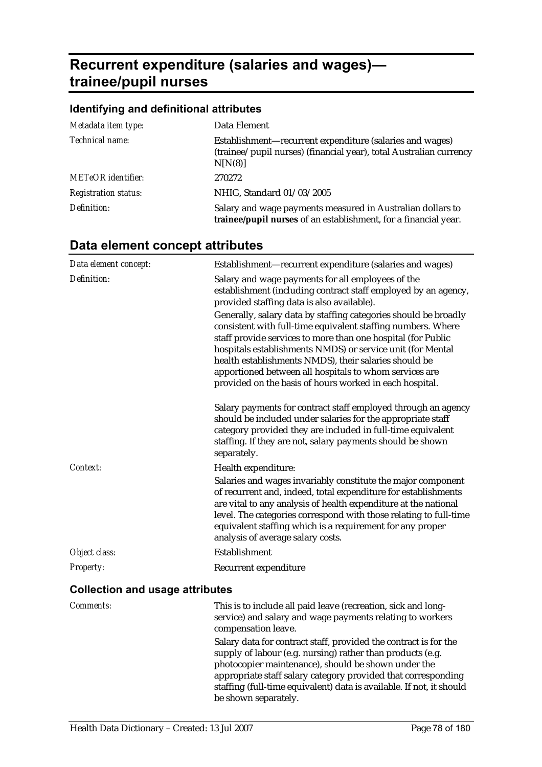# Recurrent expenditure (salaries and wages)—trainee/pupil nurses

## Identifying and definitional attributes

| | |
|---|---|
| *Metadata item type:* | Data Element |
| *Technical name:* | Establishment—recurrent expenditure (salaries and wages) (trainee/pupil nurses) (financial year), total Australian currency N[N(8)] |
| *METeOR identifier:* | 270272 |
| *Registration status:* | NHIG, Standard 01/03/2005 |
| *Definition:* | Salary and wage payments measured in Australian dollars to **trainee/pupil nurses** of an establishment, for a financial year. |

## Data element concept attributes

| | |
|---|---|
| *Data element concept:* | Establishment—recurrent expenditure (salaries and wages) |
| *Definition:* | Salary and wage payments for all employees of the establishment (including contract staff employed by an agency, provided staffing data is also available).<br><br>Generally, salary data by staffing categories should be broadly consistent with full-time equivalent staffing numbers. Where staff provide services to more than one hospital (for Public hospitals establishments NMDS) or service unit (for Mental health establishments NMDS), their salaries should be apportioned between all hospitals to whom services are provided on the basis of hours worked in each hospital.<br><br>Salary payments for contract staff employed through an agency should be included under salaries for the appropriate staff category provided they are included in full-time equivalent staffing. If they are not, salary payments should be shown separately. |
| *Context:* | Health expenditure:<br><br>Salaries and wages invariably constitute the major component of recurrent and, indeed, total expenditure for establishments are vital to any analysis of health expenditure at the national level. The categories correspond with those relating to full-time equivalent staffing which is a requirement for any proper analysis of average salary costs. |
| *Object class:* | Establishment |
| *Property:* | Recurrent expenditure |

### Collection and usage attributes

| | |
|---|---|
| *Comments:* | This is to include all paid leave (recreation, sick and long-service) and salary and wage payments relating to workers compensation leave.<br><br>Salary data for contract staff, provided the contract is for the supply of labour (e.g. nursing) rather than products (e.g. photocopier maintenance), should be shown under the appropriate staff salary category provided that corresponding staffing (full-time equivalent) data is available. If not, it should be shown separately. |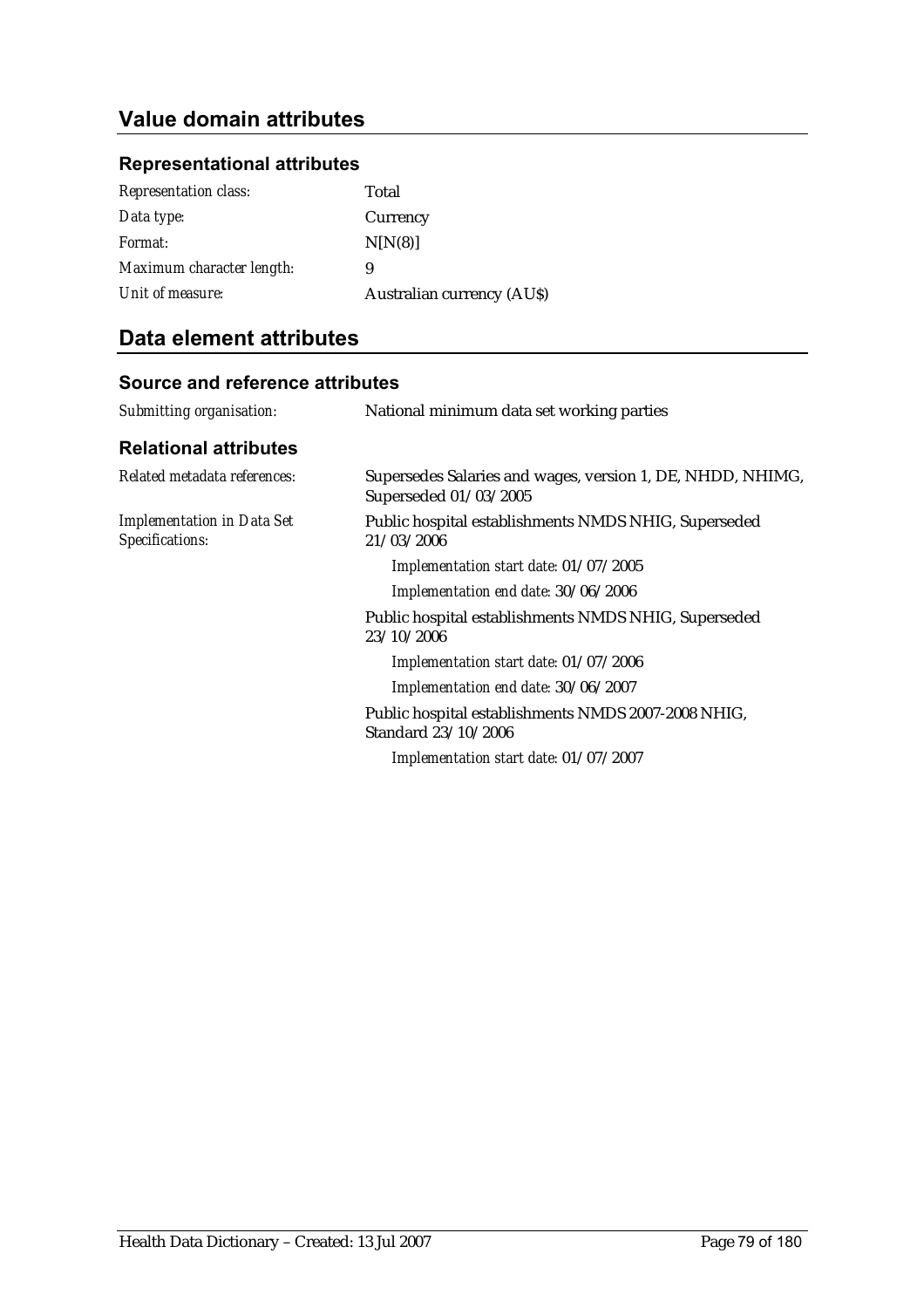## Value domain attributes

### Representational attributes

| | |
|---|---|
| *Representation class:* | Total |
| *Data type:* | Currency |
| *Format:* | N[N(8)] |
| *Maximum character length:* | 9 |
| *Unit of measure:* | Australian currency (AU$) |

## Data element attributes

### Source and reference attributes

| | |
|---|---|
| *Submitting organisation:* | National minimum data set working parties |

### Relational attributes

*Related metadata references:* Supersedes Salaries and wages, version 1, DE, NHDD, NHIMG, Superseded 01/03/2005

*Implementation in Data Set Specifications:*

Public hospital establishments NMDS NHIG, Superseded 21/03/2006

*Implementation start date:* 01/07/2005

*Implementation end date:* 30/06/2006

Public hospital establishments NMDS NHIG, Superseded 23/10/2006

*Implementation start date:* 01/07/2006

*Implementation end date:* 30/06/2007

Public hospital establishments NMDS 2007-2008 NHIG, Standard 23/10/2006

*Implementation start date:* 01/07/2007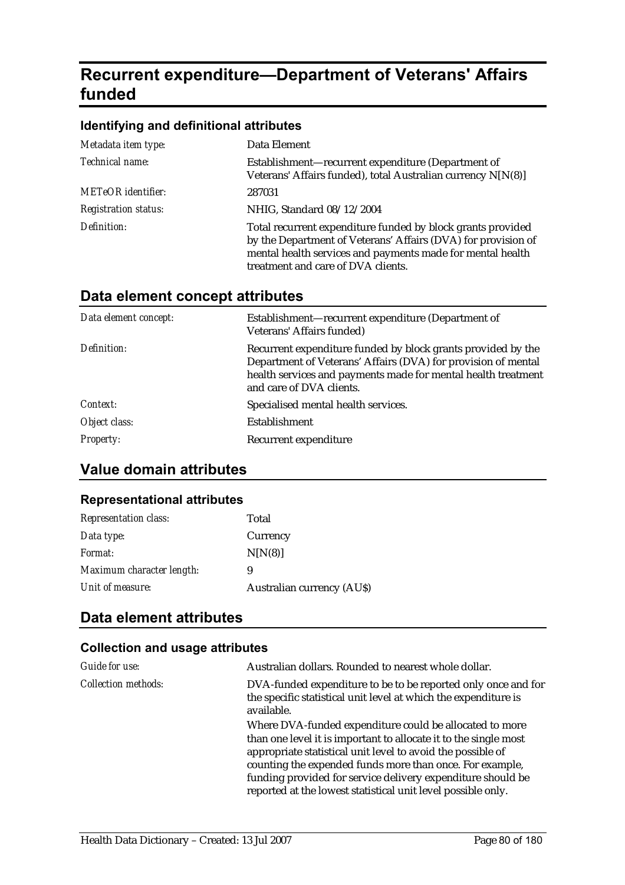# Recurrent expenditure—Department of Veterans' Affairs funded

### Identifying and definitional attributes

| | |
|---|---|
| *Metadata item type:* | Data Element |
| *Technical name:* | Establishment—recurrent expenditure (Department of Veterans' Affairs funded), total Australian currency N[N(8)] |
| *METeOR identifier:* | 287031 |
| *Registration status:* | NHIG, Standard 08/12/2004 |
| *Definition:* | Total recurrent expenditure funded by block grants provided by the Department of Veterans' Affairs (DVA) for provision of mental health services and payments made for mental health treatment and care of DVA clients. |

## Data element concept attributes

| | |
|---|---|
| *Data element concept:* | Establishment—recurrent expenditure (Department of Veterans' Affairs funded) |
| *Definition:* | Recurrent expenditure funded by block grants provided by the Department of Veterans' Affairs (DVA) for provision of mental health services and payments made for mental health treatment and care of DVA clients. |
| *Context:* | Specialised mental health services. |
| *Object class:* | Establishment |
| *Property:* | Recurrent expenditure |

## Value domain attributes

### Representational attributes

| | |
|---|---|
| *Representation class:* | Total |
| *Data type:* | Currency |
| *Format:* | N[N(8)] |
| *Maximum character length:* | 9 |
| *Unit of measure:* | Australian currency (AU$) |

## Data element attributes

### Collection and usage attributes

| | |
|---|---|
| *Guide for use:* | Australian dollars. Rounded to nearest whole dollar. |
| *Collection methods:* | DVA-funded expenditure to be to be reported only once and for the specific statistical unit level at which the expenditure is available.<br>Where DVA-funded expenditure could be allocated to more than one level it is important to allocate it to the single most appropriate statistical unit level to avoid the possible of counting the expended funds more than once. For example, funding provided for service delivery expenditure should be reported at the lowest statistical unit level possible only. |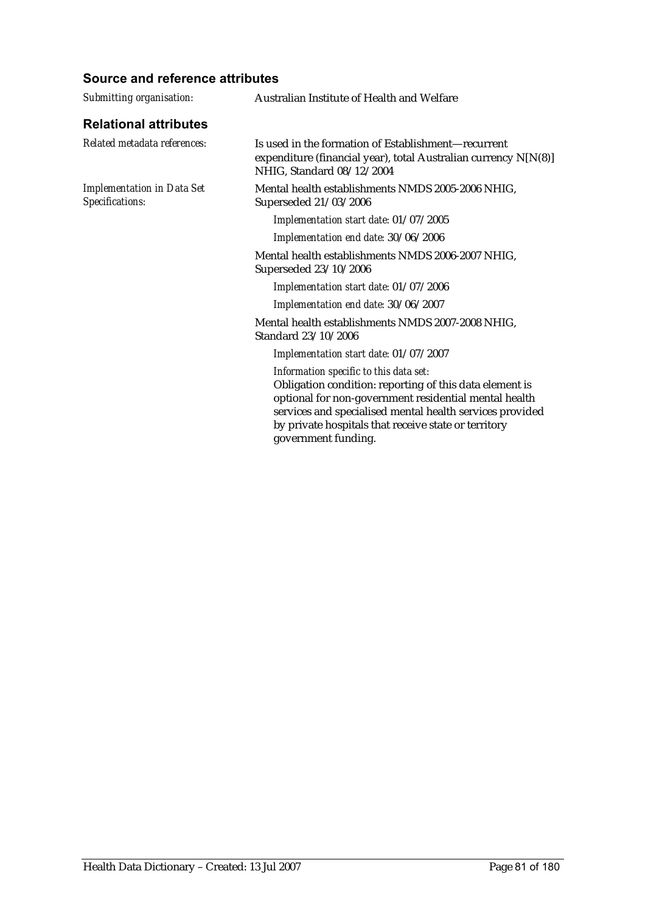### Source and reference attributes

*Submitting organisation:* Australian Institute of Health and Welfare

### Relational attributes

*Related metadata references:* Is used in the formation of Establishment—recurrent expenditure (financial year), total Australian currency N[N(8)] NHIG, Standard 08/12/2004

*Implementation in Data Set Specifications:*

Mental health establishments NMDS 2005-2006 NHIG, Superseded 21/03/2006

*Implementation start date:* 01/07/2005

*Implementation end date:* 30/06/2006

Mental health establishments NMDS 2006-2007 NHIG, Superseded 23/10/2006

*Implementation start date:* 01/07/2006

*Implementation end date:* 30/06/2007

Mental health establishments NMDS 2007-2008 NHIG, Standard 23/10/2006

*Implementation start date:* 01/07/2007

*Information specific to this data set:*
Obligation condition: reporting of this data element is optional for non-government residential mental health services and specialised mental health services provided by private hospitals that receive state or territory government funding.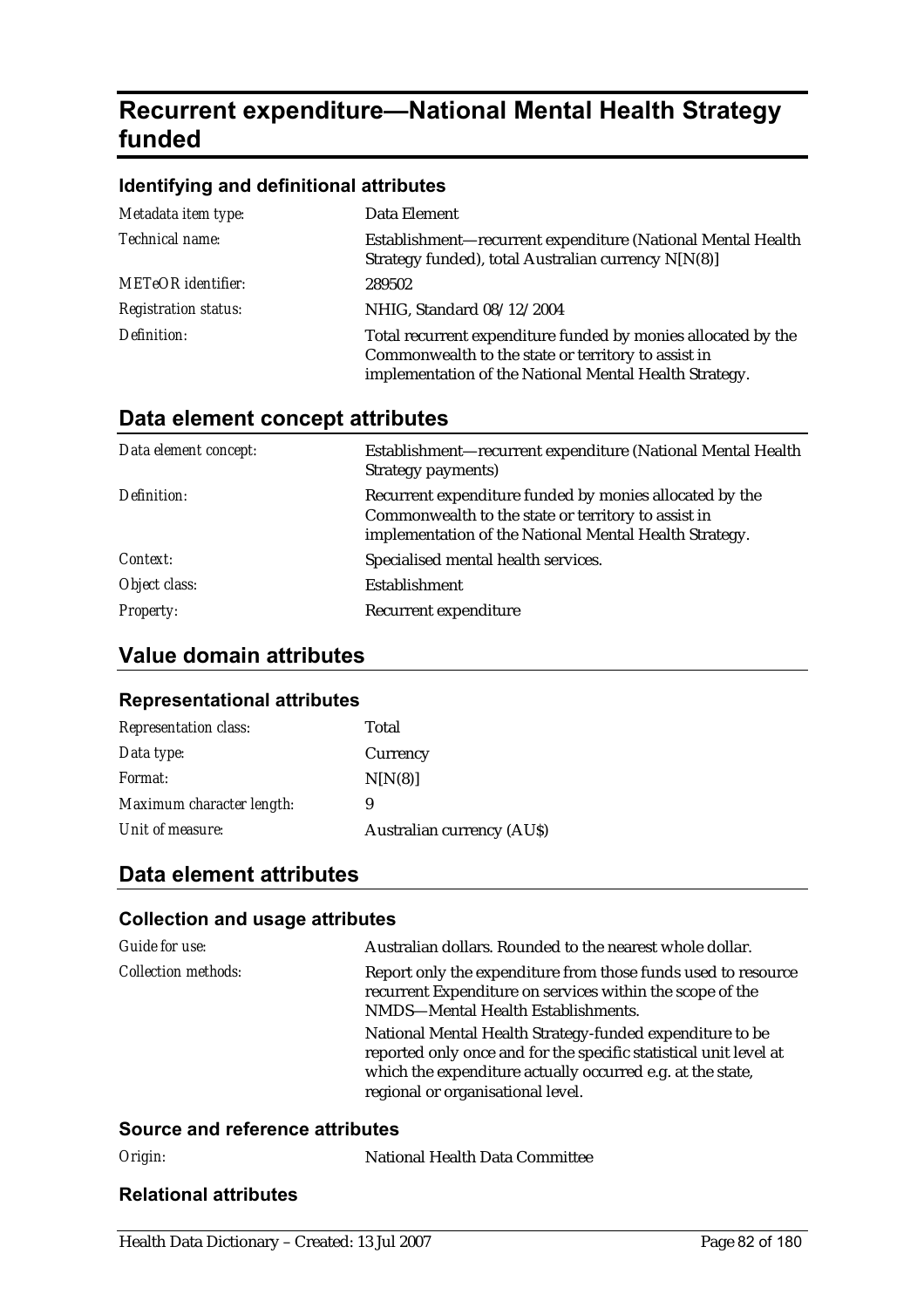# Recurrent expenditure—National Mental Health Strategy funded

### Identifying and definitional attributes

| | |
|---|---|
| *Metadata item type:* | Data Element |
| *Technical name:* | Establishment—recurrent expenditure (National Mental Health Strategy funded), total Australian currency N[N(8)] |
| *METeOR identifier:* | 289502 |
| *Registration status:* | NHIG, Standard 08/12/2004 |
| *Definition:* | Total recurrent expenditure funded by monies allocated by the Commonwealth to the state or territory to assist in implementation of the National Mental Health Strategy. |

## Data element concept attributes

| | |
|---|---|
| *Data element concept:* | Establishment—recurrent expenditure (National Mental Health Strategy payments) |
| *Definition:* | Recurrent expenditure funded by monies allocated by the Commonwealth to the state or territory to assist in implementation of the National Mental Health Strategy. |
| *Context:* | Specialised mental health services. |
| *Object class:* | Establishment |
| *Property:* | Recurrent expenditure |

## Value domain attributes

### Representational attributes

| | |
|---|---|
| *Representation class:* | Total |
| *Data type:* | Currency |
| *Format:* | N[N(8)] |
| *Maximum character length:* | 9 |
| *Unit of measure:* | Australian currency (AU$) |

## Data element attributes

### Collection and usage attributes

| | |
|---|---|
| *Guide for use:* | Australian dollars. Rounded to the nearest whole dollar. |
| *Collection methods:* | Report only the expenditure from those funds used to resource recurrent Expenditure on services within the scope of the NMDS—Mental Health Establishments.<br><br>National Mental Health Strategy-funded expenditure to be reported only once and for the specific statistical unit level at which the expenditure actually occurred e.g. at the state, regional or organisational level. |

### Source and reference attributes

| | |
|---|---|
| *Origin:* | National Health Data Committee |

### Relational attributes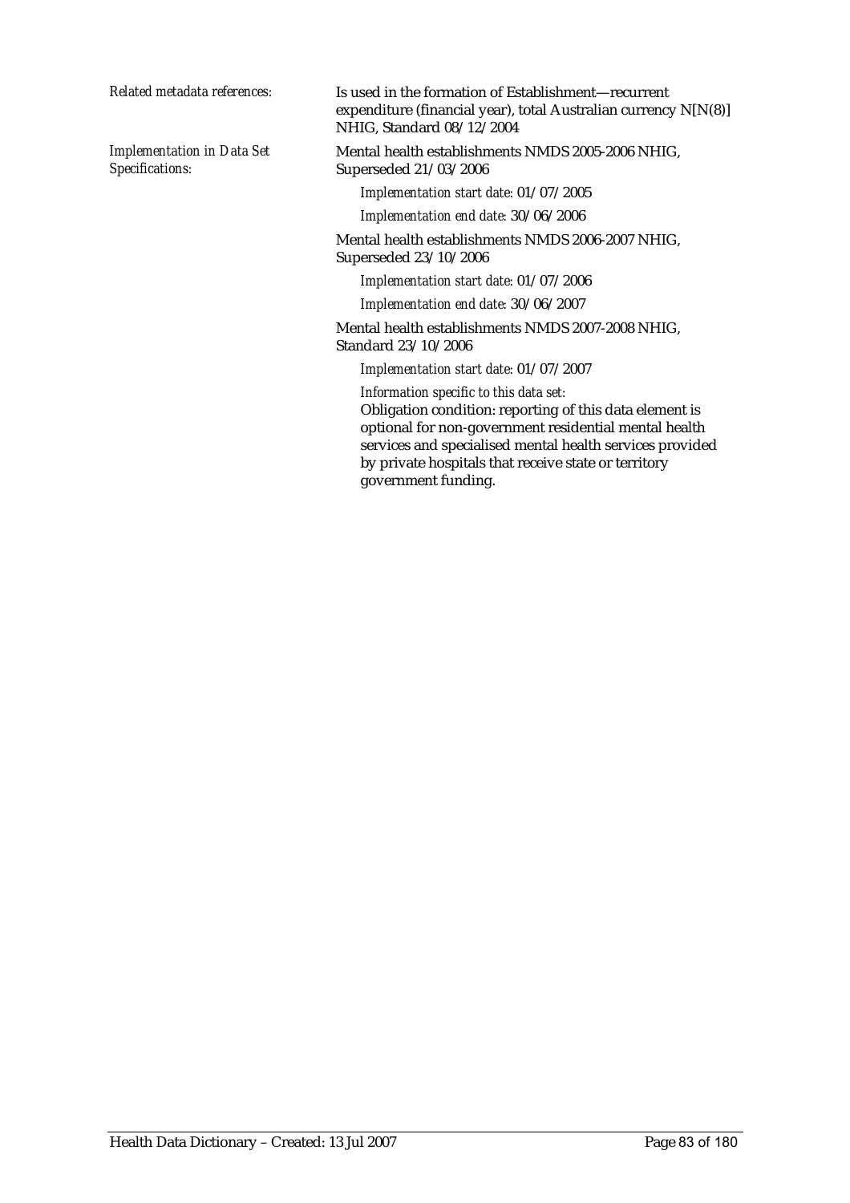*Related metadata references:* Is used in the formation of Establishment—recurrent expenditure (financial year), total Australian currency N[N(8)] NHIG, Standard 08/12/2004

*Implementation in Data Set Specifications:* Mental health establishments NMDS 2005-2006 NHIG, Superseded 21/03/2006

*Implementation start date:* 01/07/2005

*Implementation end date:* 30/06/2006

Mental health establishments NMDS 2006-2007 NHIG, Superseded 23/10/2006

*Implementation start date:* 01/07/2006

*Implementation end date:* 30/06/2007

Mental health establishments NMDS 2007-2008 NHIG, Standard 23/10/2006

*Implementation start date:* 01/07/2007

*Information specific to this data set:*

Obligation condition: reporting of this data element is optional for non-government residential mental health services and specialised mental health services provided by private hospitals that receive state or territory government funding.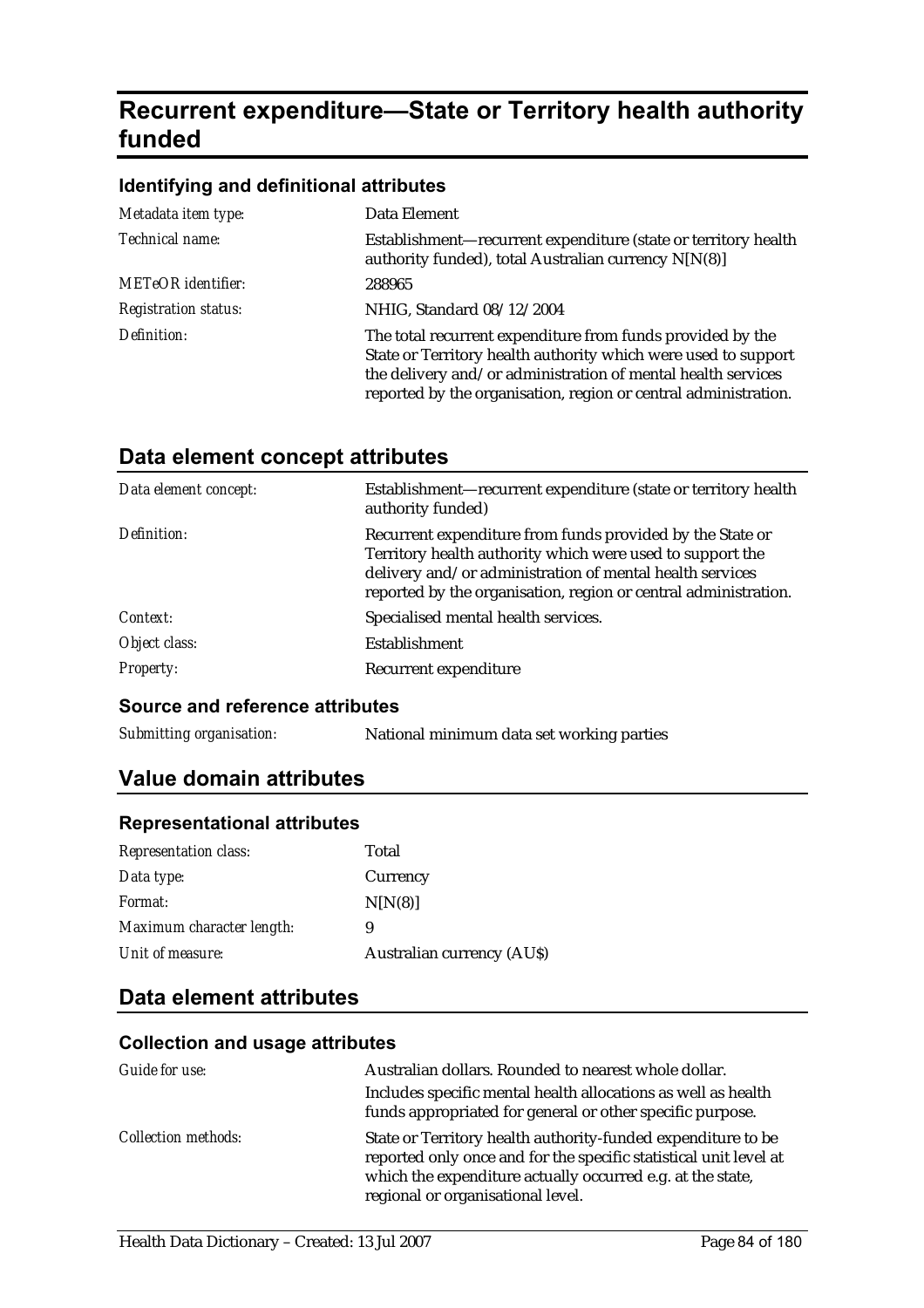# Recurrent expenditure—State or Territory health authority funded

### Identifying and definitional attributes

| | |
|---|---|
| *Metadata item type:* | Data Element |
| *Technical name:* | Establishment—recurrent expenditure (state or territory health authority funded), total Australian currency N[N(8)] |
| *METeOR identifier:* | 288965 |
| *Registration status:* | NHIG, Standard 08/12/2004 |
| *Definition:* | The total recurrent expenditure from funds provided by the State or Territory health authority which were used to support the delivery and/or administration of mental health services reported by the organisation, region or central administration. |

## Data element concept attributes

| | |
|---|---|
| *Data element concept:* | Establishment—recurrent expenditure (state or territory health authority funded) |
| *Definition:* | Recurrent expenditure from funds provided by the State or Territory health authority which were used to support the delivery and/or administration of mental health services reported by the organisation, region or central administration. |
| *Context:* | Specialised mental health services. |
| *Object class:* | Establishment |
| *Property:* | Recurrent expenditure |

### Source and reference attributes

| | |
|---|---|
| *Submitting organisation:* | National minimum data set working parties |

## Value domain attributes

### Representational attributes

| | |
|---|---|
| *Representation class:* | Total |
| *Data type:* | Currency |
| *Format:* | N[N(8)] |
| *Maximum character length:* | 9 |
| *Unit of measure:* | Australian currency (AU$) |

## Data element attributes

### Collection and usage attributes

| | |
|---|---|
| *Guide for use:* | Australian dollars. Rounded to nearest whole dollar. Includes specific mental health allocations as well as health funds appropriated for general or other specific purpose. |
| *Collection methods:* | State or Territory health authority-funded expenditure to be reported only once and for the specific statistical unit level at which the expenditure actually occurred e.g. at the state, regional or organisational level. |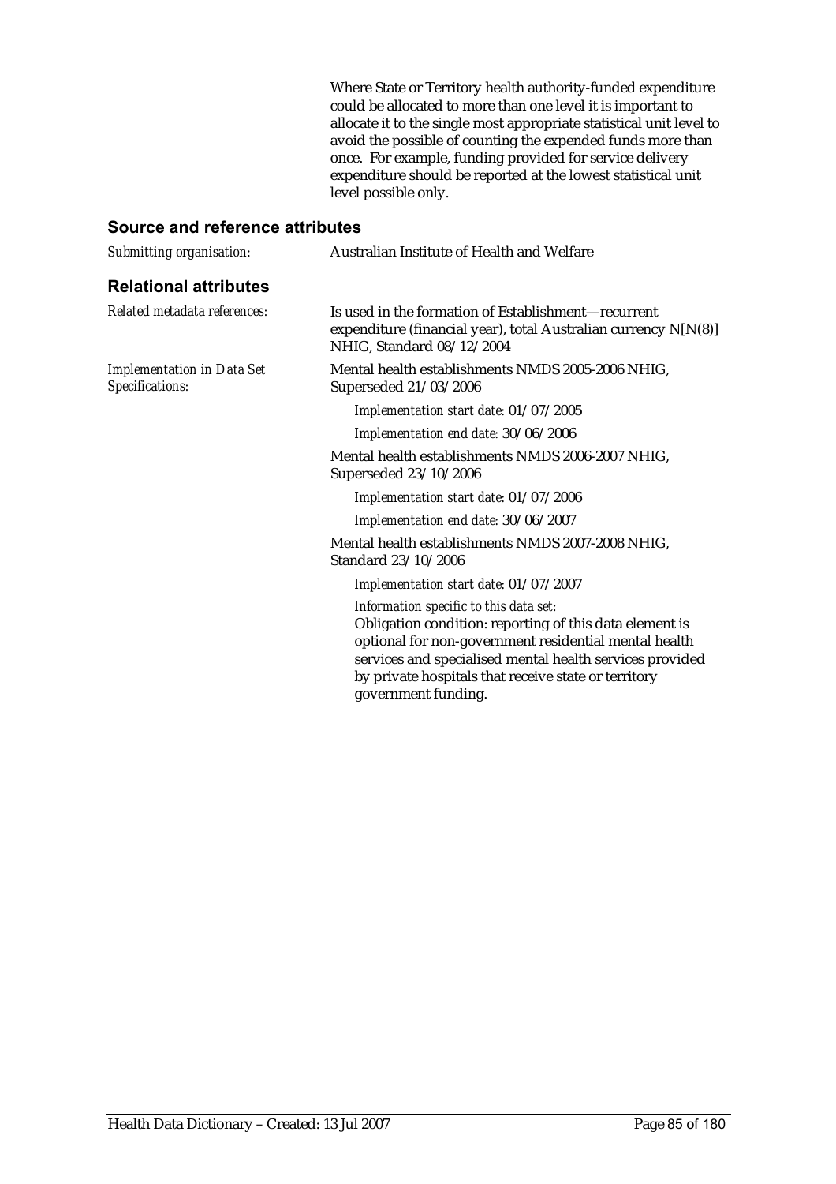Where State or Territory health authority-funded expenditure could be allocated to more than one level it is important to allocate it to the single most appropriate statistical unit level to avoid the possible of counting the expended funds more than once. For example, funding provided for service delivery expenditure should be reported at the lowest statistical unit level possible only.

## Source and reference attributes

*Submitting organisation:* Australian Institute of Health and Welfare

## Relational attributes

*Related metadata references:* Is used in the formation of Establishment—recurrent expenditure (financial year), total Australian currency N[N(8)] NHIG, Standard 08/12/2004

*Implementation in Data Set Specifications:*

Mental health establishments NMDS 2005-2006 NHIG, Superseded 21/03/2006

*Implementation start date:* 01/07/2005

*Implementation end date:* 30/06/2006

Mental health establishments NMDS 2006-2007 NHIG, Superseded 23/10/2006

*Implementation start date:* 01/07/2006

*Implementation end date:* 30/06/2007

Mental health establishments NMDS 2007-2008 NHIG, Standard 23/10/2006

*Implementation start date:* 01/07/2007

*Information specific to this data set:*

Obligation condition: reporting of this data element is optional for non-government residential mental health services and specialised mental health services provided by private hospitals that receive state or territory government funding.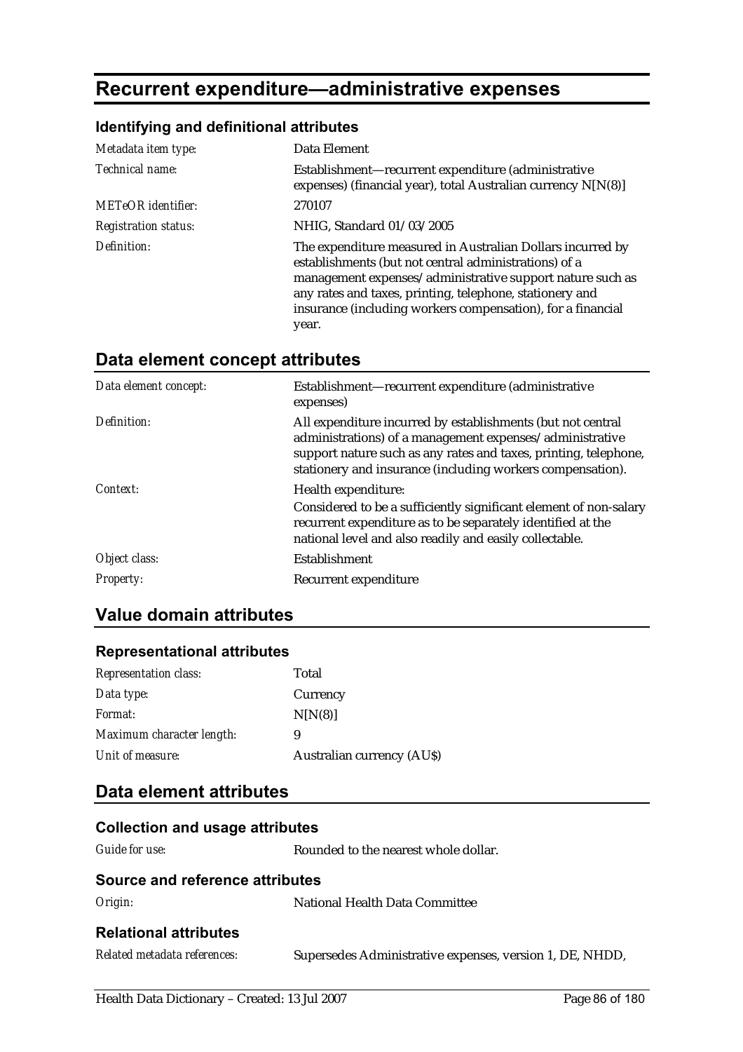# Recurrent expenditure—administrative expenses

### Identifying and definitional attributes

| | |
|---|---|
| *Metadata item type:* | Data Element |
| *Technical name:* | Establishment—recurrent expenditure (administrative expenses) (financial year), total Australian currency N[N(8)] |
| *METeOR identifier:* | 270107 |
| *Registration status:* | NHIG, Standard 01/03/2005 |
| *Definition:* | The expenditure measured in Australian Dollars incurred by establishments (but not central administrations) of a management expenses/administrative support nature such as any rates and taxes, printing, telephone, stationery and insurance (including workers compensation), for a financial year. |

## Data element concept attributes

| | |
|---|---|
| *Data element concept:* | Establishment—recurrent expenditure (administrative expenses) |
| *Definition:* | All expenditure incurred by establishments (but not central administrations) of a management expenses/administrative support nature such as any rates and taxes, printing, telephone, stationery and insurance (including workers compensation). |
| *Context:* | Health expenditure:<br>Considered to be a sufficiently significant element of non-salary recurrent expenditure as to be separately identified at the national level and also readily and easily collectable. |
| *Object class:* | Establishment |
| *Property:* | Recurrent expenditure |

## Value domain attributes

### Representational attributes

| | |
|---|---|
| *Representation class:* | Total |
| *Data type:* | Currency |
| *Format:* | N[N(8)] |
| *Maximum character length:* | 9 |
| *Unit of measure:* | Australian currency (AU$) |

## Data element attributes

### Collection and usage attributes

| | |
|---|---|
| *Guide for use:* | Rounded to the nearest whole dollar. |

### Source and reference attributes

| | |
|---|---|
| *Origin:* | National Health Data Committee |

### Relational attributes

| | |
|---|---|
| *Related metadata references:* | Supersedes Administrative expenses, version 1, DE, NHDD, |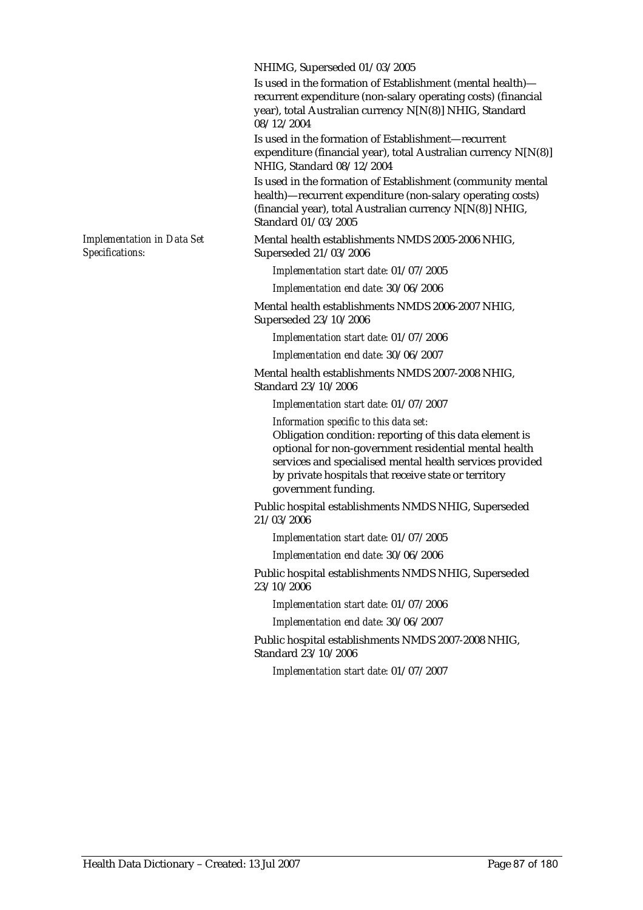NHIMG, Superseded 01/03/2005

Is used in the formation of Establishment (mental health)—recurrent expenditure (non-salary operating costs) (financial year), total Australian currency N[N(8)] NHIG, Standard 08/12/2004

Is used in the formation of Establishment—recurrent expenditure (financial year), total Australian currency N[N(8)] NHIG, Standard 08/12/2004

Is used in the formation of Establishment (community mental health)—recurrent expenditure (non-salary operating costs) (financial year), total Australian currency N[N(8)] NHIG, Standard 01/03/2005

*Implementation in Data Set Specifications:*

Mental health establishments NMDS 2005-2006 NHIG, Superseded 21/03/2006

*Implementation start date:* 01/07/2005

*Implementation end date:* 30/06/2006

Mental health establishments NMDS 2006-2007 NHIG, Superseded 23/10/2006

*Implementation start date:* 01/07/2006

*Implementation end date:* 30/06/2007

Mental health establishments NMDS 2007-2008 NHIG, Standard 23/10/2006

*Implementation start date:* 01/07/2007

*Information specific to this data set:*

Obligation condition: reporting of this data element is optional for non-government residential mental health services and specialised mental health services provided by private hospitals that receive state or territory government funding.

Public hospital establishments NMDS NHIG, Superseded 21/03/2006

*Implementation start date:* 01/07/2005

*Implementation end date:* 30/06/2006

Public hospital establishments NMDS NHIG, Superseded 23/10/2006

*Implementation start date:* 01/07/2006

*Implementation end date:* 30/06/2007

Public hospital establishments NMDS 2007-2008 NHIG, Standard 23/10/2006

*Implementation start date:* 01/07/2007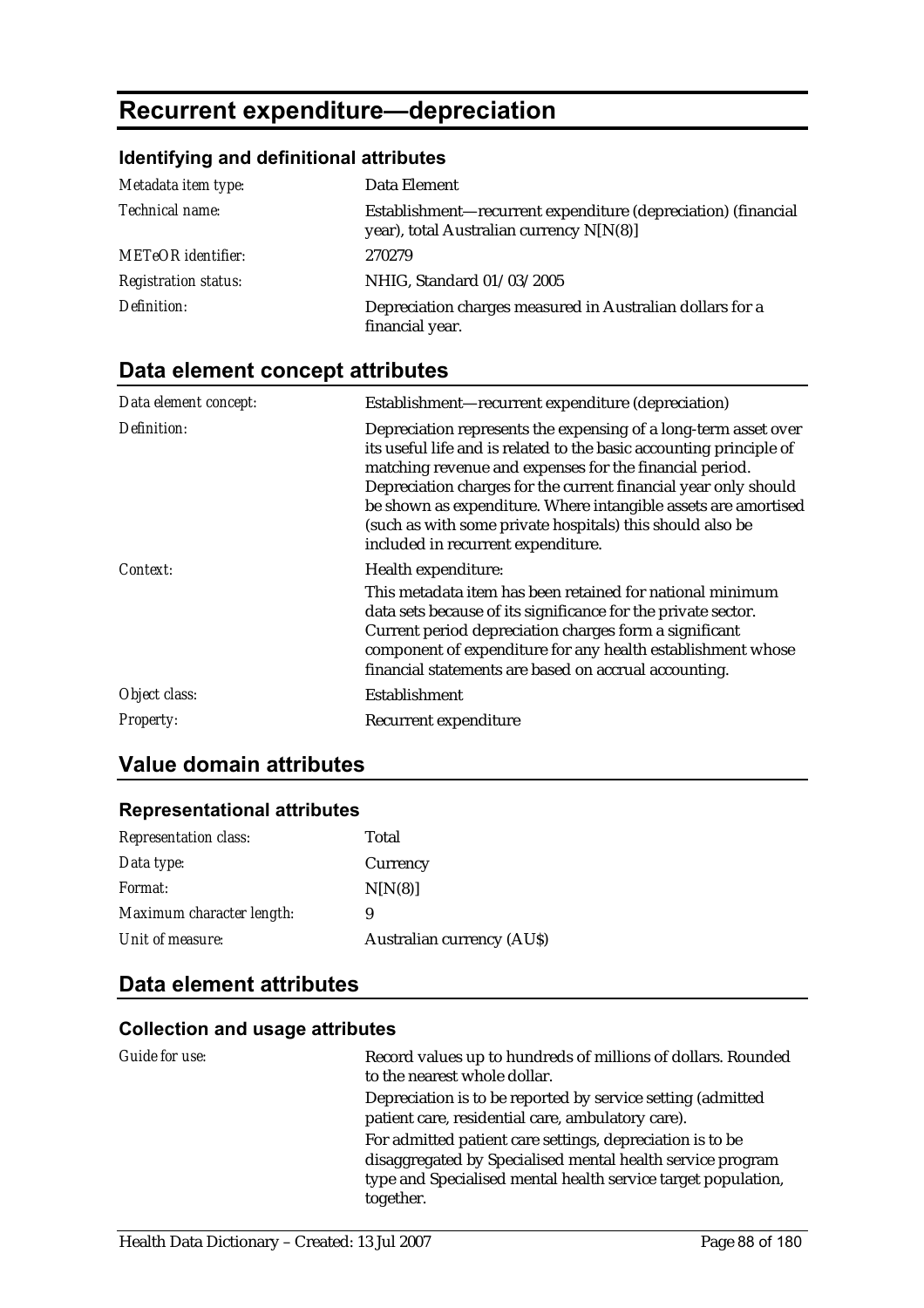# Recurrent expenditure—depreciation

### Identifying and definitional attributes

| | |
|---|---|
| *Metadata item type:* | Data Element |
| *Technical name:* | Establishment—recurrent expenditure (depreciation) (financial year), total Australian currency N[N(8)] |
| *METeOR identifier:* | 270279 |
| *Registration status:* | NHIG, Standard 01/03/2005 |
| *Definition:* | Depreciation charges measured in Australian dollars for a financial year. |

## Data element concept attributes

| | |
|---|---|
| *Data element concept:* | Establishment—recurrent expenditure (depreciation) |
| *Definition:* | Depreciation represents the expensing of a long-term asset over its useful life and is related to the basic accounting principle of matching revenue and expenses for the financial period. Depreciation charges for the current financial year only should be shown as expenditure. Where intangible assets are amortised (such as with some private hospitals) this should also be included in recurrent expenditure. |
| *Context:* | Health expenditure:<br>This metadata item has been retained for national minimum data sets because of its significance for the private sector. Current period depreciation charges form a significant component of expenditure for any health establishment whose financial statements are based on accrual accounting. |
| *Object class:* | Establishment |
| *Property:* | Recurrent expenditure |

## Value domain attributes

### Representational attributes

| | |
|---|---|
| *Representation class:* | Total |
| *Data type:* | Currency |
| *Format:* | N[N(8)] |
| *Maximum character length:* | 9 |
| *Unit of measure:* | Australian currency (AU$) |

## Data element attributes

### Collection and usage attributes

| | |
|---|---|
| *Guide for use:* | Record values up to hundreds of millions of dollars. Rounded to the nearest whole dollar.<br>Depreciation is to be reported by service setting (admitted patient care, residential care, ambulatory care).<br>For admitted patient care settings, depreciation is to be disaggregated by Specialised mental health service program type and Specialised mental health service target population, together. |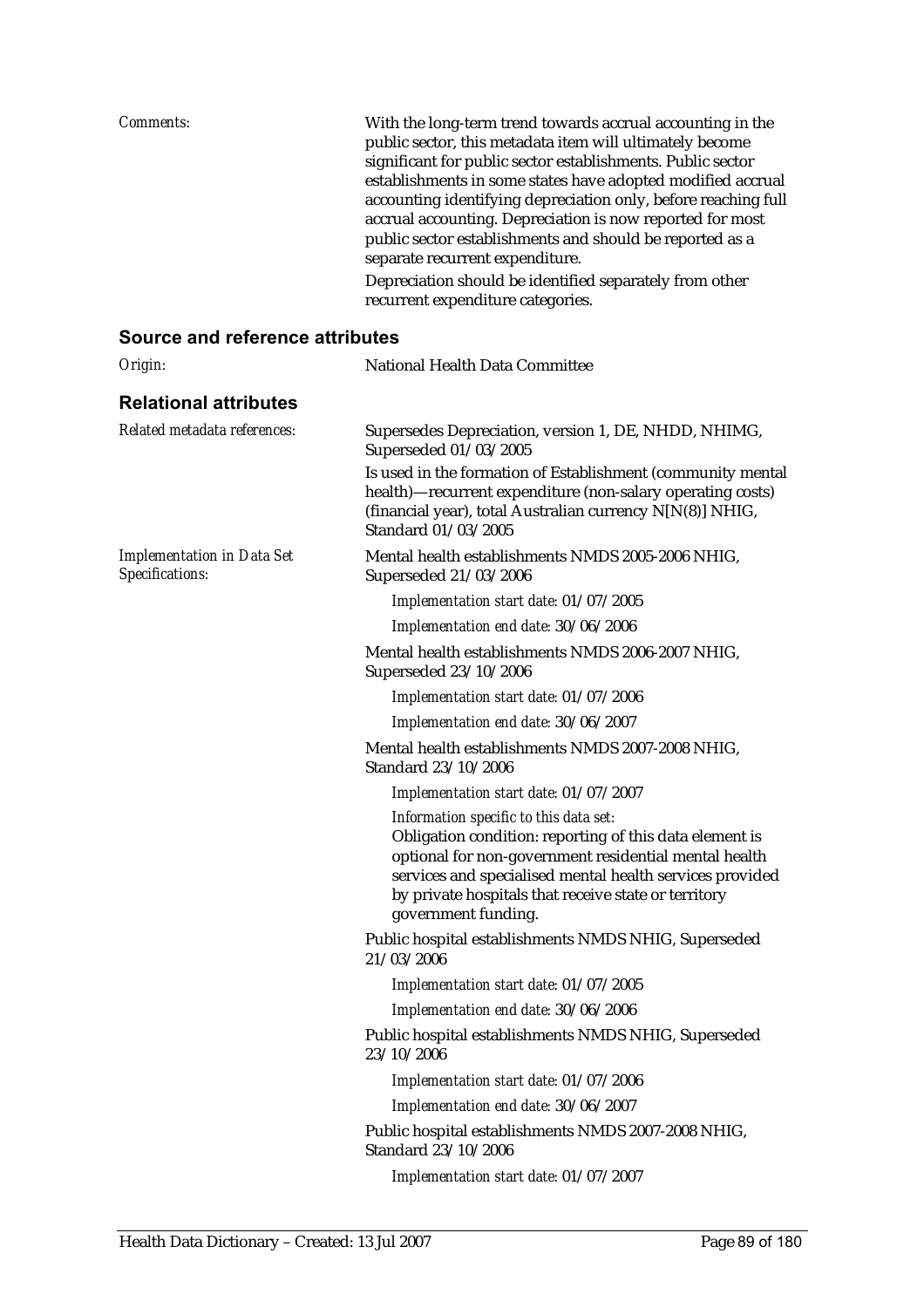*Comments:* With the long-term trend towards accrual accounting in the public sector, this metadata item will ultimately become significant for public sector establishments. Public sector establishments in some states have adopted modified accrual accounting identifying depreciation only, before reaching full accrual accounting. Depreciation is now reported for most public sector establishments and should be reported as a separate recurrent expenditure.

Depreciation should be identified separately from other recurrent expenditure categories.

## Source and reference attributes

*Origin:* National Health Data Committee

## Relational attributes

*Related metadata references:*

Supersedes Depreciation, version 1, DE, NHDD, NHIMG, Superseded 01/03/2005

Is used in the formation of Establishment (community mental health)—recurrent expenditure (non-salary operating costs) (financial year), total Australian currency N[N(8)] NHIG, Standard 01/03/2005

*Implementation in Data Set Specifications:*

Mental health establishments NMDS 2005-2006 NHIG, Superseded 21/03/2006

*Implementation start date:* 01/07/2005

*Implementation end date:* 30/06/2006

Mental health establishments NMDS 2006-2007 NHIG, Superseded 23/10/2006

*Implementation start date:* 01/07/2006

*Implementation end date:* 30/06/2007

Mental health establishments NMDS 2007-2008 NHIG, Standard 23/10/2006

*Implementation start date:* 01/07/2007

*Information specific to this data set:*

Obligation condition: reporting of this data element is optional for non-government residential mental health services and specialised mental health services provided by private hospitals that receive state or territory government funding.

Public hospital establishments NMDS NHIG, Superseded 21/03/2006

*Implementation start date:* 01/07/2005

*Implementation end date:* 30/06/2006

Public hospital establishments NMDS NHIG, Superseded 23/10/2006

*Implementation start date:* 01/07/2006

*Implementation end date:* 30/06/2007

Public hospital establishments NMDS 2007-2008 NHIG, Standard 23/10/2006

*Implementation start date:* 01/07/2007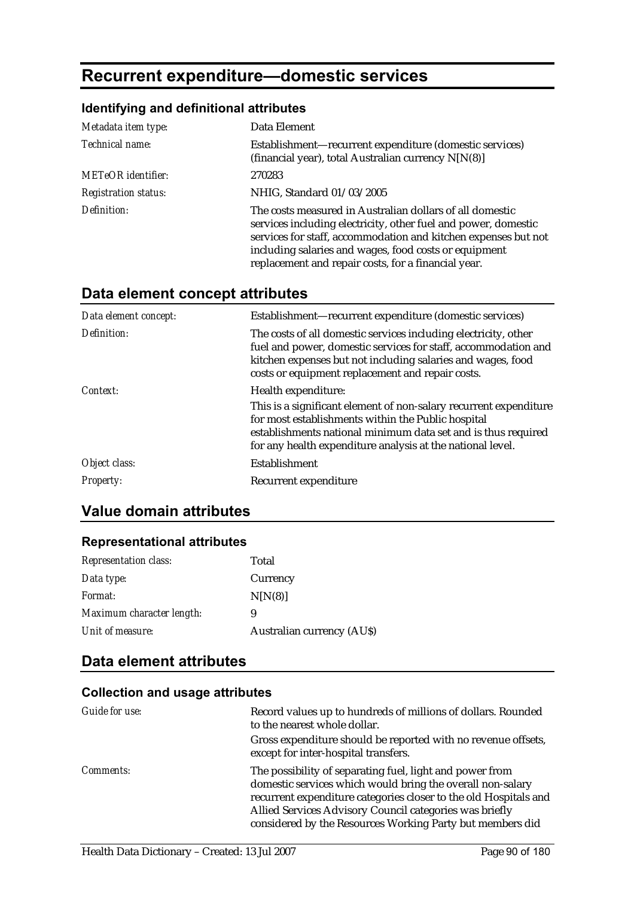# Recurrent expenditure—domestic services

### Identifying and definitional attributes

| | |
|---|---|
| *Metadata item type:* | Data Element |
| *Technical name:* | Establishment—recurrent expenditure (domestic services) (financial year), total Australian currency N[N(8)] |
| *METeOR identifier:* | 270283 |
| *Registration status:* | NHIG, Standard 01/03/2005 |
| *Definition:* | The costs measured in Australian dollars of all domestic services including electricity, other fuel and power, domestic services for staff, accommodation and kitchen expenses but not including salaries and wages, food costs or equipment replacement and repair costs, for a financial year. |

## Data element concept attributes

| | |
|---|---|
| *Data element concept:* | Establishment—recurrent expenditure (domestic services) |
| *Definition:* | The costs of all domestic services including electricity, other fuel and power, domestic services for staff, accommodation and kitchen expenses but not including salaries and wages, food costs or equipment replacement and repair costs. |
| *Context:* | Health expenditure:<br>This is a significant element of non-salary recurrent expenditure for most establishments within the Public hospital establishments national minimum data set and is thus required for any health expenditure analysis at the national level. |
| *Object class:* | Establishment |
| *Property:* | Recurrent expenditure |

## Value domain attributes

### Representational attributes

| | |
|---|---|
| *Representation class:* | Total |
| *Data type:* | Currency |
| *Format:* | N[N(8)] |
| *Maximum character length:* | 9 |
| *Unit of measure:* | Australian currency (AU$) |

## Data element attributes

### Collection and usage attributes

| | |
|---|---|
| *Guide for use:* | Record values up to hundreds of millions of dollars. Rounded to the nearest whole dollar.<br>Gross expenditure should be reported with no revenue offsets, except for inter-hospital transfers. |
| *Comments:* | The possibility of separating fuel, light and power from domestic services which would bring the overall non-salary recurrent expenditure categories closer to the old Hospitals and Allied Services Advisory Council categories was briefly considered by the Resources Working Party but members did |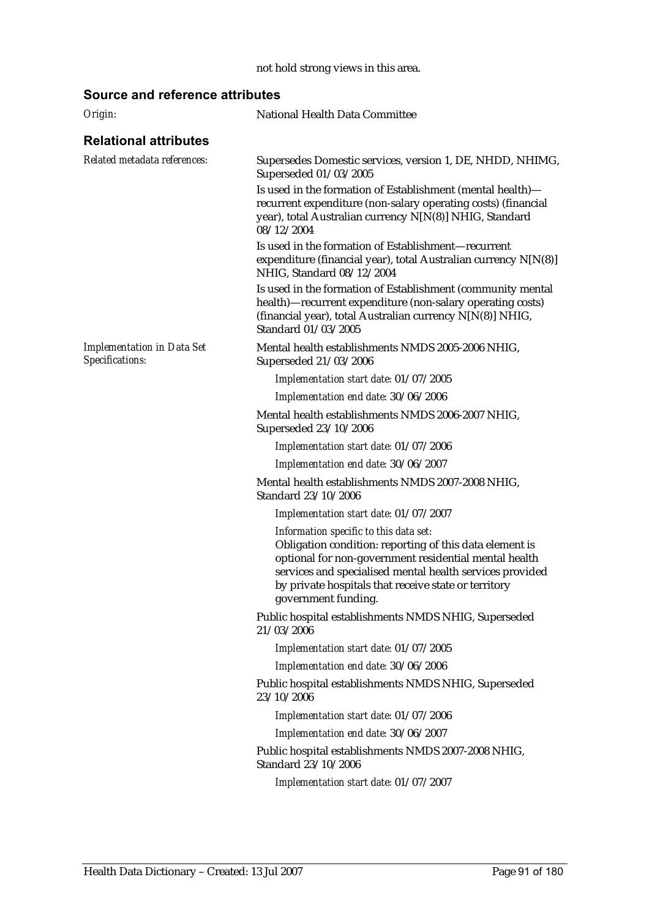not hold strong views in this area.

## Source and reference attributes

*Origin:* National Health Data Committee

## Relational attributes

*Related metadata references:*

Supersedes Domestic services, version 1, DE, NHDD, NHIMG, Superseded 01/03/2005

Is used in the formation of Establishment (mental health)—recurrent expenditure (non-salary operating costs) (financial year), total Australian currency N[N(8)] NHIG, Standard 08/12/2004

Is used in the formation of Establishment—recurrent expenditure (financial year), total Australian currency N[N(8)] NHIG, Standard 08/12/2004

Is used in the formation of Establishment (community mental health)—recurrent expenditure (non-salary operating costs) (financial year), total Australian currency N[N(8)] NHIG, Standard 01/03/2005

*Implementation in Data Set Specifications:*

Mental health establishments NMDS 2005-2006 NHIG, Superseded 21/03/2006

*Implementation start date:* 01/07/2005

*Implementation end date:* 30/06/2006

Mental health establishments NMDS 2006-2007 NHIG, Superseded 23/10/2006

*Implementation start date:* 01/07/2006

*Implementation end date:* 30/06/2007

Mental health establishments NMDS 2007-2008 NHIG, Standard 23/10/2006

*Implementation start date:* 01/07/2007

*Information specific to this data set:*

Obligation condition: reporting of this data element is optional for non-government residential mental health services and specialised mental health services provided by private hospitals that receive state or territory government funding.

Public hospital establishments NMDS NHIG, Superseded 21/03/2006

*Implementation start date:* 01/07/2005

*Implementation end date:* 30/06/2006

Public hospital establishments NMDS NHIG, Superseded 23/10/2006

*Implementation start date:* 01/07/2006

*Implementation end date:* 30/06/2007

Public hospital establishments NMDS 2007-2008 NHIG, Standard 23/10/2006

*Implementation start date:* 01/07/2007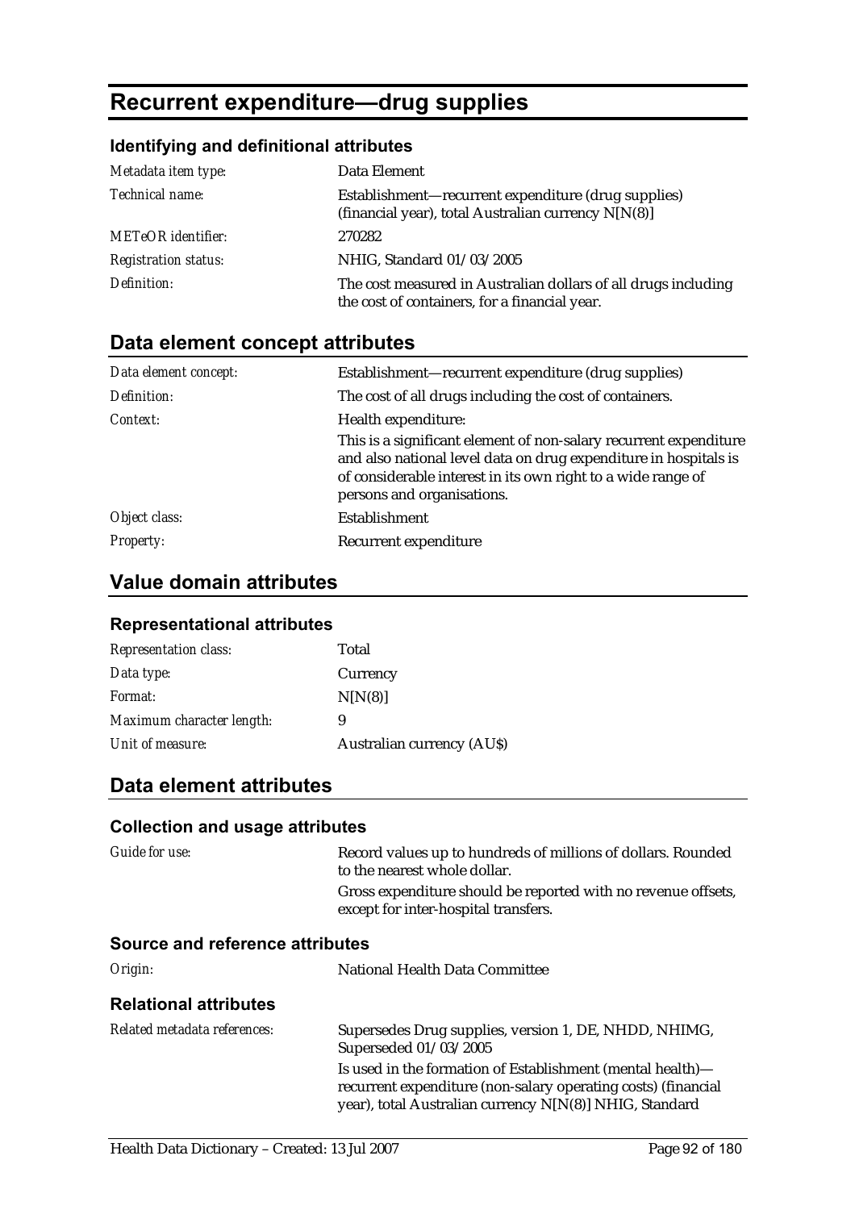# Recurrent expenditure—drug supplies

## Identifying and definitional attributes

| | |
|---|---|
| *Metadata item type:* | Data Element |
| *Technical name:* | Establishment—recurrent expenditure (drug supplies) (financial year), total Australian currency N[N(8)] |
| *METeOR identifier:* | 270282 |
| *Registration status:* | NHIG, Standard 01/03/2005 |
| *Definition:* | The cost measured in Australian dollars of all drugs including the cost of containers, for a financial year. |

## Data element concept attributes

| | |
|---|---|
| *Data element concept:* | Establishment—recurrent expenditure (drug supplies) |
| *Definition:* | The cost of all drugs including the cost of containers. |
| *Context:* | Health expenditure:<br>This is a significant element of non-salary recurrent expenditure and also national level data on drug expenditure in hospitals is of considerable interest in its own right to a wide range of persons and organisations. |
| *Object class:* | Establishment |
| *Property:* | Recurrent expenditure |

## Value domain attributes

### Representational attributes

| | |
|---|---|
| *Representation class:* | Total |
| *Data type:* | Currency |
| *Format:* | N[N(8)] |
| *Maximum character length:* | 9 |
| *Unit of measure:* | Australian currency (AU$) |

## Data element attributes

### Collection and usage attributes

| | |
|---|---|
| *Guide for use:* | Record values up to hundreds of millions of dollars. Rounded to the nearest whole dollar.<br>Gross expenditure should be reported with no revenue offsets, except for inter-hospital transfers. |

### Source and reference attributes

| | |
|---|---|
| *Origin:* | National Health Data Committee |

### Relational attributes

| | |
|---|---|
| *Related metadata references:* | Supersedes Drug supplies, version 1, DE, NHDD, NHIMG, Superseded 01/03/2005<br>Is used in the formation of Establishment (mental health)—recurrent expenditure (non-salary operating costs) (financial year), total Australian currency N[N(8)] NHIG, Standard |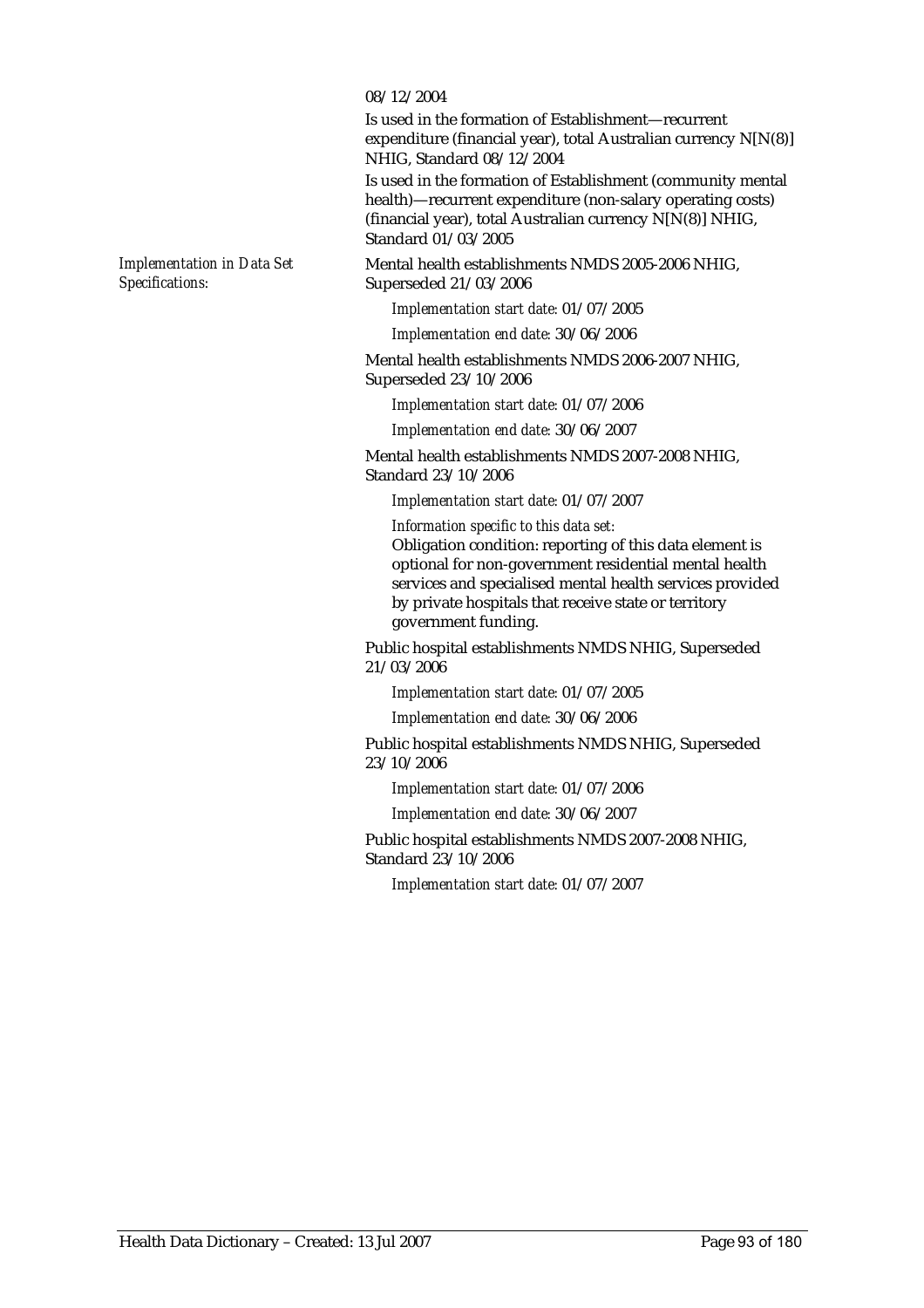08/12/2004

Is used in the formation of Establishment—recurrent expenditure (financial year), total Australian currency N[N(8)] NHIG, Standard 08/12/2004

Is used in the formation of Establishment (community mental health)—recurrent expenditure (non-salary operating costs) (financial year), total Australian currency N[N(8)] NHIG, Standard 01/03/2005

*Implementation in Data Set Specifications:*

Mental health establishments NMDS 2005-2006 NHIG, Superseded 21/03/2006

*Implementation start date:* 01/07/2005

*Implementation end date:* 30/06/2006

Mental health establishments NMDS 2006-2007 NHIG, Superseded 23/10/2006

*Implementation start date:* 01/07/2006

*Implementation end date:* 30/06/2007

Mental health establishments NMDS 2007-2008 NHIG, Standard 23/10/2006

*Implementation start date:* 01/07/2007

*Information specific to this data set:*
Obligation condition: reporting of this data element is optional for non-government residential mental health services and specialised mental health services provided by private hospitals that receive state or territory government funding.

Public hospital establishments NMDS NHIG, Superseded 21/03/2006

*Implementation start date:* 01/07/2005

*Implementation end date:* 30/06/2006

Public hospital establishments NMDS NHIG, Superseded 23/10/2006

*Implementation start date:* 01/07/2006

*Implementation end date:* 30/06/2007

Public hospital establishments NMDS 2007-2008 NHIG, Standard 23/10/2006

*Implementation start date:* 01/07/2007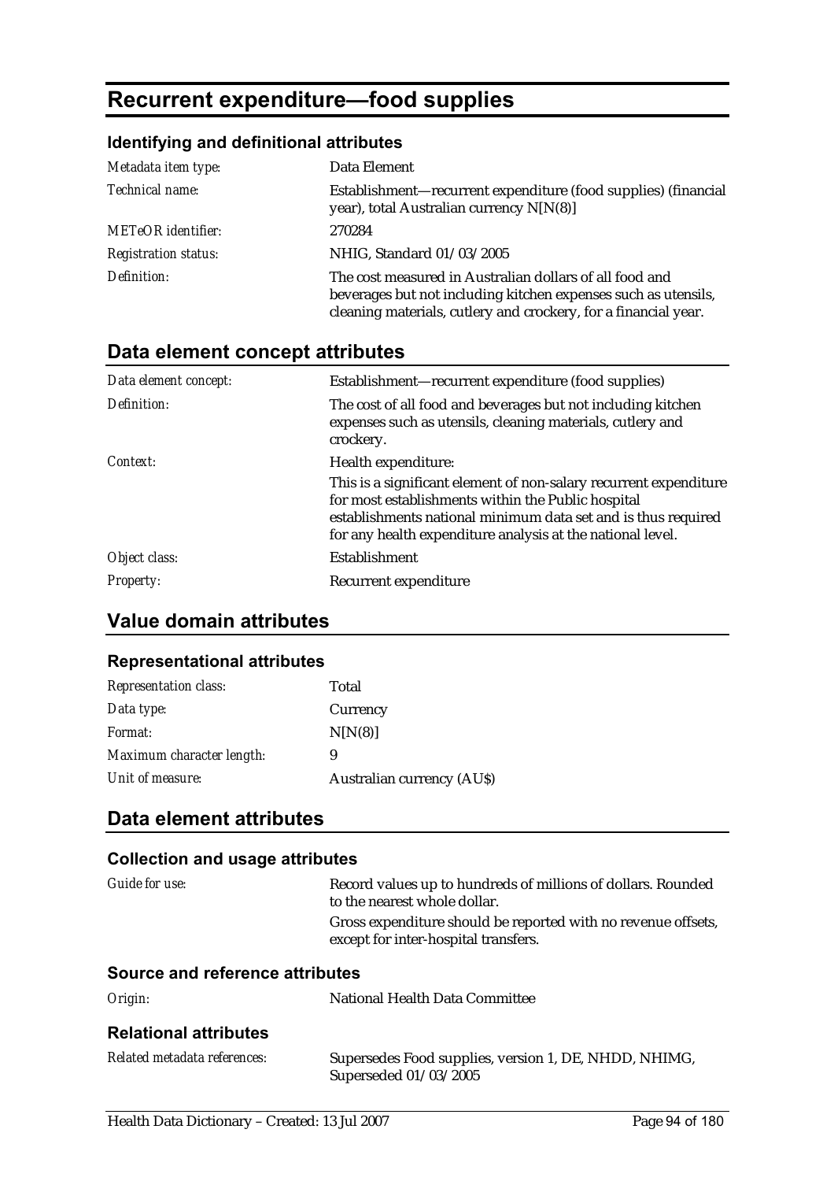# Recurrent expenditure—food supplies

### Identifying and definitional attributes

| | |
|---|---|
| *Metadata item type:* | Data Element |
| *Technical name:* | Establishment—recurrent expenditure (food supplies) (financial year), total Australian currency N[N(8)] |
| *METeOR identifier:* | 270284 |
| *Registration status:* | NHIG, Standard 01/03/2005 |
| *Definition:* | The cost measured in Australian dollars of all food and beverages but not including kitchen expenses such as utensils, cleaning materials, cutlery and crockery, for a financial year. |

## Data element concept attributes

| | |
|---|---|
| *Data element concept:* | Establishment—recurrent expenditure (food supplies) |
| *Definition:* | The cost of all food and beverages but not including kitchen expenses such as utensils, cleaning materials, cutlery and crockery. |
| *Context:* | Health expenditure:<br>This is a significant element of non-salary recurrent expenditure for most establishments within the Public hospital establishments national minimum data set and is thus required for any health expenditure analysis at the national level. |
| *Object class:* | Establishment |
| *Property:* | Recurrent expenditure |

## Value domain attributes

### Representational attributes

| | |
|---|---|
| *Representation class:* | Total |
| *Data type:* | Currency |
| *Format:* | N[N(8)] |
| *Maximum character length:* | 9 |
| *Unit of measure:* | Australian currency (AU$) |

## Data element attributes

### Collection and usage attributes

| | |
|---|---|
| *Guide for use:* | Record values up to hundreds of millions of dollars. Rounded to the nearest whole dollar.<br>Gross expenditure should be reported with no revenue offsets, except for inter-hospital transfers. |

### Source and reference attributes

| | |
|---|---|
| *Origin:* | National Health Data Committee |

### Relational attributes

| | |
|---|---|
| *Related metadata references:* | Supersedes Food supplies, version 1, DE, NHDD, NHIMG, Superseded 01/03/2005 |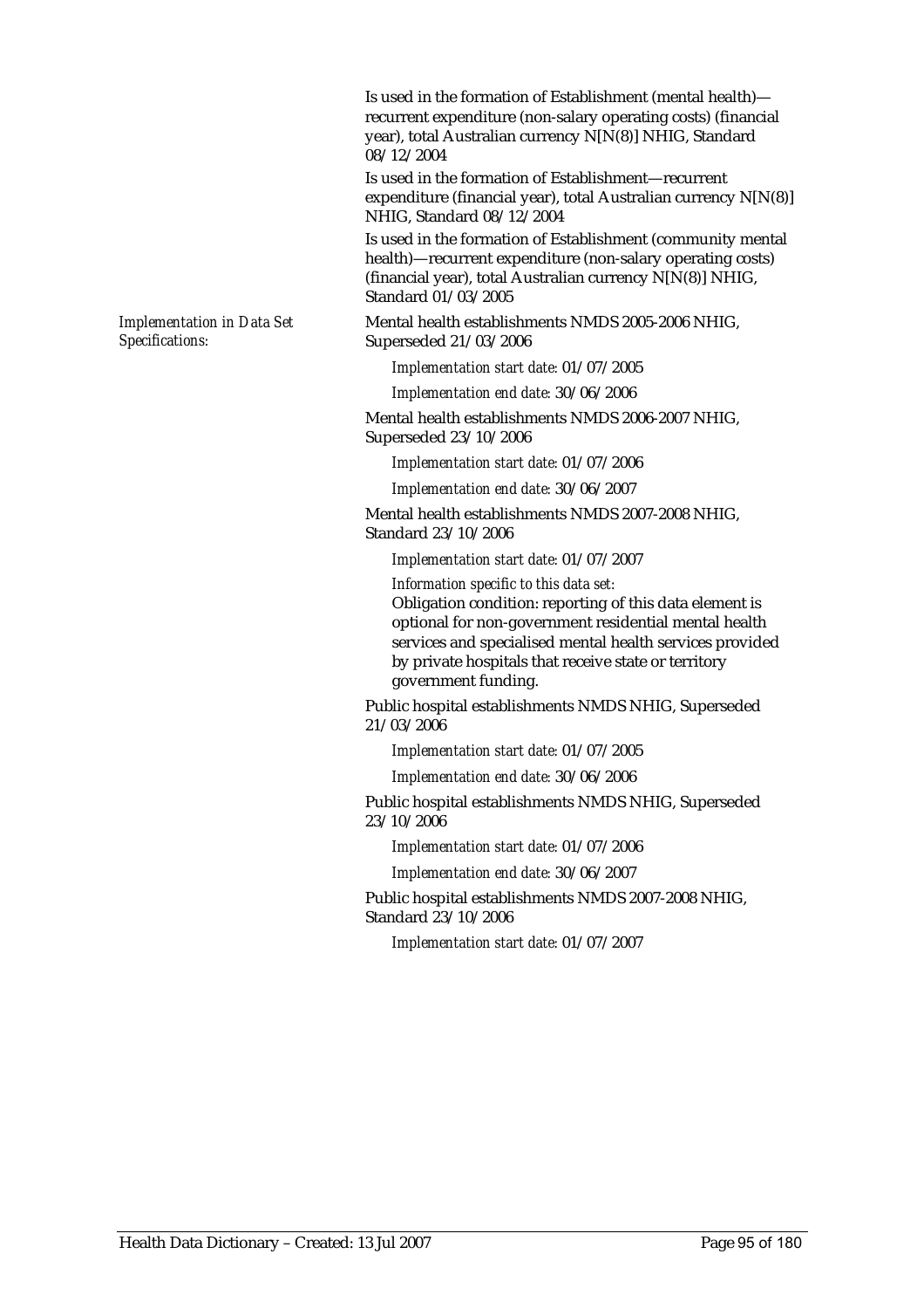Is used in the formation of Establishment (mental health)—recurrent expenditure (non-salary operating costs) (financial year), total Australian currency N[N(8)] NHIG, Standard 08/12/2004

Is used in the formation of Establishment—recurrent expenditure (financial year), total Australian currency N[N(8)] NHIG, Standard 08/12/2004

Is used in the formation of Establishment (community mental health)—recurrent expenditure (non-salary operating costs) (financial year), total Australian currency N[N(8)] NHIG, Standard 01/03/2005

*Implementation in Data Set Specifications:*

Mental health establishments NMDS 2005-2006 NHIG, Superseded 21/03/2006

*Implementation start date:* 01/07/2005

*Implementation end date:* 30/06/2006

Mental health establishments NMDS 2006-2007 NHIG, Superseded 23/10/2006

*Implementation start date:* 01/07/2006

*Implementation end date:* 30/06/2007

Mental health establishments NMDS 2007-2008 NHIG, Standard 23/10/2006

*Implementation start date:* 01/07/2007

*Information specific to this data set:*

Obligation condition: reporting of this data element is optional for non-government residential mental health services and specialised mental health services provided by private hospitals that receive state or territory government funding.

Public hospital establishments NMDS NHIG, Superseded 21/03/2006

*Implementation start date:* 01/07/2005

*Implementation end date:* 30/06/2006

Public hospital establishments NMDS NHIG, Superseded 23/10/2006

*Implementation start date:* 01/07/2006

*Implementation end date:* 30/06/2007

Public hospital establishments NMDS 2007-2008 NHIG, Standard 23/10/2006

*Implementation start date:* 01/07/2007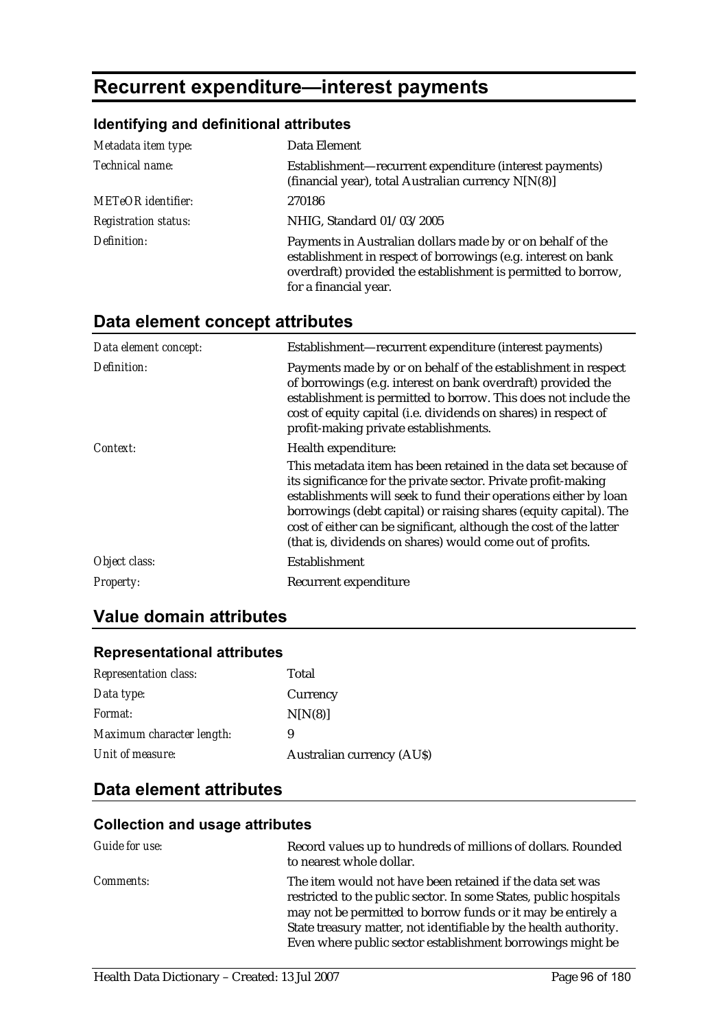# Recurrent expenditure—interest payments

### Identifying and definitional attributes

| | |
|---|---|
| *Metadata item type:* | Data Element |
| *Technical name:* | Establishment—recurrent expenditure (interest payments) (financial year), total Australian currency N[N(8)] |
| *METeOR identifier:* | 270186 |
| *Registration status:* | NHIG, Standard 01/03/2005 |
| *Definition:* | Payments in Australian dollars made by or on behalf of the establishment in respect of borrowings (e.g. interest on bank overdraft) provided the establishment is permitted to borrow, for a financial year. |

## Data element concept attributes

| | |
|---|---|
| *Data element concept:* | Establishment—recurrent expenditure (interest payments) |
| *Definition:* | Payments made by or on behalf of the establishment in respect of borrowings (e.g. interest on bank overdraft) provided the establishment is permitted to borrow. This does not include the cost of equity capital (i.e. dividends on shares) in respect of profit-making private establishments. |
| *Context:* | Health expenditure:<br><br>This metadata item has been retained in the data set because of its significance for the private sector. Private profit-making establishments will seek to fund their operations either by loan borrowings (debt capital) or raising shares (equity capital). The cost of either can be significant, although the cost of the latter (that is, dividends on shares) would come out of profits. |
| *Object class:* | Establishment |
| *Property:* | Recurrent expenditure |

## Value domain attributes

### Representational attributes

| | |
|---|---|
| *Representation class:* | Total |
| *Data type:* | Currency |
| *Format:* | N[N(8)] |
| *Maximum character length:* | 9 |
| *Unit of measure:* | Australian currency (AU$) |

## Data element attributes

### Collection and usage attributes

| | |
|---|---|
| *Guide for use:* | Record values up to hundreds of millions of dollars. Rounded to nearest whole dollar. |
| *Comments:* | The item would not have been retained if the data set was restricted to the public sector. In some States, public hospitals may not be permitted to borrow funds or it may be entirely a State treasury matter, not identifiable by the health authority. Even where public sector establishment borrowings might be |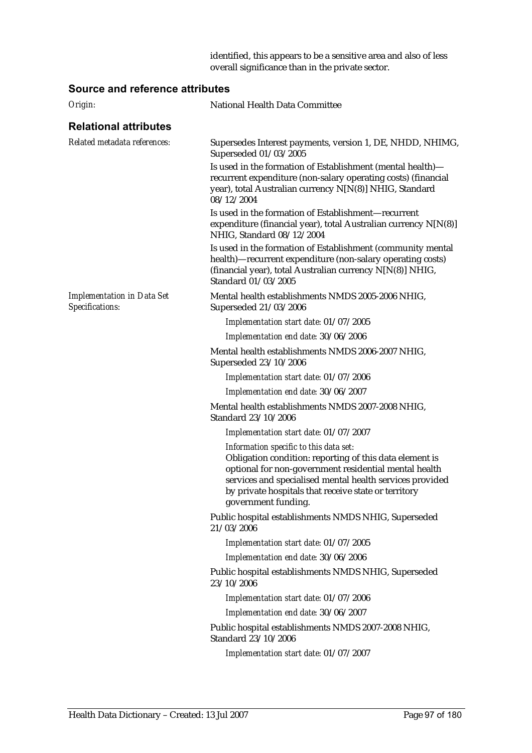identified, this appears to be a sensitive area and also of less overall significance than in the private sector.

## Source and reference attributes

*Origin:* National Health Data Committee

## Relational attributes

*Related metadata references:*

Supersedes Interest payments, version 1, DE, NHDD, NHIMG, Superseded 01/03/2005

Is used in the formation of Establishment (mental health)—recurrent expenditure (non-salary operating costs) (financial year), total Australian currency N[N(8)] NHIG, Standard 08/12/2004

Is used in the formation of Establishment—recurrent expenditure (financial year), total Australian currency N[N(8)] NHIG, Standard 08/12/2004

Is used in the formation of Establishment (community mental health)—recurrent expenditure (non-salary operating costs) (financial year), total Australian currency N[N(8)] NHIG, Standard 01/03/2005

*Implementation in Data Set Specifications:*

Mental health establishments NMDS 2005-2006 NHIG, Superseded 21/03/2006

*Implementation start date:* 01/07/2005

*Implementation end date:* 30/06/2006

Mental health establishments NMDS 2006-2007 NHIG, Superseded 23/10/2006

*Implementation start date:* 01/07/2006

*Implementation end date:* 30/06/2007

Mental health establishments NMDS 2007-2008 NHIG, Standard 23/10/2006

*Implementation start date:* 01/07/2007

*Information specific to this data set:*
Obligation condition: reporting of this data element is optional for non-government residential mental health services and specialised mental health services provided by private hospitals that receive state or territory government funding.

Public hospital establishments NMDS NHIG, Superseded 21/03/2006

*Implementation start date:* 01/07/2005

*Implementation end date:* 30/06/2006

Public hospital establishments NMDS NHIG, Superseded 23/10/2006

*Implementation start date:* 01/07/2006

*Implementation end date:* 30/06/2007

Public hospital establishments NMDS 2007-2008 NHIG, Standard 23/10/2006

*Implementation start date:* 01/07/2007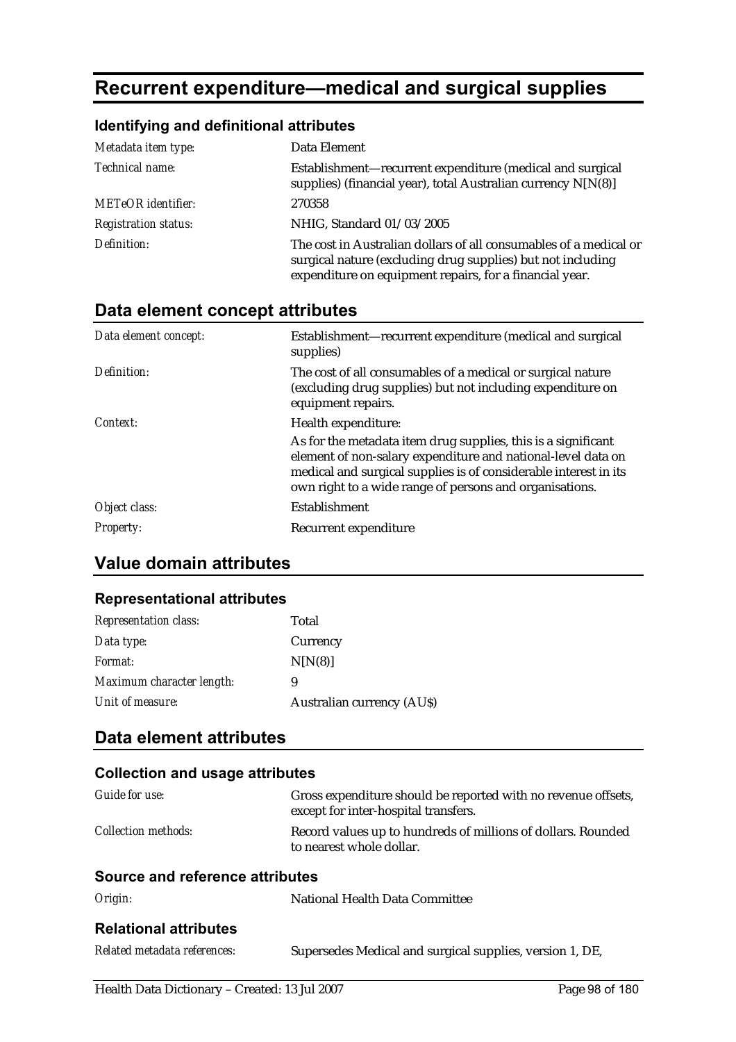# Recurrent expenditure—medical and surgical supplies

### Identifying and definitional attributes

| | |
|---|---|
| *Metadata item type:* | Data Element |
| *Technical name:* | Establishment—recurrent expenditure (medical and surgical supplies) (financial year), total Australian currency N[N(8)] |
| *METeOR identifier:* | 270358 |
| *Registration status:* | NHIG, Standard 01/03/2005 |
| *Definition:* | The cost in Australian dollars of all consumables of a medical or surgical nature (excluding drug supplies) but not including expenditure on equipment repairs, for a financial year. |

## Data element concept attributes

| | |
|---|---|
| *Data element concept:* | Establishment—recurrent expenditure (medical and surgical supplies) |
| *Definition:* | The cost of all consumables of a medical or surgical nature (excluding drug supplies) but not including expenditure on equipment repairs. |
| *Context:* | Health expenditure:<br>As for the metadata item drug supplies, this is a significant element of non-salary expenditure and national-level data on medical and surgical supplies is of considerable interest in its own right to a wide range of persons and organisations. |
| *Object class:* | Establishment |
| *Property:* | Recurrent expenditure |

## Value domain attributes

### Representational attributes

| | |
|---|---|
| *Representation class:* | Total |
| *Data type:* | Currency |
| *Format:* | N[N(8)] |
| *Maximum character length:* | 9 |
| *Unit of measure:* | Australian currency (AU$) |

## Data element attributes

### Collection and usage attributes

| | |
|---|---|
| *Guide for use:* | Gross expenditure should be reported with no revenue offsets, except for inter-hospital transfers. |
| *Collection methods:* | Record values up to hundreds of millions of dollars. Rounded to nearest whole dollar. |

### Source and reference attributes

| | |
|---|---|
| *Origin:* | National Health Data Committee |

### Relational attributes

| | |
|---|---|
| *Related metadata references:* | Supersedes Medical and surgical supplies, version 1, DE, |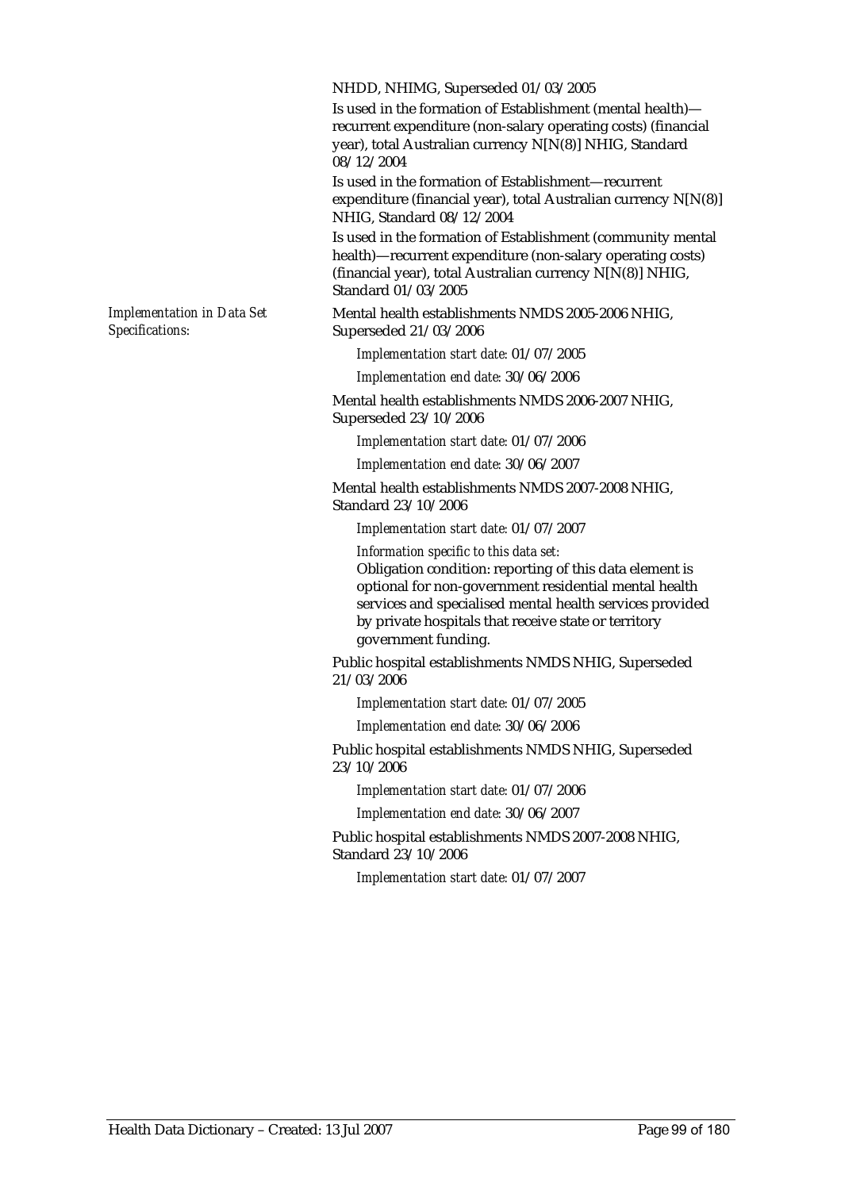NHDD, NHIMG, Superseded 01/03/2005

Is used in the formation of Establishment (mental health)—recurrent expenditure (non-salary operating costs) (financial year), total Australian currency N[N(8)] NHIG, Standard 08/12/2004

Is used in the formation of Establishment—recurrent expenditure (financial year), total Australian currency N[N(8)] NHIG, Standard 08/12/2004

Is used in the formation of Establishment (community mental health)—recurrent expenditure (non-salary operating costs) (financial year), total Australian currency N[N(8)] NHIG, Standard 01/03/2005

*Implementation in Data Set Specifications:*

Mental health establishments NMDS 2005-2006 NHIG, Superseded 21/03/2006

*Implementation start date:* 01/07/2005

*Implementation end date:* 30/06/2006

Mental health establishments NMDS 2006-2007 NHIG, Superseded 23/10/2006

*Implementation start date:* 01/07/2006

*Implementation end date:* 30/06/2007

Mental health establishments NMDS 2007-2008 NHIG, Standard 23/10/2006

*Implementation start date:* 01/07/2007

*Information specific to this data set:*

Obligation condition: reporting of this data element is optional for non-government residential mental health services and specialised mental health services provided by private hospitals that receive state or territory government funding.

Public hospital establishments NMDS NHIG, Superseded 21/03/2006

*Implementation start date:* 01/07/2005

*Implementation end date:* 30/06/2006

Public hospital establishments NMDS NHIG, Superseded 23/10/2006

*Implementation start date:* 01/07/2006

*Implementation end date:* 30/06/2007

Public hospital establishments NMDS 2007-2008 NHIG, Standard 23/10/2006

*Implementation start date:* 01/07/2007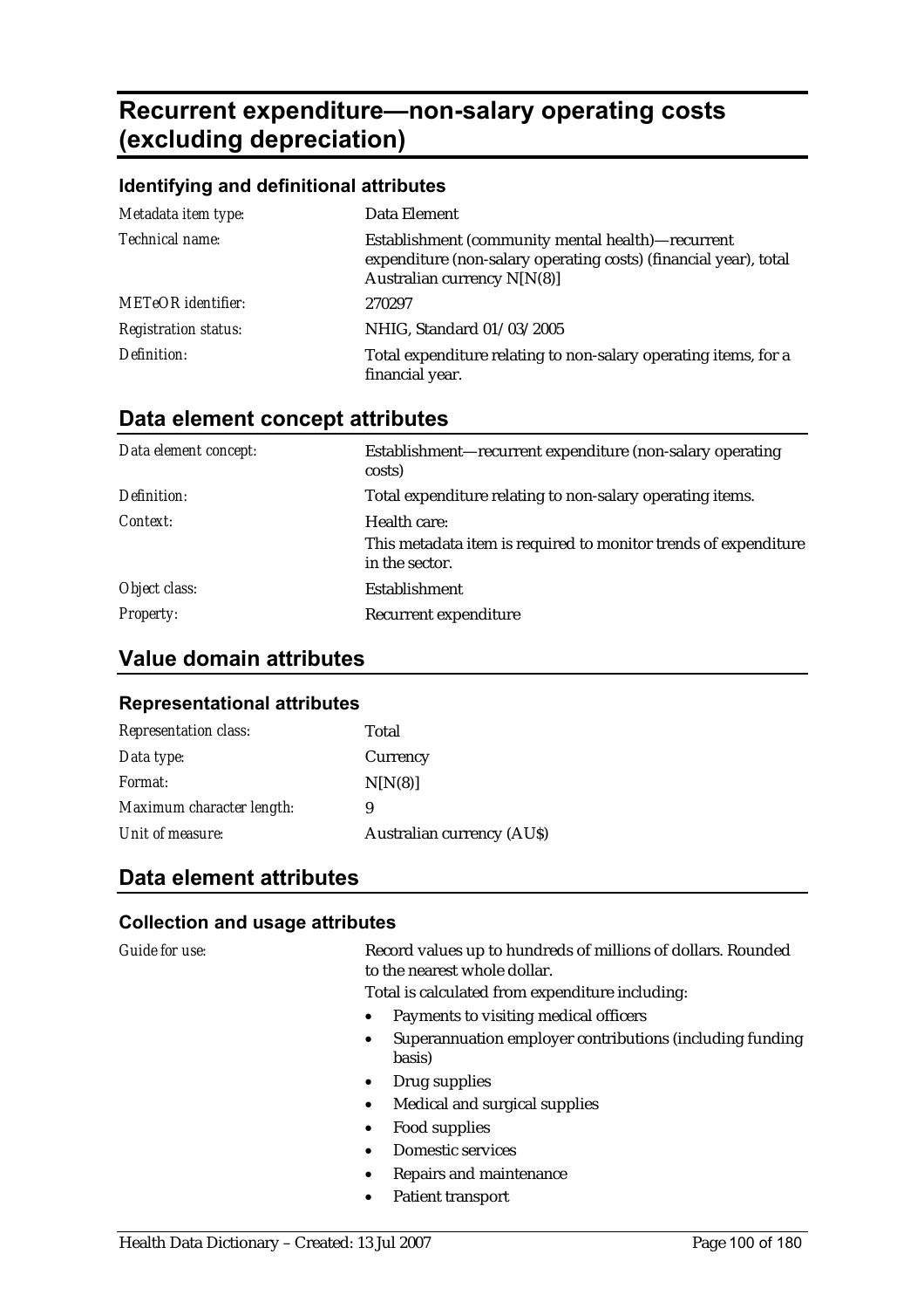# Recurrent expenditure—non-salary operating costs (excluding depreciation)

### Identifying and definitional attributes

| | |
|---|---|
| *Metadata item type:* | Data Element |
| *Technical name:* | Establishment (community mental health)—recurrent expenditure (non-salary operating costs) (financial year), total Australian currency N[N(8)] |
| *METeOR identifier:* | 270297 |
| *Registration status:* | NHIG, Standard 01/03/2005 |
| *Definition:* | Total expenditure relating to non-salary operating items, for a financial year. |

## Data element concept attributes

| | |
|---|---|
| *Data element concept:* | Establishment—recurrent expenditure (non-salary operating costs) |
| *Definition:* | Total expenditure relating to non-salary operating items. |
| *Context:* | Health care:<br>This metadata item is required to monitor trends of expenditure in the sector. |
| *Object class:* | Establishment |
| *Property:* | Recurrent expenditure |

## Value domain attributes

### Representational attributes

| | |
|---|---|
| *Representation class:* | Total |
| *Data type:* | Currency |
| *Format:* | N[N(8)] |
| *Maximum character length:* | 9 |
| *Unit of measure:* | Australian currency (AU$) |

## Data element attributes

### Collection and usage attributes

*Guide for use:*

Record values up to hundreds of millions of dollars. Rounded to the nearest whole dollar.

Total is calculated from expenditure including:

- Payments to visiting medical officers
- Superannuation employer contributions (including funding basis)
- Drug supplies
- Medical and surgical supplies
- Food supplies
- Domestic services
- Repairs and maintenance
- Patient transport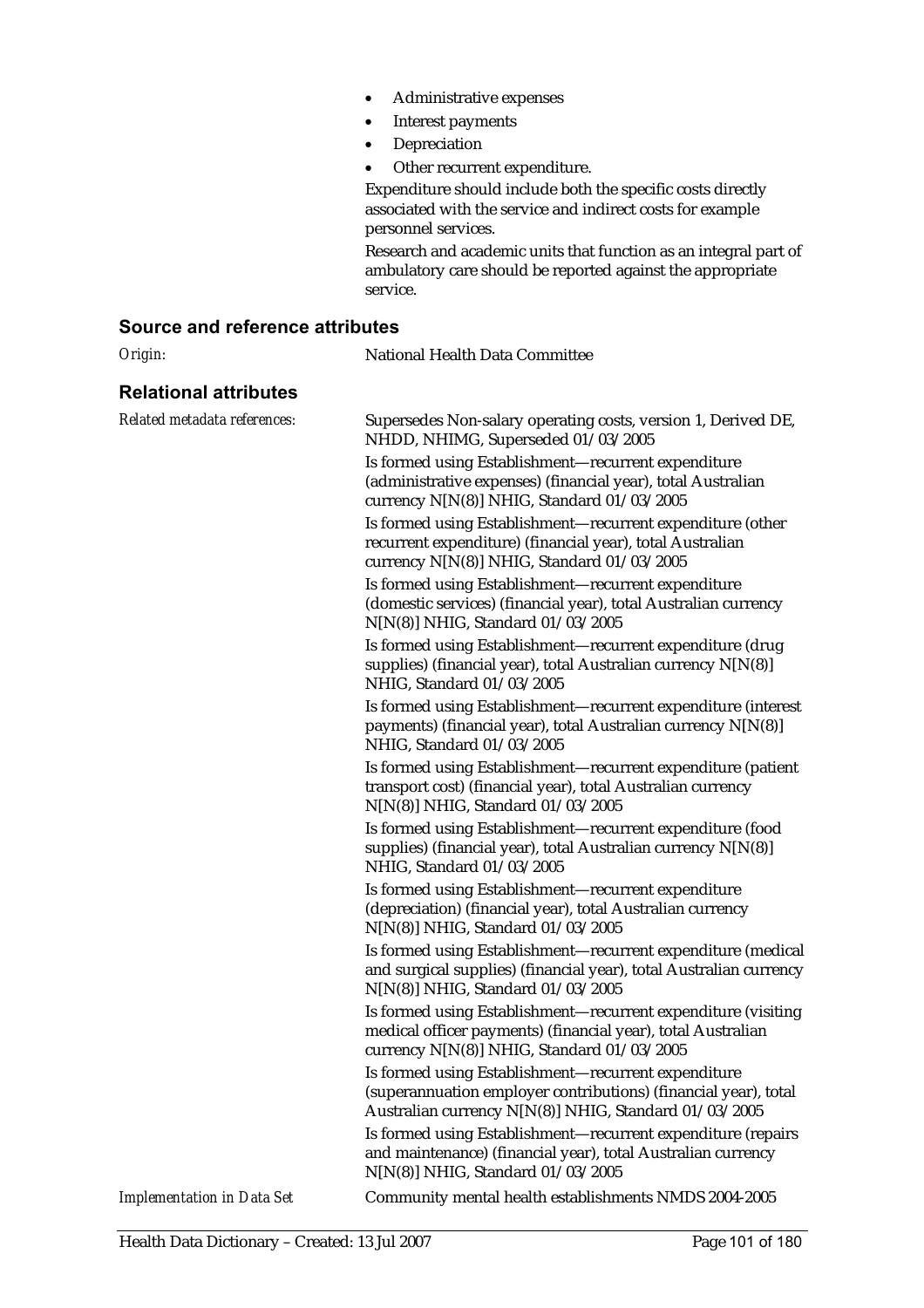- Administrative expenses
- Interest payments
- Depreciation
- Other recurrent expenditure.

Expenditure should include both the specific costs directly associated with the service and indirect costs for example personnel services.

Research and academic units that function as an integral part of ambulatory care should be reported against the appropriate service.

## Source and reference attributes

*Origin:* National Health Data Committee

## Relational attributes

*Related metadata references:*

Supersedes Non-salary operating costs, version 1, Derived DE, NHDD, NHIMG, Superseded 01/03/2005

Is formed using Establishment—recurrent expenditure (administrative expenses) (financial year), total Australian currency N[N(8)] NHIG, Standard 01/03/2005

Is formed using Establishment—recurrent expenditure (other recurrent expenditure) (financial year), total Australian currency N[N(8)] NHIG, Standard 01/03/2005

Is formed using Establishment—recurrent expenditure (domestic services) (financial year), total Australian currency N[N(8)] NHIG, Standard 01/03/2005

Is formed using Establishment—recurrent expenditure (drug supplies) (financial year), total Australian currency N[N(8)] NHIG, Standard 01/03/2005

Is formed using Establishment—recurrent expenditure (interest payments) (financial year), total Australian currency N[N(8)] NHIG, Standard 01/03/2005

Is formed using Establishment—recurrent expenditure (patient transport cost) (financial year), total Australian currency N[N(8)] NHIG, Standard 01/03/2005

Is formed using Establishment—recurrent expenditure (food supplies) (financial year), total Australian currency N[N(8)] NHIG, Standard 01/03/2005

Is formed using Establishment—recurrent expenditure (depreciation) (financial year), total Australian currency N[N(8)] NHIG, Standard 01/03/2005

Is formed using Establishment—recurrent expenditure (medical and surgical supplies) (financial year), total Australian currency N[N(8)] NHIG, Standard 01/03/2005

Is formed using Establishment—recurrent expenditure (visiting medical officer payments) (financial year), total Australian currency N[N(8)] NHIG, Standard 01/03/2005

Is formed using Establishment—recurrent expenditure (superannuation employer contributions) (financial year), total Australian currency N[N(8)] NHIG, Standard 01/03/2005

Is formed using Establishment—recurrent expenditure (repairs and maintenance) (financial year), total Australian currency N[N(8)] NHIG, Standard 01/03/2005

*Implementation in Data Set* Community mental health establishments NMDS 2004-2005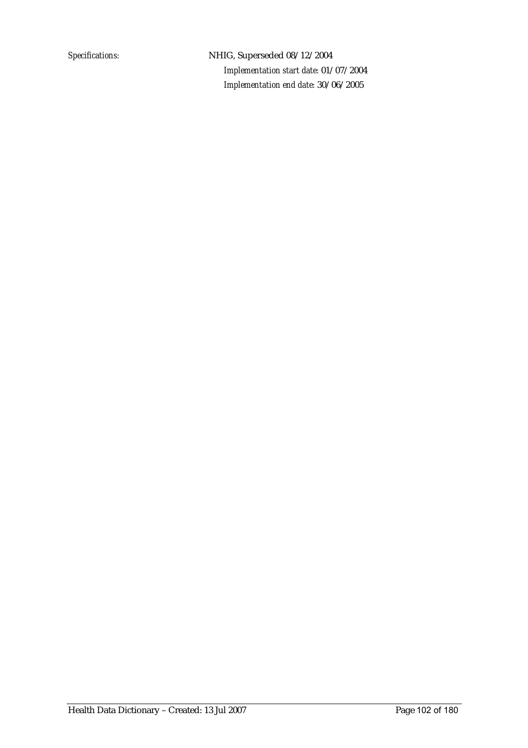*Specifications:* NHIG, Superseded 08/12/2004

*Implementation start date:* 01/07/2004

*Implementation end date:* 30/06/2005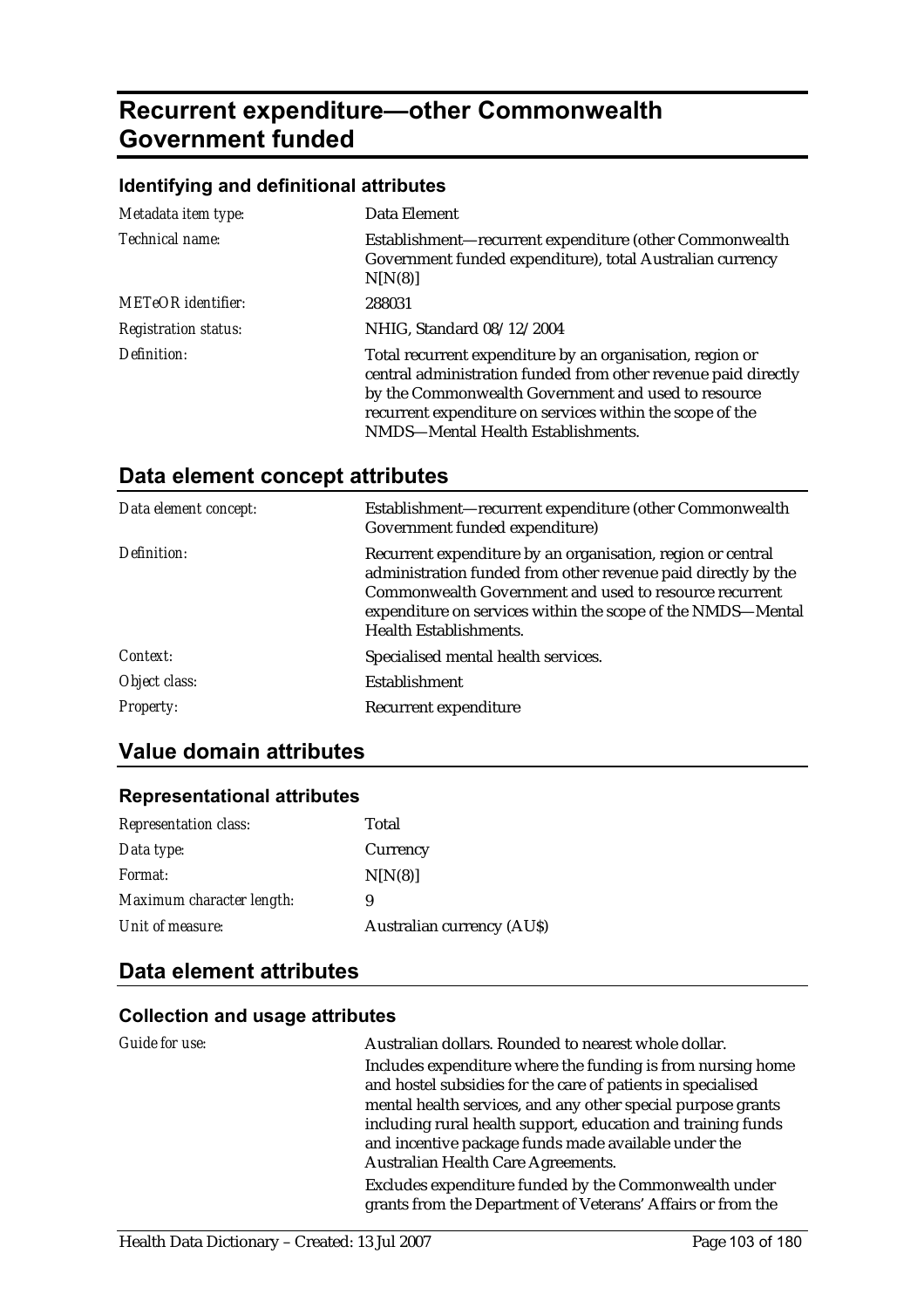# Recurrent expenditure—other Commonwealth Government funded

### Identifying and definitional attributes

| | |
|---|---|
| *Metadata item type:* | Data Element |
| *Technical name:* | Establishment—recurrent expenditure (other Commonwealth Government funded expenditure), total Australian currency N[N(8)] |
| *METeOR identifier:* | 288031 |
| *Registration status:* | NHIG, Standard 08/12/2004 |
| *Definition:* | Total recurrent expenditure by an organisation, region or central administration funded from other revenue paid directly by the Commonwealth Government and used to resource recurrent expenditure on services within the scope of the NMDS—Mental Health Establishments. |

## Data element concept attributes

| | |
|---|---|
| *Data element concept:* | Establishment—recurrent expenditure (other Commonwealth Government funded expenditure) |
| *Definition:* | Recurrent expenditure by an organisation, region or central administration funded from other revenue paid directly by the Commonwealth Government and used to resource recurrent expenditure on services within the scope of the NMDS—Mental Health Establishments. |
| *Context:* | Specialised mental health services. |
| *Object class:* | Establishment |
| *Property:* | Recurrent expenditure |

## Value domain attributes

### Representational attributes

| | |
|---|---|
| *Representation class:* | Total |
| *Data type:* | Currency |
| *Format:* | N[N(8)] |
| *Maximum character length:* | 9 |
| *Unit of measure:* | Australian currency (AU$) |

## Data element attributes

### Collection and usage attributes

*Guide for use:*

Australian dollars. Rounded to nearest whole dollar.

Includes expenditure where the funding is from nursing home and hostel subsidies for the care of patients in specialised mental health services, and any other special purpose grants including rural health support, education and training funds and incentive package funds made available under the Australian Health Care Agreements.

Excludes expenditure funded by the Commonwealth under grants from the Department of Veterans' Affairs or from the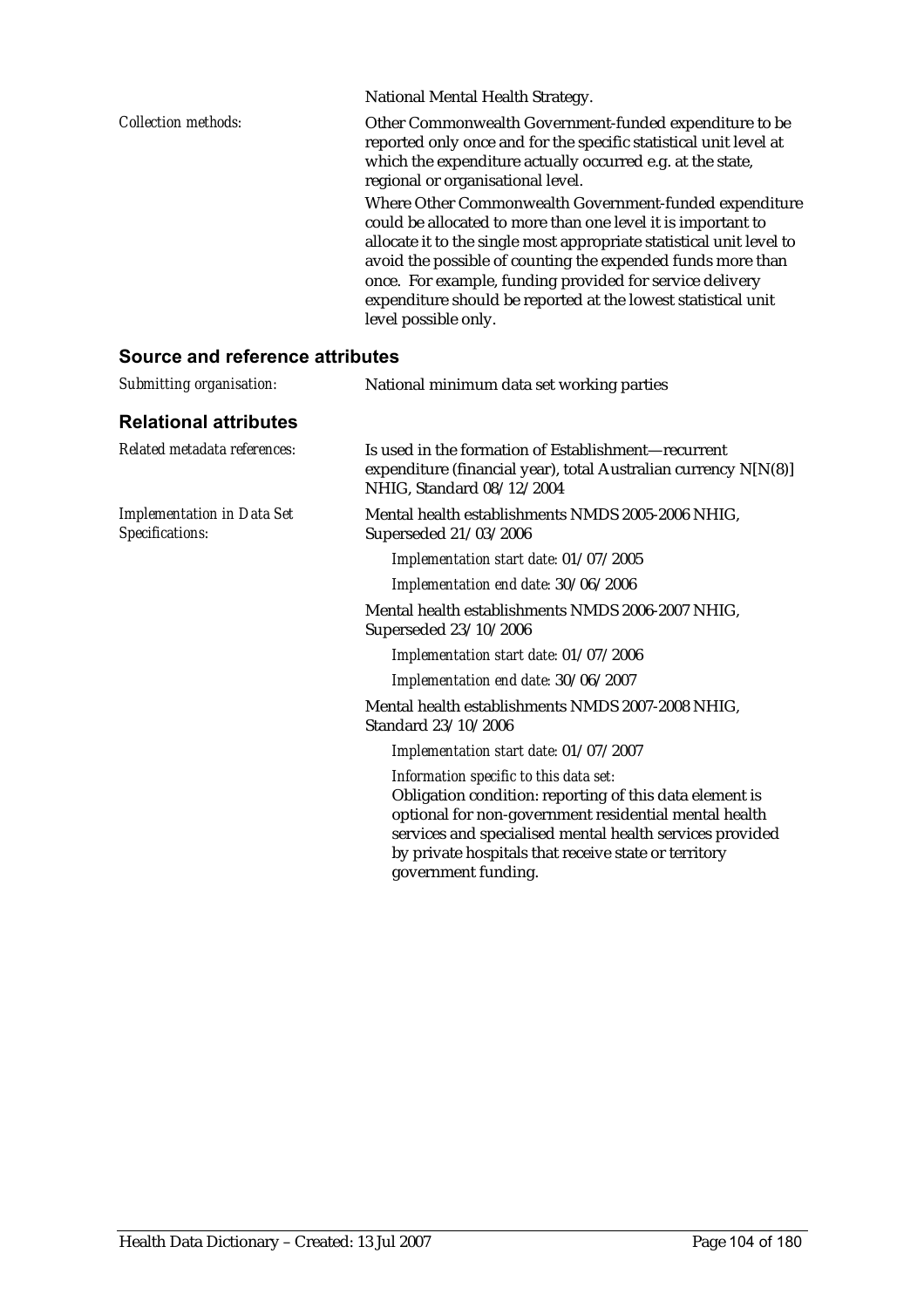National Mental Health Strategy.

*Collection methods:* Other Commonwealth Government-funded expenditure to be reported only once and for the specific statistical unit level at which the expenditure actually occurred e.g. at the state, regional or organisational level.

Where Other Commonwealth Government-funded expenditure could be allocated to more than one level it is important to allocate it to the single most appropriate statistical unit level to avoid the possible of counting the expended funds more than once. For example, funding provided for service delivery expenditure should be reported at the lowest statistical unit level possible only.

## Source and reference attributes

*Submitting organisation:* National minimum data set working parties

## Relational attributes

*Related metadata references:* Is used in the formation of Establishment—recurrent expenditure (financial year), total Australian currency N[N(8)] NHIG, Standard 08/12/2004

*Implementation in Data Set Specifications:* Mental health establishments NMDS 2005-2006 NHIG, Superseded 21/03/2006

*Implementation start date:* 01/07/2005

*Implementation end date:* 30/06/2006

Mental health establishments NMDS 2006-2007 NHIG, Superseded 23/10/2006

*Implementation start date:* 01/07/2006

*Implementation end date:* 30/06/2007

Mental health establishments NMDS 2007-2008 NHIG, Standard 23/10/2006

*Implementation start date:* 01/07/2007

*Information specific to this data set:*
Obligation condition: reporting of this data element is optional for non-government residential mental health services and specialised mental health services provided by private hospitals that receive state or territory government funding.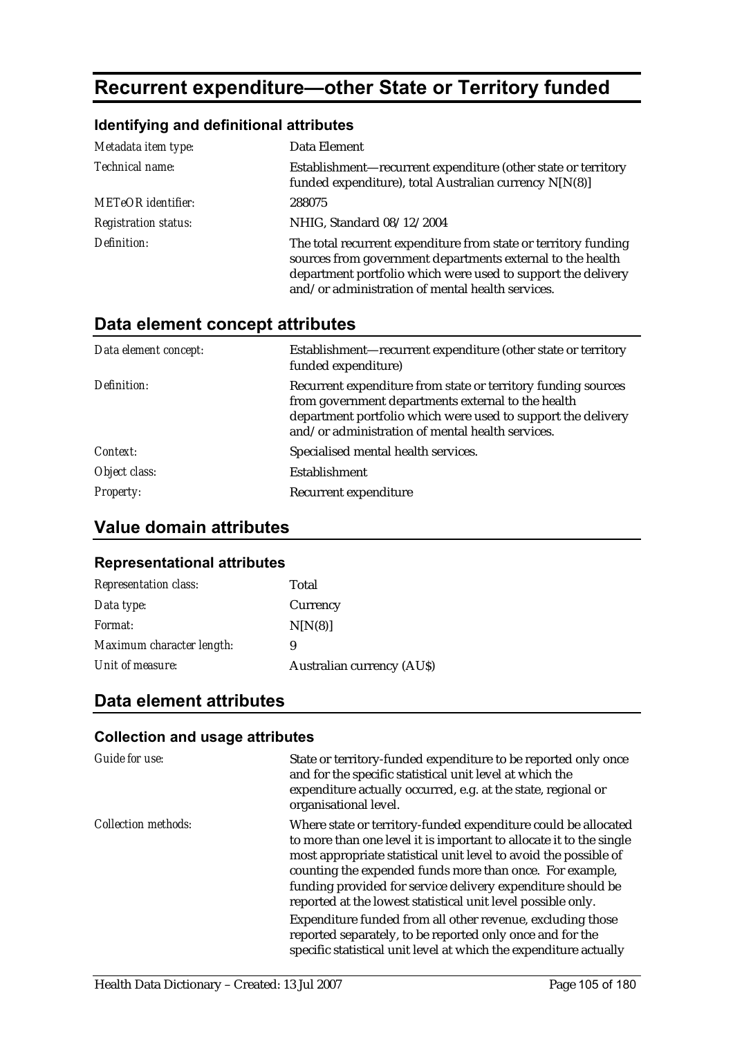# Recurrent expenditure—other State or Territory funded

### Identifying and definitional attributes

| | |
|---|---|
| *Metadata item type:* | Data Element |
| *Technical name:* | Establishment—recurrent expenditure (other state or territory funded expenditure), total Australian currency N[N(8)] |
| *METeOR identifier:* | 288075 |
| *Registration status:* | NHIG, Standard 08/12/2004 |
| *Definition:* | The total recurrent expenditure from state or territory funding sources from government departments external to the health department portfolio which were used to support the delivery and/or administration of mental health services. |

## Data element concept attributes

| | |
|---|---|
| *Data element concept:* | Establishment—recurrent expenditure (other state or territory funded expenditure) |
| *Definition:* | Recurrent expenditure from state or territory funding sources from government departments external to the health department portfolio which were used to support the delivery and/or administration of mental health services. |
| *Context:* | Specialised mental health services. |
| *Object class:* | Establishment |
| *Property:* | Recurrent expenditure |

## Value domain attributes

### Representational attributes

| | |
|---|---|
| *Representation class:* | Total |
| *Data type:* | Currency |
| *Format:* | N[N(8)] |
| *Maximum character length:* | 9 |
| *Unit of measure:* | Australian currency (AU$) |

## Data element attributes

### Collection and usage attributes

| | |
|---|---|
| *Guide for use:* | State or territory-funded expenditure to be reported only once and for the specific statistical unit level at which the expenditure actually occurred, e.g. at the state, regional or organisational level. |
| *Collection methods:* | Where state or territory-funded expenditure could be allocated to more than one level it is important to allocate it to the single most appropriate statistical unit level to avoid the possible of counting the expended funds more than once. For example, funding provided for service delivery expenditure should be reported at the lowest statistical unit level possible only.<br><br>Expenditure funded from all other revenue, excluding those reported separately, to be reported only once and for the specific statistical unit level at which the expenditure actually |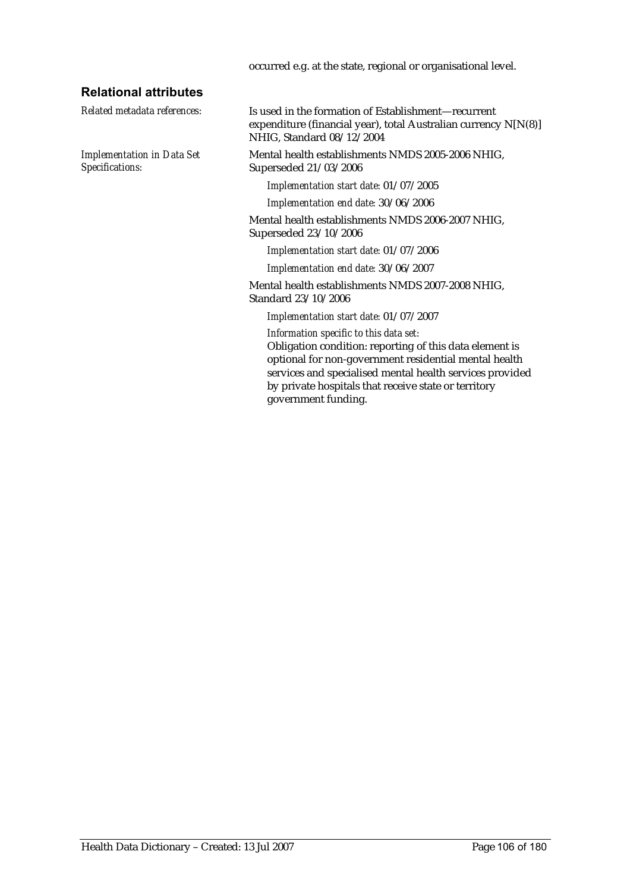occurred e.g. at the state, regional or organisational level.

## Relational attributes

*Related metadata references:* Is used in the formation of Establishment—recurrent expenditure (financial year), total Australian currency N[N(8)] NHIG, Standard 08/12/2004

*Implementation in Data Set Specifications:* Mental health establishments NMDS 2005-2006 NHIG, Superseded 21/03/2006

*Implementation start date:* 01/07/2005

*Implementation end date:* 30/06/2006

Mental health establishments NMDS 2006-2007 NHIG, Superseded 23/10/2006

*Implementation start date:* 01/07/2006

*Implementation end date:* 30/06/2007

Mental health establishments NMDS 2007-2008 NHIG, Standard 23/10/2006

*Implementation start date:* 01/07/2007

*Information specific to this data set:*

Obligation condition: reporting of this data element is optional for non-government residential mental health services and specialised mental health services provided by private hospitals that receive state or territory government funding.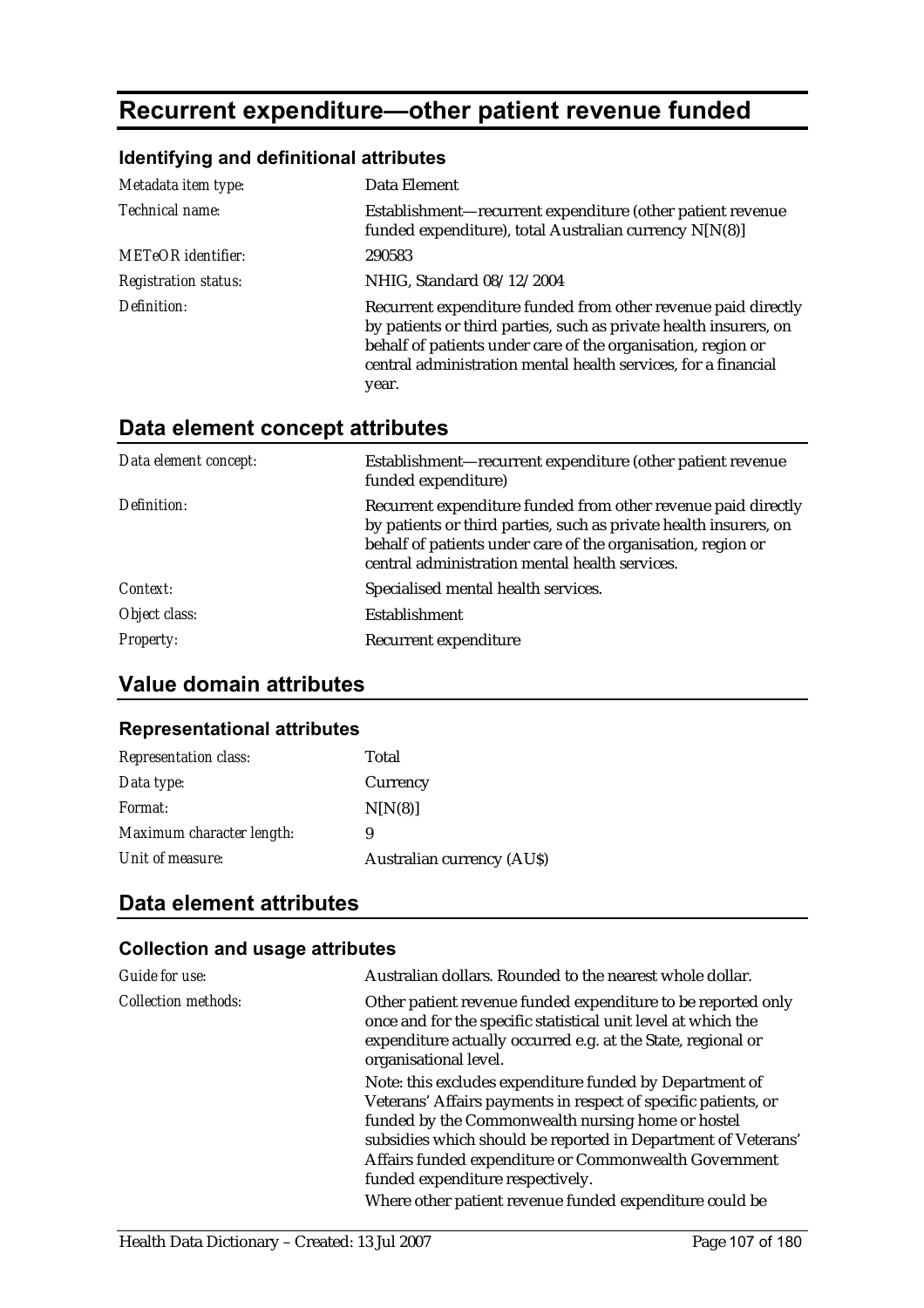# Recurrent expenditure—other patient revenue funded

### Identifying and definitional attributes

| | |
|---|---|
| *Metadata item type:* | Data Element |
| *Technical name:* | Establishment—recurrent expenditure (other patient revenue funded expenditure), total Australian currency N[N(8)] |
| *METeOR identifier:* | 290583 |
| *Registration status:* | NHIG, Standard 08/12/2004 |
| *Definition:* | Recurrent expenditure funded from other revenue paid directly by patients or third parties, such as private health insurers, on behalf of patients under care of the organisation, region or central administration mental health services, for a financial year. |

## Data element concept attributes

| | |
|---|---|
| *Data element concept:* | Establishment—recurrent expenditure (other patient revenue funded expenditure) |
| *Definition:* | Recurrent expenditure funded from other revenue paid directly by patients or third parties, such as private health insurers, on behalf of patients under care of the organisation, region or central administration mental health services. |
| *Context:* | Specialised mental health services. |
| *Object class:* | Establishment |
| *Property:* | Recurrent expenditure |

## Value domain attributes

### Representational attributes

| | |
|---|---|
| *Representation class:* | Total |
| *Data type:* | Currency |
| *Format:* | N[N(8)] |
| *Maximum character length:* | 9 |
| *Unit of measure:* | Australian currency (AU$) |

## Data element attributes

### Collection and usage attributes

| | |
|---|---|
| *Guide for use:* | Australian dollars. Rounded to the nearest whole dollar. |
| *Collection methods:* | Other patient revenue funded expenditure to be reported only once and for the specific statistical unit level at which the expenditure actually occurred e.g. at the State, regional or organisational level.<br><br>Note: this excludes expenditure funded by Department of Veterans' Affairs payments in respect of specific patients, or funded by the Commonwealth nursing home or hostel subsidies which should be reported in Department of Veterans' Affairs funded expenditure or Commonwealth Government funded expenditure respectively.<br><br>Where other patient revenue funded expenditure could be |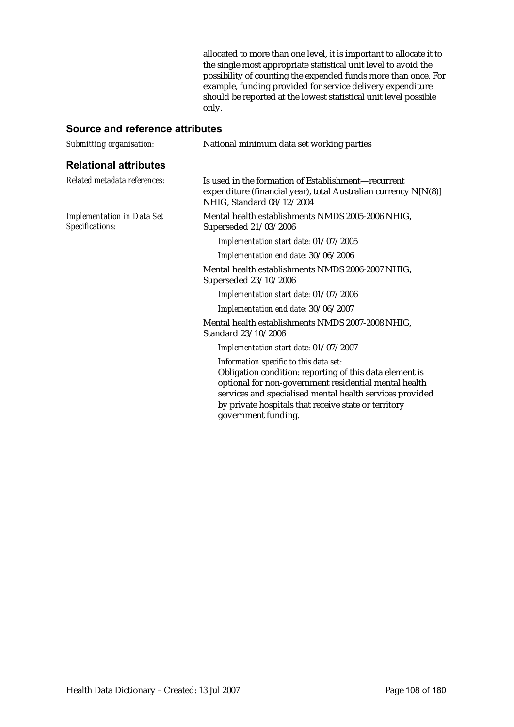allocated to more than one level, it is important to allocate it to the single most appropriate statistical unit level to avoid the possibility of counting the expended funds more than once. For example, funding provided for service delivery expenditure should be reported at the lowest statistical unit level possible only.

## Source and reference attributes

*Submitting organisation:* National minimum data set working parties

## Relational attributes

*Related metadata references:* Is used in the formation of Establishment—recurrent expenditure (financial year), total Australian currency N[N(8)] NHIG, Standard 08/12/2004

*Implementation in Data Set Specifications:*

Mental health establishments NMDS 2005-2006 NHIG, Superseded 21/03/2006

*Implementation start date:* 01/07/2005

*Implementation end date:* 30/06/2006

Mental health establishments NMDS 2006-2007 NHIG, Superseded 23/10/2006

*Implementation start date:* 01/07/2006

*Implementation end date:* 30/06/2007

Mental health establishments NMDS 2007-2008 NHIG, Standard 23/10/2006

*Implementation start date:* 01/07/2007

*Information specific to this data set:*
Obligation condition: reporting of this data element is optional for non-government residential mental health services and specialised mental health services provided by private hospitals that receive state or territory government funding.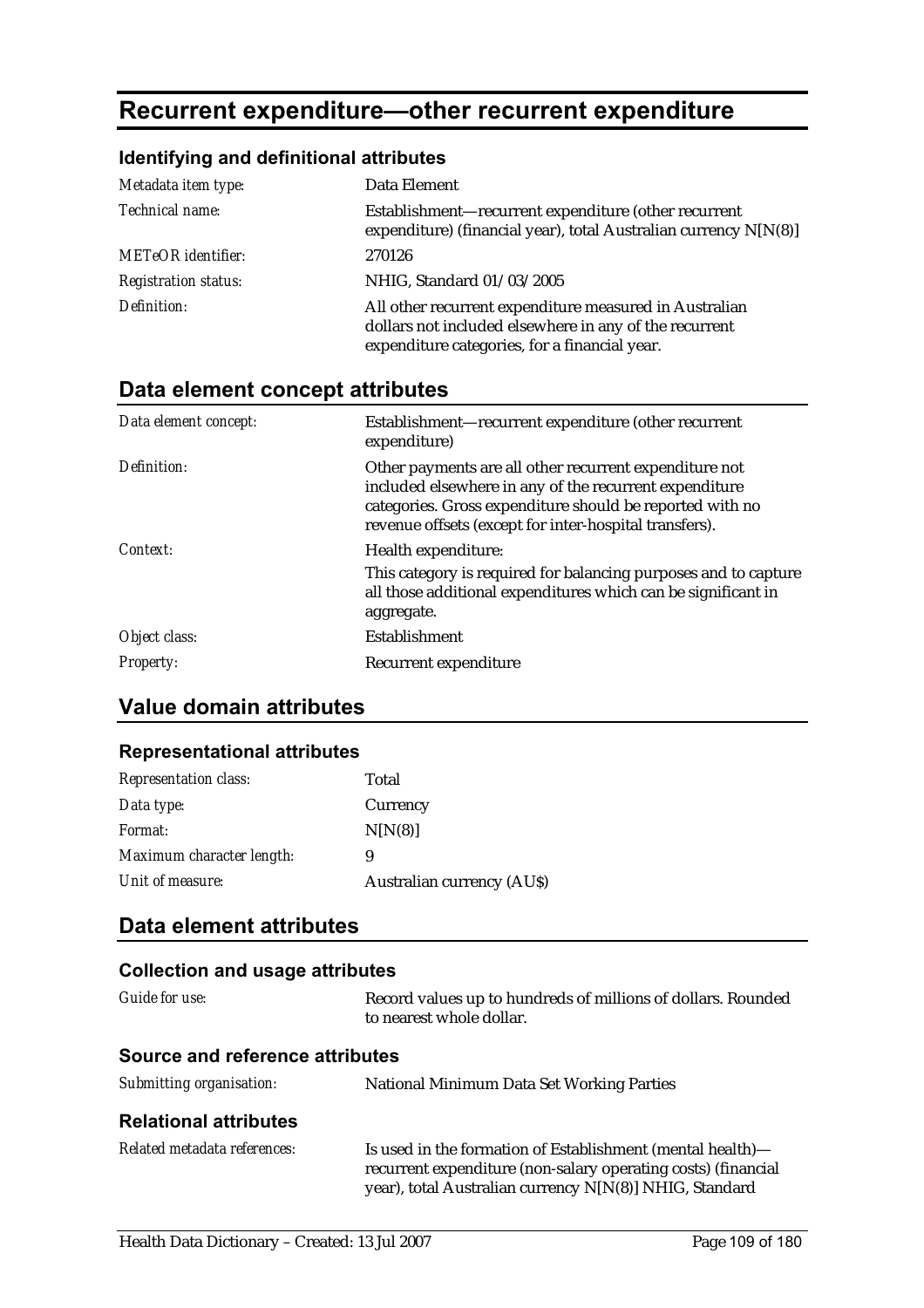# Recurrent expenditure—other recurrent expenditure

### Identifying and definitional attributes

| | |
|---|---|
| *Metadata item type:* | Data Element |
| *Technical name:* | Establishment—recurrent expenditure (other recurrent expenditure) (financial year), total Australian currency N[N(8)] |
| *METeOR identifier:* | 270126 |
| *Registration status:* | NHIG, Standard 01/03/2005 |
| *Definition:* | All other recurrent expenditure measured in Australian dollars not included elsewhere in any of the recurrent expenditure categories, for a financial year. |

## Data element concept attributes

| | |
|---|---|
| *Data element concept:* | Establishment—recurrent expenditure (other recurrent expenditure) |
| *Definition:* | Other payments are all other recurrent expenditure not included elsewhere in any of the recurrent expenditure categories. Gross expenditure should be reported with no revenue offsets (except for inter-hospital transfers). |
| *Context:* | Health expenditure:<br>This category is required for balancing purposes and to capture all those additional expenditures which can be significant in aggregate. |
| *Object class:* | Establishment |
| *Property:* | Recurrent expenditure |

## Value domain attributes

### Representational attributes

| | |
|---|---|
| *Representation class:* | Total |
| *Data type:* | Currency |
| *Format:* | N[N(8)] |
| *Maximum character length:* | 9 |
| *Unit of measure:* | Australian currency (AU$) |

## Data element attributes

### Collection and usage attributes

| | |
|---|---|
| *Guide for use:* | Record values up to hundreds of millions of dollars. Rounded to nearest whole dollar. |

### Source and reference attributes

| | |
|---|---|
| *Submitting organisation:* | National Minimum Data Set Working Parties |

### Relational attributes

| | |
|---|---|
| *Related metadata references:* | Is used in the formation of Establishment (mental health)—recurrent expenditure (non-salary operating costs) (financial year), total Australian currency N[N(8)] NHIG, Standard |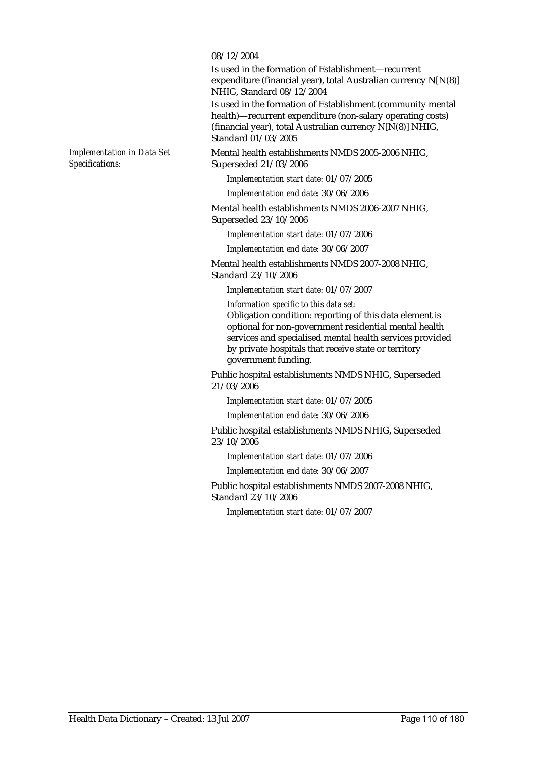08/12/2004

Is used in the formation of Establishment—recurrent expenditure (financial year), total Australian currency N[N(8)] NHIG, Standard 08/12/2004

Is used in the formation of Establishment (community mental health)—recurrent expenditure (non-salary operating costs) (financial year), total Australian currency N[N(8)] NHIG, Standard 01/03/2005

*Implementation in Data Set Specifications:*

Mental health establishments NMDS 2005-2006 NHIG, Superseded 21/03/2006

*Implementation start date:* 01/07/2005

*Implementation end date:* 30/06/2006

Mental health establishments NMDS 2006-2007 NHIG, Superseded 23/10/2006

*Implementation start date:* 01/07/2006

*Implementation end date:* 30/06/2007

Mental health establishments NMDS 2007-2008 NHIG, Standard 23/10/2006

*Implementation start date:* 01/07/2007

*Information specific to this data set:*
Obligation condition: reporting of this data element is optional for non-government residential mental health services and specialised mental health services provided by private hospitals that receive state or territory government funding.

Public hospital establishments NMDS NHIG, Superseded 21/03/2006

*Implementation start date:* 01/07/2005

*Implementation end date:* 30/06/2006

Public hospital establishments NMDS NHIG, Superseded 23/10/2006

*Implementation start date:* 01/07/2006

*Implementation end date:* 30/06/2007

Public hospital establishments NMDS 2007-2008 NHIG, Standard 23/10/2006

*Implementation start date:* 01/07/2007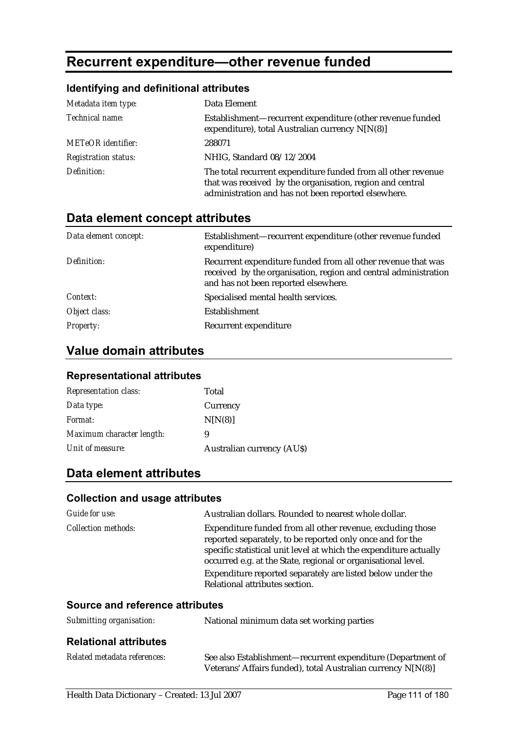# Recurrent expenditure—other revenue funded

## Identifying and definitional attributes

| | |
|---|---|
| *Metadata item type:* | Data Element |
| *Technical name:* | Establishment—recurrent expenditure (other revenue funded expenditure), total Australian currency N[N(8)] |
| *METeOR identifier:* | 288071 |
| *Registration status:* | NHIG, Standard 08/12/2004 |
| *Definition:* | The total recurrent expenditure funded from all other revenue that was received by the organisation, region and central administration and has not been reported elsewhere. |

## Data element concept attributes

| | |
|---|---|
| *Data element concept:* | Establishment—recurrent expenditure (other revenue funded expenditure) |
| *Definition:* | Recurrent expenditure funded from all other revenue that was received by the organisation, region and central administration and has not been reported elsewhere. |
| *Context:* | Specialised mental health services. |
| *Object class:* | Establishment |
| *Property:* | Recurrent expenditure |

## Value domain attributes

### Representational attributes

| | |
|---|---|
| *Representation class:* | Total |
| *Data type:* | Currency |
| *Format:* | N[N(8)] |
| *Maximum character length:* | 9 |
| *Unit of measure:* | Australian currency (AU$) |

## Data element attributes

### Collection and usage attributes

| | |
|---|---|
| *Guide for use:* | Australian dollars. Rounded to nearest whole dollar. |
| *Collection methods:* | Expenditure funded from all other revenue, excluding those reported separately, to be reported only once and for the specific statistical unit level at which the expenditure actually occurred e.g. at the State, regional or organisational level.<br>Expenditure reported separately are listed below under the Relational attributes section. |

### Source and reference attributes

| | |
|---|---|
| *Submitting organisation:* | National minimum data set working parties |

### Relational attributes

| | |
|---|---|
| *Related metadata references:* | See also Establishment—recurrent expenditure (Department of Veterans' Affairs funded), total Australian currency N[N(8)] |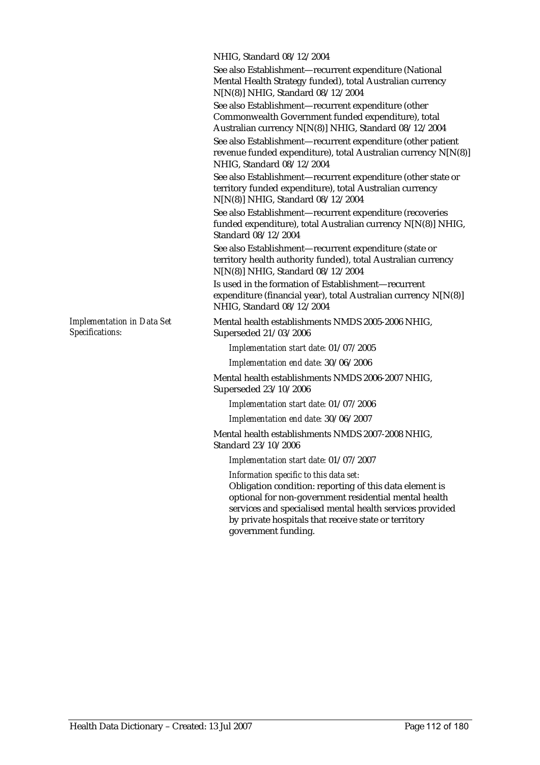NHIG, Standard 08/12/2004

See also Establishment—recurrent expenditure (National Mental Health Strategy funded), total Australian currency N[N(8)] NHIG, Standard 08/12/2004

See also Establishment—recurrent expenditure (other Commonwealth Government funded expenditure), total Australian currency N[N(8)] NHIG, Standard 08/12/2004

See also Establishment—recurrent expenditure (other patient revenue funded expenditure), total Australian currency N[N(8)] NHIG, Standard 08/12/2004

See also Establishment—recurrent expenditure (other state or territory funded expenditure), total Australian currency N[N(8)] NHIG, Standard 08/12/2004

See also Establishment—recurrent expenditure (recoveries funded expenditure), total Australian currency N[N(8)] NHIG, Standard 08/12/2004

See also Establishment—recurrent expenditure (state or territory health authority funded), total Australian currency N[N(8)] NHIG, Standard 08/12/2004

Is used in the formation of Establishment—recurrent expenditure (financial year), total Australian currency N[N(8)] NHIG, Standard 08/12/2004

*Implementation in Data Set Specifications:*

Mental health establishments NMDS 2005-2006 NHIG, Superseded 21/03/2006

*Implementation start date:* 01/07/2005

*Implementation end date:* 30/06/2006

Mental health establishments NMDS 2006-2007 NHIG, Superseded 23/10/2006

*Implementation start date:* 01/07/2006

*Implementation end date:* 30/06/2007

Mental health establishments NMDS 2007-2008 NHIG, Standard 23/10/2006

*Implementation start date:* 01/07/2007

*Information specific to this data set:*

Obligation condition: reporting of this data element is optional for non-government residential mental health services and specialised mental health services provided by private hospitals that receive state or territory government funding.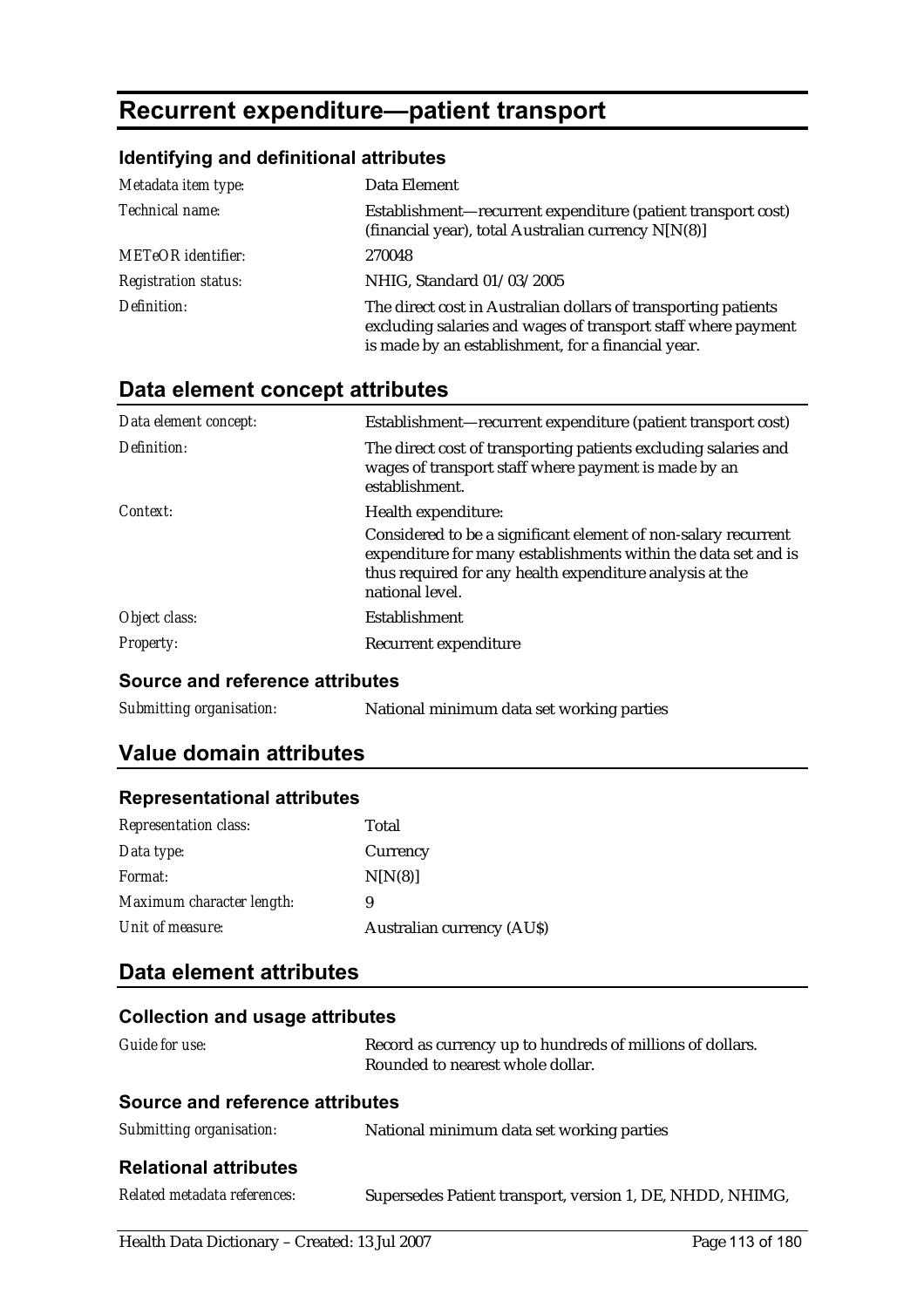# Recurrent expenditure—patient transport

### Identifying and definitional attributes

| | |
|---|---|
| *Metadata item type:* | Data Element |
| *Technical name:* | Establishment—recurrent expenditure (patient transport cost) (financial year), total Australian currency N[N(8)] |
| *METeOR identifier:* | 270048 |
| *Registration status:* | NHIG, Standard 01/03/2005 |
| *Definition:* | The direct cost in Australian dollars of transporting patients excluding salaries and wages of transport staff where payment is made by an establishment, for a financial year. |

## Data element concept attributes

| | |
|---|---|
| *Data element concept:* | Establishment—recurrent expenditure (patient transport cost) |
| *Definition:* | The direct cost of transporting patients excluding salaries and wages of transport staff where payment is made by an establishment. |
| *Context:* | Health expenditure:<br>Considered to be a significant element of non-salary recurrent expenditure for many establishments within the data set and is thus required for any health expenditure analysis at the national level. |
| *Object class:* | Establishment |
| *Property:* | Recurrent expenditure |

### Source and reference attributes

| | |
|---|---|
| *Submitting organisation:* | National minimum data set working parties |

## Value domain attributes

### Representational attributes

| | |
|---|---|
| *Representation class:* | Total |
| *Data type:* | Currency |
| *Format:* | N[N(8)] |
| *Maximum character length:* | 9 |
| *Unit of measure:* | Australian currency (AU$) |

## Data element attributes

### Collection and usage attributes

| | |
|---|---|
| *Guide for use:* | Record as currency up to hundreds of millions of dollars. Rounded to nearest whole dollar. |

### Source and reference attributes

| | |
|---|---|
| *Submitting organisation:* | National minimum data set working parties |

### Relational attributes

| | |
|---|---|
| *Related metadata references:* | Supersedes Patient transport, version 1, DE, NHDD, NHIMG, |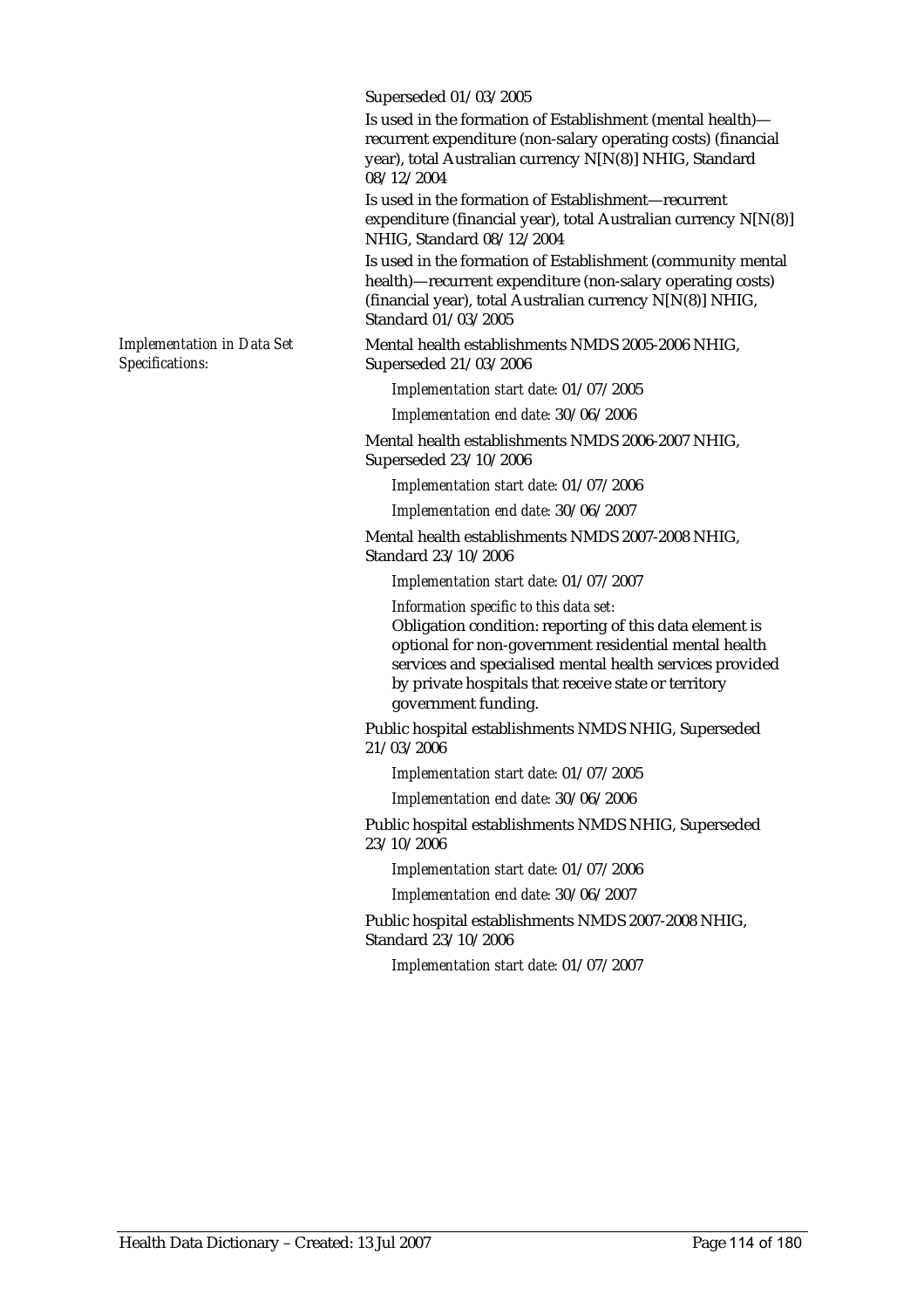Superseded 01/03/2005

Is used in the formation of Establishment (mental health)—recurrent expenditure (non-salary operating costs) (financial year), total Australian currency N[N(8)] NHIG, Standard 08/12/2004

Is used in the formation of Establishment—recurrent expenditure (financial year), total Australian currency N[N(8)] NHIG, Standard 08/12/2004

Is used in the formation of Establishment (community mental health)—recurrent expenditure (non-salary operating costs) (financial year), total Australian currency N[N(8)] NHIG, Standard 01/03/2005

*Implementation in Data Set Specifications:*

Mental health establishments NMDS 2005-2006 NHIG, Superseded 21/03/2006

*Implementation start date:* 01/07/2005

*Implementation end date:* 30/06/2006

Mental health establishments NMDS 2006-2007 NHIG, Superseded 23/10/2006

*Implementation start date:* 01/07/2006

*Implementation end date:* 30/06/2007

Mental health establishments NMDS 2007-2008 NHIG, Standard 23/10/2006

*Implementation start date:* 01/07/2007

*Information specific to this data set:*

Obligation condition: reporting of this data element is optional for non-government residential mental health services and specialised mental health services provided by private hospitals that receive state or territory government funding.

Public hospital establishments NMDS NHIG, Superseded 21/03/2006

*Implementation start date:* 01/07/2005

*Implementation end date:* 30/06/2006

Public hospital establishments NMDS NHIG, Superseded 23/10/2006

*Implementation start date:* 01/07/2006

*Implementation end date:* 30/06/2007

Public hospital establishments NMDS 2007-2008 NHIG, Standard 23/10/2006

*Implementation start date:* 01/07/2007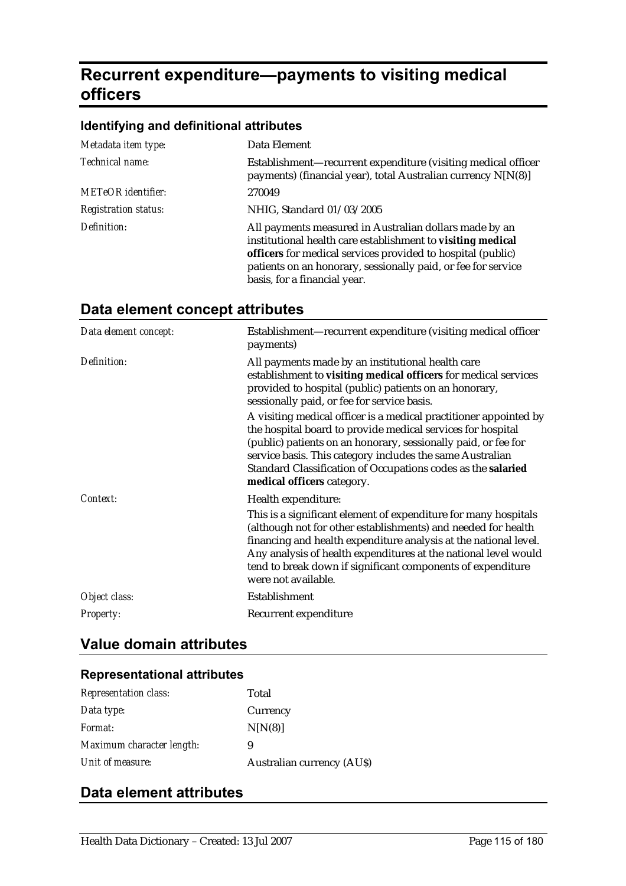# Recurrent expenditure—payments to visiting medical officers

### Identifying and definitional attributes

| | |
|---|---|
| *Metadata item type:* | Data Element |
| *Technical name:* | Establishment—recurrent expenditure (visiting medical officer payments) (financial year), total Australian currency N[N(8)] |
| *METeOR identifier:* | 270049 |
| *Registration status:* | NHIG, Standard 01/03/2005 |
| *Definition:* | All payments measured in Australian dollars made by an institutional health care establishment to **visiting medical officers** for medical services provided to hospital (public) patients on an honorary, sessionally paid, or fee for service basis, for a financial year. |

## Data element concept attributes

| | |
|---|---|
| *Data element concept:* | Establishment—recurrent expenditure (visiting medical officer payments) |
| *Definition:* | All payments made by an institutional health care establishment to **visiting medical officers** for medical services provided to hospital (public) patients on an honorary, sessionally paid, or fee for service basis.<br><br>A visiting medical officer is a medical practitioner appointed by the hospital board to provide medical services for hospital (public) patients on an honorary, sessionally paid, or fee for service basis. This category includes the same Australian Standard Classification of Occupations codes as the **salaried medical officers** category. |
| *Context:* | Health expenditure:<br><br>This is a significant element of expenditure for many hospitals (although not for other establishments) and needed for health financing and health expenditure analysis at the national level. Any analysis of health expenditures at the national level would tend to break down if significant components of expenditure were not available. |
| *Object class:* | Establishment |
| *Property:* | Recurrent expenditure |

## Value domain attributes

### Representational attributes

| | |
|---|---|
| *Representation class:* | Total |
| *Data type:* | Currency |
| *Format:* | N[N(8)] |
| *Maximum character length:* | 9 |
| *Unit of measure:* | Australian currency (AU$) |

## Data element attributes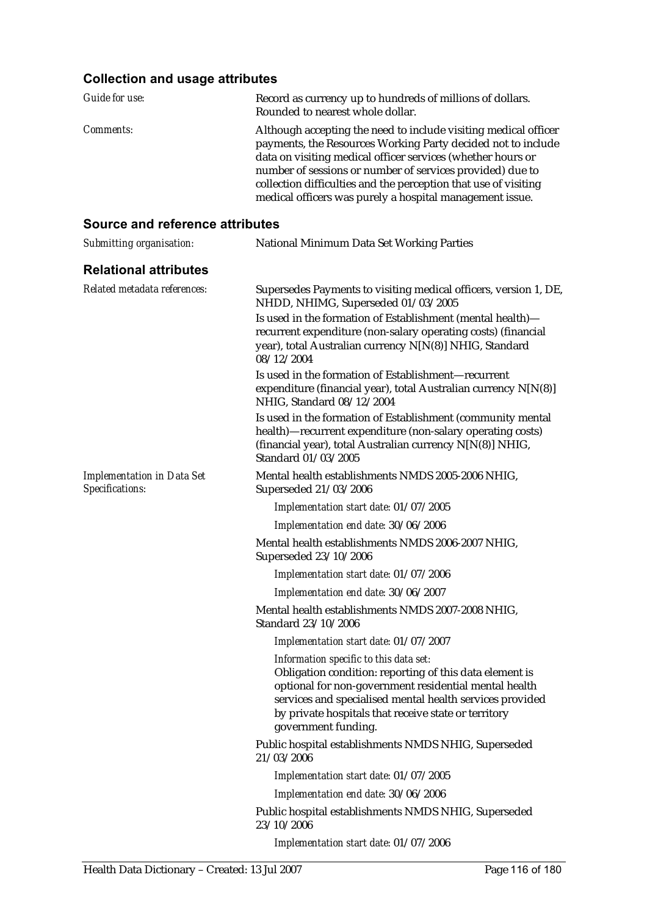### Collection and usage attributes

*Guide for use:* Record as currency up to hundreds of millions of dollars. Rounded to nearest whole dollar.

*Comments:* Although accepting the need to include visiting medical officer payments, the Resources Working Party decided not to include data on visiting medical officer services (whether hours or number of sessions or number of services provided) due to collection difficulties and the perception that use of visiting medical officers was purely a hospital management issue.

### Source and reference attributes

*Submitting organisation:* National Minimum Data Set Working Parties

### Relational attributes

*Related metadata references:*

Supersedes Payments to visiting medical officers, version 1, DE, NHDD, NHIMG, Superseded 01/03/2005

Is used in the formation of Establishment (mental health)—recurrent expenditure (non-salary operating costs) (financial year), total Australian currency N[N(8)] NHIG, Standard 08/12/2004

Is used in the formation of Establishment—recurrent expenditure (financial year), total Australian currency N[N(8)] NHIG, Standard 08/12/2004

Is used in the formation of Establishment (community mental health)—recurrent expenditure (non-salary operating costs) (financial year), total Australian currency N[N(8)] NHIG, Standard 01/03/2005

*Implementation in Data Set Specifications:*

Mental health establishments NMDS 2005-2006 NHIG, Superseded 21/03/2006

*Implementation start date:* 01/07/2005

*Implementation end date:* 30/06/2006

Mental health establishments NMDS 2006-2007 NHIG, Superseded 23/10/2006

*Implementation start date:* 01/07/2006

*Implementation end date:* 30/06/2007

Mental health establishments NMDS 2007-2008 NHIG, Standard 23/10/2006

*Implementation start date:* 01/07/2007

*Information specific to this data set:*
Obligation condition: reporting of this data element is optional for non-government residential mental health services and specialised mental health services provided by private hospitals that receive state or territory government funding.

Public hospital establishments NMDS NHIG, Superseded 21/03/2006

*Implementation start date:* 01/07/2005

*Implementation end date:* 30/06/2006

Public hospital establishments NMDS NHIG, Superseded 23/10/2006

*Implementation start date:* 01/07/2006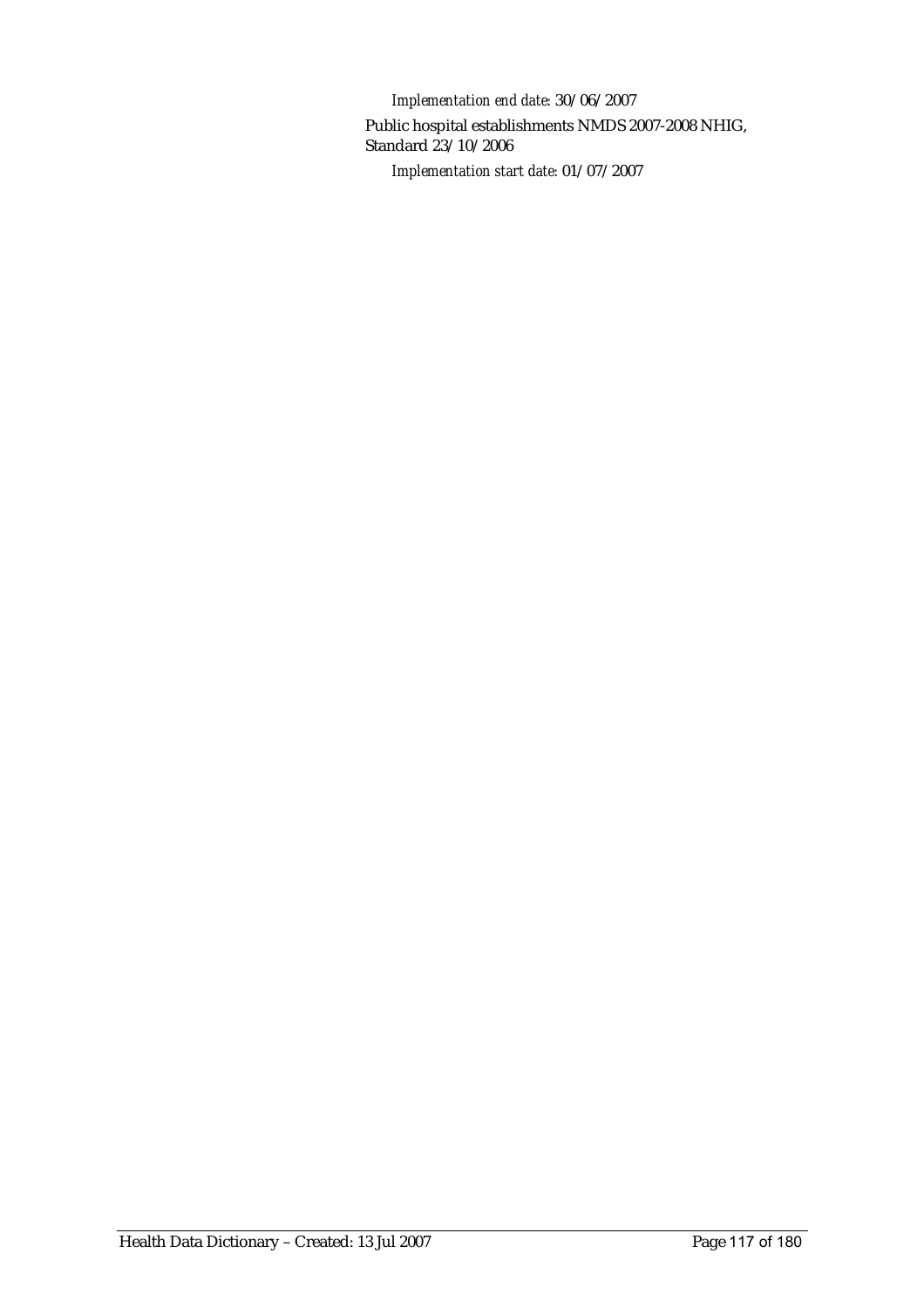*Implementation end date:* 30/06/2007

Public hospital establishments NMDS 2007-2008 NHIG, Standard 23/10/2006

*Implementation start date:* 01/07/2007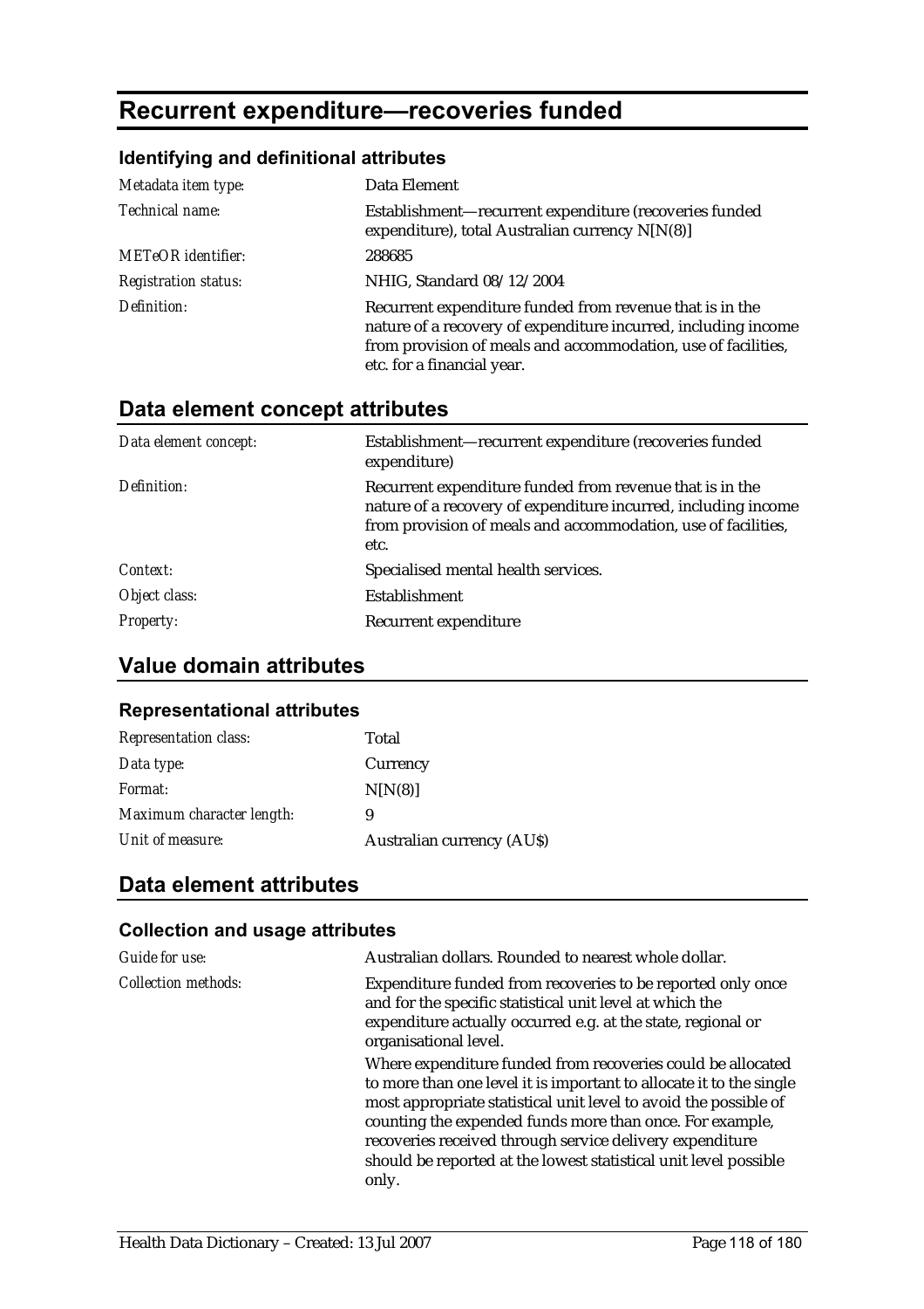# Recurrent expenditure—recoveries funded

## Identifying and definitional attributes

| | |
|---|---|
| *Metadata item type:* | Data Element |
| *Technical name:* | Establishment—recurrent expenditure (recoveries funded expenditure), total Australian currency N[N(8)] |
| *METeOR identifier:* | 288685 |
| *Registration status:* | NHIG, Standard 08/12/2004 |
| *Definition:* | Recurrent expenditure funded from revenue that is in the nature of a recovery of expenditure incurred, including income from provision of meals and accommodation, use of facilities, etc. for a financial year. |

## Data element concept attributes

| | |
|---|---|
| *Data element concept:* | Establishment—recurrent expenditure (recoveries funded expenditure) |
| *Definition:* | Recurrent expenditure funded from revenue that is in the nature of a recovery of expenditure incurred, including income from provision of meals and accommodation, use of facilities, etc. |
| *Context:* | Specialised mental health services. |
| *Object class:* | Establishment |
| *Property:* | Recurrent expenditure |

## Value domain attributes

### Representational attributes

| | |
|---|---|
| *Representation class:* | Total |
| *Data type:* | Currency |
| *Format:* | N[N(8)] |
| *Maximum character length:* | 9 |
| *Unit of measure:* | Australian currency (AU$) |

## Data element attributes

### Collection and usage attributes

| | |
|---|---|
| *Guide for use:* | Australian dollars. Rounded to nearest whole dollar. |
| *Collection methods:* | Expenditure funded from recoveries to be reported only once and for the specific statistical unit level at which the expenditure actually occurred e.g. at the state, regional or organisational level.<br><br>Where expenditure funded from recoveries could be allocated to more than one level it is important to allocate it to the single most appropriate statistical unit level to avoid the possible of counting the expended funds more than once. For example, recoveries received through service delivery expenditure should be reported at the lowest statistical unit level possible only. |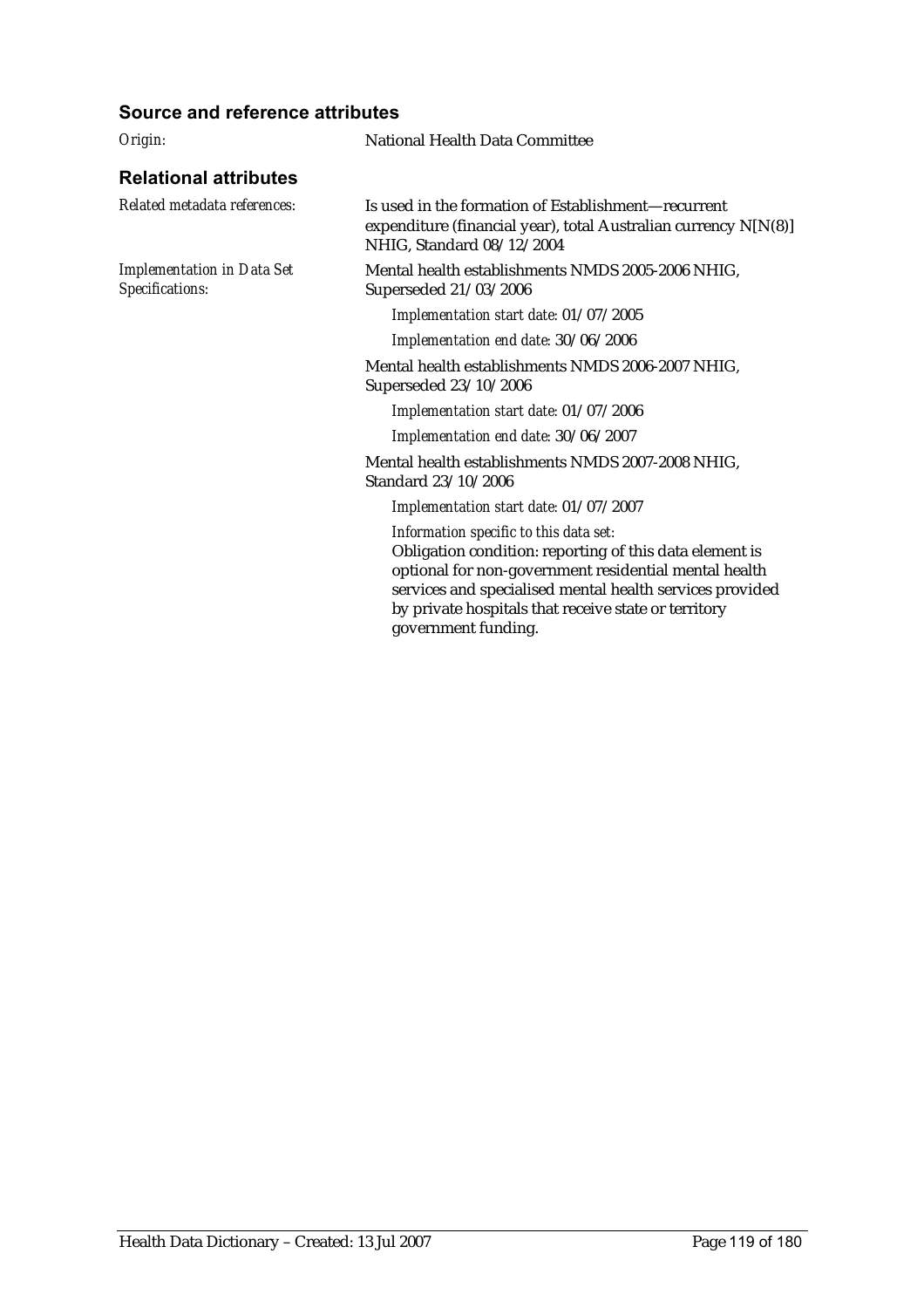### Source and reference attributes

*Origin:* National Health Data Committee

### Relational attributes

*Related metadata references:* Is used in the formation of Establishment—recurrent expenditure (financial year), total Australian currency N[N(8)] NHIG, Standard 08/12/2004

*Implementation in Data Set Specifications:*

Mental health establishments NMDS 2005-2006 NHIG, Superseded 21/03/2006

*Implementation start date:* 01/07/2005

*Implementation end date:* 30/06/2006

Mental health establishments NMDS 2006-2007 NHIG, Superseded 23/10/2006

*Implementation start date:* 01/07/2006

*Implementation end date:* 30/06/2007

Mental health establishments NMDS 2007-2008 NHIG, Standard 23/10/2006

*Implementation start date:* 01/07/2007

*Information specific to this data set:*
Obligation condition: reporting of this data element is optional for non-government residential mental health services and specialised mental health services provided by private hospitals that receive state or territory government funding.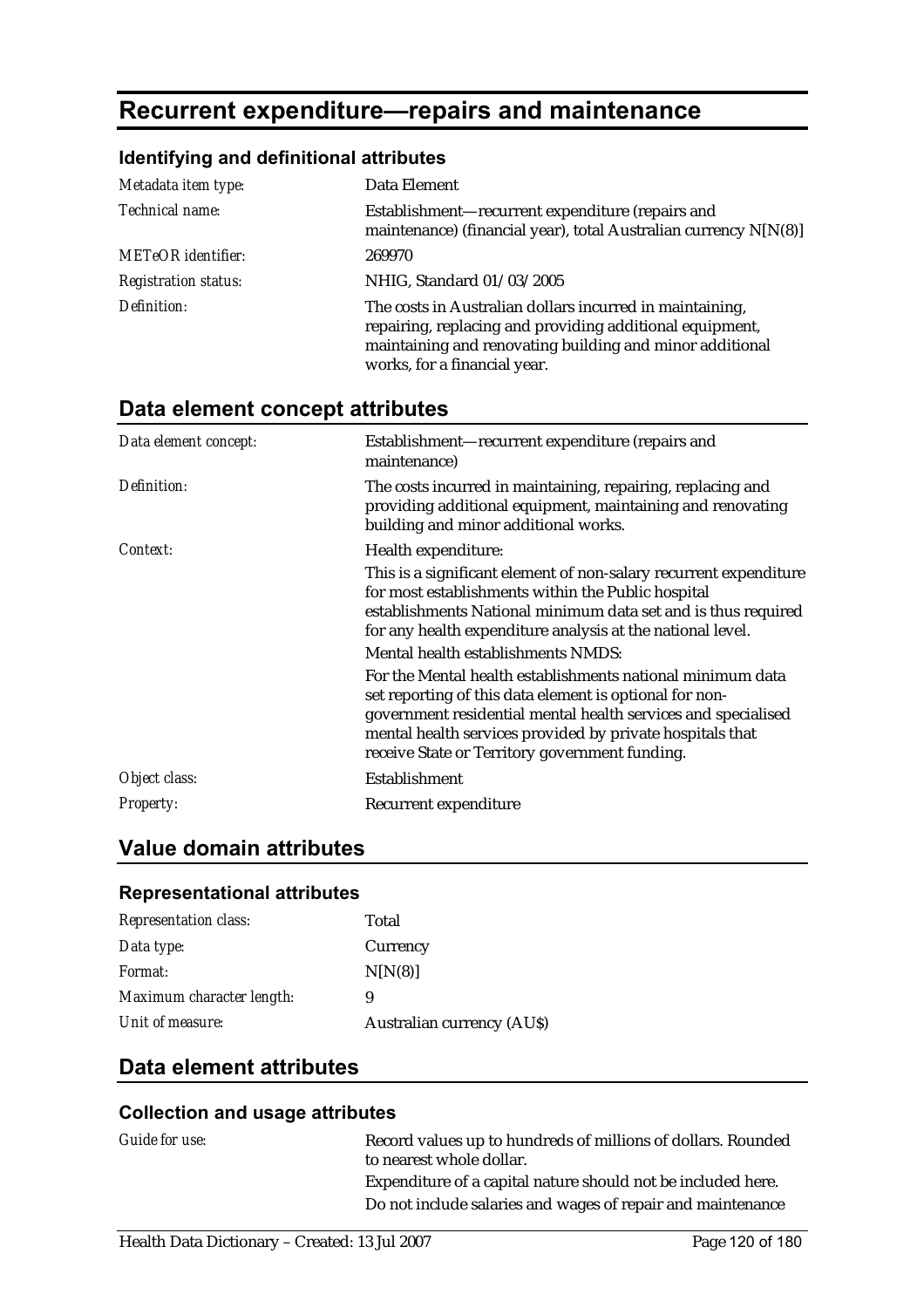# Recurrent expenditure—repairs and maintenance

### Identifying and definitional attributes

| | |
|---|---|
| *Metadata item type:* | Data Element |
| *Technical name:* | Establishment—recurrent expenditure (repairs and maintenance) (financial year), total Australian currency N[N(8)] |
| *METeOR identifier:* | 269970 |
| *Registration status:* | NHIG, Standard 01/03/2005 |
| *Definition:* | The costs in Australian dollars incurred in maintaining, repairing, replacing and providing additional equipment, maintaining and renovating building and minor additional works, for a financial year. |

## Data element concept attributes

| | |
|---|---|
| *Data element concept:* | Establishment—recurrent expenditure (repairs and maintenance) |
| *Definition:* | The costs incurred in maintaining, repairing, replacing and providing additional equipment, maintaining and renovating building and minor additional works. |
| *Context:* | Health expenditure:<br>This is a significant element of non-salary recurrent expenditure for most establishments within the Public hospital establishments National minimum data set and is thus required for any health expenditure analysis at the national level.<br>Mental health establishments NMDS:<br>For the Mental health establishments national minimum data set reporting of this data element is optional for non-government residential mental health services and specialised mental health services provided by private hospitals that receive State or Territory government funding. |
| *Object class:* | Establishment |
| *Property:* | Recurrent expenditure |

## Value domain attributes

### Representational attributes

| | |
|---|---|
| *Representation class:* | Total |
| *Data type:* | Currency |
| *Format:* | N[N(8)] |
| *Maximum character length:* | 9 |
| *Unit of measure:* | Australian currency (AU$) |

## Data element attributes

### Collection and usage attributes

| | |
|---|---|
| *Guide for use:* | Record values up to hundreds of millions of dollars. Rounded to nearest whole dollar.<br>Expenditure of a capital nature should not be included here.<br>Do not include salaries and wages of repair and maintenance |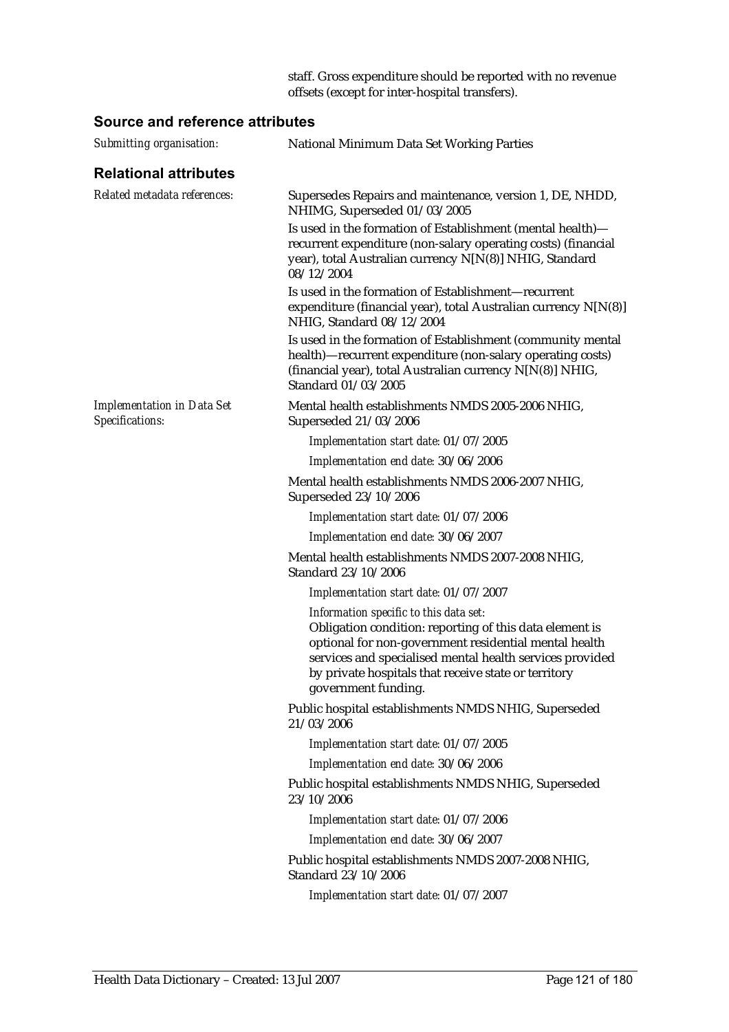staff. Gross expenditure should be reported with no revenue offsets (except for inter-hospital transfers).

## Source and reference attributes

*Submitting organisation:* National Minimum Data Set Working Parties

## Relational attributes

*Related metadata references:*

Supersedes Repairs and maintenance, version 1, DE, NHDD, NHIMG, Superseded 01/03/2005

Is used in the formation of Establishment (mental health)—recurrent expenditure (non-salary operating costs) (financial year), total Australian currency N[N(8)] NHIG, Standard 08/12/2004

Is used in the formation of Establishment—recurrent expenditure (financial year), total Australian currency N[N(8)] NHIG, Standard 08/12/2004

Is used in the formation of Establishment (community mental health)—recurrent expenditure (non-salary operating costs) (financial year), total Australian currency N[N(8)] NHIG, Standard 01/03/2005

*Implementation in Data Set Specifications:*

Mental health establishments NMDS 2005-2006 NHIG, Superseded 21/03/2006

*Implementation start date:* 01/07/2005

*Implementation end date:* 30/06/2006

Mental health establishments NMDS 2006-2007 NHIG, Superseded 23/10/2006

*Implementation start date:* 01/07/2006

*Implementation end date:* 30/06/2007

Mental health establishments NMDS 2007-2008 NHIG, Standard 23/10/2006

*Implementation start date:* 01/07/2007

*Information specific to this data set:*
Obligation condition: reporting of this data element is optional for non-government residential mental health services and specialised mental health services provided by private hospitals that receive state or territory government funding.

Public hospital establishments NMDS NHIG, Superseded 21/03/2006

*Implementation start date:* 01/07/2005

*Implementation end date:* 30/06/2006

Public hospital establishments NMDS NHIG, Superseded 23/10/2006

*Implementation start date:* 01/07/2006

*Implementation end date:* 30/06/2007

Public hospital establishments NMDS 2007-2008 NHIG, Standard 23/10/2006

*Implementation start date:* 01/07/2007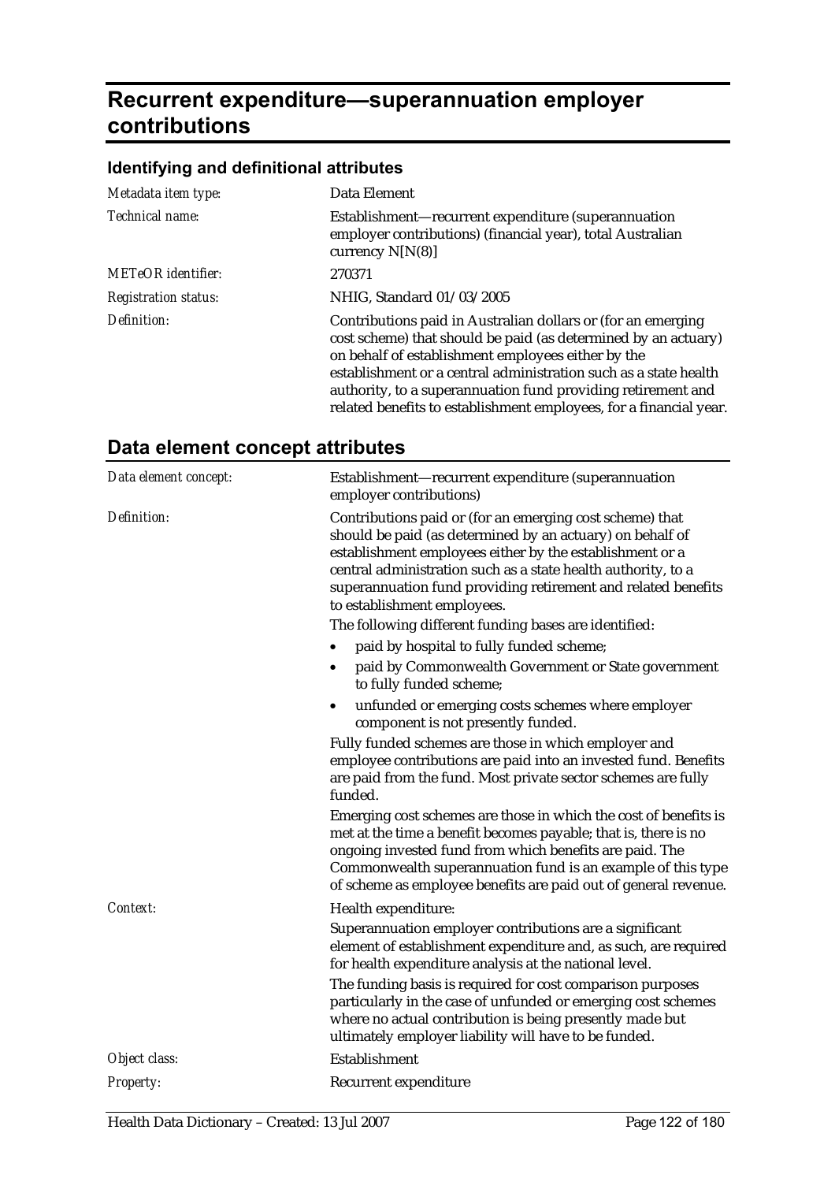# Recurrent expenditure—superannuation employer contributions

## Identifying and definitional attributes

| | |
|---|---|
| *Metadata item type:* | Data Element |
| *Technical name:* | Establishment—recurrent expenditure (superannuation employer contributions) (financial year), total Australian currency N[N(8)] |
| *METeOR identifier:* | 270371 |
| *Registration status:* | NHIG, Standard 01/03/2005 |
| *Definition:* | Contributions paid in Australian dollars or (for an emerging cost scheme) that should be paid (as determined by an actuary) on behalf of establishment employees either by the establishment or a central administration such as a state health authority, to a superannuation fund providing retirement and related benefits to establishment employees, for a financial year. |

## Data element concept attributes

*Data element concept:* Establishment—recurrent expenditure (superannuation employer contributions)

*Definition:* Contributions paid or (for an emerging cost scheme) that should be paid (as determined by an actuary) on behalf of establishment employees either by the establishment or a central administration such as a state health authority, to a superannuation fund providing retirement and related benefits to establishment employees.

The following different funding bases are identified:

- paid by hospital to fully funded scheme;
- paid by Commonwealth Government or State government to fully funded scheme;
- unfunded or emerging costs schemes where employer component is not presently funded.

Fully funded schemes are those in which employer and employee contributions are paid into an invested fund. Benefits are paid from the fund. Most private sector schemes are fully funded.

Emerging cost schemes are those in which the cost of benefits is met at the time a benefit becomes payable; that is, there is no ongoing invested fund from which benefits are paid. The Commonwealth superannuation fund is an example of this type of scheme as employee benefits are paid out of general revenue.

*Context:* Health expenditure:

Superannuation employer contributions are a significant element of establishment expenditure and, as such, are required for health expenditure analysis at the national level.

The funding basis is required for cost comparison purposes particularly in the case of unfunded or emerging cost schemes where no actual contribution is being presently made but ultimately employer liability will have to be funded.

*Object class:* Establishment

*Property:* Recurrent expenditure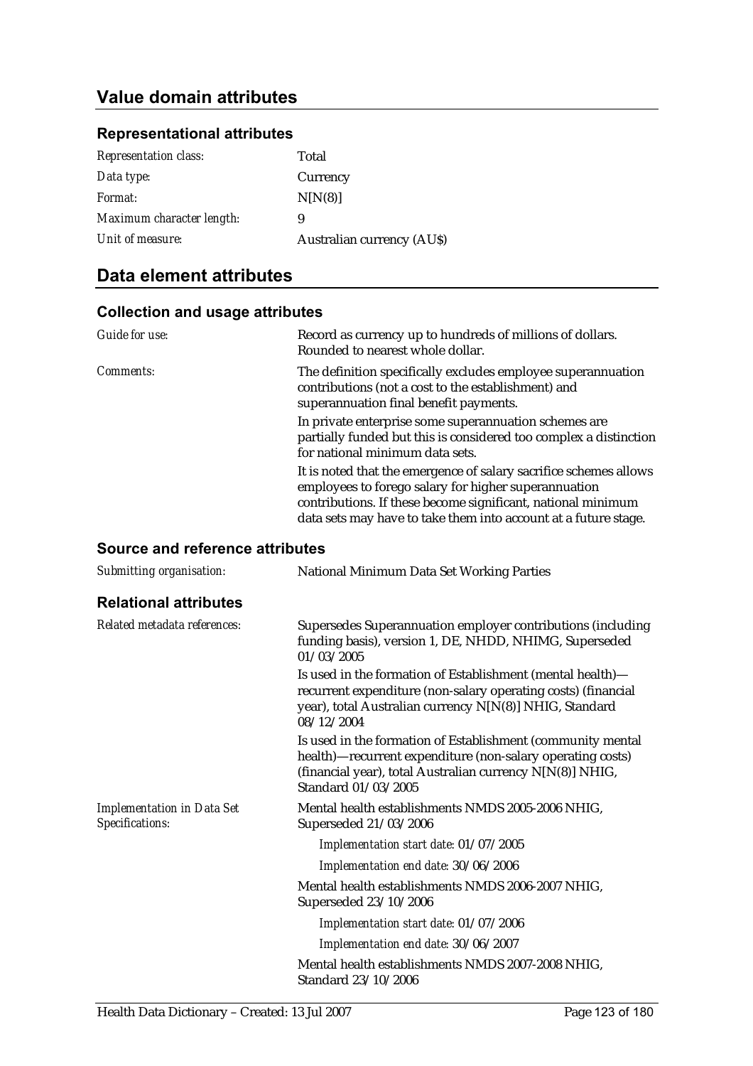## Value domain attributes

### Representational attributes

| | |
|---|---|
| *Representation class:* | Total |
| *Data type:* | Currency |
| *Format:* | N[N(8)] |
| *Maximum character length:* | 9 |
| *Unit of measure:* | Australian currency (AU$) |

## Data element attributes

### Collection and usage attributes

*Guide for use:* Record as currency up to hundreds of millions of dollars. Rounded to nearest whole dollar.

*Comments:* The definition specifically excludes employee superannuation contributions (not a cost to the establishment) and superannuation final benefit payments.

In private enterprise some superannuation schemes are partially funded but this is considered too complex a distinction for national minimum data sets.

It is noted that the emergence of salary sacrifice schemes allows employees to forego salary for higher superannuation contributions. If these become significant, national minimum data sets may have to take them into account at a future stage.

### Source and reference attributes

*Submitting organisation:* National Minimum Data Set Working Parties

### Relational attributes

*Related metadata references:* Supersedes Superannuation employer contributions (including funding basis), version 1, DE, NHDD, NHIMG, Superseded 01/03/2005

Is used in the formation of Establishment (mental health)—recurrent expenditure (non-salary operating costs) (financial year), total Australian currency N[N(8)] NHIG, Standard 08/12/2004

Is used in the formation of Establishment (community mental health)—recurrent expenditure (non-salary operating costs) (financial year), total Australian currency N[N(8)] NHIG, Standard 01/03/2005

*Implementation in Data Set Specifications:* Mental health establishments NMDS 2005-2006 NHIG, Superseded 21/03/2006

*Implementation start date:* 01/07/2005

*Implementation end date:* 30/06/2006

Mental health establishments NMDS 2006-2007 NHIG, Superseded 23/10/2006

*Implementation start date:* 01/07/2006

*Implementation end date:* 30/06/2007

Mental health establishments NMDS 2007-2008 NHIG, Standard 23/10/2006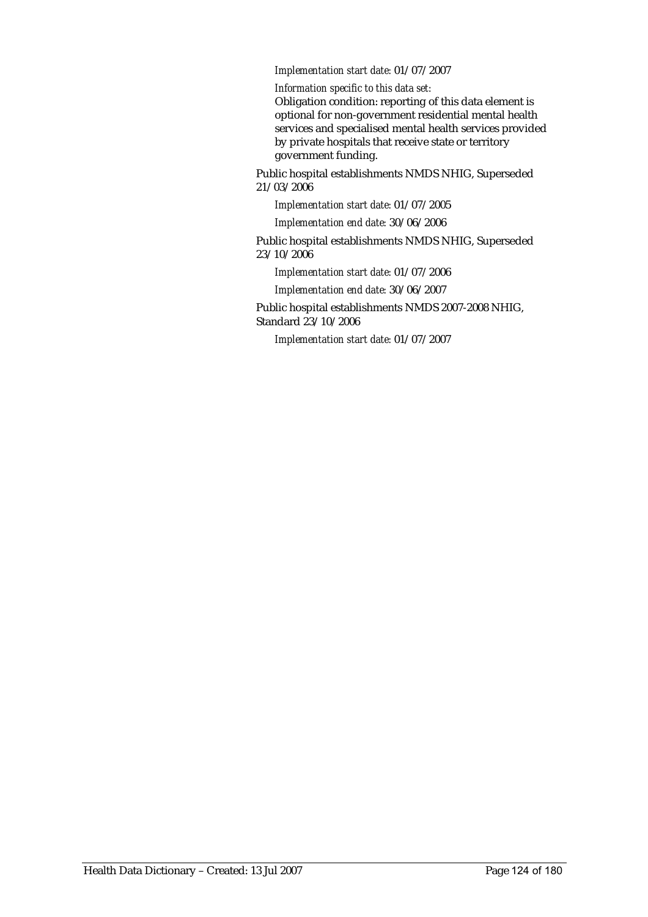*Implementation start date:* 01/07/2007

*Information specific to this data set:*

Obligation condition: reporting of this data element is optional for non-government residential mental health services and specialised mental health services provided by private hospitals that receive state or territory government funding.

Public hospital establishments NMDS NHIG, Superseded 21/03/2006

*Implementation start date:* 01/07/2005

*Implementation end date:* 30/06/2006

Public hospital establishments NMDS NHIG, Superseded 23/10/2006

*Implementation start date:* 01/07/2006

*Implementation end date:* 30/06/2007

Public hospital establishments NMDS 2007-2008 NHIG, Standard 23/10/2006

*Implementation start date:* 01/07/2007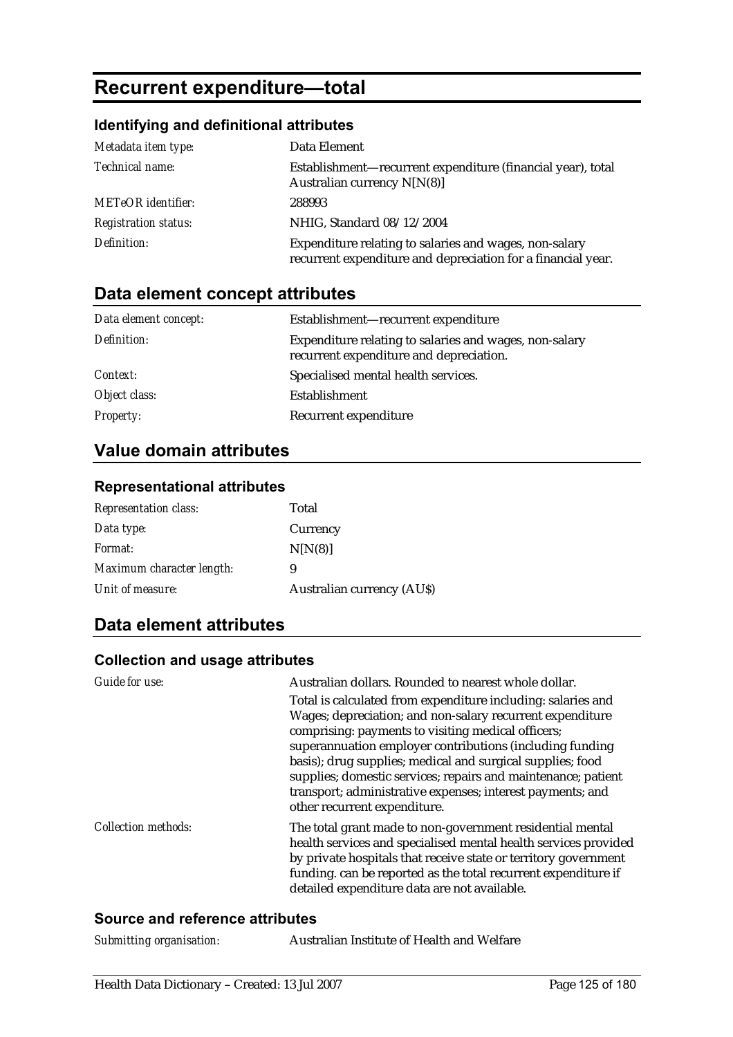# Recurrent expenditure—total

### Identifying and definitional attributes

| | |
|---|---|
| *Metadata item type:* | Data Element |
| *Technical name:* | Establishment—recurrent expenditure (financial year), total Australian currency N[N(8)] |
| *METeOR identifier:* | 288993 |
| *Registration status:* | NHIG, Standard 08/12/2004 |
| *Definition:* | Expenditure relating to salaries and wages, non-salary recurrent expenditure and depreciation for a financial year. |

## Data element concept attributes

| | |
|---|---|
| *Data element concept:* | Establishment—recurrent expenditure |
| *Definition:* | Expenditure relating to salaries and wages, non-salary recurrent expenditure and depreciation. |
| *Context:* | Specialised mental health services. |
| *Object class:* | Establishment |
| *Property:* | Recurrent expenditure |

## Value domain attributes

### Representational attributes

| | |
|---|---|
| *Representation class:* | Total |
| *Data type:* | Currency |
| *Format:* | N[N(8)] |
| *Maximum character length:* | 9 |
| *Unit of measure:* | Australian currency (AU$) |

## Data element attributes

### Collection and usage attributes

| | |
|---|---|
| *Guide for use:* | Australian dollars. Rounded to nearest whole dollar.<br>Total is calculated from expenditure including: salaries and Wages; depreciation; and non-salary recurrent expenditure comprising: payments to visiting medical officers; superannuation employer contributions (including funding basis); drug supplies; medical and surgical supplies; food supplies; domestic services; repairs and maintenance; patient transport; administrative expenses; interest payments; and other recurrent expenditure. |
| *Collection methods:* | The total grant made to non-government residential mental health services and specialised mental health services provided by private hospitals that receive state or territory government funding. can be reported as the total recurrent expenditure if detailed expenditure data are not available. |

### Source and reference attributes

| | |
|---|---|
| *Submitting organisation:* | Australian Institute of Health and Welfare |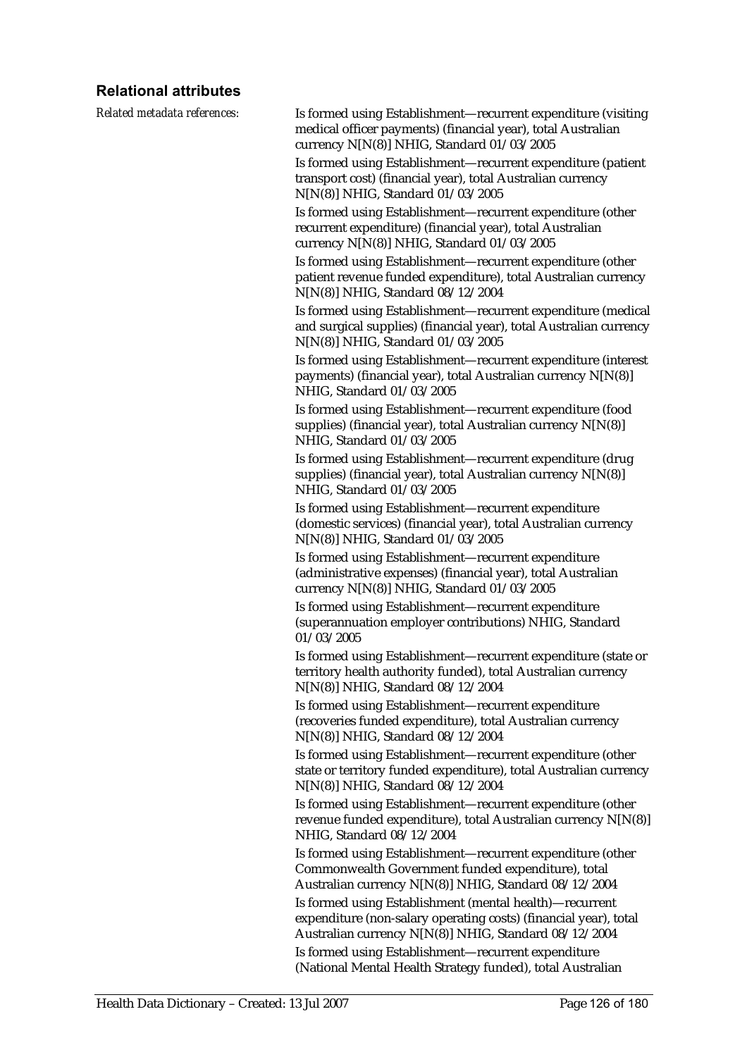### Relational attributes

*Related metadata references:*

Is formed using Establishment—recurrent expenditure (visiting medical officer payments) (financial year), total Australian currency N[N(8)] NHIG, Standard 01/03/2005

Is formed using Establishment—recurrent expenditure (patient transport cost) (financial year), total Australian currency N[N(8)] NHIG, Standard 01/03/2005

Is formed using Establishment—recurrent expenditure (other recurrent expenditure) (financial year), total Australian currency N[N(8)] NHIG, Standard 01/03/2005

Is formed using Establishment—recurrent expenditure (other patient revenue funded expenditure), total Australian currency N[N(8)] NHIG, Standard 08/12/2004

Is formed using Establishment—recurrent expenditure (medical and surgical supplies) (financial year), total Australian currency N[N(8)] NHIG, Standard 01/03/2005

Is formed using Establishment—recurrent expenditure (interest payments) (financial year), total Australian currency N[N(8)] NHIG, Standard 01/03/2005

Is formed using Establishment—recurrent expenditure (food supplies) (financial year), total Australian currency N[N(8)] NHIG, Standard 01/03/2005

Is formed using Establishment—recurrent expenditure (drug supplies) (financial year), total Australian currency N[N(8)] NHIG, Standard 01/03/2005

Is formed using Establishment—recurrent expenditure (domestic services) (financial year), total Australian currency N[N(8)] NHIG, Standard 01/03/2005

Is formed using Establishment—recurrent expenditure (administrative expenses) (financial year), total Australian currency N[N(8)] NHIG, Standard 01/03/2005

Is formed using Establishment—recurrent expenditure (superannuation employer contributions) NHIG, Standard 01/03/2005

Is formed using Establishment—recurrent expenditure (state or territory health authority funded), total Australian currency N[N(8)] NHIG, Standard 08/12/2004

Is formed using Establishment—recurrent expenditure (recoveries funded expenditure), total Australian currency N[N(8)] NHIG, Standard 08/12/2004

Is formed using Establishment—recurrent expenditure (other state or territory funded expenditure), total Australian currency N[N(8)] NHIG, Standard 08/12/2004

Is formed using Establishment—recurrent expenditure (other revenue funded expenditure), total Australian currency N[N(8)] NHIG, Standard 08/12/2004

Is formed using Establishment—recurrent expenditure (other Commonwealth Government funded expenditure), total Australian currency N[N(8)] NHIG, Standard 08/12/2004

Is formed using Establishment (mental health)—recurrent expenditure (non-salary operating costs) (financial year), total Australian currency N[N(8)] NHIG, Standard 08/12/2004

Is formed using Establishment—recurrent expenditure (National Mental Health Strategy funded), total Australian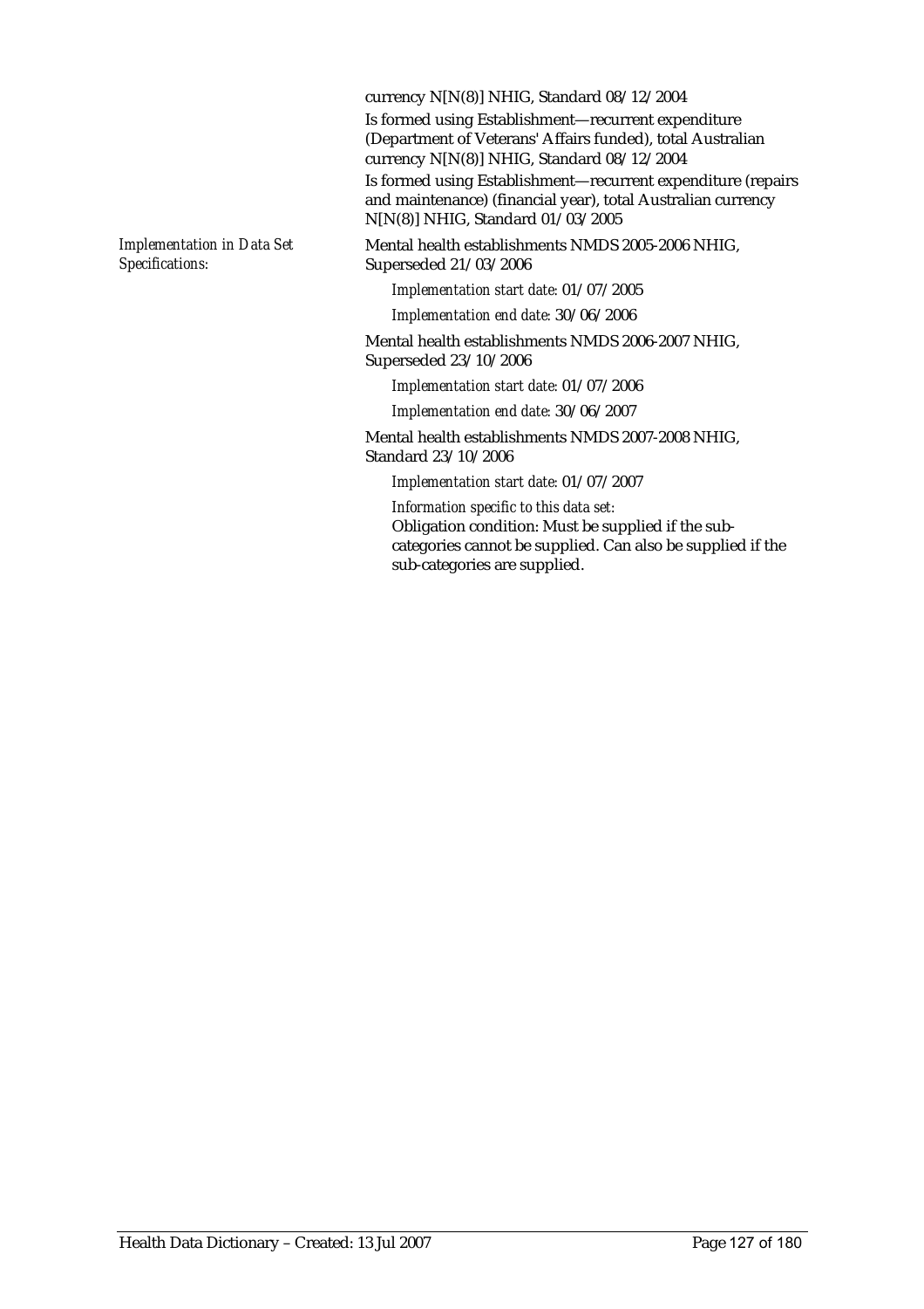currency N[N(8)] NHIG, Standard 08/12/2004

Is formed using Establishment—recurrent expenditure (Department of Veterans' Affairs funded), total Australian currency N[N(8)] NHIG, Standard 08/12/2004

Is formed using Establishment—recurrent expenditure (repairs and maintenance) (financial year), total Australian currency N[N(8)] NHIG, Standard 01/03/2005

*Implementation in Data Set Specifications:*

Mental health establishments NMDS 2005-2006 NHIG, Superseded 21/03/2006

*Implementation start date:* 01/07/2005

*Implementation end date:* 30/06/2006

Mental health establishments NMDS 2006-2007 NHIG, Superseded 23/10/2006

*Implementation start date:* 01/07/2006

*Implementation end date:* 30/06/2007

Mental health establishments NMDS 2007-2008 NHIG, Standard 23/10/2006

*Implementation start date:* 01/07/2007

*Information specific to this data set:*

Obligation condition: Must be supplied if the sub-categories cannot be supplied. Can also be supplied if the sub-categories are supplied.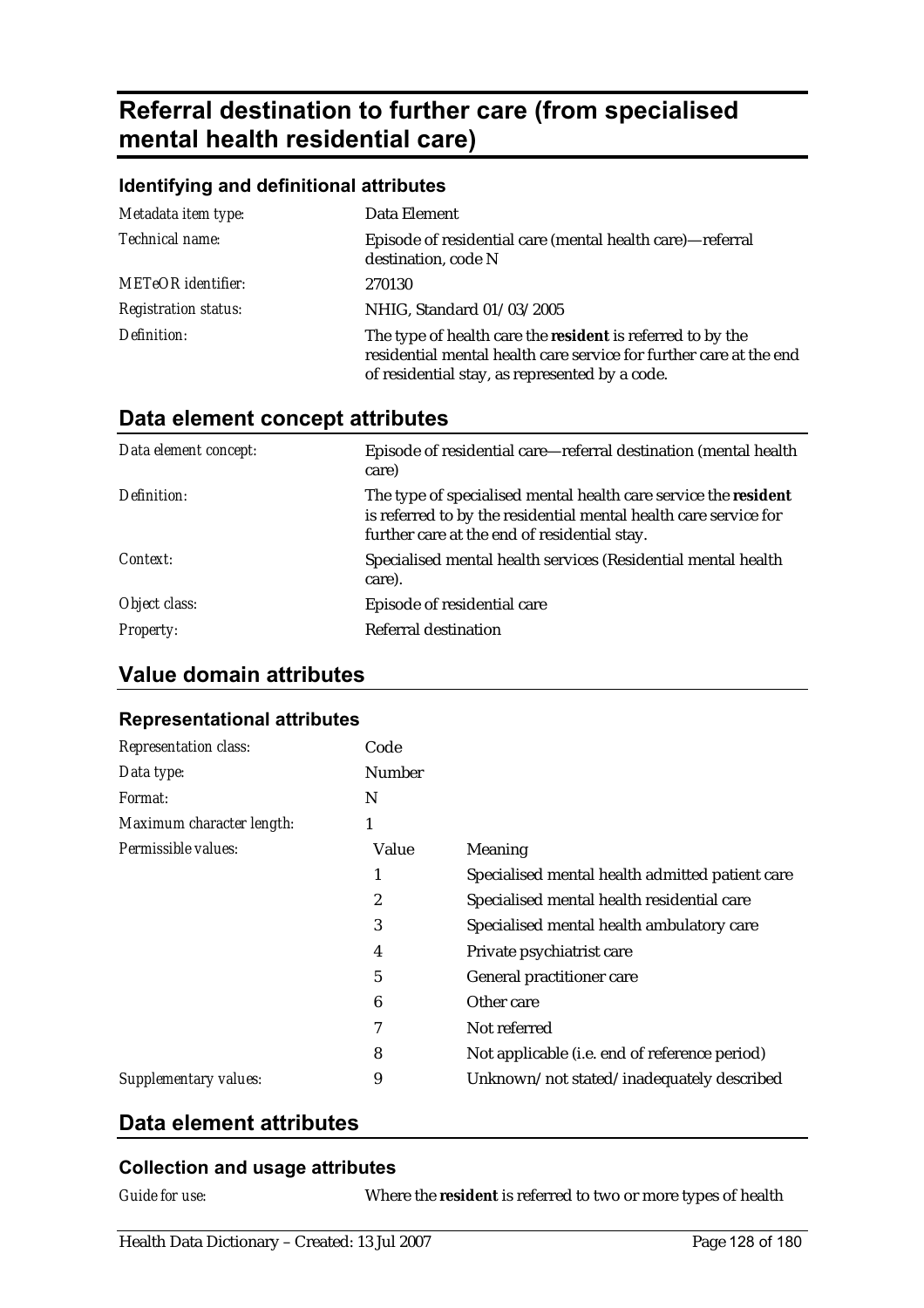# Referral destination to further care (from specialised mental health residential care)

### Identifying and definitional attributes

| | |
|---|---|
| *Metadata item type:* | Data Element |
| *Technical name:* | Episode of residential care (mental health care)—referral destination, code N |
| *METeOR identifier:* | 270130 |
| *Registration status:* | NHIG, Standard 01/03/2005 |
| *Definition:* | The type of health care the **resident** is referred to by the residential mental health care service for further care at the end of residential stay, as represented by a code. |

## Data element concept attributes

| | |
|---|---|
| *Data element concept:* | Episode of residential care—referral destination (mental health care) |
| *Definition:* | The type of specialised mental health care service the **resident** is referred to by the residential mental health care service for further care at the end of residential stay. |
| *Context:* | Specialised mental health services (Residential mental health care). |
| *Object class:* | Episode of residential care |
| *Property:* | Referral destination |

## Value domain attributes

### Representational attributes

| | | |
|---|---|---|
| *Representation class:* | Code | |
| *Data type:* | Number | |
| *Format:* | N | |
| *Maximum character length:* | 1 | |
| *Permissible values:* | **Value** | **Meaning** |
| | 1 | Specialised mental health admitted patient care |
| | 2 | Specialised mental health residential care |
| | 3 | Specialised mental health ambulatory care |
| | 4 | Private psychiatrist care |
| | 5 | General practitioner care |
| | 6 | Other care |
| | 7 | Not referred |
| | 8 | Not applicable (i.e. end of reference period) |
| *Supplementary values:* | 9 | Unknown/not stated/inadequately described |

## Data element attributes

### Collection and usage attributes

| | |
|---|---|
| *Guide for use:* | Where the **resident** is referred to two or more types of health |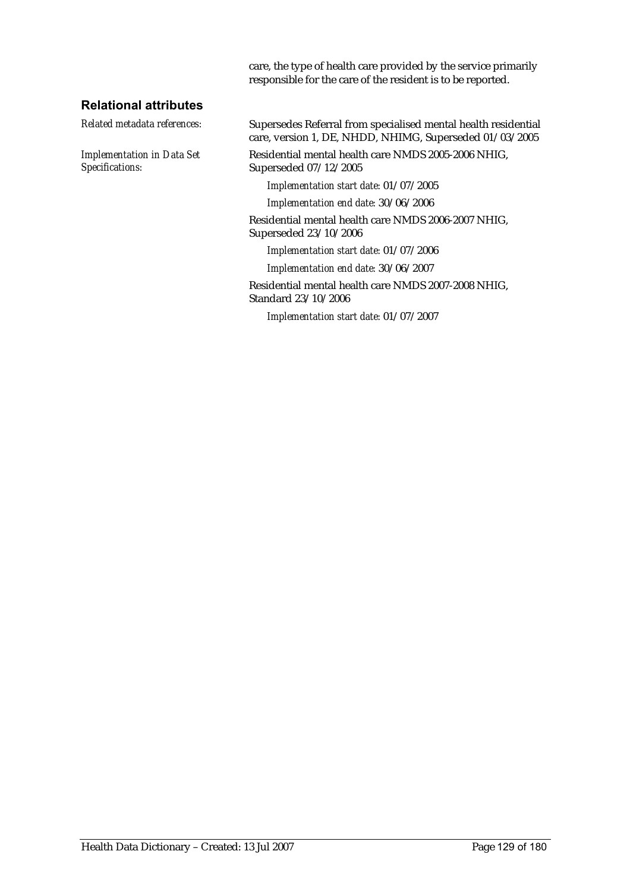care, the type of health care provided by the service primarily responsible for the care of the resident is to be reported.

## Relational attributes

*Related metadata references:* Supersedes Referral from specialised mental health residential care, version 1, DE, NHDD, NHIMG, Superseded 01/03/2005

*Implementation in Data Set Specifications:* Residential mental health care NMDS 2005-2006 NHIG, Superseded 07/12/2005

*Implementation start date:* 01/07/2005

*Implementation end date:* 30/06/2006

Residential mental health care NMDS 2006-2007 NHIG, Superseded 23/10/2006

*Implementation start date:* 01/07/2006

*Implementation end date:* 30/06/2007

Residential mental health care NMDS 2007-2008 NHIG, Standard 23/10/2006

*Implementation start date:* 01/07/2007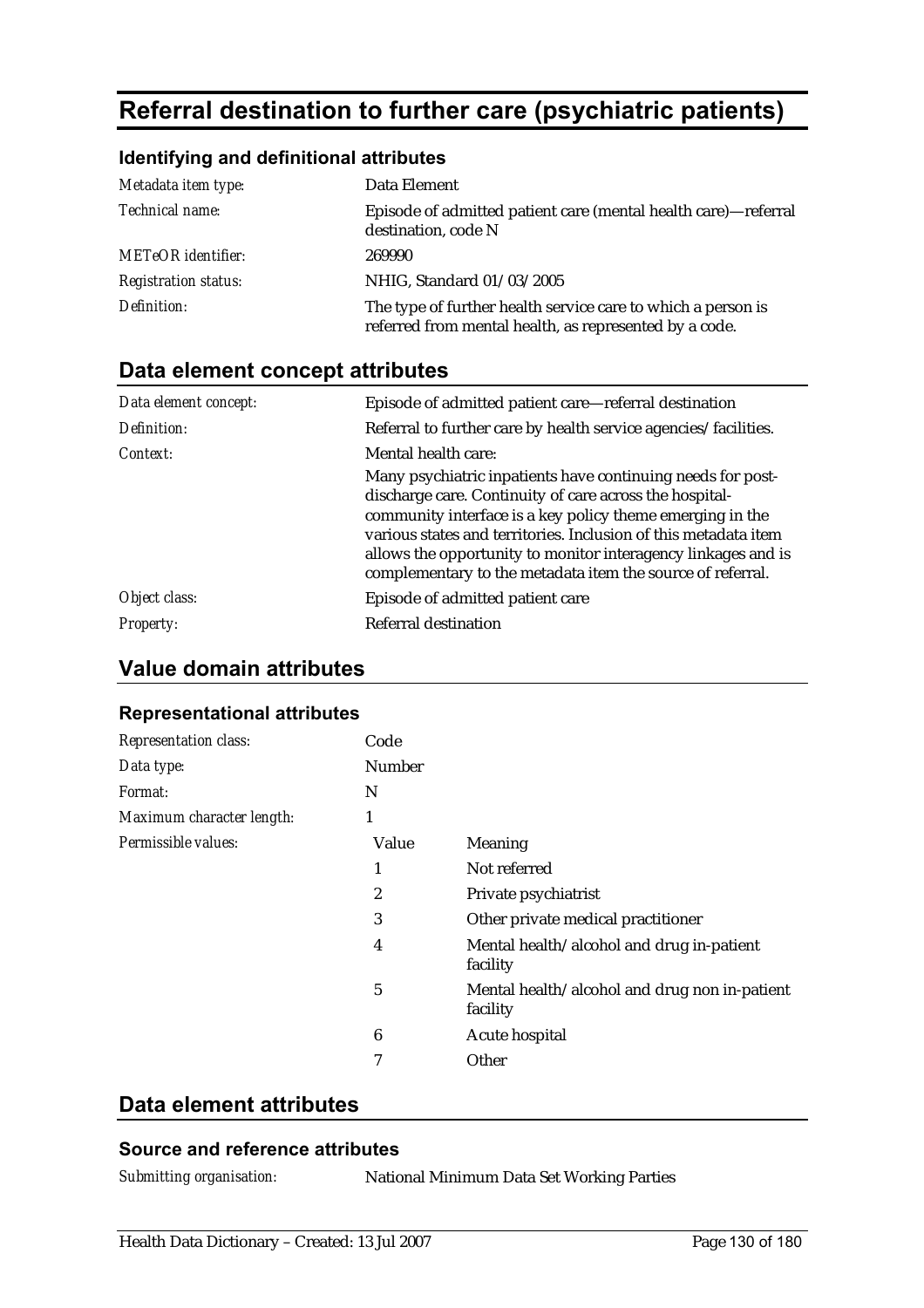# Referral destination to further care (psychiatric patients)

### Identifying and definitional attributes

| | |
|---|---|
| *Metadata item type:* | Data Element |
| *Technical name:* | Episode of admitted patient care (mental health care)—referral destination, code N |
| *METeOR identifier:* | 269990 |
| *Registration status:* | NHIG, Standard 01/03/2005 |
| *Definition:* | The type of further health service care to which a person is referred from mental health, as represented by a code. |

## Data element concept attributes

| | |
|---|---|
| *Data element concept:* | Episode of admitted patient care—referral destination |
| *Definition:* | Referral to further care by health service agencies/facilities. |
| *Context:* | Mental health care:<br><br>Many psychiatric inpatients have continuing needs for post-discharge care. Continuity of care across the hospital-community interface is a key policy theme emerging in the various states and territories. Inclusion of this metadata item allows the opportunity to monitor interagency linkages and is complementary to the metadata item the source of referral. |
| *Object class:* | Episode of admitted patient care |
| *Property:* | Referral destination |

## Value domain attributes

### Representational attributes

| | | |
|---|---|---|
| *Representation class:* | Code | |
| *Data type:* | Number | |
| *Format:* | N | |
| *Maximum character length:* | 1 | |
| *Permissible values:* | **Value** | **Meaning** |
| | 1 | Not referred |
| | 2 | Private psychiatrist |
| | 3 | Other private medical practitioner |
| | 4 | Mental health/alcohol and drug in-patient facility |
| | 5 | Mental health/alcohol and drug non in-patient facility |
| | 6 | Acute hospital |
| | 7 | Other |

## Data element attributes

### Source and reference attributes

| | |
|---|---|
| *Submitting organisation:* | National Minimum Data Set Working Parties |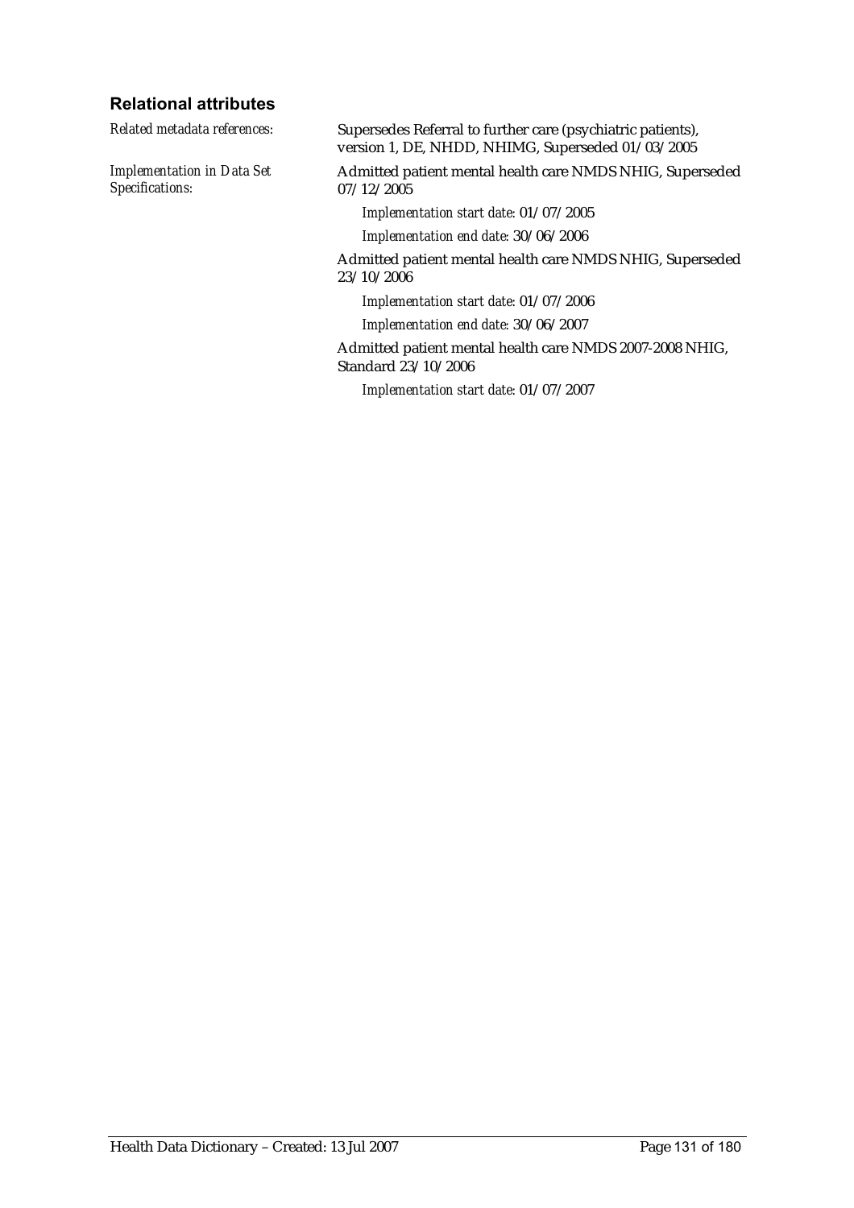### Relational attributes

*Related metadata references:* Supersedes Referral to further care (psychiatric patients), version 1, DE, NHDD, NHIMG, Superseded 01/03/2005

*Implementation in Data Set Specifications:*

Admitted patient mental health care NMDS NHIG, Superseded 07/12/2005

*Implementation start date:* 01/07/2005

*Implementation end date:* 30/06/2006

Admitted patient mental health care NMDS NHIG, Superseded 23/10/2006

*Implementation start date:* 01/07/2006

*Implementation end date:* 30/06/2007

Admitted patient mental health care NMDS 2007-2008 NHIG, Standard 23/10/2006

*Implementation start date:* 01/07/2007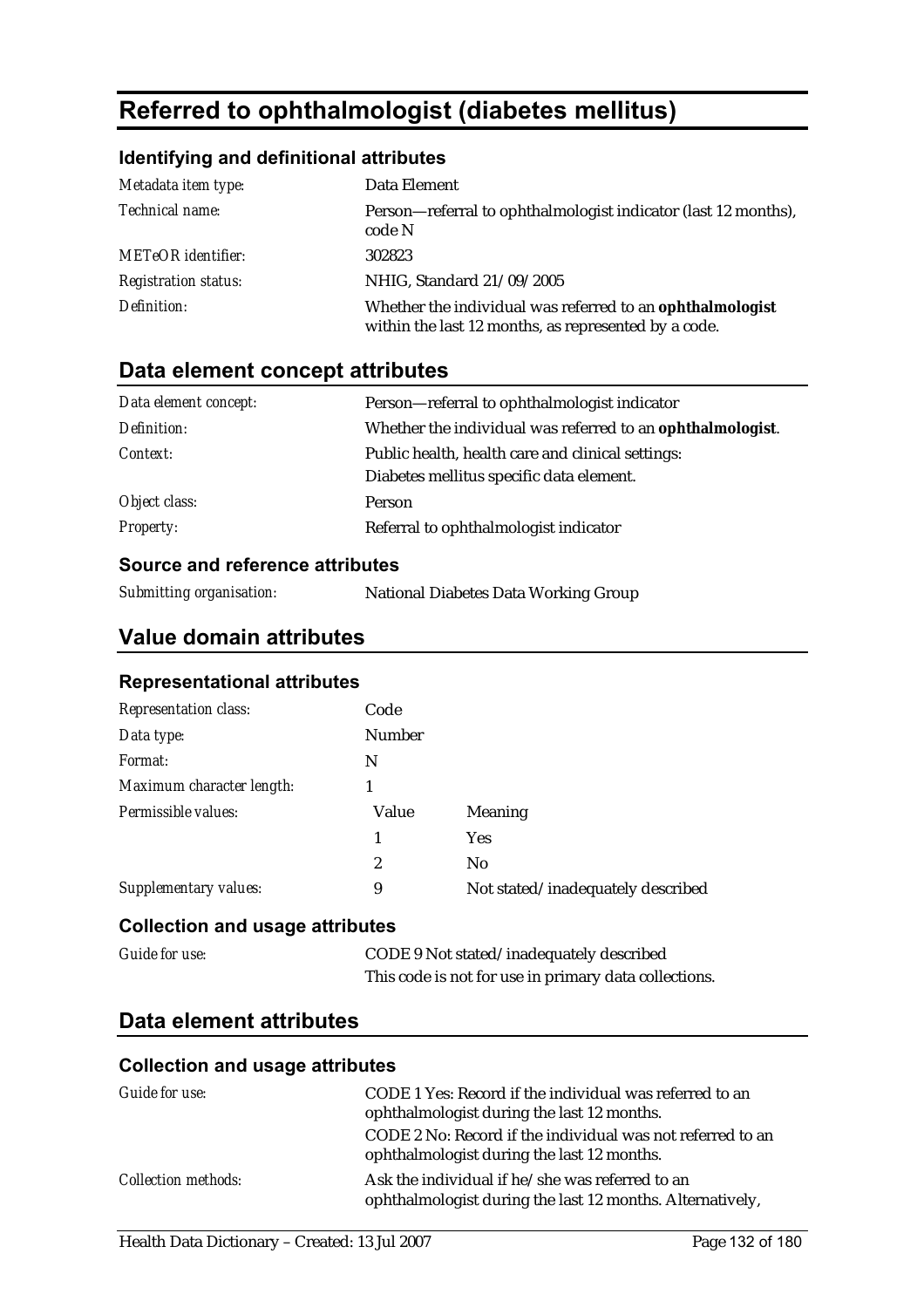# Referred to ophthalmologist (diabetes mellitus)

### Identifying and definitional attributes

| | |
|---|---|
| *Metadata item type:* | Data Element |
| *Technical name:* | Person—referral to ophthalmologist indicator (last 12 months), code N |
| *METeOR identifier:* | 302823 |
| *Registration status:* | NHIG, Standard 21/09/2005 |
| *Definition:* | Whether the individual was referred to an **ophthalmologist** within the last 12 months, as represented by a code. |

## Data element concept attributes

| | |
|---|---|
| *Data element concept:* | Person—referral to ophthalmologist indicator |
| *Definition:* | Whether the individual was referred to an **ophthalmologist**. |
| *Context:* | Public health, health care and clinical settings: Diabetes mellitus specific data element. |
| *Object class:* | Person |
| *Property:* | Referral to ophthalmologist indicator |

### Source and reference attributes

| | |
|---|---|
| *Submitting organisation:* | National Diabetes Data Working Group |

## Value domain attributes

### Representational attributes

| | | |
|---|---|---|
| *Representation class:* | Code | |
| *Data type:* | Number | |
| *Format:* | N | |
| *Maximum character length:* | 1 | |
| *Permissible values:* | **Value** | **Meaning** |
| | 1 | Yes |
| | 2 | No |
| *Supplementary values:* | 9 | Not stated/inadequately described |

### Collection and usage attributes

| | |
|---|---|
| *Guide for use:* | CODE 9 Not stated/inadequately described<br>This code is not for use in primary data collections. |

## Data element attributes

### Collection and usage attributes

| | |
|---|---|
| *Guide for use:* | CODE 1 Yes: Record if the individual was referred to an ophthalmologist during the last 12 months.<br>CODE 2 No: Record if the individual was not referred to an ophthalmologist during the last 12 months. |
| *Collection methods:* | Ask the individual if he/she was referred to an ophthalmologist during the last 12 months. Alternatively, |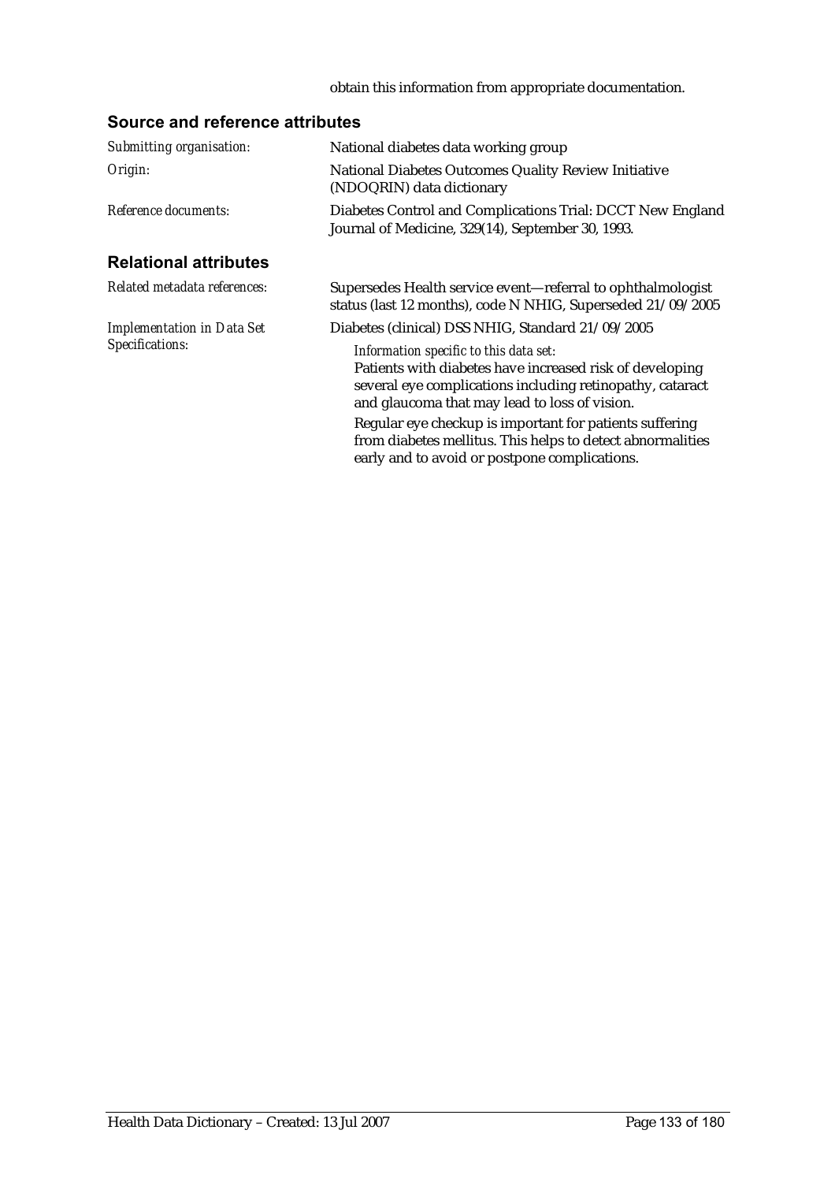obtain this information from appropriate documentation.

### Source and reference attributes

| | |
|---|---|
| *Submitting organisation:* | National diabetes data working group |
| *Origin:* | National Diabetes Outcomes Quality Review Initiative (NDOQRIN) data dictionary |
| *Reference documents:* | Diabetes Control and Complications Trial: DCCT New England Journal of Medicine, 329(14), September 30, 1993. |

### Relational attributes

| | |
|---|---|
| *Related metadata references:* | Supersedes Health service event—referral to ophthalmologist status (last 12 months), code N NHIG, Superseded 21/09/2005 |
| *Implementation in Data Set Specifications:* | Diabetes (clinical) DSS NHIG, Standard 21/09/2005<br>*Information specific to this data set:*<br>Patients with diabetes have increased risk of developing several eye complications including retinopathy, cataract and glaucoma that may lead to loss of vision.<br>Regular eye checkup is important for patients suffering from diabetes mellitus. This helps to detect abnormalities early and to avoid or postpone complications. |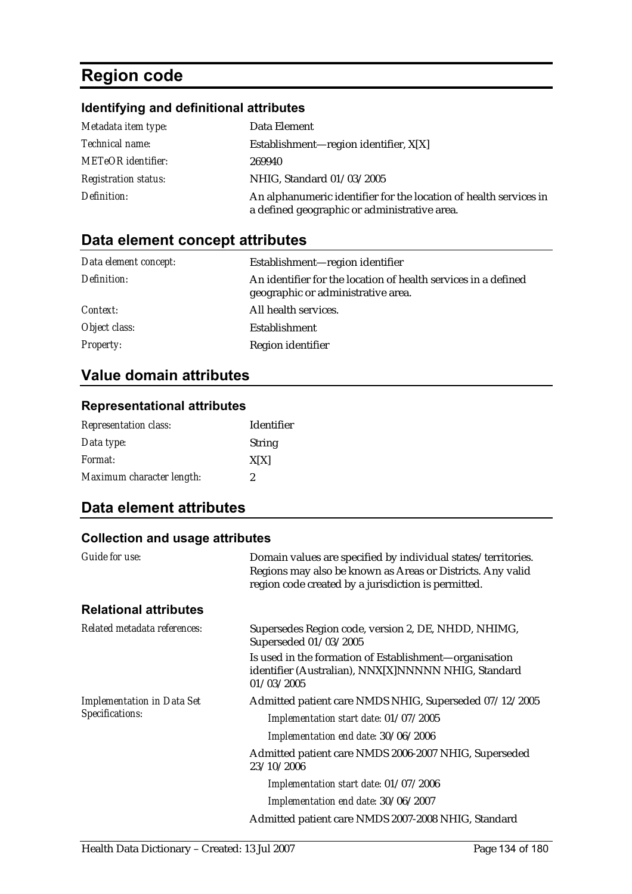# Region code

## Identifying and definitional attributes

| | |
|---|---|
| *Metadata item type:* | Data Element |
| *Technical name:* | Establishment—region identifier, X[X] |
| *METeOR identifier:* | 269940 |
| *Registration status:* | NHIG, Standard 01/03/2005 |
| *Definition:* | An alphanumeric identifier for the location of health services in a defined geographic or administrative area. |

## Data element concept attributes

| | |
|---|---|
| *Data element concept:* | Establishment—region identifier |
| *Definition:* | An identifier for the location of health services in a defined geographic or administrative area. |
| *Context:* | All health services. |
| *Object class:* | Establishment |
| *Property:* | Region identifier |

## Value domain attributes

### Representational attributes

| | |
|---|---|
| *Representation class:* | Identifier |
| *Data type:* | String |
| *Format:* | X[X] |
| *Maximum character length:* | 2 |

## Data element attributes

### Collection and usage attributes

| | |
|---|---|
| *Guide for use:* | Domain values are specified by individual states/territories. Regions may also be known as Areas or Districts. Any valid region code created by a jurisdiction is permitted. |

### Relational attributes

*Related metadata references:*

Supersedes Region code, version 2, DE, NHDD, NHIMG, Superseded 01/03/2005

Is used in the formation of Establishment—organisation identifier (Australian), NNX[X]NNNNN NHIG, Standard 01/03/2005

*Implementation in Data Set Specifications:*

Admitted patient care NMDS NHIG, Superseded 07/12/2005

*Implementation start date:* 01/07/2005

*Implementation end date:* 30/06/2006

Admitted patient care NMDS 2006-2007 NHIG, Superseded 23/10/2006

*Implementation start date:* 01/07/2006

*Implementation end date:* 30/06/2007

Admitted patient care NMDS 2007-2008 NHIG, Standard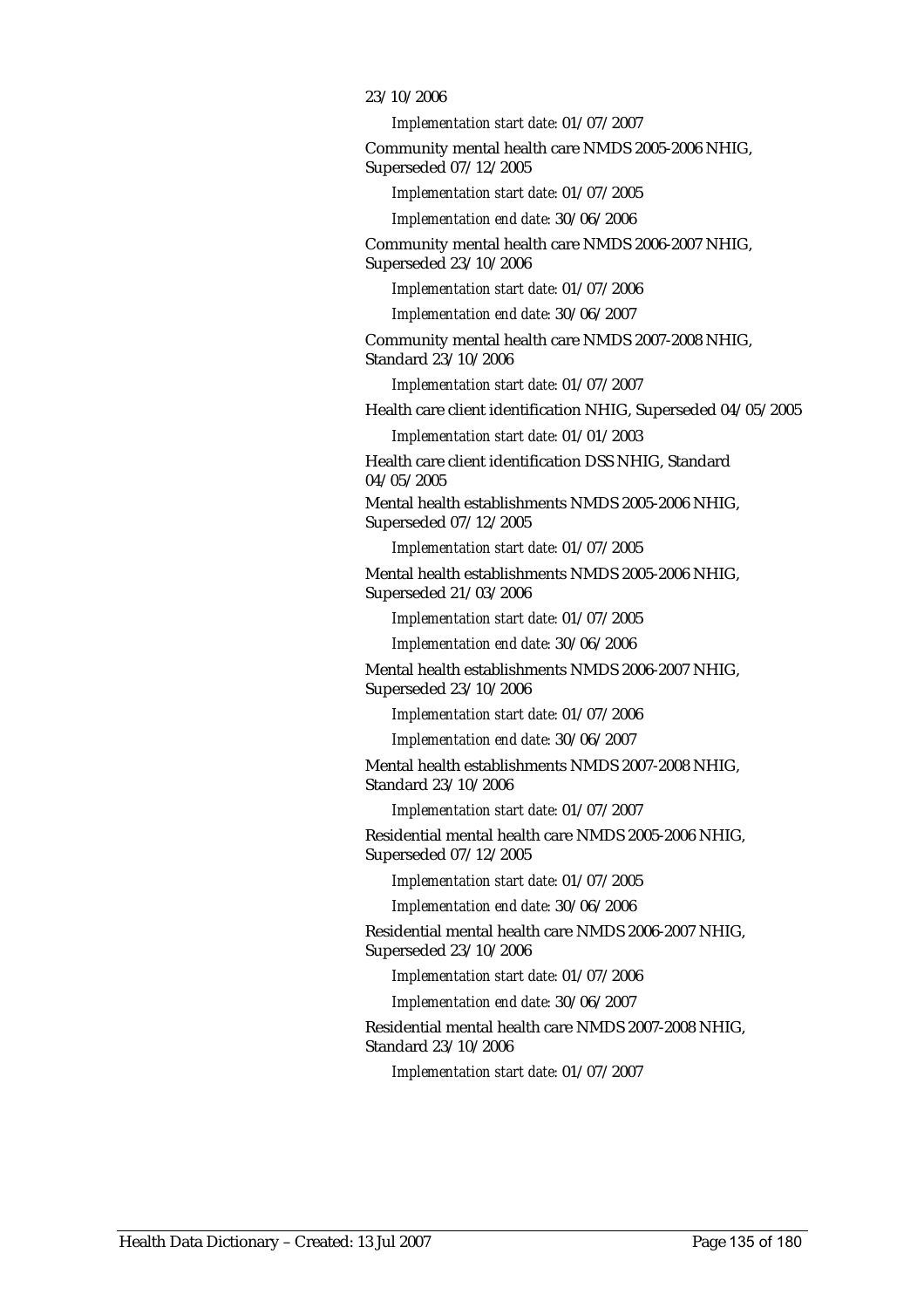23/10/2006

*Implementation start date:* 01/07/2007

Community mental health care NMDS 2005-2006 NHIG, Superseded 07/12/2005

*Implementation start date:* 01/07/2005

*Implementation end date:* 30/06/2006

Community mental health care NMDS 2006-2007 NHIG, Superseded 23/10/2006

*Implementation start date:* 01/07/2006

*Implementation end date:* 30/06/2007

Community mental health care NMDS 2007-2008 NHIG, Standard 23/10/2006

*Implementation start date:* 01/07/2007

Health care client identification NHIG, Superseded 04/05/2005

*Implementation start date:* 01/01/2003

Health care client identification DSS NHIG, Standard 04/05/2005

Mental health establishments NMDS 2005-2006 NHIG, Superseded 07/12/2005

*Implementation start date:* 01/07/2005

Mental health establishments NMDS 2005-2006 NHIG, Superseded 21/03/2006

*Implementation start date:* 01/07/2005

*Implementation end date:* 30/06/2006

Mental health establishments NMDS 2006-2007 NHIG, Superseded 23/10/2006

*Implementation start date:* 01/07/2006

*Implementation end date:* 30/06/2007

Mental health establishments NMDS 2007-2008 NHIG, Standard 23/10/2006

*Implementation start date:* 01/07/2007

Residential mental health care NMDS 2005-2006 NHIG, Superseded 07/12/2005

*Implementation start date:* 01/07/2005

*Implementation end date:* 30/06/2006

Residential mental health care NMDS 2006-2007 NHIG, Superseded 23/10/2006

*Implementation start date:* 01/07/2006

*Implementation end date:* 30/06/2007

Residential mental health care NMDS 2007-2008 NHIG, Standard 23/10/2006

*Implementation start date:* 01/07/2007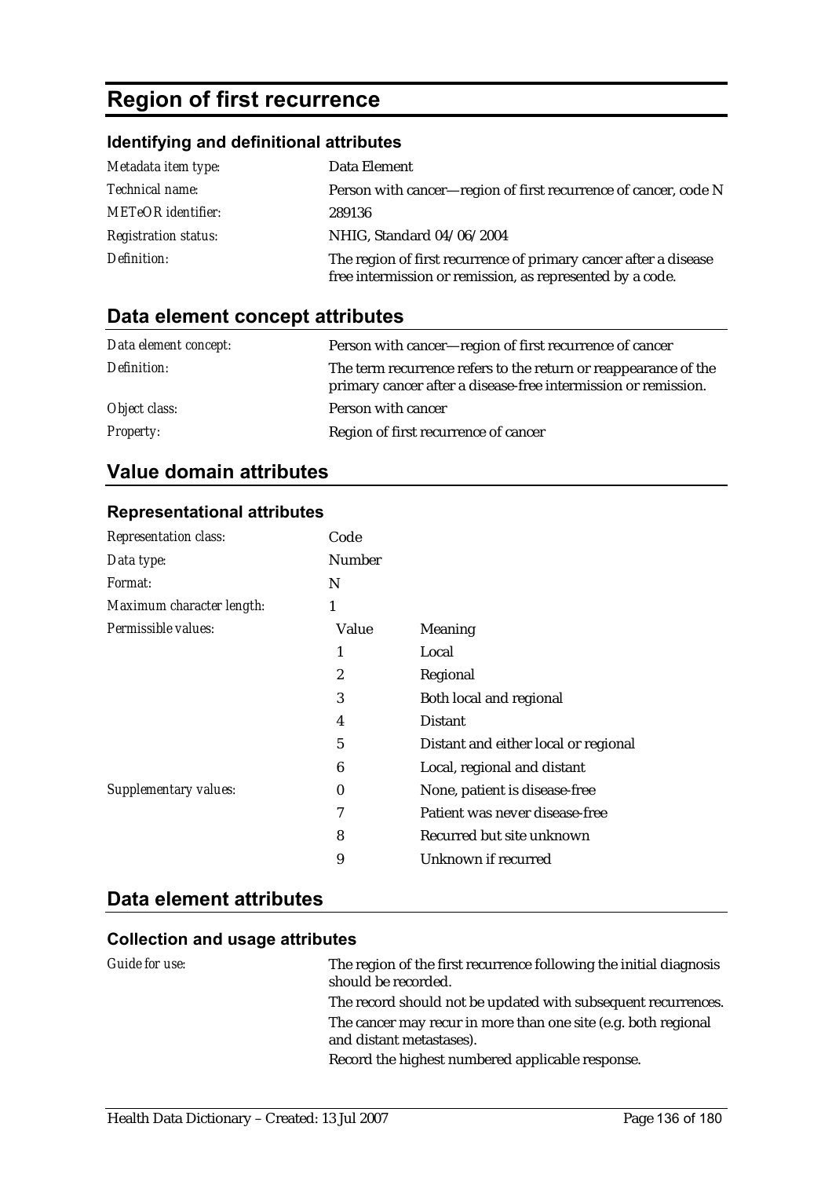# Region of first recurrence

### Identifying and definitional attributes

| | |
|---|---|
| *Metadata item type:* | Data Element |
| *Technical name:* | Person with cancer—region of first recurrence of cancer, code N |
| *METeOR identifier:* | 289136 |
| *Registration status:* | NHIG, Standard 04/06/2004 |
| *Definition:* | The region of first recurrence of primary cancer after a disease free intermission or remission, as represented by a code. |

## Data element concept attributes

| | |
|---|---|
| *Data element concept:* | Person with cancer—region of first recurrence of cancer |
| *Definition:* | The term recurrence refers to the return or reappearance of the primary cancer after a disease-free intermission or remission. |
| *Object class:* | Person with cancer |
| *Property:* | Region of first recurrence of cancer |

## Value domain attributes

### Representational attributes

| | | |
|---|---|---|
| *Representation class:* | Code | |
| *Data type:* | Number | |
| *Format:* | N | |
| *Maximum character length:* | 1 | |
| *Permissible values:* | Value | Meaning |
| | 1 | Local |
| | 2 | Regional |
| | 3 | Both local and regional |
| | 4 | Distant |
| | 5 | Distant and either local or regional |
| | 6 | Local, regional and distant |
| *Supplementary values:* | 0 | None, patient is disease-free |
| | 7 | Patient was never disease-free |
| | 8 | Recurred but site unknown |
| | 9 | Unknown if recurred |

## Data element attributes

### Collection and usage attributes

*Guide for use:*

The region of the first recurrence following the initial diagnosis should be recorded.

The record should not be updated with subsequent recurrences.

The cancer may recur in more than one site (e.g. both regional and distant metastases).

Record the highest numbered applicable response.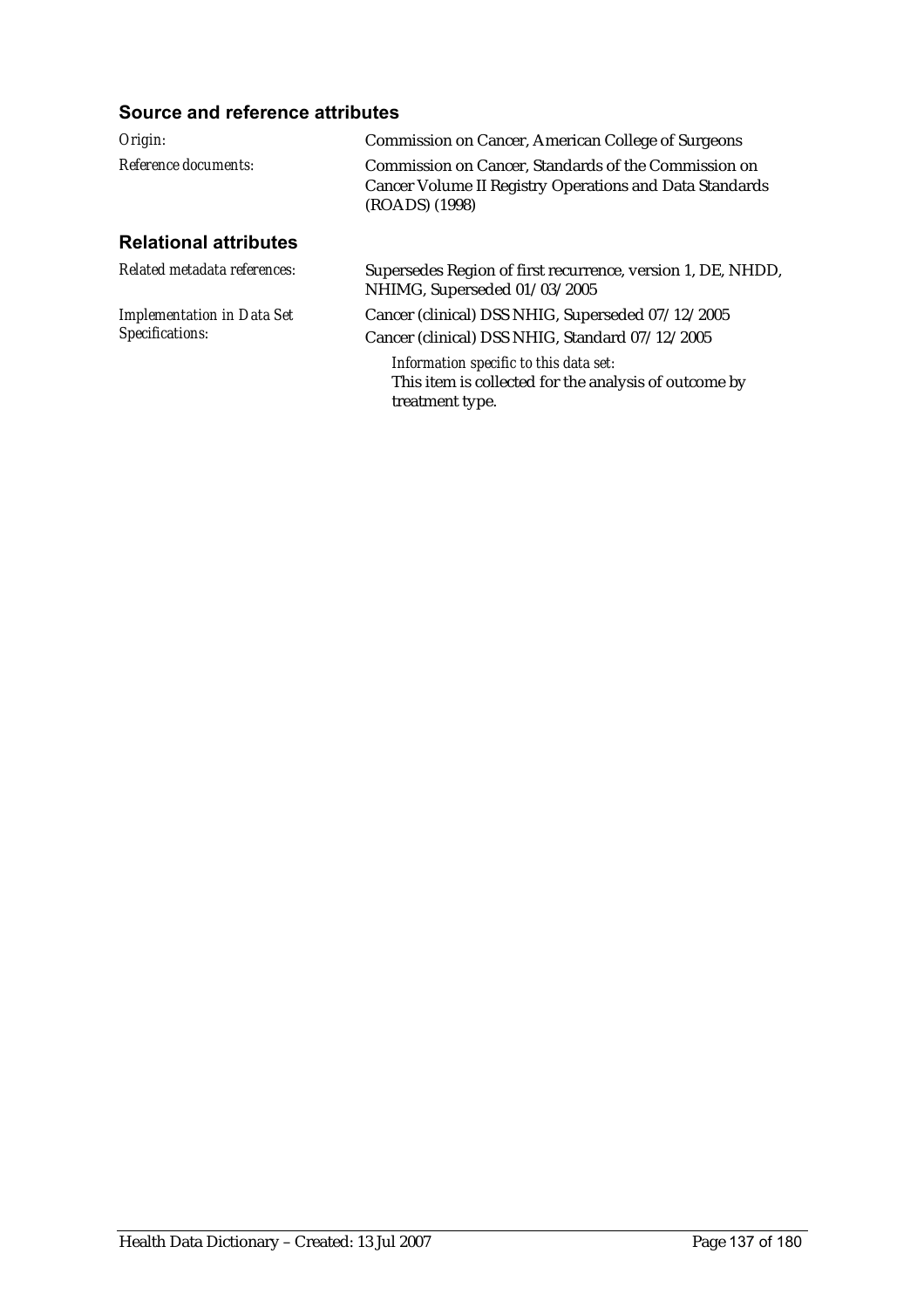### Source and reference attributes

| | |
|---|---|
| *Origin:* | Commission on Cancer, American College of Surgeons |
| *Reference documents:* | Commission on Cancer, Standards of the Commission on Cancer Volume II Registry Operations and Data Standards (ROADS) (1998) |

### Relational attributes

| | |
|---|---|
| *Related metadata references:* | Supersedes Region of first recurrence, version 1, DE, NHDD, NHIMG, Superseded 01/03/2005 |
| *Implementation in Data Set Specifications:* | Cancer (clinical) DSS NHIG, Superseded 07/12/2005<br>Cancer (clinical) DSS NHIG, Standard 07/12/2005<br>*Information specific to this data set:*<br>This item is collected for the analysis of outcome by treatment type. |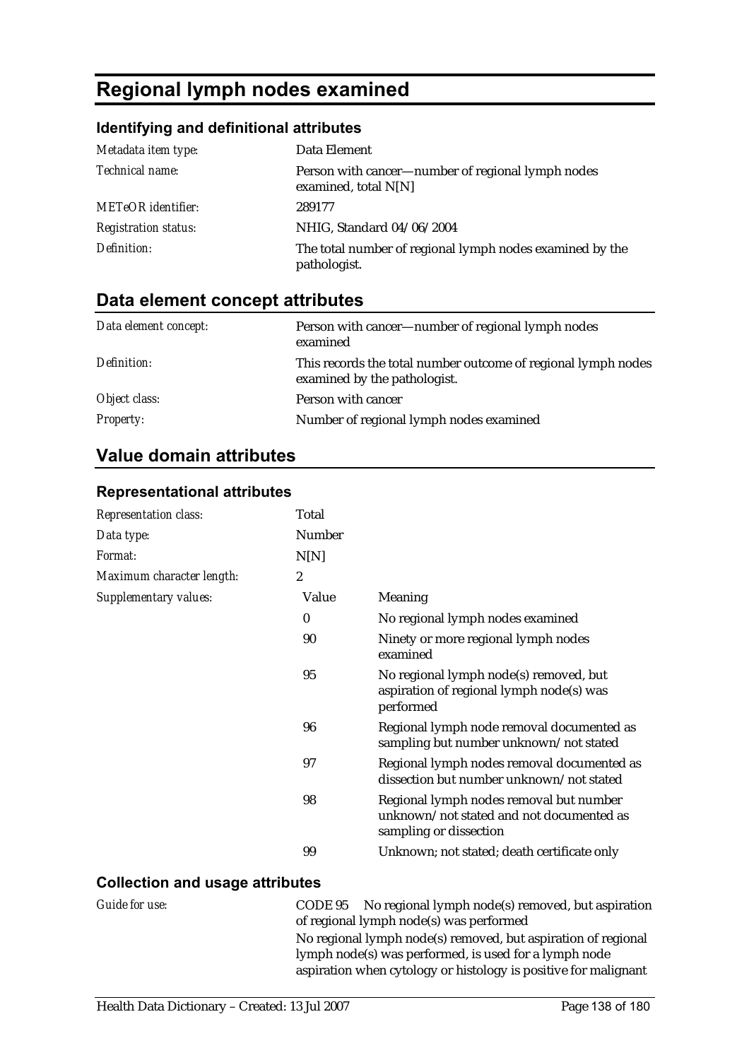# Regional lymph nodes examined

## Identifying and definitional attributes

| | |
|---|---|
| *Metadata item type:* | Data Element |
| *Technical name:* | Person with cancer—number of regional lymph nodes examined, total N[N] |
| *METeOR identifier:* | 289177 |
| *Registration status:* | NHIG, Standard 04/06/2004 |
| *Definition:* | The total number of regional lymph nodes examined by the pathologist. |

## Data element concept attributes

| | |
|---|---|
| *Data element concept:* | Person with cancer—number of regional lymph nodes examined |
| *Definition:* | This records the total number outcome of regional lymph nodes examined by the pathologist. |
| *Object class:* | Person with cancer |
| *Property:* | Number of regional lymph nodes examined |

## Value domain attributes

### Representational attributes

| | | |
|---|---|---|
| *Representation class:* | Total | |
| *Data type:* | Number | |
| *Format:* | N[N] | |
| *Maximum character length:* | 2 | |
| *Supplementary values:* | Value | Meaning |
| | 0 | No regional lymph nodes examined |
| | 90 | Ninety or more regional lymph nodes examined |
| | 95 | No regional lymph node(s) removed, but aspiration of regional lymph node(s) was performed |
| | 96 | Regional lymph node removal documented as sampling but number unknown/not stated |
| | 97 | Regional lymph nodes removal documented as dissection but number unknown/not stated |
| | 98 | Regional lymph nodes removal but number unknown/not stated and not documented as sampling or dissection |
| | 99 | Unknown; not stated; death certificate only |

### Collection and usage attributes

*Guide for use:*

CODE 95 No regional lymph node(s) removed, but aspiration of regional lymph node(s) was performed

No regional lymph node(s) removed, but aspiration of regional lymph node(s) was performed, is used for a lymph node aspiration when cytology or histology is positive for malignant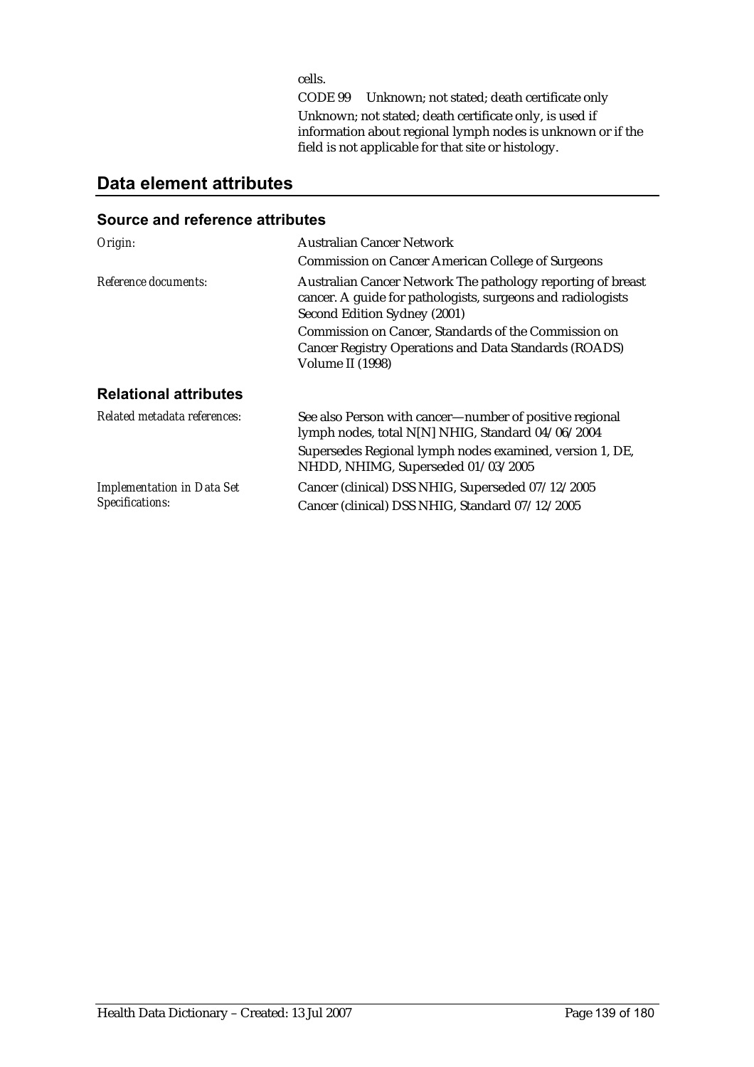cells.

CODE 99 Unknown; not stated; death certificate only

Unknown; not stated; death certificate only, is used if information about regional lymph nodes is unknown or if the field is not applicable for that site or histology.

## Data element attributes

### Source and reference attributes

| | |
|---|---|
| *Origin:* | Australian Cancer Network<br>Commission on Cancer American College of Surgeons |
| *Reference documents:* | Australian Cancer Network The pathology reporting of breast cancer. A guide for pathologists, surgeons and radiologists Second Edition Sydney (2001)<br>Commission on Cancer, Standards of the Commission on Cancer Registry Operations and Data Standards (ROADS) Volume II (1998) |

### Relational attributes

| | |
|---|---|
| *Related metadata references:* | See also Person with cancer—number of positive regional lymph nodes, total N[N] NHIG, Standard 04/06/2004<br>Supersedes Regional lymph nodes examined, version 1, DE, NHDD, NHIMG, Superseded 01/03/2005 |
| *Implementation in Data Set Specifications:* | Cancer (clinical) DSS NHIG, Superseded 07/12/2005<br>Cancer (clinical) DSS NHIG, Standard 07/12/2005 |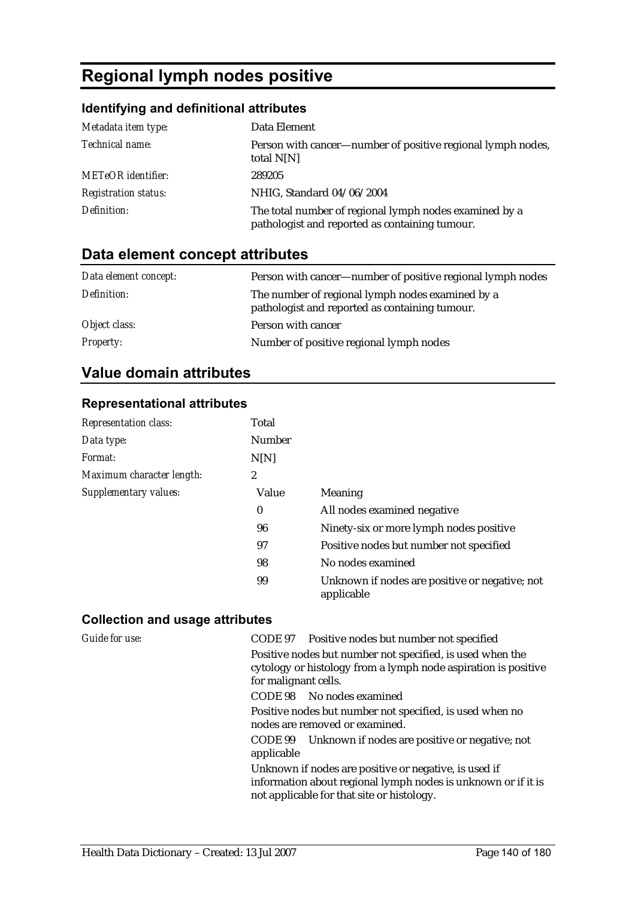# Regional lymph nodes positive

## Identifying and definitional attributes

| | |
|---|---|
| *Metadata item type:* | Data Element |
| *Technical name:* | Person with cancer—number of positive regional lymph nodes, total N[N] |
| *METeOR identifier:* | 289205 |
| *Registration status:* | NHIG, Standard 04/06/2004 |
| *Definition:* | The total number of regional lymph nodes examined by a pathologist and reported as containing tumour. |

## Data element concept attributes

| | |
|---|---|
| *Data element concept:* | Person with cancer—number of positive regional lymph nodes |
| *Definition:* | The number of regional lymph nodes examined by a pathologist and reported as containing tumour. |
| *Object class:* | Person with cancer |
| *Property:* | Number of positive regional lymph nodes |

## Value domain attributes

### Representational attributes

| | | |
|---|---|---|
| *Representation class:* | Total | |
| *Data type:* | Number | |
| *Format:* | N[N] | |
| *Maximum character length:* | 2 | |
| *Supplementary values:* | Value | Meaning |
| | 0 | All nodes examined negative |
| | 96 | Ninety-six or more lymph nodes positive |
| | 97 | Positive nodes but number not specified |
| | 98 | No nodes examined |
| | 99 | Unknown if nodes are positive or negative; not applicable |

### Collection and usage attributes

*Guide for use:*

CODE 97 Positive nodes but number not specified

Positive nodes but number not specified, is used when the cytology or histology from a lymph node aspiration is positive for malignant cells.

CODE 98 No nodes examined

Positive nodes but number not specified, is used when no nodes are removed or examined.

CODE 99 Unknown if nodes are positive or negative; not applicable

Unknown if nodes are positive or negative, is used if information about regional lymph nodes is unknown or if it is not applicable for that site or histology.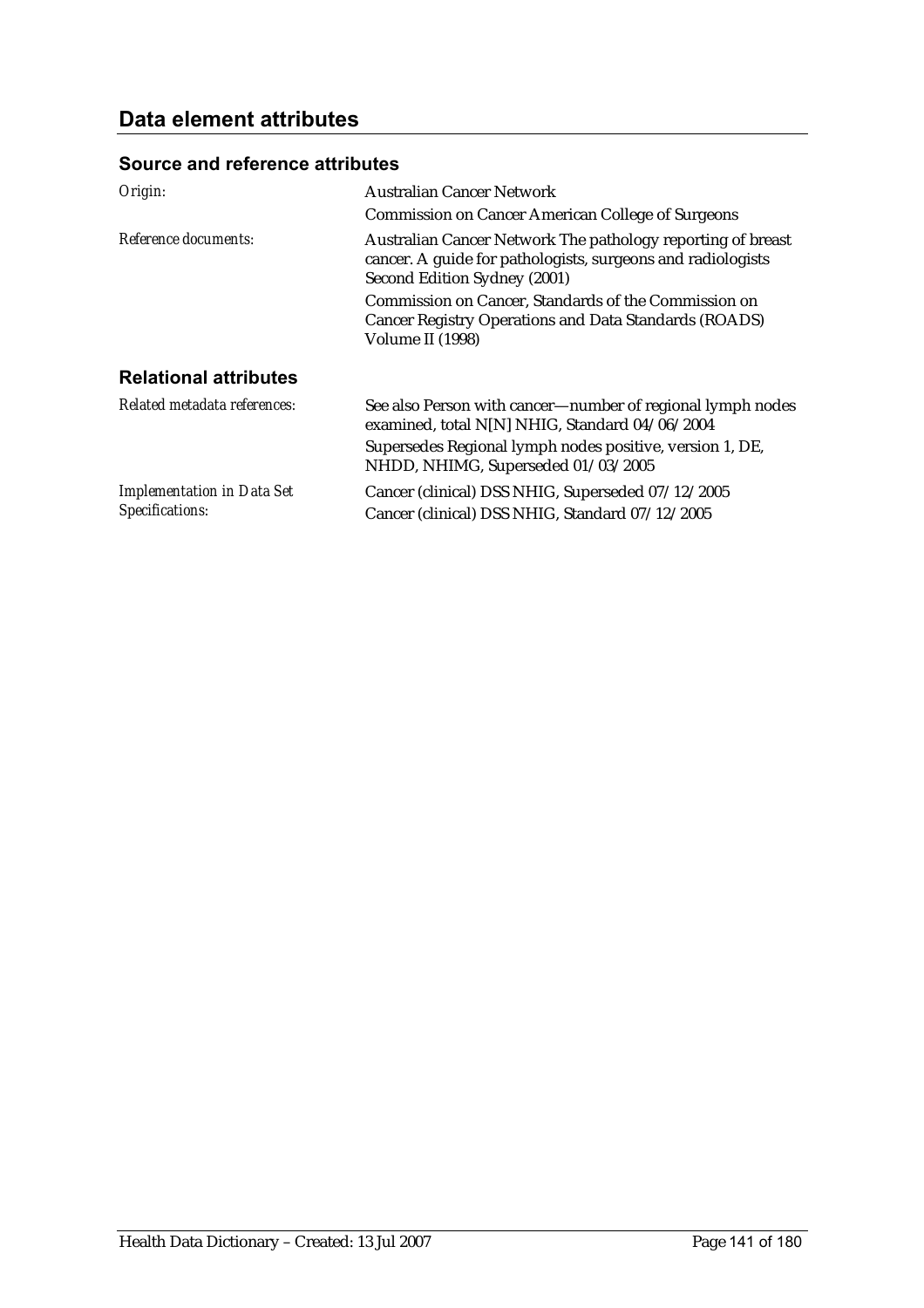## Data element attributes

### Source and reference attributes

| | |
|---|---|
| *Origin:* | Australian Cancer Network<br>Commission on Cancer American College of Surgeons |
| *Reference documents:* | Australian Cancer Network The pathology reporting of breast cancer. A guide for pathologists, surgeons and radiologists Second Edition Sydney (2001)<br>Commission on Cancer, Standards of the Commission on Cancer Registry Operations and Data Standards (ROADS) Volume II (1998) |

### Relational attributes

| | |
|---|---|
| *Related metadata references:* | See also Person with cancer—number of regional lymph nodes examined, total N[N] NHIG, Standard 04/06/2004<br>Supersedes Regional lymph nodes positive, version 1, DE, NHDD, NHIMG, Superseded 01/03/2005 |
| *Implementation in Data Set Specifications:* | Cancer (clinical) DSS NHIG, Superseded 07/12/2005<br>Cancer (clinical) DSS NHIG, Standard 07/12/2005 |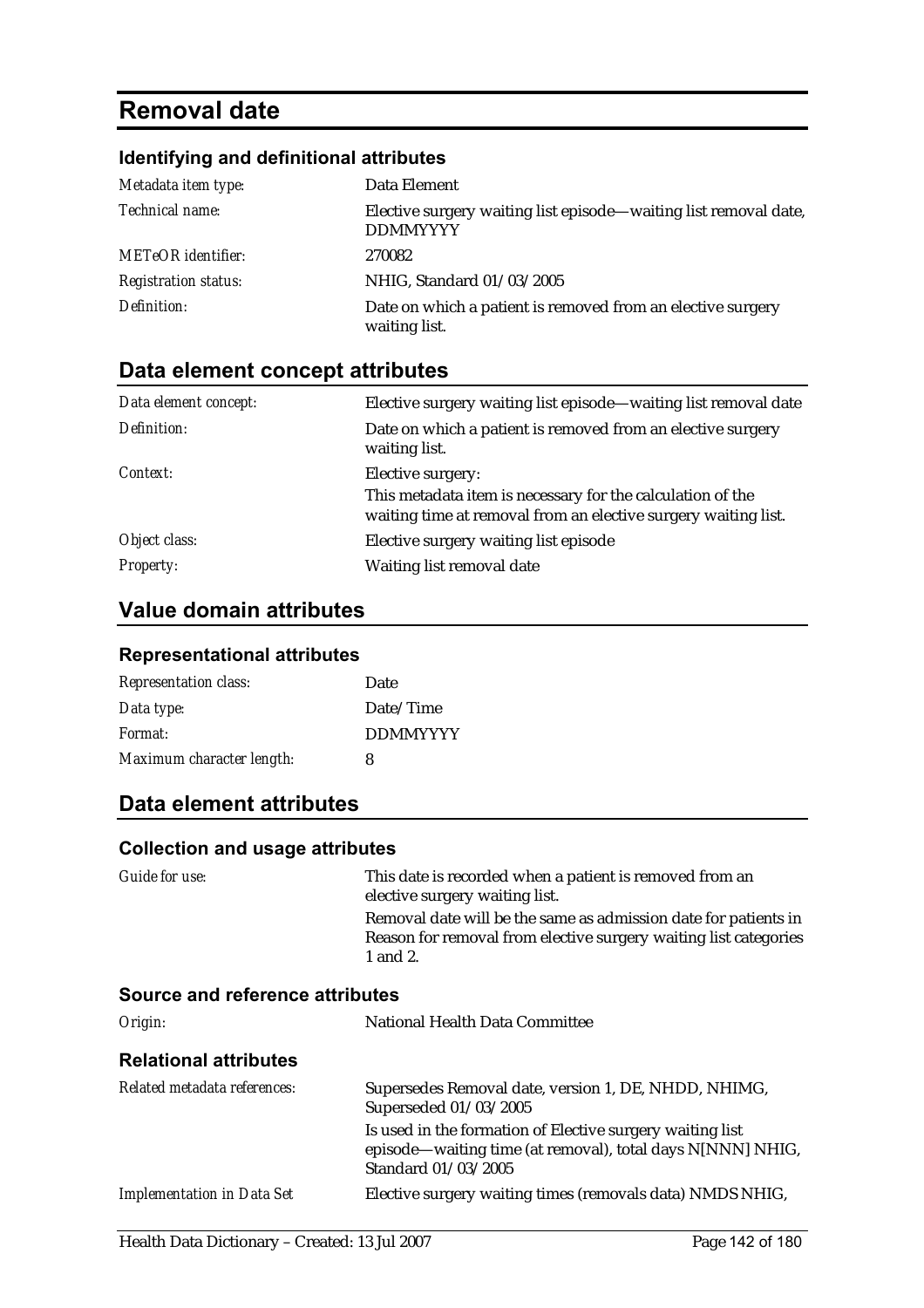# Removal date

### Identifying and definitional attributes

| | |
|---|---|
| *Metadata item type:* | Data Element |
| *Technical name:* | Elective surgery waiting list episode—waiting list removal date, DDMMYYYY |
| *METeOR identifier:* | 270082 |
| *Registration status:* | NHIG, Standard 01/03/2005 |
| *Definition:* | Date on which a patient is removed from an elective surgery waiting list. |

## Data element concept attributes

| | |
|---|---|
| *Data element concept:* | Elective surgery waiting list episode—waiting list removal date |
| *Definition:* | Date on which a patient is removed from an elective surgery waiting list. |
| *Context:* | Elective surgery:<br>This metadata item is necessary for the calculation of the waiting time at removal from an elective surgery waiting list. |
| *Object class:* | Elective surgery waiting list episode |
| *Property:* | Waiting list removal date |

## Value domain attributes

### Representational attributes

| | |
|---|---|
| *Representation class:* | Date |
| *Data type:* | Date/Time |
| *Format:* | DDMMYYYY |
| *Maximum character length:* | 8 |

## Data element attributes

### Collection and usage attributes

| | |
|---|---|
| *Guide for use:* | This date is recorded when a patient is removed from an elective surgery waiting list.<br>Removal date will be the same as admission date for patients in Reason for removal from elective surgery waiting list categories 1 and 2. |

### Source and reference attributes

| | |
|---|---|
| *Origin:* | National Health Data Committee |

### Relational attributes

| | |
|---|---|
| *Related metadata references:* | Supersedes Removal date, version 1, DE, NHDD, NHIMG, Superseded 01/03/2005<br>Is used in the formation of Elective surgery waiting list episode—waiting time (at removal), total days N[NNN] NHIG, Standard 01/03/2005 |
| *Implementation in Data Set* | Elective surgery waiting times (removals data) NMDS NHIG, |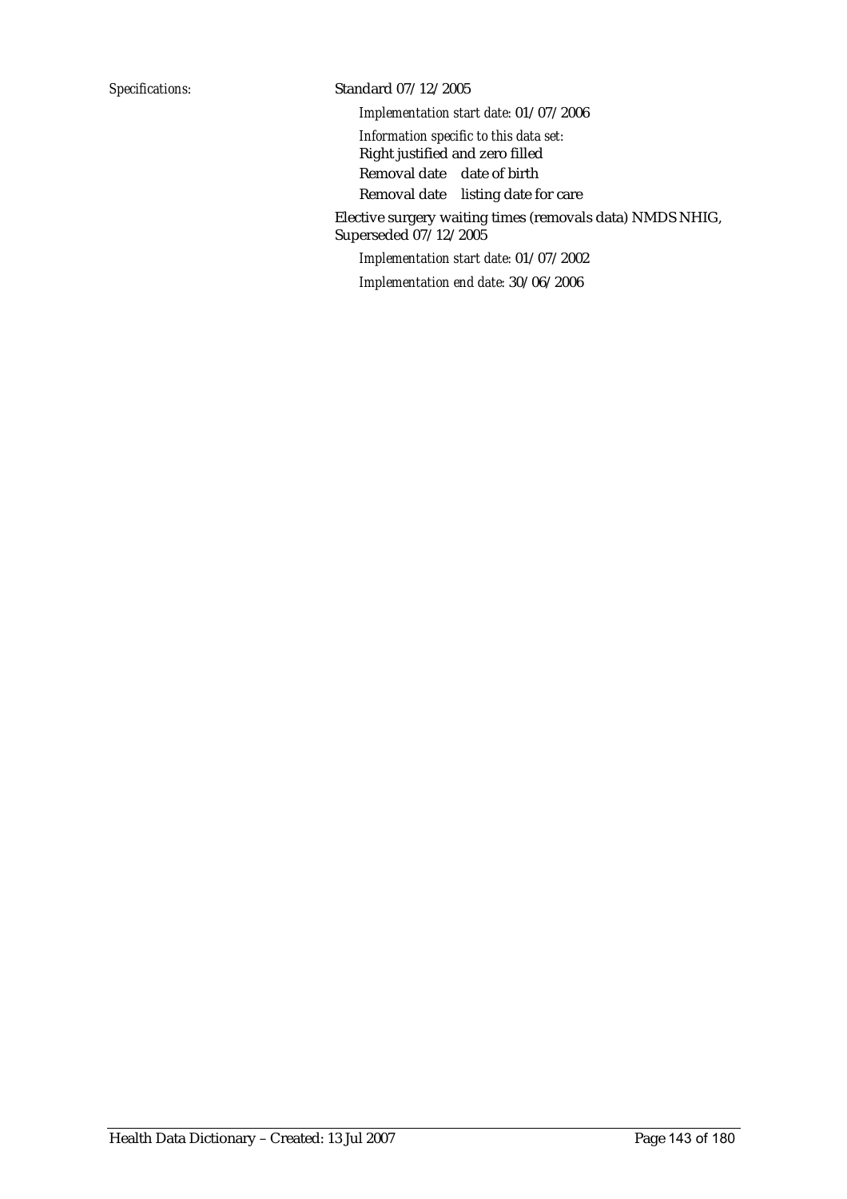*Specifications:* Standard 07/12/2005

*Implementation start date:* 01/07/2006

*Information specific to this data set:*
Right justified and zero filled
Removal date    date of birth
Removal date    listing date for care

Elective surgery waiting times (removals data) NMDS NHIG, Superseded 07/12/2005

*Implementation start date:* 01/07/2002

*Implementation end date:* 30/06/2006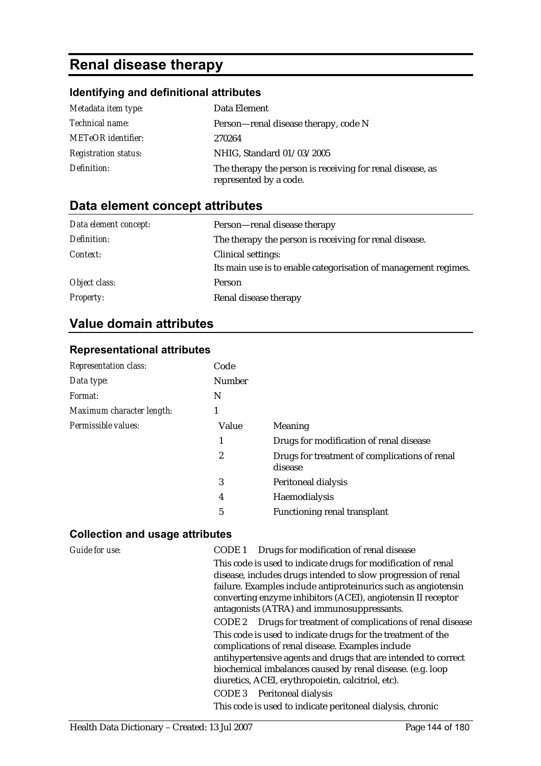# Renal disease therapy

### Identifying and definitional attributes

| | |
|---|---|
| *Metadata item type:* | Data Element |
| *Technical name:* | Person—renal disease therapy, code N |
| *METeOR identifier:* | 270264 |
| *Registration status:* | NHIG, Standard 01/03/2005 |
| *Definition:* | The therapy the person is receiving for renal disease, as represented by a code. |

## Data element concept attributes

| | |
|---|---|
| *Data element concept:* | Person—renal disease therapy |
| *Definition:* | The therapy the person is receiving for renal disease. |
| *Context:* | Clinical settings:<br>Its main use is to enable categorisation of management regimes. |
| *Object class:* | Person |
| *Property:* | Renal disease therapy |

## Value domain attributes

### Representational attributes

| | | |
|---|---|---|
| *Representation class:* | Code | |
| *Data type:* | Number | |
| *Format:* | N | |
| *Maximum character length:* | 1 | |
| *Permissible values:* | Value | Meaning |
| | 1 | Drugs for modification of renal disease |
| | 2 | Drugs for treatment of complications of renal disease |
| | 3 | Peritoneal dialysis |
| | 4 | Haemodialysis |
| | 5 | Functioning renal transplant |

### Collection and usage attributes

*Guide for use:*

CODE 1 Drugs for modification of renal disease

This code is used to indicate drugs for modification of renal disease, includes drugs intended to slow progression of renal failure. Examples include antiproteinurics such as angiotensin converting enzyme inhibitors (ACEI), angiotensin II receptor antagonists (ATRA) and immunosuppressants.

CODE 2 Drugs for treatment of complications of renal disease

This code is used to indicate drugs for the treatment of the complications of renal disease. Examples include antihypertensive agents and drugs that are intended to correct biochemical imbalances caused by renal disease. (e.g. loop diuretics, ACEI, erythropoietin, calcitriol, etc).

CODE 3 Peritoneal dialysis

This code is used to indicate peritoneal dialysis, chronic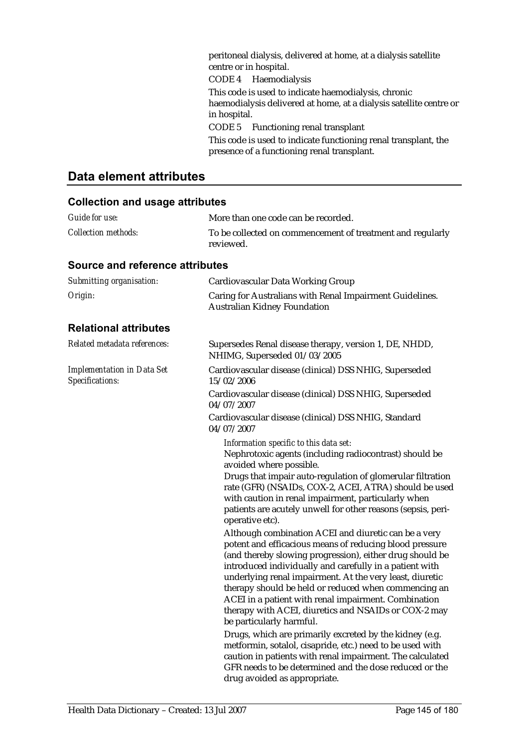peritoneal dialysis, delivered at home, at a dialysis satellite centre or in hospital.

CODE 4 Haemodialysis

This code is used to indicate haemodialysis, chronic haemodialysis delivered at home, at a dialysis satellite centre or in hospital.

CODE 5 Functioning renal transplant

This code is used to indicate functioning renal transplant, the presence of a functioning renal transplant.

## Data element attributes

### Collection and usage attributes

*Guide for use:* More than one code can be recorded.

*Collection methods:* To be collected on commencement of treatment and regularly reviewed.

### Source and reference attributes

*Submitting organisation:* Cardiovascular Data Working Group

*Origin:* Caring for Australians with Renal Impairment Guidelines. Australian Kidney Foundation

### Relational attributes

*Related metadata references:* Supersedes Renal disease therapy, version 1, DE, NHDD, NHIMG, Superseded 01/03/2005

*Implementation in Data Set Specifications:*

Cardiovascular disease (clinical) DSS NHIG, Superseded 15/02/2006

Cardiovascular disease (clinical) DSS NHIG, Superseded 04/07/2007

Cardiovascular disease (clinical) DSS NHIG, Standard 04/07/2007

*Information specific to this data set:*

Nephrotoxic agents (including radiocontrast) should be avoided where possible.

Drugs that impair auto-regulation of glomerular filtration rate (GFR) (NSAIDs, COX-2, ACEI, ATRA) should be used with caution in renal impairment, particularly when patients are acutely unwell for other reasons (sepsis, peri-operative etc).

Although combination ACEI and diuretic can be a very potent and efficacious means of reducing blood pressure (and thereby slowing progression), either drug should be introduced individually and carefully in a patient with underlying renal impairment. At the very least, diuretic therapy should be held or reduced when commencing an ACEI in a patient with renal impairment. Combination therapy with ACEI, diuretics and NSAIDs or COX-2 may be particularly harmful.

Drugs, which are primarily excreted by the kidney (e.g. metformin, sotalol, cisapride, etc.) need to be used with caution in patients with renal impairment. The calculated GFR needs to be determined and the dose reduced or the drug avoided as appropriate.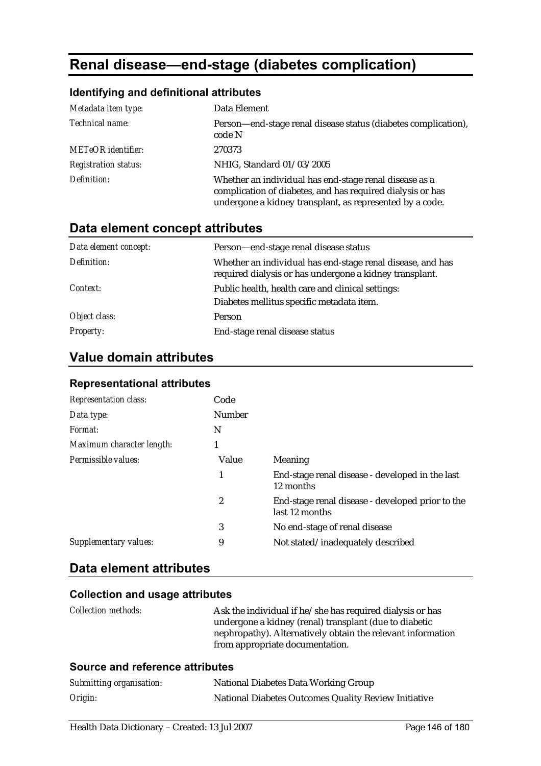# Renal disease—end-stage (diabetes complication)

### Identifying and definitional attributes

| | |
|---|---|
| *Metadata item type:* | Data Element |
| *Technical name:* | Person—end-stage renal disease status (diabetes complication), code N |
| *METeOR identifier:* | 270373 |
| *Registration status:* | NHIG, Standard 01/03/2005 |
| *Definition:* | Whether an individual has end-stage renal disease as a complication of diabetes, and has required dialysis or has undergone a kidney transplant, as represented by a code. |

## Data element concept attributes

| | |
|---|---|
| *Data element concept:* | Person—end-stage renal disease status |
| *Definition:* | Whether an individual has end-stage renal disease, and has required dialysis or has undergone a kidney transplant. |
| *Context:* | Public health, health care and clinical settings:<br>Diabetes mellitus specific metadata item. |
| *Object class:* | Person |
| *Property:* | End-stage renal disease status |

## Value domain attributes

### Representational attributes

| | | |
|---|---|---|
| *Representation class:* | Code | |
| *Data type:* | Number | |
| *Format:* | N | |
| *Maximum character length:* | 1 | |
| *Permissible values:* | Value | Meaning |
| | 1 | End-stage renal disease - developed in the last 12 months |
| | 2 | End-stage renal disease - developed prior to the last 12 months |
| | 3 | No end-stage of renal disease |
| *Supplementary values:* | 9 | Not stated/inadequately described |

## Data element attributes

### Collection and usage attributes

| | |
|---|---|
| *Collection methods:* | Ask the individual if he/she has required dialysis or has undergone a kidney (renal) transplant (due to diabetic nephropathy). Alternatively obtain the relevant information from appropriate documentation. |

### Source and reference attributes

| | |
|---|---|
| *Submitting organisation:* | National Diabetes Data Working Group |
| *Origin:* | National Diabetes Outcomes Quality Review Initiative |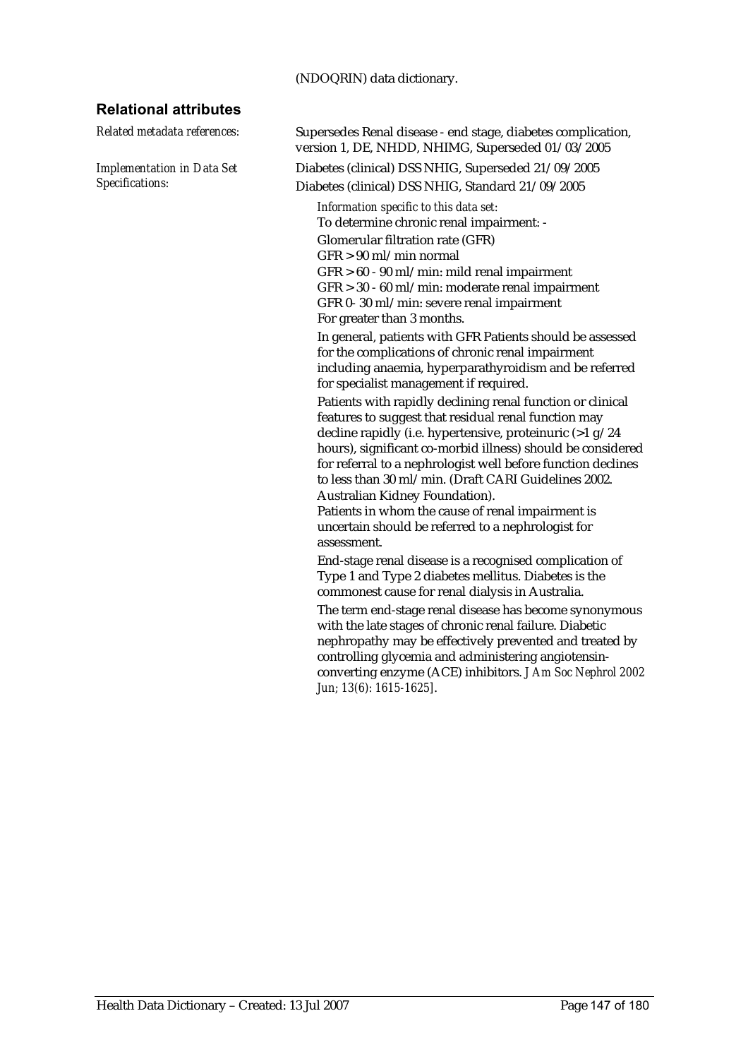(NDOQRIN) data dictionary.

## Relational attributes

*Related metadata references:* Supersedes Renal disease - end stage, diabetes complication, version 1, DE, NHDD, NHIMG, Superseded 01/03/2005

*Implementation in Data Set Specifications:* Diabetes (clinical) DSS NHIG, Superseded 21/09/2005

Diabetes (clinical) DSS NHIG, Standard 21/09/2005

*Information specific to this data set:*

To determine chronic renal impairment: -

Glomerular filtration rate (GFR)

GFR > 90 ml/min normal

GFR > 60 - 90 ml/min: mild renal impairment

GFR > 30 - 60 ml/min: moderate renal impairment

GFR 0- 30 ml/min: severe renal impairment

For greater than 3 months.

In general, patients with GFR Patients should be assessed for the complications of chronic renal impairment including anaemia, hyperparathyroidism and be referred for specialist management if required.

Patients with rapidly declining renal function or clinical features to suggest that residual renal function may decline rapidly (i.e. hypertensive, proteinuric (>1 g/24 hours), significant co-morbid illness) should be considered for referral to a nephrologist well before function declines to less than 30 ml/min. (Draft CARI Guidelines 2002. Australian Kidney Foundation).

Patients in whom the cause of renal impairment is uncertain should be referred to a nephrologist for assessment.

End-stage renal disease is a recognised complication of Type 1 and Type 2 diabetes mellitus. Diabetes is the commonest cause for renal dialysis in Australia.

The term end-stage renal disease has become synonymous with the late stages of chronic renal failure. Diabetic nephropathy may be effectively prevented and treated by controlling glycemia and administering angiotensin-converting enzyme (ACE) inhibitors. *J Am Soc Nephrol 2002 Jun; 13(6): 1615-1625*].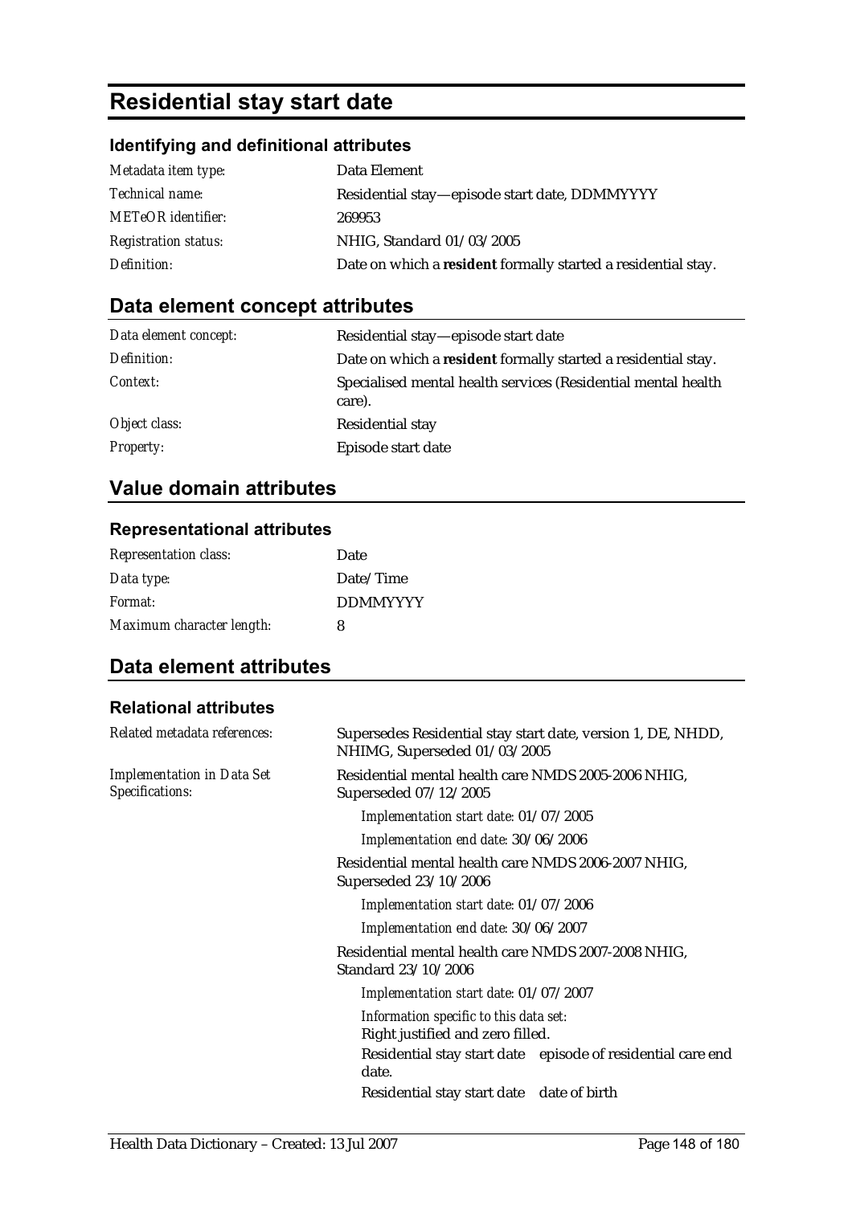# Residential stay start date

### Identifying and definitional attributes

| | |
|---|---|
| *Metadata item type:* | Data Element |
| *Technical name:* | Residential stay—episode start date, DDMMYYYY |
| *METeOR identifier:* | 269953 |
| *Registration status:* | NHIG, Standard 01/03/2005 |
| *Definition:* | Date on which a **resident** formally started a residential stay. |

## Data element concept attributes

| | |
|---|---|
| *Data element concept:* | Residential stay—episode start date |
| *Definition:* | Date on which a **resident** formally started a residential stay. |
| *Context:* | Specialised mental health services (Residential mental health care). |
| *Object class:* | Residential stay |
| *Property:* | Episode start date |

## Value domain attributes

### Representational attributes

| | |
|---|---|
| *Representation class:* | Date |
| *Data type:* | Date/Time |
| *Format:* | DDMMYYYY |
| *Maximum character length:* | 8 |

## Data element attributes

### Relational attributes

*Related metadata references:* Supersedes Residential stay start date, version 1, DE, NHDD, NHIMG, Superseded 01/03/2005

*Implementation in Data Set Specifications:*

Residential mental health care NMDS 2005-2006 NHIG, Superseded 07/12/2005

*Implementation start date:* 01/07/2005

*Implementation end date:* 30/06/2006

Residential mental health care NMDS 2006-2007 NHIG, Superseded 23/10/2006

*Implementation start date:* 01/07/2006

*Implementation end date:* 30/06/2007

Residential mental health care NMDS 2007-2008 NHIG, Standard 23/10/2006

*Implementation start date:* 01/07/2007

*Information specific to this data set:*

Right justified and zero filled.

Residential stay start date episode of residential care end date.

Residential stay start date date of birth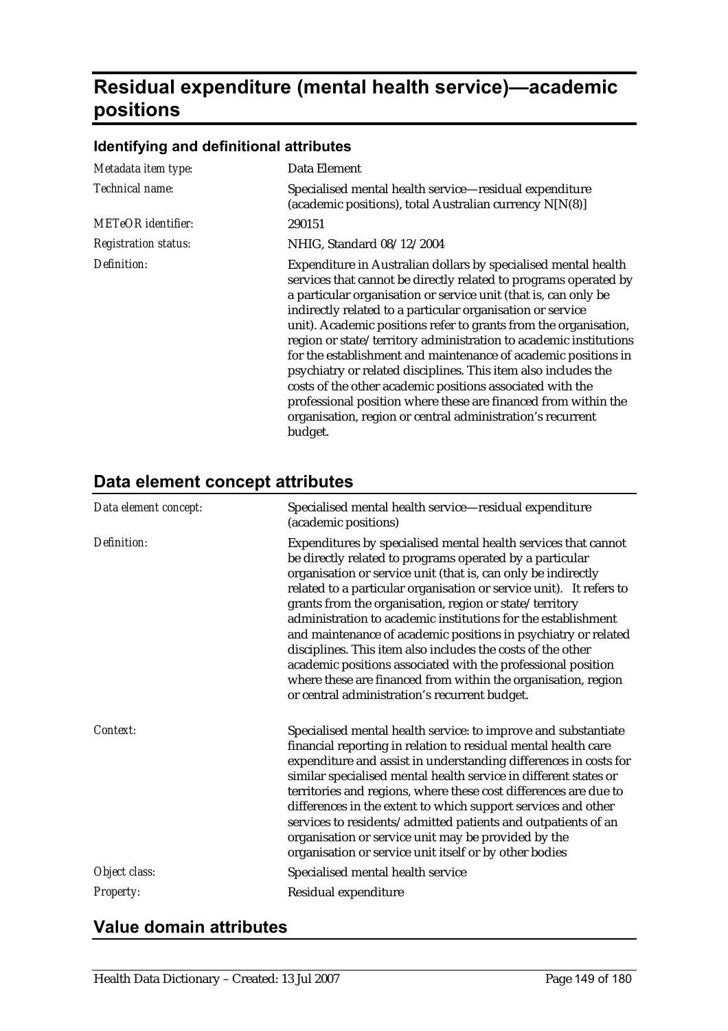# Residual expenditure (mental health service)—academic positions

## Identifying and definitional attributes

| | |
|---|---|
| *Metadata item type:* | Data Element |
| *Technical name:* | Specialised mental health service—residual expenditure (academic positions), total Australian currency N[N(8)] |
| *METeOR identifier:* | 290151 |
| *Registration status:* | NHIG, Standard 08/12/2004 |
| *Definition:* | Expenditure in Australian dollars by specialised mental health services that cannot be directly related to programs operated by a particular organisation or service unit (that is, can only be indirectly related to a particular organisation or service unit). Academic positions refer to grants from the organisation, region or state/territory administration to academic institutions for the establishment and maintenance of academic positions in psychiatry or related disciplines. This item also includes the costs of the other academic positions associated with the professional position where these are financed from within the organisation, region or central administration's recurrent budget. |

## Data element concept attributes

| | |
|---|---|
| *Data element concept:* | Specialised mental health service—residual expenditure (academic positions) |
| *Definition:* | Expenditures by specialised mental health services that cannot be directly related to programs operated by a particular organisation or service unit (that is, can only be indirectly related to a particular organisation or service unit). It refers to grants from the organisation, region or state/territory administration to academic institutions for the establishment and maintenance of academic positions in psychiatry or related disciplines. This item also includes the costs of the other academic positions associated with the professional position where these are financed from within the organisation, region or central administration's recurrent budget. |
| *Context:* | Specialised mental health service: to improve and substantiate financial reporting in relation to residual mental health care expenditure and assist in understanding differences in costs for similar specialised mental health service in different states or territories and regions, where these cost differences are due to differences in the extent to which support services and other services to residents/admitted patients and outpatients of an organisation or service unit may be provided by the organisation or service unit itself or by other bodies |
| *Object class:* | Specialised mental health service |
| *Property:* | Residual expenditure |

## Value domain attributes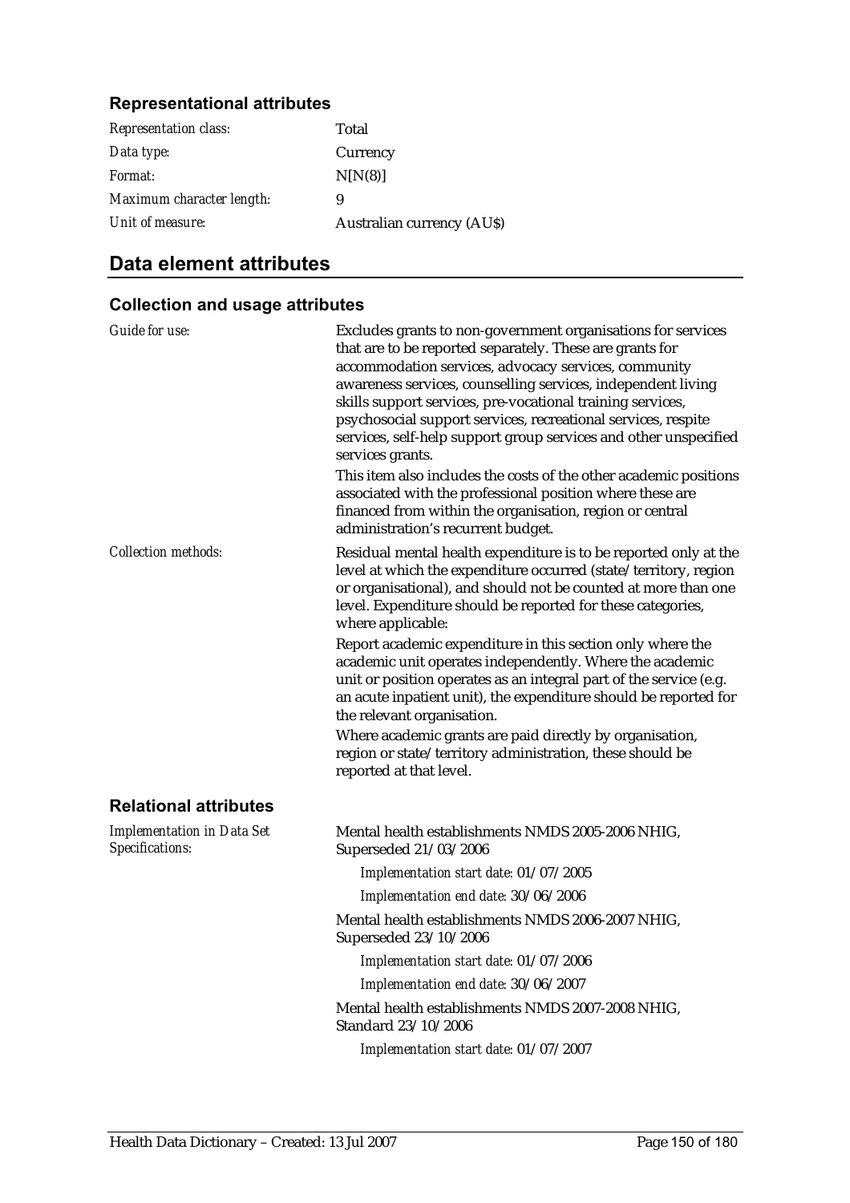### Representational attributes

| | |
|---|---|
| *Representation class:* | Total |
| *Data type:* | Currency |
| *Format:* | N[N(8)] |
| *Maximum character length:* | 9 |
| *Unit of measure:* | Australian currency (AU$) |

## Data element attributes

### Collection and usage attributes

*Guide for use:*

Excludes grants to non-government organisations for services that are to be reported separately. These are grants for accommodation services, advocacy services, community awareness services, counselling services, independent living skills support services, pre-vocational training services, psychosocial support services, recreational services, respite services, self-help support group services and other unspecified services grants.

This item also includes the costs of the other academic positions associated with the professional position where these are financed from within the organisation, region or central administration's recurrent budget.

*Collection methods:*

Residual mental health expenditure is to be reported only at the level at which the expenditure occurred (state/territory, region or organisational), and should not be counted at more than one level. Expenditure should be reported for these categories, where applicable:

Report academic expenditure in this section only where the academic unit operates independently. Where the academic unit or position operates as an integral part of the service (e.g. an acute inpatient unit), the expenditure should be reported for the relevant organisation.

Where academic grants are paid directly by organisation, region or state/territory administration, these should be reported at that level.

### Relational attributes

*Implementation in Data Set Specifications:*

Mental health establishments NMDS 2005-2006 NHIG, Superseded 21/03/2006

*Implementation start date:* 01/07/2005

*Implementation end date:* 30/06/2006

Mental health establishments NMDS 2006-2007 NHIG, Superseded 23/10/2006

*Implementation start date:* 01/07/2006

*Implementation end date:* 30/06/2007

Mental health establishments NMDS 2007-2008 NHIG, Standard 23/10/2006

*Implementation start date:* 01/07/2007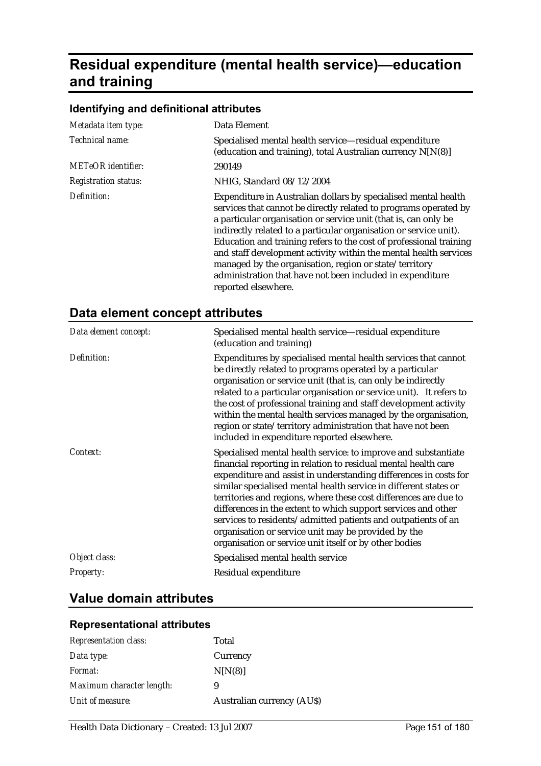# Residual expenditure (mental health service)—education and training

### Identifying and definitional attributes

| | |
|---|---|
| *Metadata item type:* | Data Element |
| *Technical name:* | Specialised mental health service—residual expenditure (education and training), total Australian currency N[N(8)] |
| *METeOR identifier:* | 290149 |
| *Registration status:* | NHIG, Standard 08/12/2004 |
| *Definition:* | Expenditure in Australian dollars by specialised mental health services that cannot be directly related to programs operated by a particular organisation or service unit (that is, can only be indirectly related to a particular organisation or service unit). Education and training refers to the cost of professional training and staff development activity within the mental health services managed by the organisation, region or state/territory administration that have not been included in expenditure reported elsewhere. |

## Data element concept attributes

| | |
|---|---|
| *Data element concept:* | Specialised mental health service—residual expenditure (education and training) |
| *Definition:* | Expenditures by specialised mental health services that cannot be directly related to programs operated by a particular organisation or service unit (that is, can only be indirectly related to a particular organisation or service unit). It refers to the cost of professional training and staff development activity within the mental health services managed by the organisation, region or state/territory administration that have not been included in expenditure reported elsewhere. |
| *Context:* | Specialised mental health service: to improve and substantiate financial reporting in relation to residual mental health care expenditure and assist in understanding differences in costs for similar specialised mental health service in different states or territories and regions, where these cost differences are due to differences in the extent to which support services and other services to residents/admitted patients and outpatients of an organisation or service unit may be provided by the organisation or service unit itself or by other bodies |
| *Object class:* | Specialised mental health service |
| *Property:* | Residual expenditure |

## Value domain attributes

### Representational attributes

| | |
|---|---|
| *Representation class:* | Total |
| *Data type:* | Currency |
| *Format:* | N[N(8)] |
| *Maximum character length:* | 9 |
| *Unit of measure:* | Australian currency (AU$) |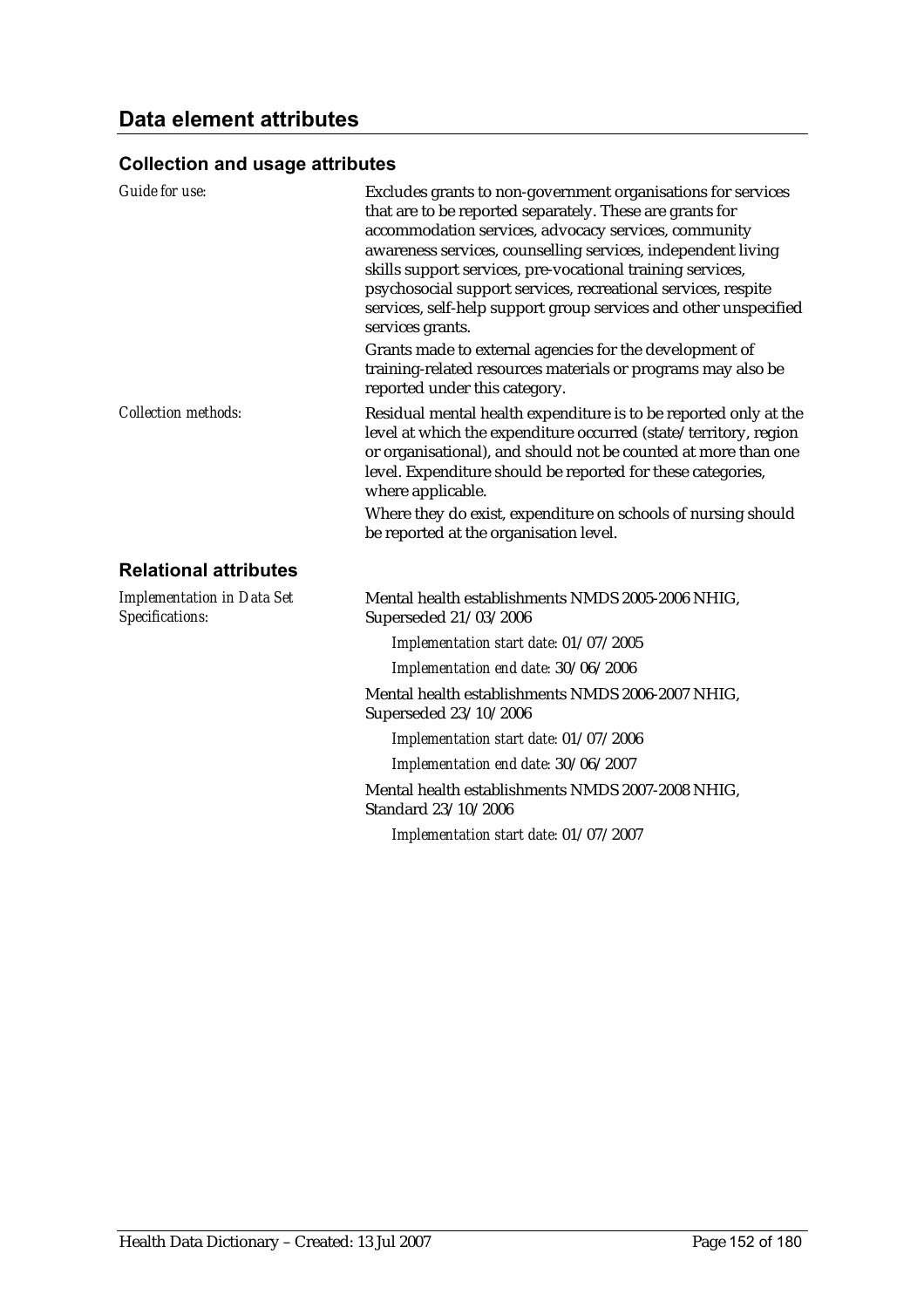## Data element attributes

### Collection and usage attributes

| | |
|---|---|
| *Guide for use:* | Excludes grants to non-government organisations for services that are to be reported separately. These are grants for accommodation services, advocacy services, community awareness services, counselling services, independent living skills support services, pre-vocational training services, psychosocial support services, recreational services, respite services, self-help support group services and other unspecified services grants.<br>Grants made to external agencies for the development of training-related resources materials or programs may also be reported under this category. |
| *Collection methods:* | Residual mental health expenditure is to be reported only at the level at which the expenditure occurred (state/territory, region or organisational), and should not be counted at more than one level. Expenditure should be reported for these categories, where applicable.<br>Where they do exist, expenditure on schools of nursing should be reported at the organisation level. |

### Relational attributes

| | |
|---|---|
| *Implementation in Data Set Specifications:* | Mental health establishments NMDS 2005-2006 NHIG, Superseded 21/03/2006<br>*Implementation start date:* 01/07/2005<br>*Implementation end date:* 30/06/2006<br>Mental health establishments NMDS 2006-2007 NHIG, Superseded 23/10/2006<br>*Implementation start date:* 01/07/2006<br>*Implementation end date:* 30/06/2007<br>Mental health establishments NMDS 2007-2008 NHIG, Standard 23/10/2006<br>*Implementation start date:* 01/07/2007 |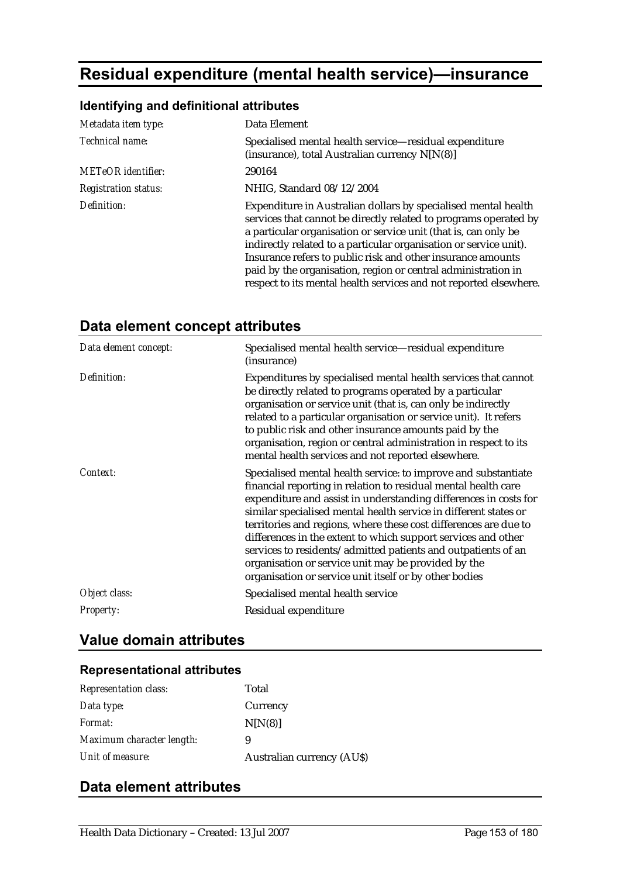# Residual expenditure (mental health service)—insurance

### Identifying and definitional attributes

| | |
|---|---|
| *Metadata item type:* | Data Element |
| *Technical name:* | Specialised mental health service—residual expenditure (insurance), total Australian currency N[N(8)] |
| *METeOR identifier:* | 290164 |
| *Registration status:* | NHIG, Standard 08/12/2004 |
| *Definition:* | Expenditure in Australian dollars by specialised mental health services that cannot be directly related to programs operated by a particular organisation or service unit (that is, can only be indirectly related to a particular organisation or service unit). Insurance refers to public risk and other insurance amounts paid by the organisation, region or central administration in respect to its mental health services and not reported elsewhere. |

## Data element concept attributes

| | |
|---|---|
| *Data element concept:* | Specialised mental health service—residual expenditure (insurance) |
| *Definition:* | Expenditures by specialised mental health services that cannot be directly related to programs operated by a particular organisation or service unit (that is, can only be indirectly related to a particular organisation or service unit). It refers to public risk and other insurance amounts paid by the organisation, region or central administration in respect to its mental health services and not reported elsewhere. |
| *Context:* | Specialised mental health service: to improve and substantiate financial reporting in relation to residual mental health care expenditure and assist in understanding differences in costs for similar specialised mental health service in different states or territories and regions, where these cost differences are due to differences in the extent to which support services and other services to residents/admitted patients and outpatients of an organisation or service unit may be provided by the organisation or service unit itself or by other bodies |
| *Object class:* | Specialised mental health service |
| *Property:* | Residual expenditure |

## Value domain attributes

### Representational attributes

| | |
|---|---|
| *Representation class:* | Total |
| *Data type:* | Currency |
| *Format:* | N[N(8)] |
| *Maximum character length:* | 9 |
| *Unit of measure:* | Australian currency (AU$) |

## Data element attributes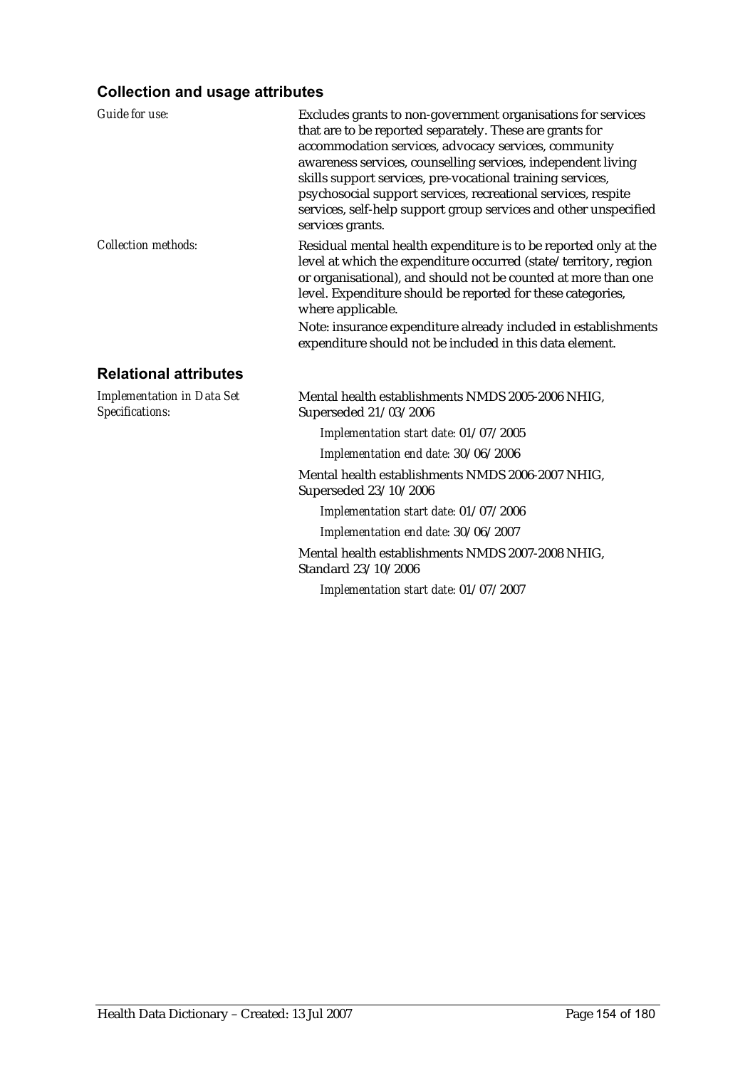## Collection and usage attributes

*Guide for use:*

Excludes grants to non-government organisations for services that are to be reported separately. These are grants for accommodation services, advocacy services, community awareness services, counselling services, independent living skills support services, pre-vocational training services, psychosocial support services, recreational services, respite services, self-help support group services and other unspecified services grants.

*Collection methods:*

Residual mental health expenditure is to be reported only at the level at which the expenditure occurred (state/territory, region or organisational), and should not be counted at more than one level. Expenditure should be reported for these categories, where applicable.

Note: insurance expenditure already included in establishments expenditure should not be included in this data element.

## Relational attributes

*Implementation in Data Set Specifications:*

Mental health establishments NMDS 2005-2006 NHIG, Superseded 21/03/2006

*Implementation start date:* 01/07/2005

*Implementation end date:* 30/06/2006

Mental health establishments NMDS 2006-2007 NHIG, Superseded 23/10/2006

*Implementation start date:* 01/07/2006

*Implementation end date:* 30/06/2007

Mental health establishments NMDS 2007-2008 NHIG, Standard 23/10/2006

*Implementation start date:* 01/07/2007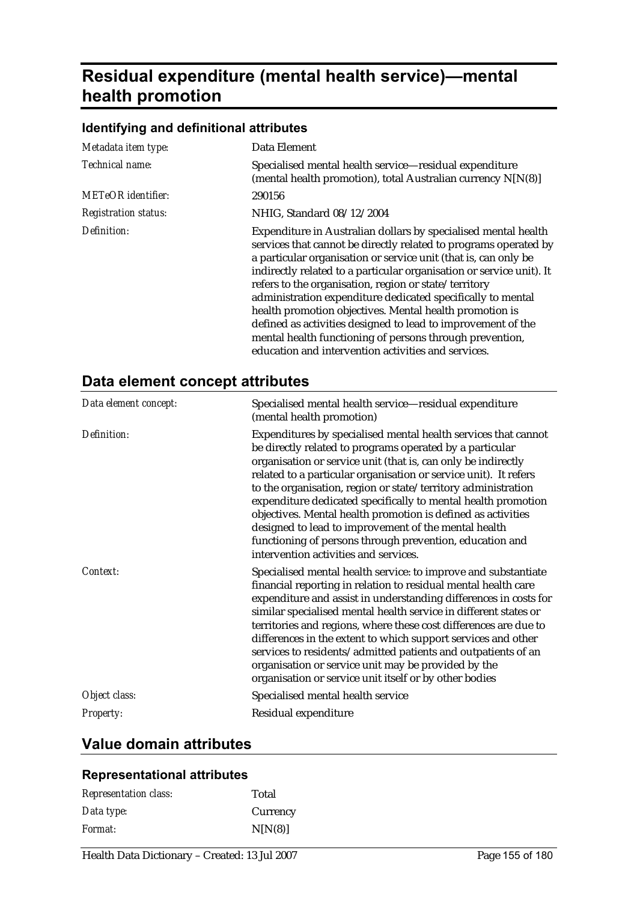# Residual expenditure (mental health service)—mental health promotion

### Identifying and definitional attributes

| | |
|---|---|
| *Metadata item type:* | Data Element |
| *Technical name:* | Specialised mental health service—residual expenditure (mental health promotion), total Australian currency N[N(8)] |
| *METeOR identifier:* | 290156 |
| *Registration status:* | NHIG, Standard 08/12/2004 |
| *Definition:* | Expenditure in Australian dollars by specialised mental health services that cannot be directly related to programs operated by a particular organisation or service unit (that is, can only be indirectly related to a particular organisation or service unit). It refers to the organisation, region or state/territory administration expenditure dedicated specifically to mental health promotion objectives. Mental health promotion is defined as activities designed to lead to improvement of the mental health functioning of persons through prevention, education and intervention activities and services. |

## Data element concept attributes

| | |
|---|---|
| *Data element concept:* | Specialised mental health service—residual expenditure (mental health promotion) |
| *Definition:* | Expenditures by specialised mental health services that cannot be directly related to programs operated by a particular organisation or service unit (that is, can only be indirectly related to a particular organisation or service unit). It refers to the organisation, region or state/territory administration expenditure dedicated specifically to mental health promotion objectives. Mental health promotion is defined as activities designed to lead to improvement of the mental health functioning of persons through prevention, education and intervention activities and services. |
| *Context:* | Specialised mental health service: to improve and substantiate financial reporting in relation to residual mental health care expenditure and assist in understanding differences in costs for similar specialised mental health service in different states or territories and regions, where these cost differences are due to differences in the extent to which support services and other services to residents/admitted patients and outpatients of an organisation or service unit may be provided by the organisation or service unit itself or by other bodies |
| *Object class:* | Specialised mental health service |
| *Property:* | Residual expenditure |

## Value domain attributes

### Representational attributes

| | |
|---|---|
| *Representation class:* | Total |
| *Data type:* | Currency |
| *Format:* | N[N(8)] |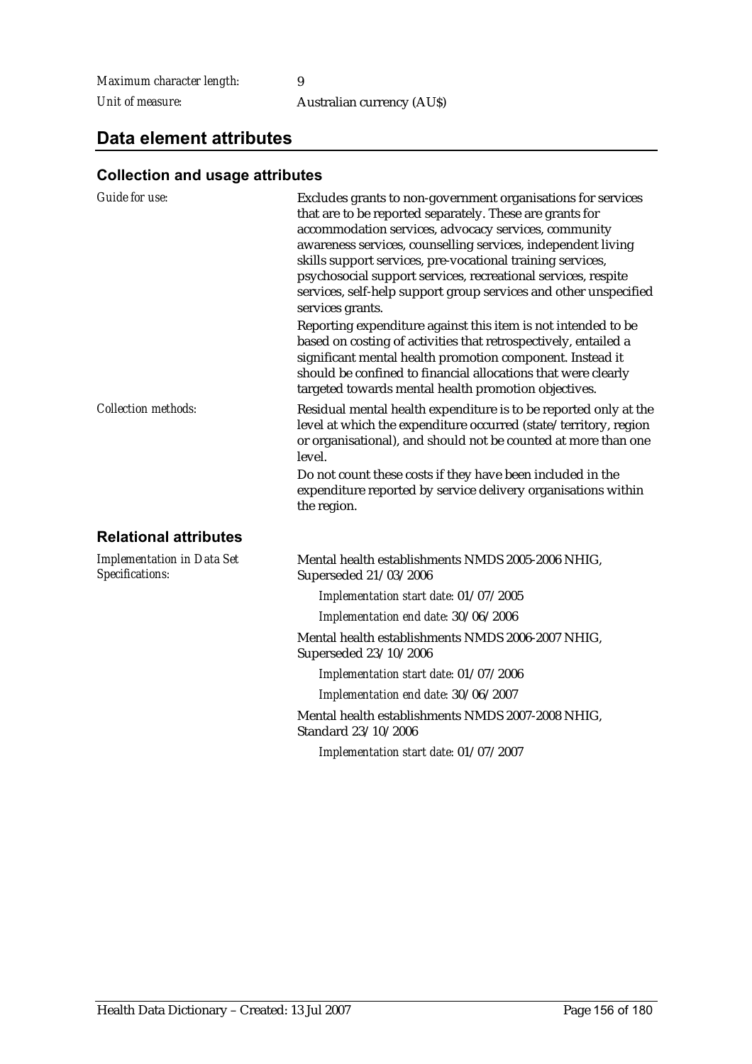*Maximum character length:* 9

*Unit of measure:* Australian currency (AU$)

## Data element attributes

### Collection and usage attributes

*Guide for use:*

Excludes grants to non-government organisations for services that are to be reported separately. These are grants for accommodation services, advocacy services, community awareness services, counselling services, independent living skills support services, pre-vocational training services, psychosocial support services, recreational services, respite services, self-help support group services and other unspecified services grants.

Reporting expenditure against this item is not intended to be based on costing of activities that retrospectively, entailed a significant mental health promotion component. Instead it should be confined to financial allocations that were clearly targeted towards mental health promotion objectives.

*Collection methods:*

Residual mental health expenditure is to be reported only at the level at which the expenditure occurred (state/territory, region or organisational), and should not be counted at more than one level.

Do not count these costs if they have been included in the expenditure reported by service delivery organisations within the region.

### Relational attributes

*Implementation in Data Set Specifications:*

Mental health establishments NMDS 2005-2006 NHIG, Superseded 21/03/2006

*Implementation start date:* 01/07/2005

*Implementation end date:* 30/06/2006

Mental health establishments NMDS 2006-2007 NHIG, Superseded 23/10/2006

*Implementation start date:* 01/07/2006

*Implementation end date:* 30/06/2007

Mental health establishments NMDS 2007-2008 NHIG, Standard 23/10/2006

*Implementation start date:* 01/07/2007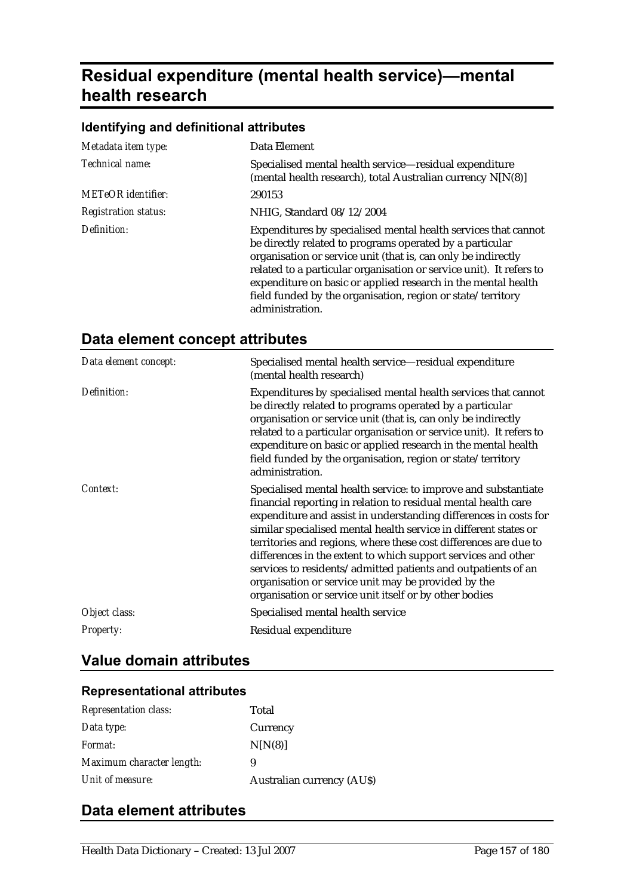# Residual expenditure (mental health service)—mental health research

### Identifying and definitional attributes

| | |
|---|---|
| *Metadata item type:* | Data Element |
| *Technical name:* | Specialised mental health service—residual expenditure (mental health research), total Australian currency N[N(8)] |
| *METeOR identifier:* | 290153 |
| *Registration status:* | NHIG, Standard 08/12/2004 |
| *Definition:* | Expenditures by specialised mental health services that cannot be directly related to programs operated by a particular organisation or service unit (that is, can only be indirectly related to a particular organisation or service unit). It refers to expenditure on basic or applied research in the mental health field funded by the organisation, region or state/territory administration. |

## Data element concept attributes

| | |
|---|---|
| *Data element concept:* | Specialised mental health service—residual expenditure (mental health research) |
| *Definition:* | Expenditures by specialised mental health services that cannot be directly related to programs operated by a particular organisation or service unit (that is, can only be indirectly related to a particular organisation or service unit). It refers to expenditure on basic or applied research in the mental health field funded by the organisation, region or state/territory administration. |
| *Context:* | Specialised mental health service: to improve and substantiate financial reporting in relation to residual mental health care expenditure and assist in understanding differences in costs for similar specialised mental health service in different states or territories and regions, where these cost differences are due to differences in the extent to which support services and other services to residents/admitted patients and outpatients of an organisation or service unit may be provided by the organisation or service unit itself or by other bodies |
| *Object class:* | Specialised mental health service |
| *Property:* | Residual expenditure |

## Value domain attributes

### Representational attributes

| | |
|---|---|
| *Representation class:* | Total |
| *Data type:* | Currency |
| *Format:* | N[N(8)] |
| *Maximum character length:* | 9 |
| *Unit of measure:* | Australian currency (AU$) |

## Data element attributes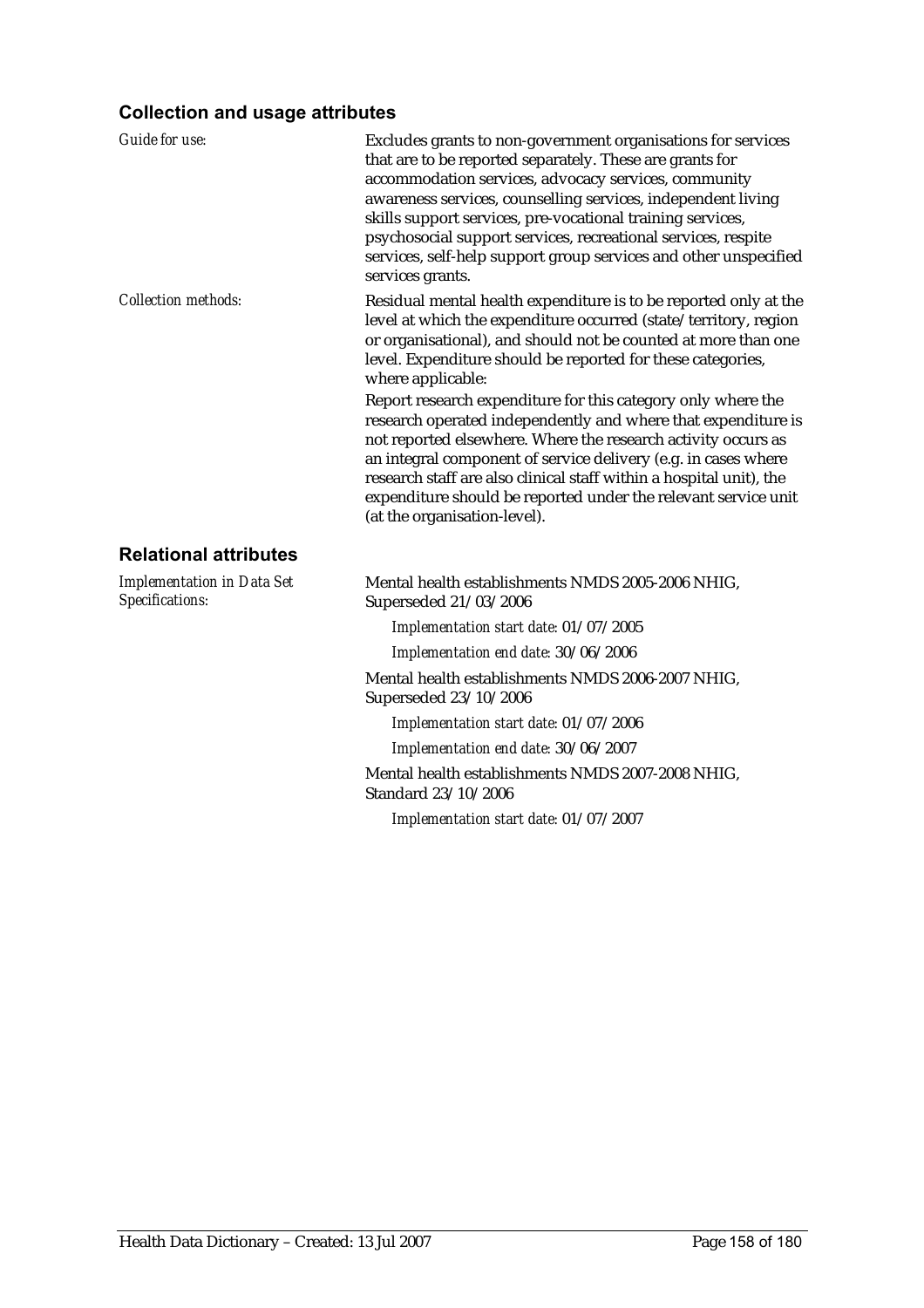### Collection and usage attributes

*Guide for use:*

Excludes grants to non-government organisations for services that are to be reported separately. These are grants for accommodation services, advocacy services, community awareness services, counselling services, independent living skills support services, pre-vocational training services, psychosocial support services, recreational services, respite services, self-help support group services and other unspecified services grants.

*Collection methods:*

Residual mental health expenditure is to be reported only at the level at which the expenditure occurred (state/territory, region or organisational), and should not be counted at more than one level. Expenditure should be reported for these categories, where applicable:

Report research expenditure for this category only where the research operated independently and where that expenditure is not reported elsewhere. Where the research activity occurs as an integral component of service delivery (e.g. in cases where research staff are also clinical staff within a hospital unit), the expenditure should be reported under the relevant service unit (at the organisation-level).

### Relational attributes

*Implementation in Data Set Specifications:*

Mental health establishments NMDS 2005-2006 NHIG, Superseded 21/03/2006

*Implementation start date:* 01/07/2005

*Implementation end date:* 30/06/2006

Mental health establishments NMDS 2006-2007 NHIG, Superseded 23/10/2006

*Implementation start date:* 01/07/2006

*Implementation end date:* 30/06/2007

Mental health establishments NMDS 2007-2008 NHIG, Standard 23/10/2006

*Implementation start date:* 01/07/2007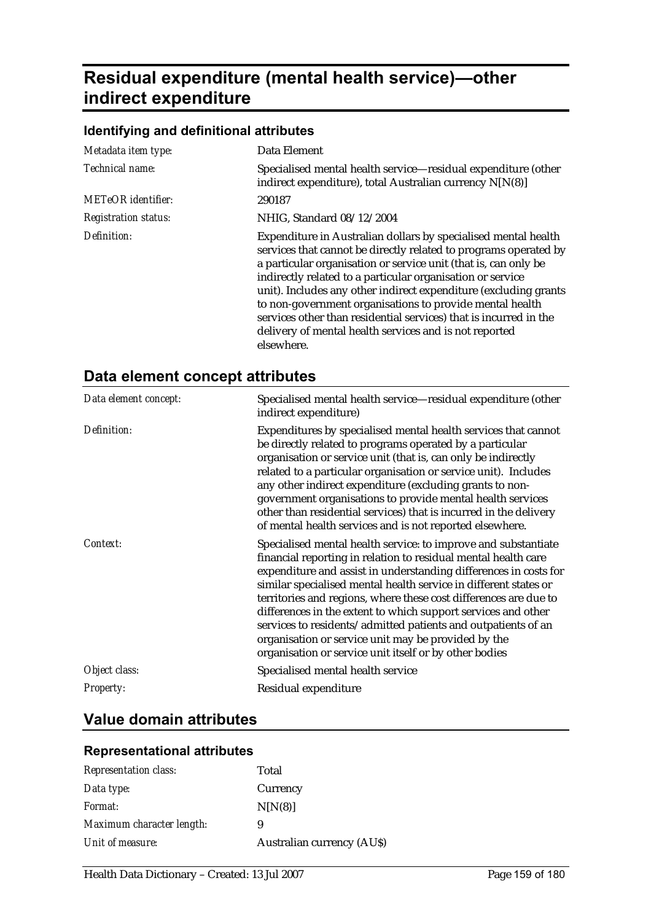# Residual expenditure (mental health service)—other indirect expenditure

### Identifying and definitional attributes

| | |
|---|---|
| *Metadata item type:* | Data Element |
| *Technical name:* | Specialised mental health service—residual expenditure (other indirect expenditure), total Australian currency N[N(8)] |
| *METeOR identifier:* | 290187 |
| *Registration status:* | NHIG, Standard 08/12/2004 |
| *Definition:* | Expenditure in Australian dollars by specialised mental health services that cannot be directly related to programs operated by a particular organisation or service unit (that is, can only be indirectly related to a particular organisation or service unit). Includes any other indirect expenditure (excluding grants to non-government organisations to provide mental health services other than residential services) that is incurred in the delivery of mental health services and is not reported elsewhere. |

## Data element concept attributes

| | |
|---|---|
| *Data element concept:* | Specialised mental health service—residual expenditure (other indirect expenditure) |
| *Definition:* | Expenditures by specialised mental health services that cannot be directly related to programs operated by a particular organisation or service unit (that is, can only be indirectly related to a particular organisation or service unit). Includes any other indirect expenditure (excluding grants to non-government organisations to provide mental health services other than residential services) that is incurred in the delivery of mental health services and is not reported elsewhere. |
| *Context:* | Specialised mental health service: to improve and substantiate financial reporting in relation to residual mental health care expenditure and assist in understanding differences in costs for similar specialised mental health service in different states or territories and regions, where these cost differences are due to differences in the extent to which support services and other services to residents/admitted patients and outpatients of an organisation or service unit may be provided by the organisation or service unit itself or by other bodies |
| *Object class:* | Specialised mental health service |
| *Property:* | Residual expenditure |

## Value domain attributes

### Representational attributes

| | |
|---|---|
| *Representation class:* | Total |
| *Data type:* | Currency |
| *Format:* | N[N(8)] |
| *Maximum character length:* | 9 |
| *Unit of measure:* | Australian currency (AU$) |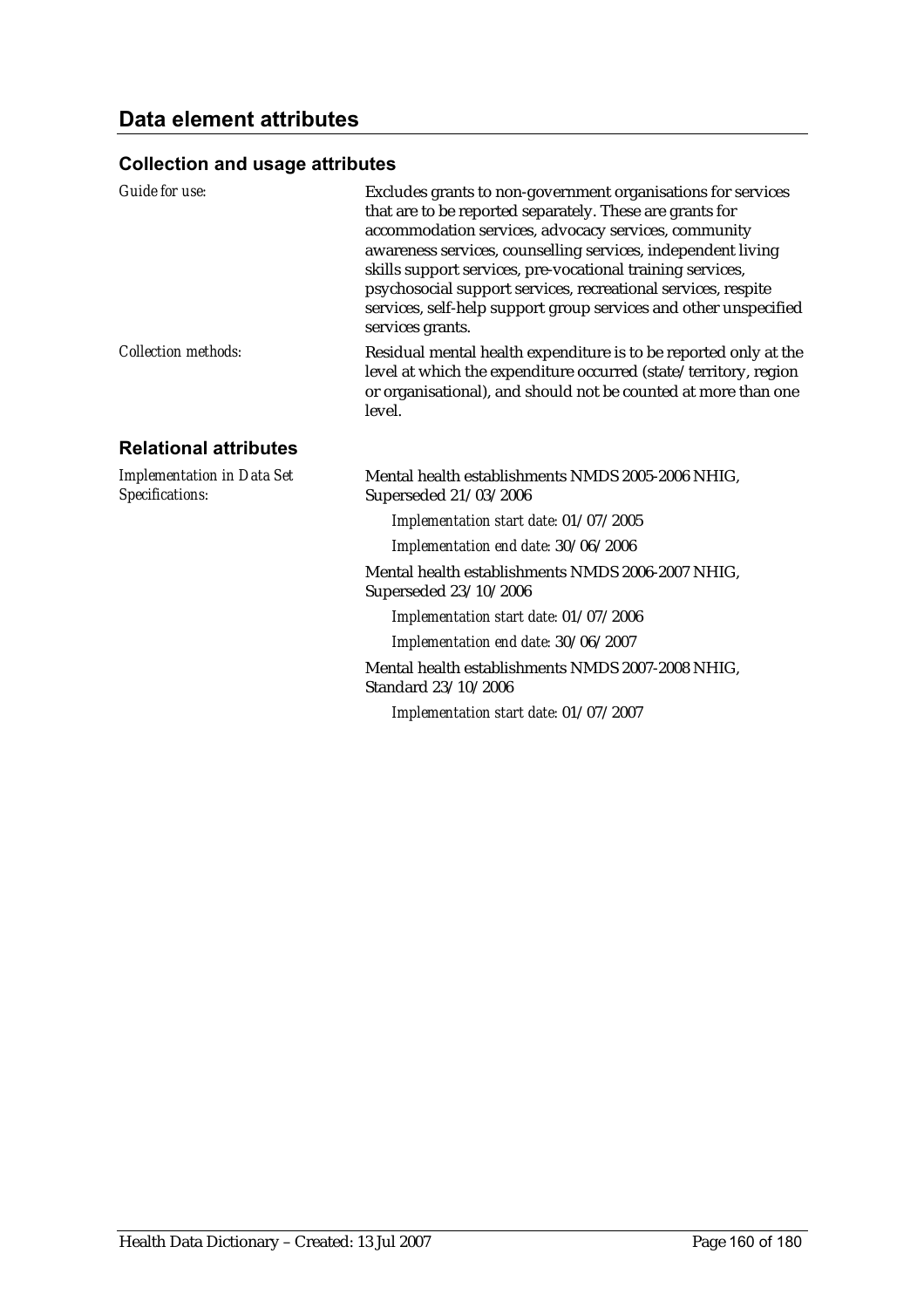## Data element attributes

### Collection and usage attributes

| | |
|---|---|
| *Guide for use:* | Excludes grants to non-government organisations for services that are to be reported separately. These are grants for accommodation services, advocacy services, community awareness services, counselling services, independent living skills support services, pre-vocational training services, psychosocial support services, recreational services, respite services, self-help support group services and other unspecified services grants. |
| *Collection methods:* | Residual mental health expenditure is to be reported only at the level at which the expenditure occurred (state/territory, region or organisational), and should not be counted at more than one level. |

### Relational attributes

*Implementation in Data Set Specifications:*

Mental health establishments NMDS 2005-2006 NHIG, Superseded 21/03/2006

*Implementation start date:* 01/07/2005

*Implementation end date:* 30/06/2006

Mental health establishments NMDS 2006-2007 NHIG, Superseded 23/10/2006

*Implementation start date:* 01/07/2006

*Implementation end date:* 30/06/2007

Mental health establishments NMDS 2007-2008 NHIG, Standard 23/10/2006

*Implementation start date:* 01/07/2007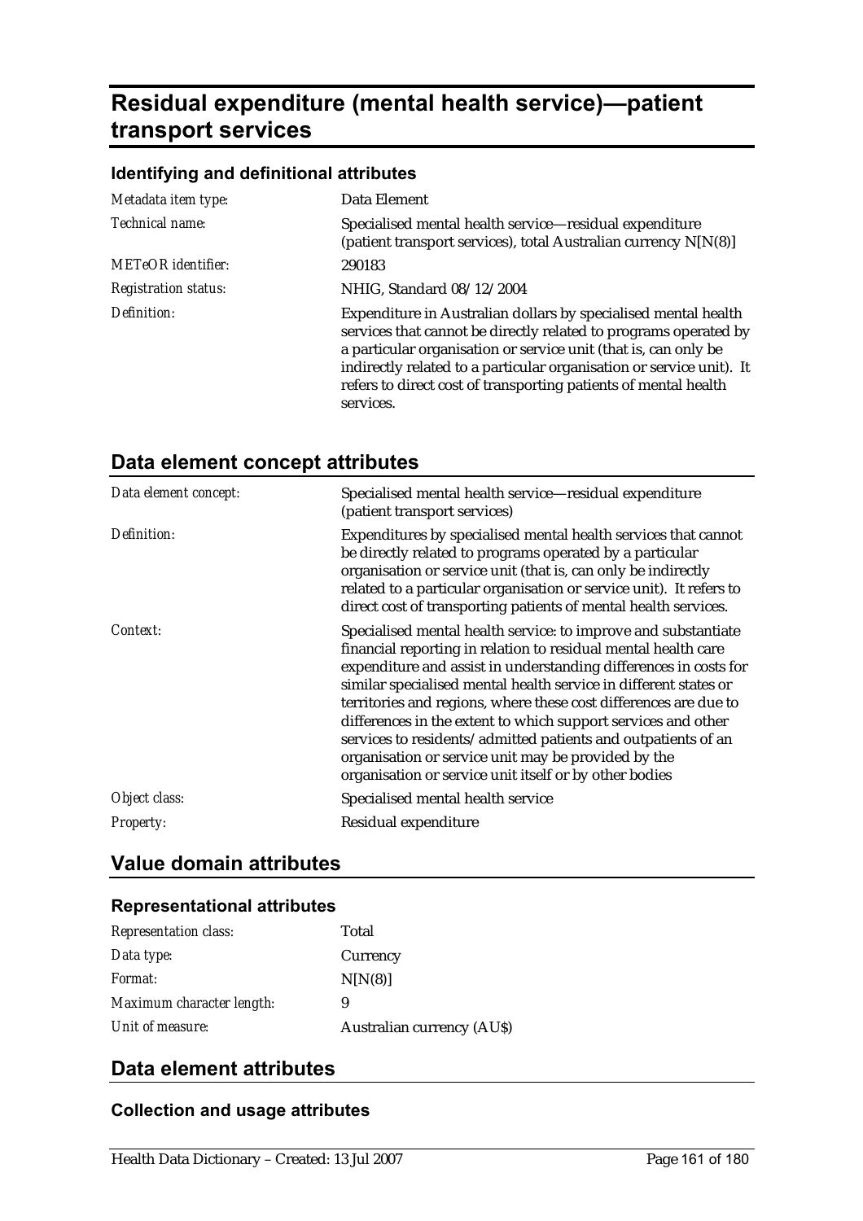# Residual expenditure (mental health service)—patient transport services

### Identifying and definitional attributes

| | |
|---|---|
| *Metadata item type:* | Data Element |
| *Technical name:* | Specialised mental health service—residual expenditure (patient transport services), total Australian currency N[N(8)] |
| *METeOR identifier:* | 290183 |
| *Registration status:* | NHIG, Standard 08/12/2004 |
| *Definition:* | Expenditure in Australian dollars by specialised mental health services that cannot be directly related to programs operated by a particular organisation or service unit (that is, can only be indirectly related to a particular organisation or service unit). It refers to direct cost of transporting patients of mental health services. |

## Data element concept attributes

| | |
|---|---|
| *Data element concept:* | Specialised mental health service—residual expenditure (patient transport services) |
| *Definition:* | Expenditures by specialised mental health services that cannot be directly related to programs operated by a particular organisation or service unit (that is, can only be indirectly related to a particular organisation or service unit). It refers to direct cost of transporting patients of mental health services. |
| *Context:* | Specialised mental health service: to improve and substantiate financial reporting in relation to residual mental health care expenditure and assist in understanding differences in costs for similar specialised mental health service in different states or territories and regions, where these cost differences are due to differences in the extent to which support services and other services to residents/admitted patients and outpatients of an organisation or service unit may be provided by the organisation or service unit itself or by other bodies |
| *Object class:* | Specialised mental health service |
| *Property:* | Residual expenditure |

## Value domain attributes

### Representational attributes

| | |
|---|---|
| *Representation class:* | Total |
| *Data type:* | Currency |
| *Format:* | N[N(8)] |
| *Maximum character length:* | 9 |
| *Unit of measure:* | Australian currency (AU$) |

## Data element attributes

### Collection and usage attributes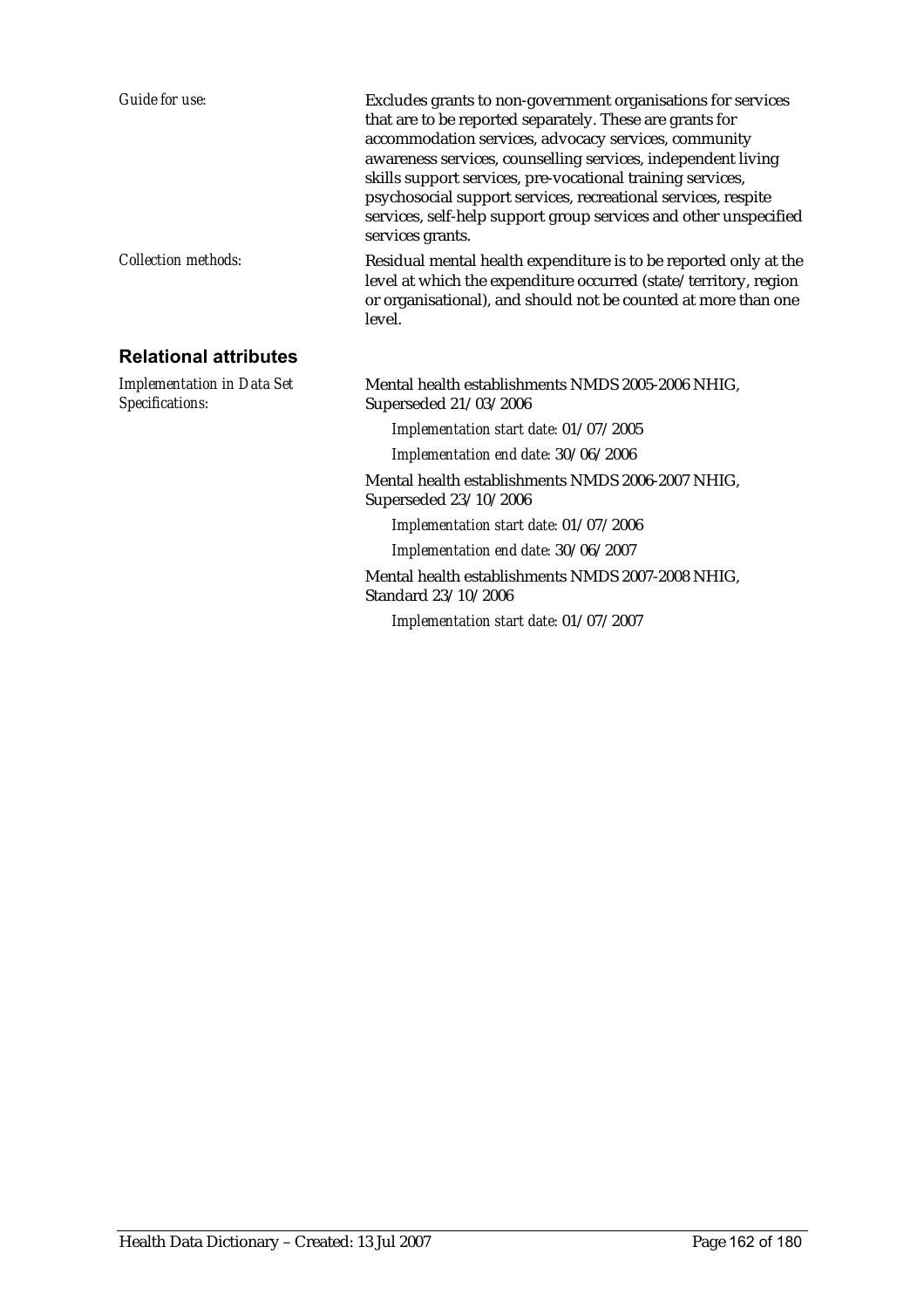*Guide for use:* Excludes grants to non-government organisations for services that are to be reported separately. These are grants for accommodation services, advocacy services, community awareness services, counselling services, independent living skills support services, pre-vocational training services, psychosocial support services, recreational services, respite services, self-help support group services and other unspecified services grants.

*Collection methods:* Residual mental health expenditure is to be reported only at the level at which the expenditure occurred (state/territory, region or organisational), and should not be counted at more than one level.

## Relational attributes

*Implementation in Data Set Specifications:*

Mental health establishments NMDS 2005-2006 NHIG, Superseded 21/03/2006

*Implementation start date:* 01/07/2005

*Implementation end date:* 30/06/2006

Mental health establishments NMDS 2006-2007 NHIG, Superseded 23/10/2006

*Implementation start date:* 01/07/2006

*Implementation end date:* 30/06/2007

Mental health establishments NMDS 2007-2008 NHIG, Standard 23/10/2006

*Implementation start date:* 01/07/2007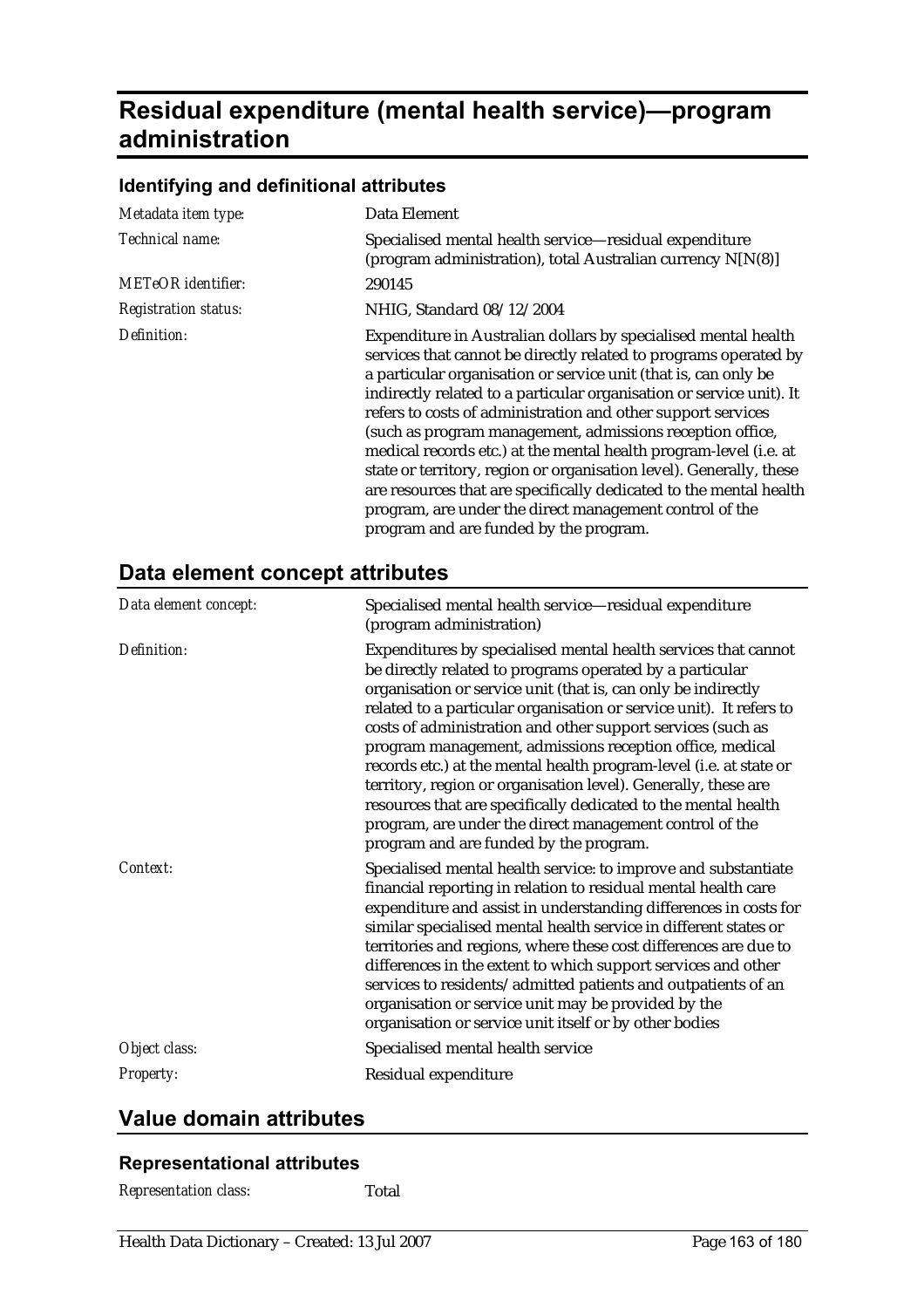# Residual expenditure (mental health service)—program administration

### Identifying and definitional attributes

| | |
|---|---|
| *Metadata item type:* | Data Element |
| *Technical name:* | Specialised mental health service—residual expenditure (program administration), total Australian currency N[N(8)] |
| *METeOR identifier:* | 290145 |
| *Registration status:* | NHIG, Standard 08/12/2004 |
| *Definition:* | Expenditure in Australian dollars by specialised mental health services that cannot be directly related to programs operated by a particular organisation or service unit (that is, can only be indirectly related to a particular organisation or service unit). It refers to costs of administration and other support services (such as program management, admissions reception office, medical records etc.) at the mental health program-level (i.e. at state or territory, region or organisation level). Generally, these are resources that are specifically dedicated to the mental health program, are under the direct management control of the program and are funded by the program. |

## Data element concept attributes

| | |
|---|---|
| *Data element concept:* | Specialised mental health service—residual expenditure (program administration) |
| *Definition:* | Expenditures by specialised mental health services that cannot be directly related to programs operated by a particular organisation or service unit (that is, can only be indirectly related to a particular organisation or service unit). It refers to costs of administration and other support services (such as program management, admissions reception office, medical records etc.) at the mental health program-level (i.e. at state or territory, region or organisation level). Generally, these are resources that are specifically dedicated to the mental health program, are under the direct management control of the program and are funded by the program. |
| *Context:* | Specialised mental health service: to improve and substantiate financial reporting in relation to residual mental health care expenditure and assist in understanding differences in costs for similar specialised mental health service in different states or territories and regions, where these cost differences are due to differences in the extent to which support services and other services to residents/admitted patients and outpatients of an organisation or service unit may be provided by the organisation or service unit itself or by other bodies |
| *Object class:* | Specialised mental health service |
| *Property:* | Residual expenditure |

## Value domain attributes

### Representational attributes

| | |
|---|---|
| *Representation class:* | Total |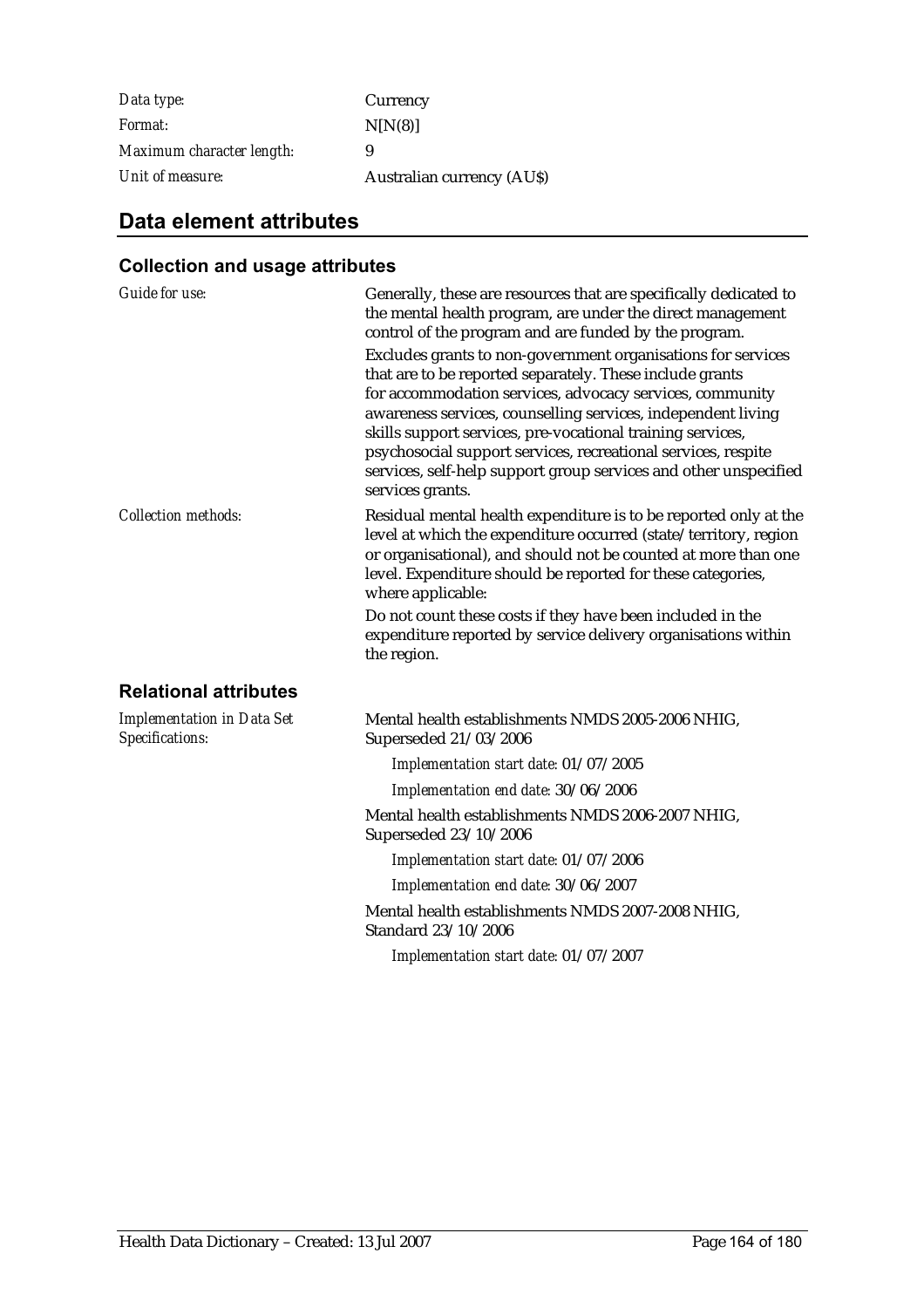| | |
|---|---|
| *Data type:* | Currency |
| *Format:* | N[N(8)] |
| *Maximum character length:* | 9 |
| *Unit of measure:* | Australian currency (AU$) |

## Data element attributes

### Collection and usage attributes

*Guide for use:*

Generally, these are resources that are specifically dedicated to the mental health program, are under the direct management control of the program and are funded by the program.

Excludes grants to non-government organisations for services that are to be reported separately. These include grants for accommodation services, advocacy services, community awareness services, counselling services, independent living skills support services, pre-vocational training services, psychosocial support services, recreational services, respite services, self-help support group services and other unspecified services grants.

*Collection methods:*

Residual mental health expenditure is to be reported only at the level at which the expenditure occurred (state/territory, region or organisational), and should not be counted at more than one level. Expenditure should be reported for these categories, where applicable:

Do not count these costs if they have been included in the expenditure reported by service delivery organisations within the region.

### Relational attributes

*Implementation in Data Set Specifications:*

Mental health establishments NMDS 2005-2006 NHIG, Superseded 21/03/2006

*Implementation start date:* 01/07/2005

*Implementation end date:* 30/06/2006

Mental health establishments NMDS 2006-2007 NHIG, Superseded 23/10/2006

*Implementation start date:* 01/07/2006

*Implementation end date:* 30/06/2007

Mental health establishments NMDS 2007-2008 NHIG, Standard 23/10/2006

*Implementation start date:* 01/07/2007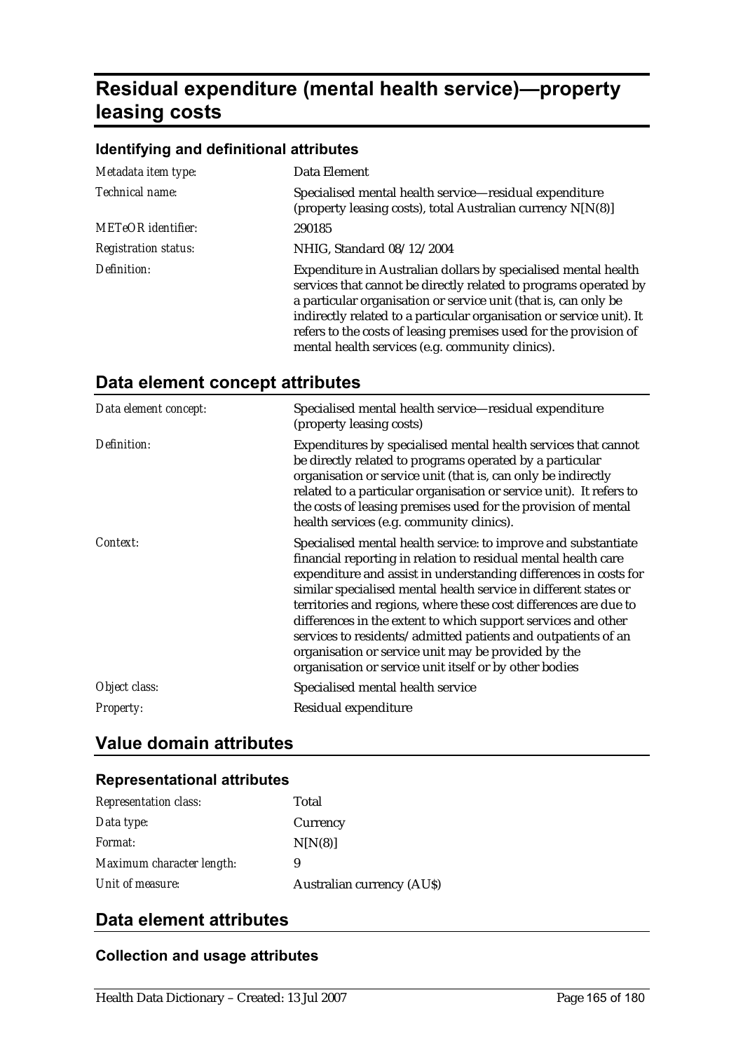# Residual expenditure (mental health service)—property leasing costs

### Identifying and definitional attributes

| | |
|---|---|
| *Metadata item type:* | Data Element |
| *Technical name:* | Specialised mental health service—residual expenditure (property leasing costs), total Australian currency N[N(8)] |
| *METeOR identifier:* | 290185 |
| *Registration status:* | NHIG, Standard 08/12/2004 |
| *Definition:* | Expenditure in Australian dollars by specialised mental health services that cannot be directly related to programs operated by a particular organisation or service unit (that is, can only be indirectly related to a particular organisation or service unit). It refers to the costs of leasing premises used for the provision of mental health services (e.g. community clinics). |

## Data element concept attributes

| | |
|---|---|
| *Data element concept:* | Specialised mental health service—residual expenditure (property leasing costs) |
| *Definition:* | Expenditures by specialised mental health services that cannot be directly related to programs operated by a particular organisation or service unit (that is, can only be indirectly related to a particular organisation or service unit). It refers to the costs of leasing premises used for the provision of mental health services (e.g. community clinics). |
| *Context:* | Specialised mental health service: to improve and substantiate financial reporting in relation to residual mental health care expenditure and assist in understanding differences in costs for similar specialised mental health service in different states or territories and regions, where these cost differences are due to differences in the extent to which support services and other services to residents/admitted patients and outpatients of an organisation or service unit may be provided by the organisation or service unit itself or by other bodies |
| *Object class:* | Specialised mental health service |
| *Property:* | Residual expenditure |

## Value domain attributes

### Representational attributes

| | |
|---|---|
| *Representation class:* | Total |
| *Data type:* | Currency |
| *Format:* | N[N(8)] |
| *Maximum character length:* | 9 |
| *Unit of measure:* | Australian currency (AU$) |

## Data element attributes

### Collection and usage attributes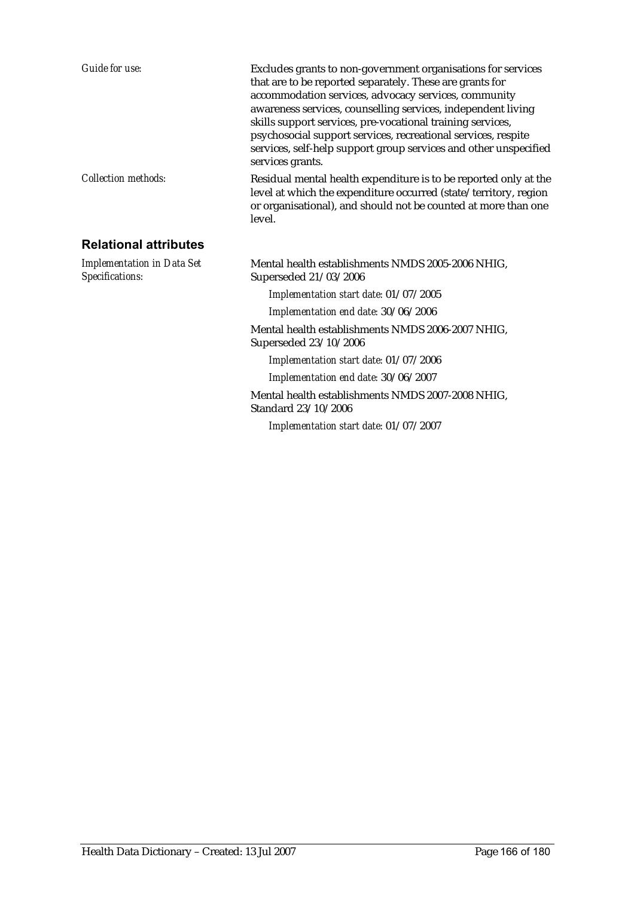*Guide for use:* Excludes grants to non-government organisations for services that are to be reported separately. These are grants for accommodation services, advocacy services, community awareness services, counselling services, independent living skills support services, pre-vocational training services, psychosocial support services, recreational services, respite services, self-help support group services and other unspecified services grants.

*Collection methods:* Residual mental health expenditure is to be reported only at the level at which the expenditure occurred (state/territory, region or organisational), and should not be counted at more than one level.

## Relational attributes

*Implementation in Data Set Specifications:*

Mental health establishments NMDS 2005-2006 NHIG, Superseded 21/03/2006

*Implementation start date:* 01/07/2005

*Implementation end date:* 30/06/2006

Mental health establishments NMDS 2006-2007 NHIG, Superseded 23/10/2006

*Implementation start date:* 01/07/2006

*Implementation end date:* 30/06/2007

Mental health establishments NMDS 2007-2008 NHIG, Standard 23/10/2006

*Implementation start date:* 01/07/2007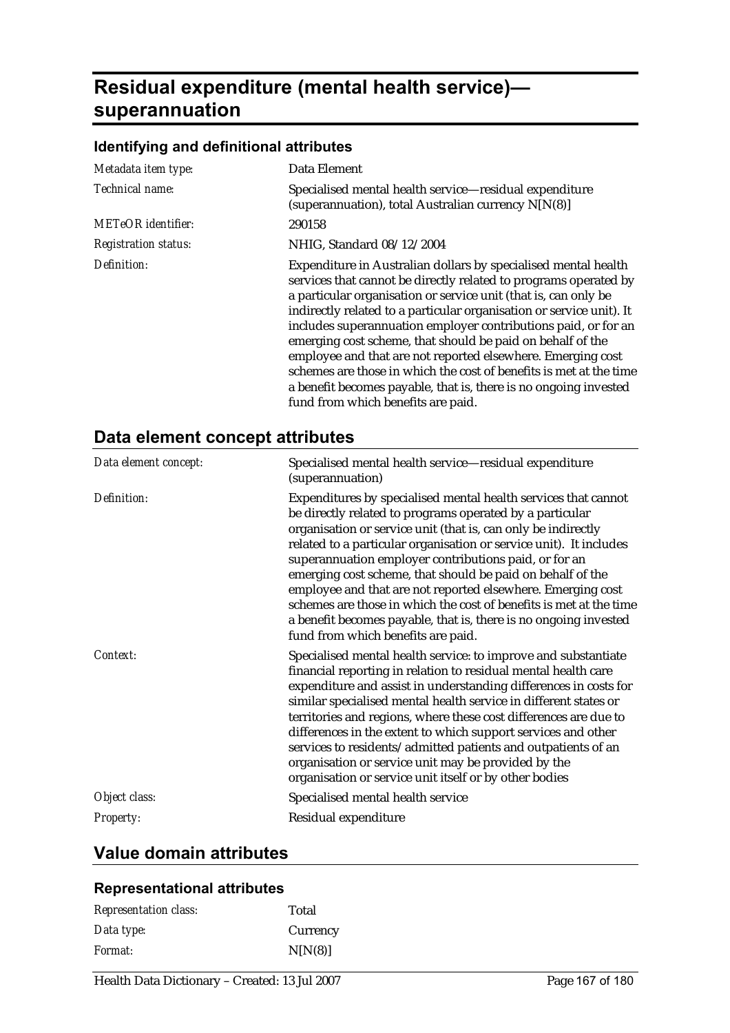# Residual expenditure (mental health service)—superannuation

### Identifying and definitional attributes

| | |
|---|---|
| *Metadata item type:* | Data Element |
| *Technical name:* | Specialised mental health service—residual expenditure (superannuation), total Australian currency N[N(8)] |
| *METeOR identifier:* | 290158 |
| *Registration status:* | NHIG, Standard 08/12/2004 |
| *Definition:* | Expenditure in Australian dollars by specialised mental health services that cannot be directly related to programs operated by a particular organisation or service unit (that is, can only be indirectly related to a particular organisation or service unit). It includes superannuation employer contributions paid, or for an emerging cost scheme, that should be paid on behalf of the employee and that are not reported elsewhere. Emerging cost schemes are those in which the cost of benefits is met at the time a benefit becomes payable, that is, there is no ongoing invested fund from which benefits are paid. |

## Data element concept attributes

| | |
|---|---|
| *Data element concept:* | Specialised mental health service—residual expenditure (superannuation) |
| *Definition:* | Expenditures by specialised mental health services that cannot be directly related to programs operated by a particular organisation or service unit (that is, can only be indirectly related to a particular organisation or service unit). It includes superannuation employer contributions paid, or for an emerging cost scheme, that should be paid on behalf of the employee and that are not reported elsewhere. Emerging cost schemes are those in which the cost of benefits is met at the time a benefit becomes payable, that is, there is no ongoing invested fund from which benefits are paid. |
| *Context:* | Specialised mental health service: to improve and substantiate financial reporting in relation to residual mental health care expenditure and assist in understanding differences in costs for similar specialised mental health service in different states or territories and regions, where these cost differences are due to differences in the extent to which support services and other services to residents/admitted patients and outpatients of an organisation or service unit may be provided by the organisation or service unit itself or by other bodies |
| *Object class:* | Specialised mental health service |
| *Property:* | Residual expenditure |

## Value domain attributes

### Representational attributes

| | |
|---|---|
| *Representation class:* | Total |
| *Data type:* | Currency |
| *Format:* | N[N(8)] |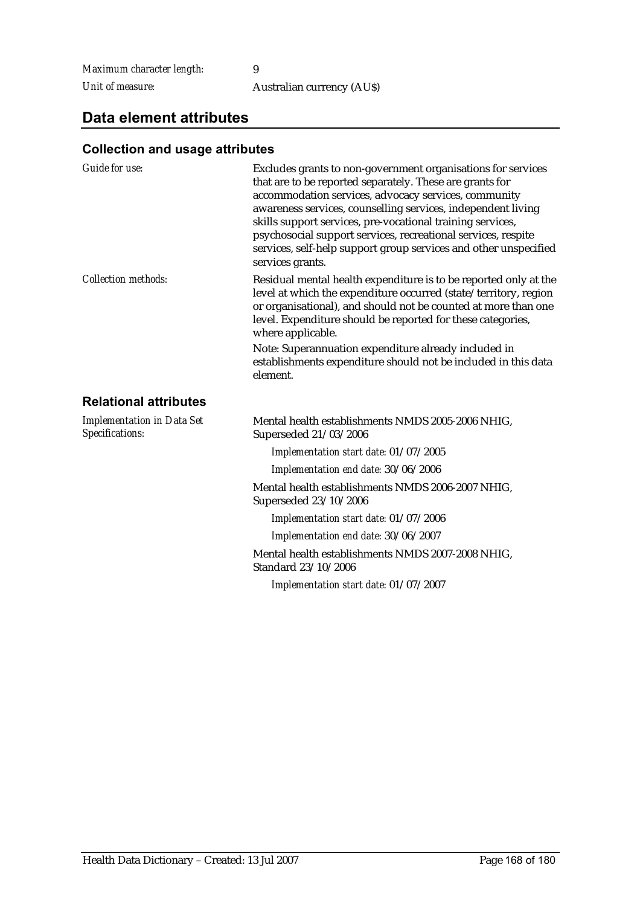*Maximum character length:* 9

*Unit of measure:* Australian currency (AU$)

## Data element attributes

### Collection and usage attributes

*Guide for use:* Excludes grants to non-government organisations for services that are to be reported separately. These are grants for accommodation services, advocacy services, community awareness services, counselling services, independent living skills support services, pre-vocational training services, psychosocial support services, recreational services, respite services, self-help support group services and other unspecified services grants.

*Collection methods:* Residual mental health expenditure is to be reported only at the level at which the expenditure occurred (state/territory, region or organisational), and should not be counted at more than one level. Expenditure should be reported for these categories, where applicable.

Note: Superannuation expenditure already included in establishments expenditure should not be included in this data element.

### Relational attributes

*Implementation in Data Set Specifications:*

Mental health establishments NMDS 2005-2006 NHIG, Superseded 21/03/2006

*Implementation start date:* 01/07/2005

*Implementation end date:* 30/06/2006

Mental health establishments NMDS 2006-2007 NHIG, Superseded 23/10/2006

*Implementation start date:* 01/07/2006

*Implementation end date:* 30/06/2007

Mental health establishments NMDS 2007-2008 NHIG, Standard 23/10/2006

*Implementation start date:* 01/07/2007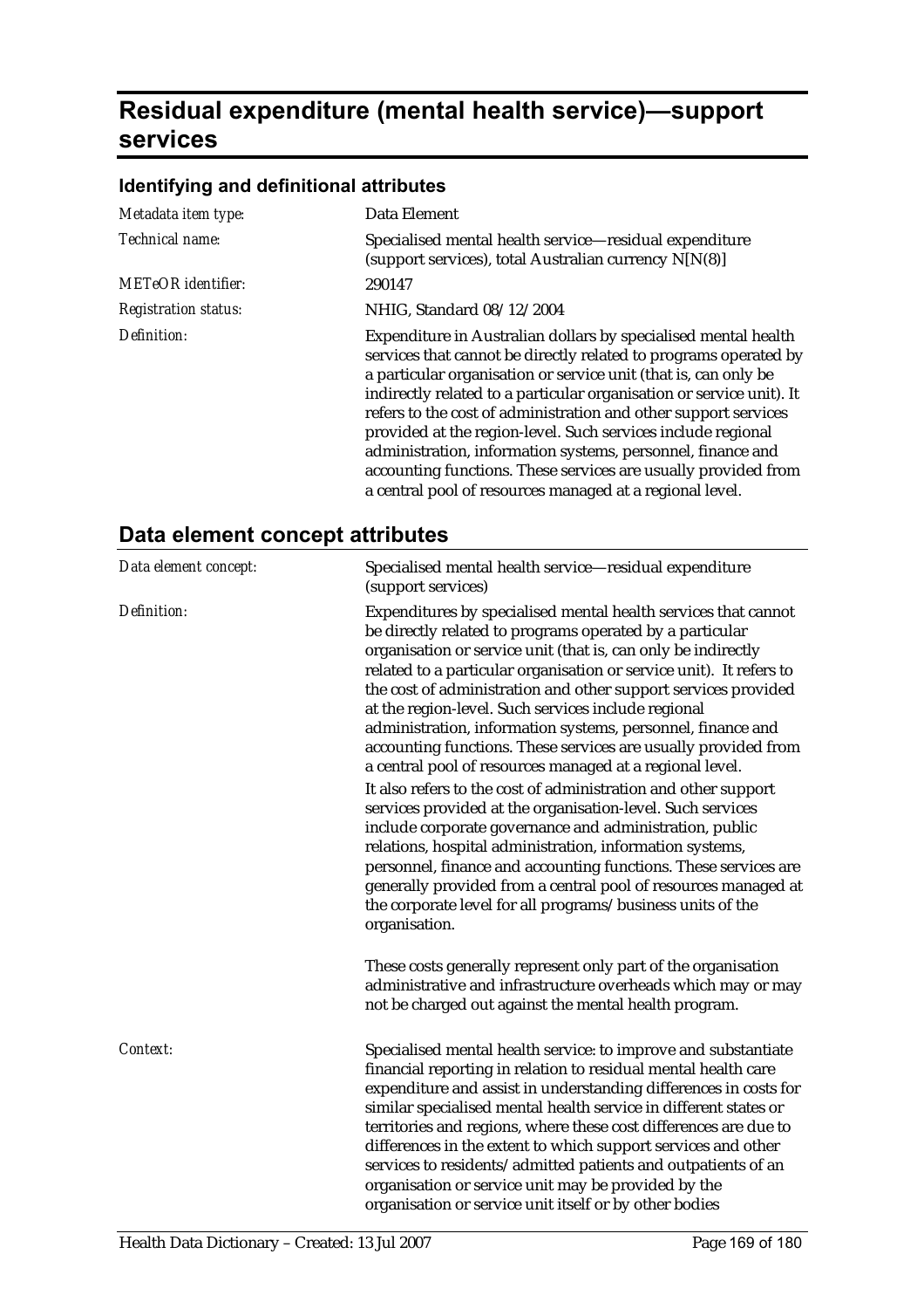# Residual expenditure (mental health service)—support services

## Identifying and definitional attributes

| | |
|---|---|
| *Metadata item type:* | Data Element |
| *Technical name:* | Specialised mental health service—residual expenditure (support services), total Australian currency N[N(8)] |
| *METeOR identifier:* | 290147 |
| *Registration status:* | NHIG, Standard 08/12/2004 |
| *Definition:* | Expenditure in Australian dollars by specialised mental health services that cannot be directly related to programs operated by a particular organisation or service unit (that is, can only be indirectly related to a particular organisation or service unit). It refers to the cost of administration and other support services provided at the region-level. Such services include regional administration, information systems, personnel, finance and accounting functions. These services are usually provided from a central pool of resources managed at a regional level. |

## Data element concept attributes

| | |
|---|---|
| *Data element concept:* | Specialised mental health service—residual expenditure (support services) |
| *Definition:* | Expenditures by specialised mental health services that cannot be directly related to programs operated by a particular organisation or service unit (that is, can only be indirectly related to a particular organisation or service unit). It refers to the cost of administration and other support services provided at the region-level. Such services include regional administration, information systems, personnel, finance and accounting functions. These services are usually provided from a central pool of resources managed at a regional level.<br><br>It also refers to the cost of administration and other support services provided at the organisation-level. Such services include corporate governance and administration, public relations, hospital administration, information systems, personnel, finance and accounting functions. These services are generally provided from a central pool of resources managed at the corporate level for all programs/business units of the organisation.<br><br>These costs generally represent only part of the organisation administrative and infrastructure overheads which may or may not be charged out against the mental health program. |
| *Context:* | Specialised mental health service: to improve and substantiate financial reporting in relation to residual mental health care expenditure and assist in understanding differences in costs for similar specialised mental health service in different states or territories and regions, where these cost differences are due to differences in the extent to which support services and other services to residents/admitted patients and outpatients of an organisation or service unit may be provided by the organisation or service unit itself or by other bodies |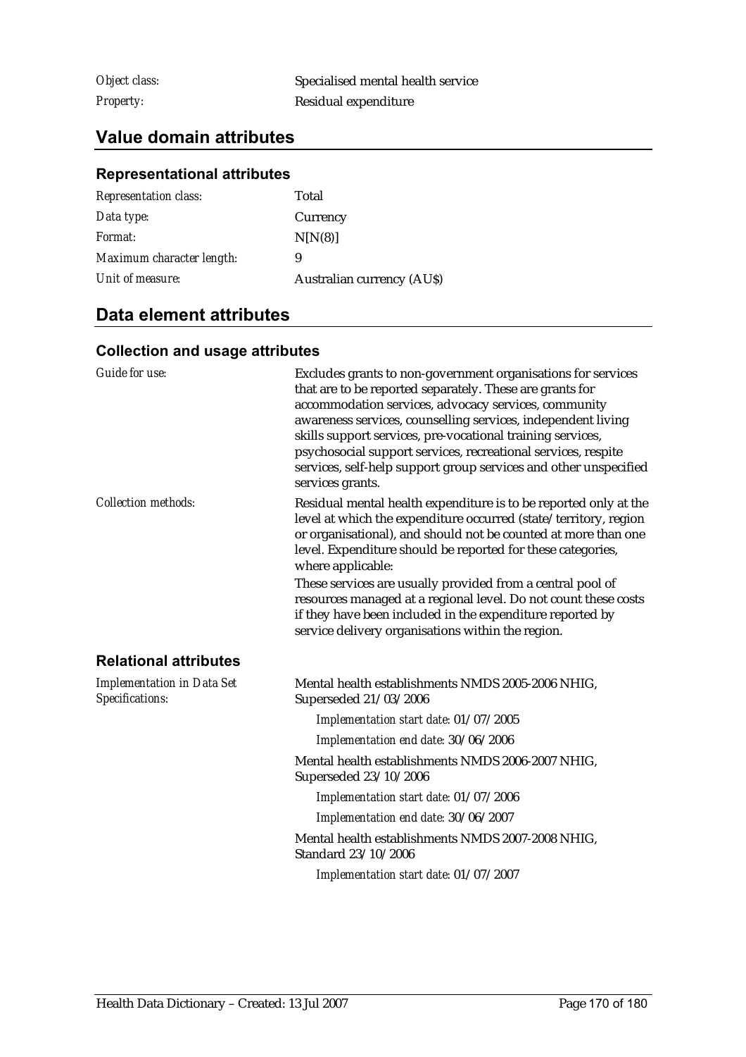| | |
|---|---|
| *Object class:* | Specialised mental health service |
| *Property:* | Residual expenditure |

## Value domain attributes

### Representational attributes

| | |
|---|---|
| *Representation class:* | Total |
| *Data type:* | Currency |
| *Format:* | N[N(8)] |
| *Maximum character length:* | 9 |
| *Unit of measure:* | Australian currency (AU$) |

## Data element attributes

### Collection and usage attributes

*Guide for use:*

Excludes grants to non-government organisations for services that are to be reported separately. These are grants for accommodation services, advocacy services, community awareness services, counselling services, independent living skills support services, pre-vocational training services, psychosocial support services, recreational services, respite services, self-help support group services and other unspecified services grants.

*Collection methods:*

Residual mental health expenditure is to be reported only at the level at which the expenditure occurred (state/territory, region or organisational), and should not be counted at more than one level. Expenditure should be reported for these categories, where applicable:

These services are usually provided from a central pool of resources managed at a regional level. Do not count these costs if they have been included in the expenditure reported by service delivery organisations within the region.

### Relational attributes

*Implementation in Data Set Specifications:*

Mental health establishments NMDS 2005-2006 NHIG, Superseded 21/03/2006

*Implementation start date:* 01/07/2005

*Implementation end date:* 30/06/2006

Mental health establishments NMDS 2006-2007 NHIG, Superseded 23/10/2006

*Implementation start date:* 01/07/2006

*Implementation end date:* 30/06/2007

Mental health establishments NMDS 2007-2008 NHIG, Standard 23/10/2006

*Implementation start date:* 01/07/2007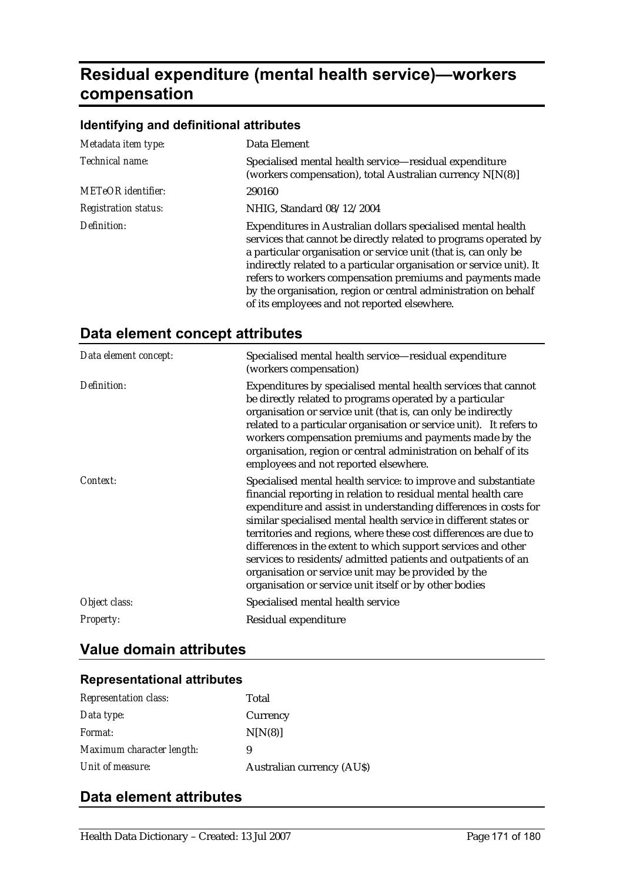# Residual expenditure (mental health service)—workers compensation

### Identifying and definitional attributes

| | |
|---|---|
| *Metadata item type:* | Data Element |
| *Technical name:* | Specialised mental health service—residual expenditure (workers compensation), total Australian currency N[N(8)] |
| *METeOR identifier:* | 290160 |
| *Registration status:* | NHIG, Standard 08/12/2004 |
| *Definition:* | Expenditures in Australian dollars specialised mental health services that cannot be directly related to programs operated by a particular organisation or service unit (that is, can only be indirectly related to a particular organisation or service unit). It refers to workers compensation premiums and payments made by the organisation, region or central administration on behalf of its employees and not reported elsewhere. |

## Data element concept attributes

| | |
|---|---|
| *Data element concept:* | Specialised mental health service—residual expenditure (workers compensation) |
| *Definition:* | Expenditures by specialised mental health services that cannot be directly related to programs operated by a particular organisation or service unit (that is, can only be indirectly related to a particular organisation or service unit). It refers to workers compensation premiums and payments made by the organisation, region or central administration on behalf of its employees and not reported elsewhere. |
| *Context:* | Specialised mental health service: to improve and substantiate financial reporting in relation to residual mental health care expenditure and assist in understanding differences in costs for similar specialised mental health service in different states or territories and regions, where these cost differences are due to differences in the extent to which support services and other services to residents/admitted patients and outpatients of an organisation or service unit may be provided by the organisation or service unit itself or by other bodies |
| *Object class:* | Specialised mental health service |
| *Property:* | Residual expenditure |

## Value domain attributes

### Representational attributes

| | |
|---|---|
| *Representation class:* | Total |
| *Data type:* | Currency |
| *Format:* | N[N(8)] |
| *Maximum character length:* | 9 |
| *Unit of measure:* | Australian currency (AU$) |

## Data element attributes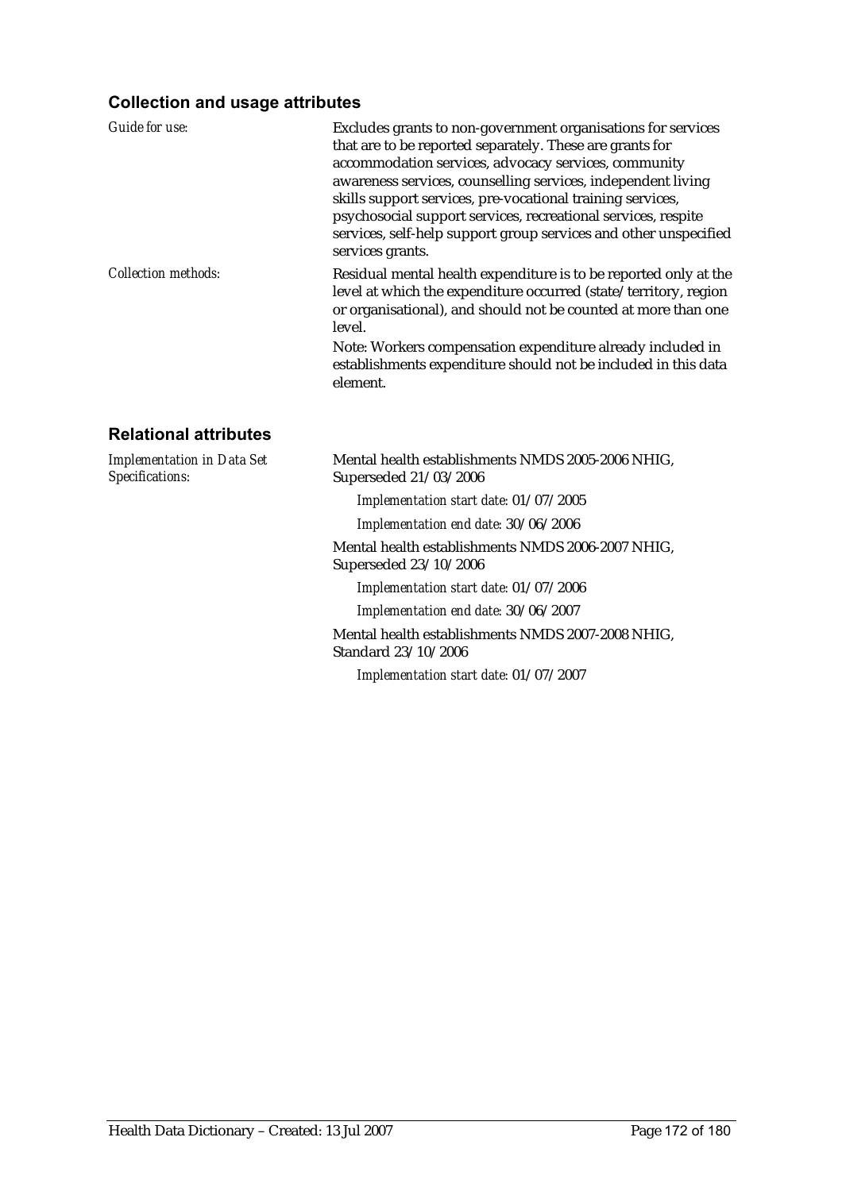## Collection and usage attributes

*Guide for use:* Excludes grants to non-government organisations for services that are to be reported separately. These are grants for accommodation services, advocacy services, community awareness services, counselling services, independent living skills support services, pre-vocational training services, psychosocial support services, recreational services, respite services, self-help support group services and other unspecified services grants.

*Collection methods:* Residual mental health expenditure is to be reported only at the level at which the expenditure occurred (state/territory, region or organisational), and should not be counted at more than one level.

Note: Workers compensation expenditure already included in establishments expenditure should not be included in this data element.

## Relational attributes

*Implementation in Data Set Specifications:*

Mental health establishments NMDS 2005-2006 NHIG, Superseded 21/03/2006

*Implementation start date:* 01/07/2005

*Implementation end date:* 30/06/2006

Mental health establishments NMDS 2006-2007 NHIG, Superseded 23/10/2006

*Implementation start date:* 01/07/2006

*Implementation end date:* 30/06/2007

Mental health establishments NMDS 2007-2008 NHIG, Standard 23/10/2006

*Implementation start date:* 01/07/2007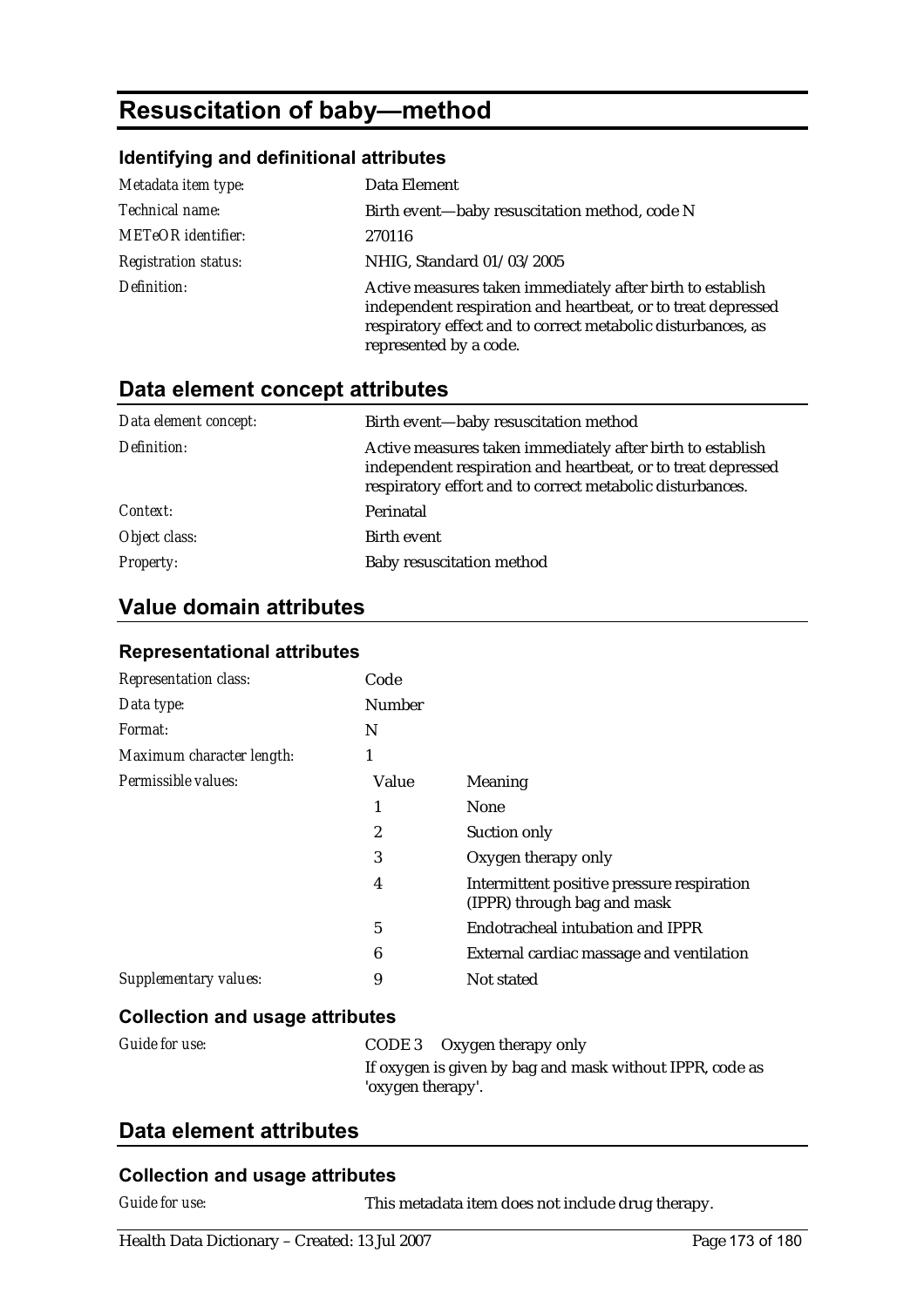# Resuscitation of baby—method

### Identifying and definitional attributes

| | |
|---|---|
| *Metadata item type:* | Data Element |
| *Technical name:* | Birth event—baby resuscitation method, code N |
| *METeOR identifier:* | 270116 |
| *Registration status:* | NHIG, Standard 01/03/2005 |
| *Definition:* | Active measures taken immediately after birth to establish independent respiration and heartbeat, or to treat depressed respiratory effect and to correct metabolic disturbances, as represented by a code. |

## Data element concept attributes

| | |
|---|---|
| *Data element concept:* | Birth event—baby resuscitation method |
| *Definition:* | Active measures taken immediately after birth to establish independent respiration and heartbeat, or to treat depressed respiratory effort and to correct metabolic disturbances. |
| *Context:* | Perinatal |
| *Object class:* | Birth event |
| *Property:* | Baby resuscitation method |

## Value domain attributes

### Representational attributes

| | | |
|---|---|---|
| *Representation class:* | Code | |
| *Data type:* | Number | |
| *Format:* | N | |
| *Maximum character length:* | 1 | |
| *Permissible values:* | Value | Meaning |
| | 1 | None |
| | 2 | Suction only |
| | 3 | Oxygen therapy only |
| | 4 | Intermittent positive pressure respiration (IPPR) through bag and mask |
| | 5 | Endotracheal intubation and IPPR |
| | 6 | External cardiac massage and ventilation |
| *Supplementary values:* | 9 | Not stated |

### Collection and usage attributes

*Guide for use:*

CODE 3 Oxygen therapy only

If oxygen is given by bag and mask without IPPR, code as 'oxygen therapy'.

## Data element attributes

### Collection and usage attributes

*Guide for use:* This metadata item does not include drug therapy.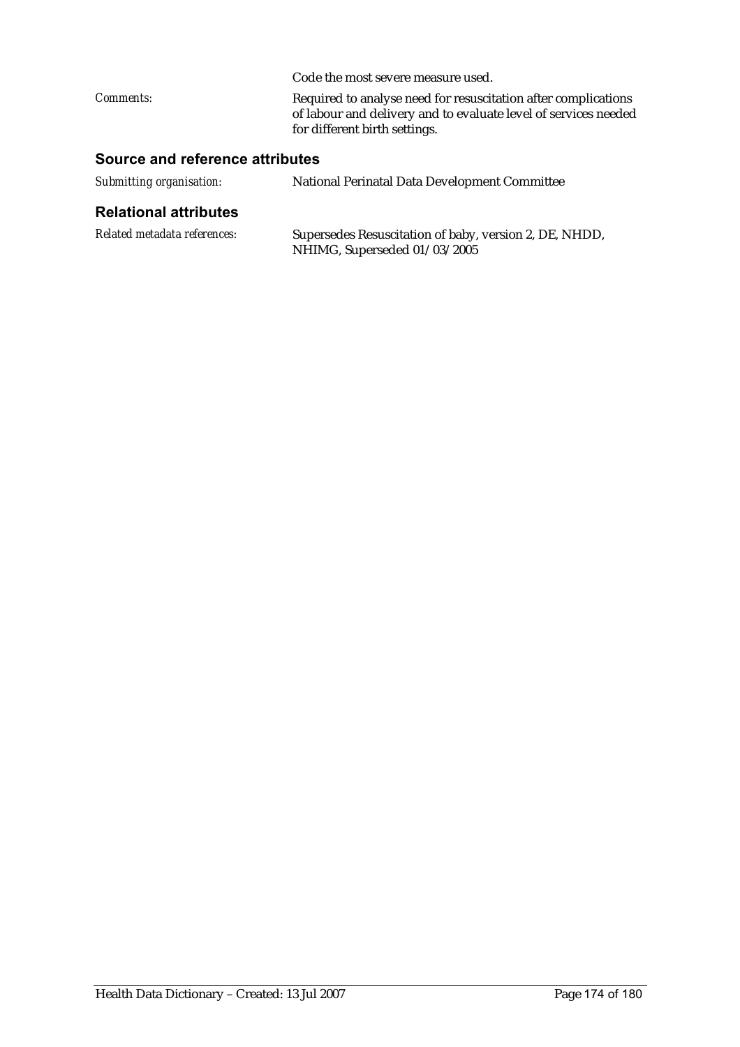Code the most severe measure used.

*Comments:* Required to analyse need for resuscitation after complications of labour and delivery and to evaluate level of services needed for different birth settings.

### Source and reference attributes

*Submitting organisation:* National Perinatal Data Development Committee

### Relational attributes

*Related metadata references:* Supersedes Resuscitation of baby, version 2, DE, NHDD, NHIMG, Superseded 01/03/2005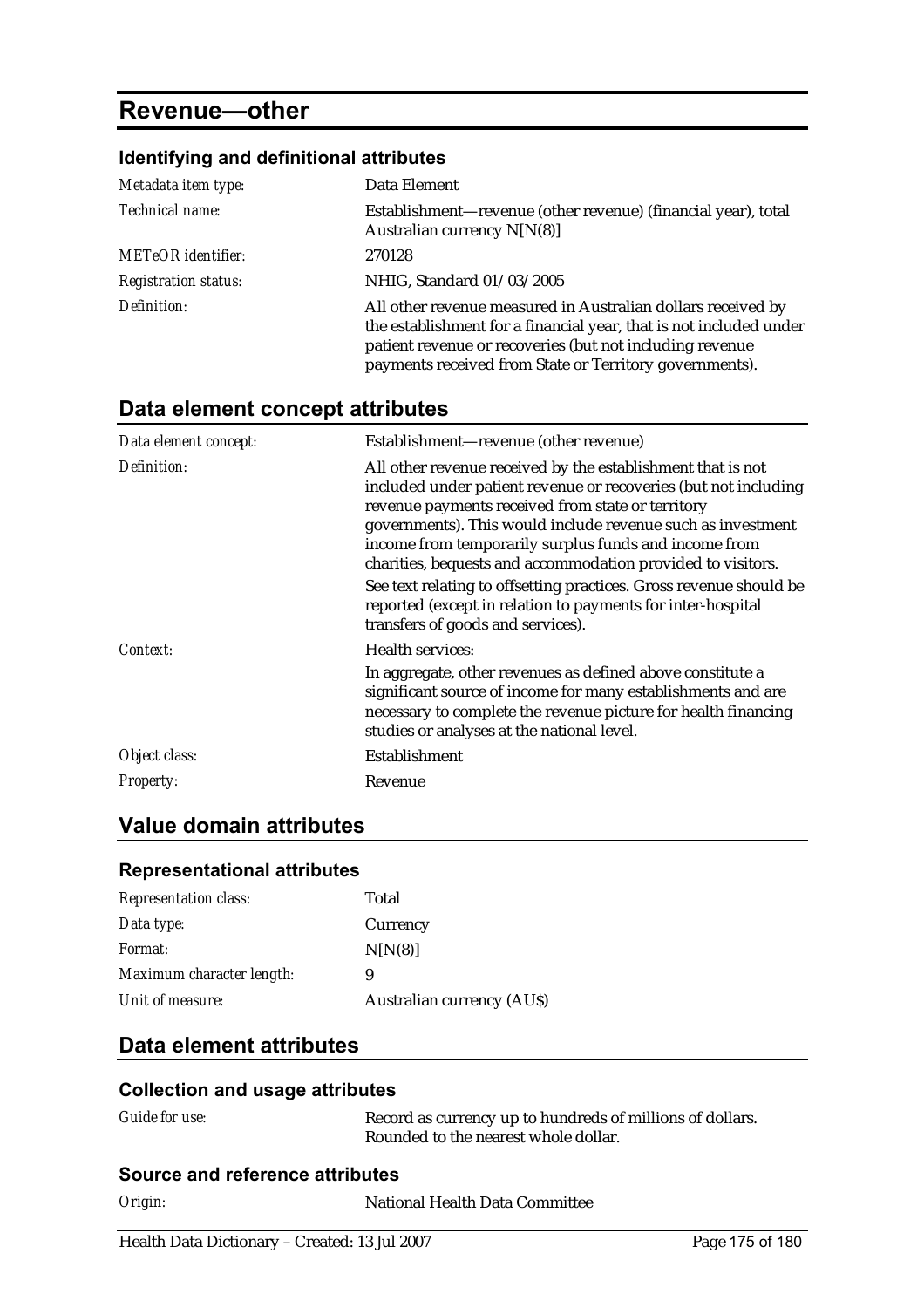# Revenue—other

### Identifying and definitional attributes

| | |
|---|---|
| *Metadata item type:* | Data Element |
| *Technical name:* | Establishment—revenue (other revenue) (financial year), total Australian currency N[N(8)] |
| *METeOR identifier:* | 270128 |
| *Registration status:* | NHIG, Standard 01/03/2005 |
| *Definition:* | All other revenue measured in Australian dollars received by the establishment for a financial year, that is not included under patient revenue or recoveries (but not including revenue payments received from State or Territory governments). |

## Data element concept attributes

| | |
|---|---|
| *Data element concept:* | Establishment—revenue (other revenue) |
| *Definition:* | All other revenue received by the establishment that is not included under patient revenue or recoveries (but not including revenue payments received from state or territory governments). This would include revenue such as investment income from temporarily surplus funds and income from charities, bequests and accommodation provided to visitors.<br><br>See text relating to offsetting practices. Gross revenue should be reported (except in relation to payments for inter-hospital transfers of goods and services). |
| *Context:* | Health services:<br><br>In aggregate, other revenues as defined above constitute a significant source of income for many establishments and are necessary to complete the revenue picture for health financing studies or analyses at the national level. |
| *Object class:* | Establishment |
| *Property:* | Revenue |

## Value domain attributes

### Representational attributes

| | |
|---|---|
| *Representation class:* | Total |
| *Data type:* | Currency |
| *Format:* | N[N(8)] |
| *Maximum character length:* | 9 |
| *Unit of measure:* | Australian currency (AU$) |

## Data element attributes

### Collection and usage attributes

| | |
|---|---|
| *Guide for use:* | Record as currency up to hundreds of millions of dollars. Rounded to the nearest whole dollar. |

### Source and reference attributes

| | |
|---|---|
| *Origin:* | National Health Data Committee |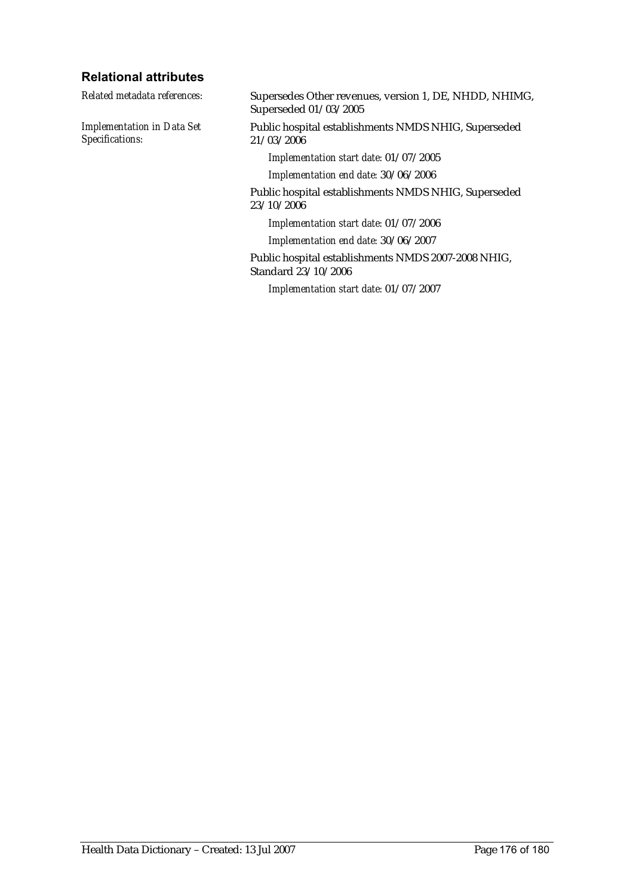### Relational attributes

*Related metadata references:* Supersedes Other revenues, version 1, DE, NHDD, NHIMG, Superseded 01/03/2005

*Implementation in Data Set Specifications:* Public hospital establishments NMDS NHIG, Superseded 21/03/2006

*Implementation start date:* 01/07/2005

*Implementation end date:* 30/06/2006

Public hospital establishments NMDS NHIG, Superseded 23/10/2006

*Implementation start date:* 01/07/2006

*Implementation end date:* 30/06/2007

Public hospital establishments NMDS 2007-2008 NHIG, Standard 23/10/2006

*Implementation start date:* 01/07/2007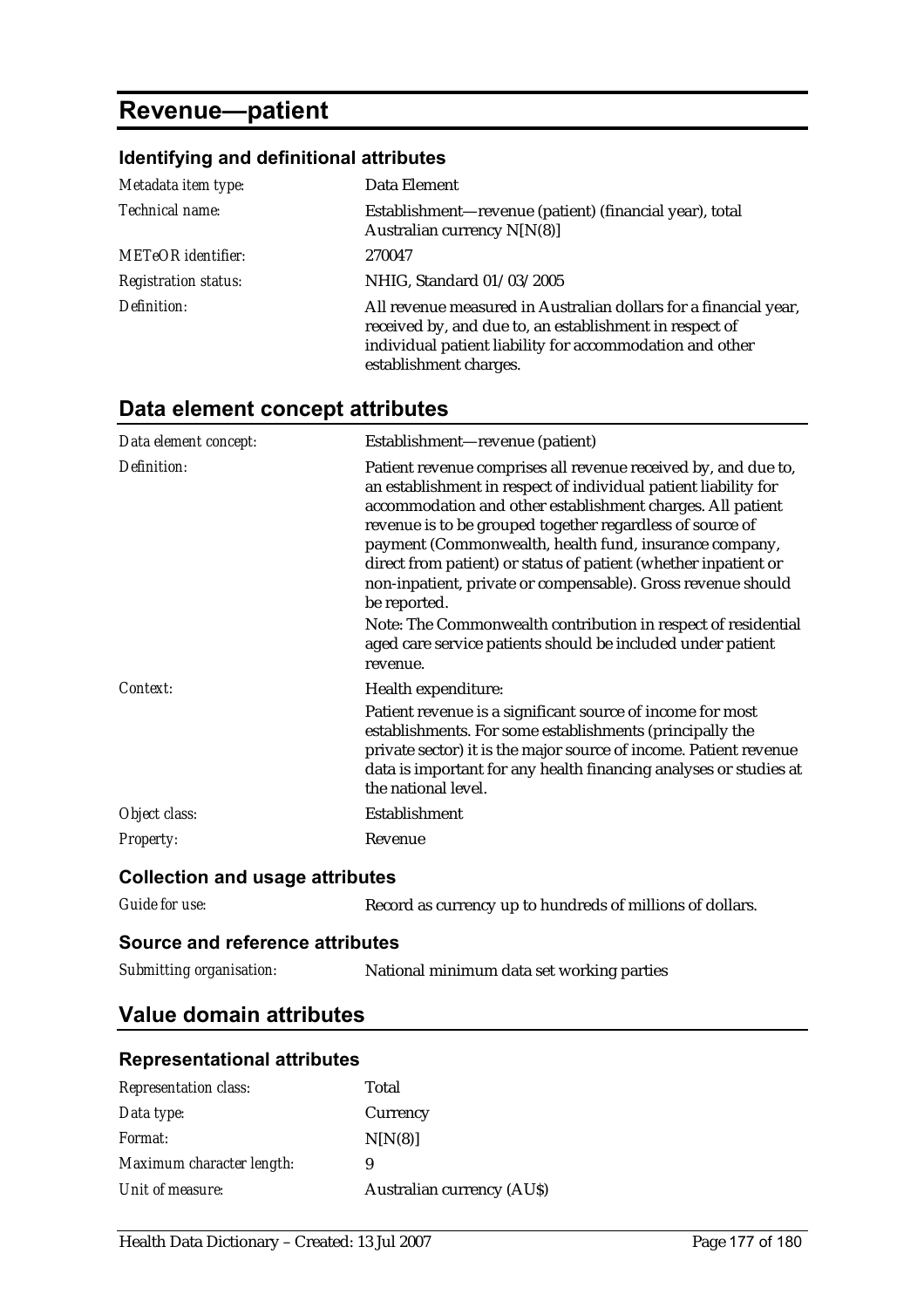# Revenue—patient

### Identifying and definitional attributes

| | |
|---|---|
| *Metadata item type:* | Data Element |
| *Technical name:* | Establishment—revenue (patient) (financial year), total Australian currency N[N(8)] |
| *METeOR identifier:* | 270047 |
| *Registration status:* | NHIG, Standard 01/03/2005 |
| *Definition:* | All revenue measured in Australian dollars for a financial year, received by, and due to, an establishment in respect of individual patient liability for accommodation and other establishment charges. |

## Data element concept attributes

| | |
|---|---|
| *Data element concept:* | Establishment—revenue (patient) |
| *Definition:* | Patient revenue comprises all revenue received by, and due to, an establishment in respect of individual patient liability for accommodation and other establishment charges. All patient revenue is to be grouped together regardless of source of payment (Commonwealth, health fund, insurance company, direct from patient) or status of patient (whether inpatient or non-inpatient, private or compensable). Gross revenue should be reported.<br>Note: The Commonwealth contribution in respect of residential aged care service patients should be included under patient revenue. |
| *Context:* | Health expenditure:<br>Patient revenue is a significant source of income for most establishments. For some establishments (principally the private sector) it is the major source of income. Patient revenue data is important for any health financing analyses or studies at the national level. |
| *Object class:* | Establishment |
| *Property:* | Revenue |

### Collection and usage attributes

| | |
|---|---|
| *Guide for use:* | Record as currency up to hundreds of millions of dollars. |

### Source and reference attributes

| | |
|---|---|
| *Submitting organisation:* | National minimum data set working parties |

## Value domain attributes

### Representational attributes

| | |
|---|---|
| *Representation class:* | Total |
| *Data type:* | Currency |
| *Format:* | N[N(8)] |
| *Maximum character length:* | 9 |
| *Unit of measure:* | Australian currency (AU$) |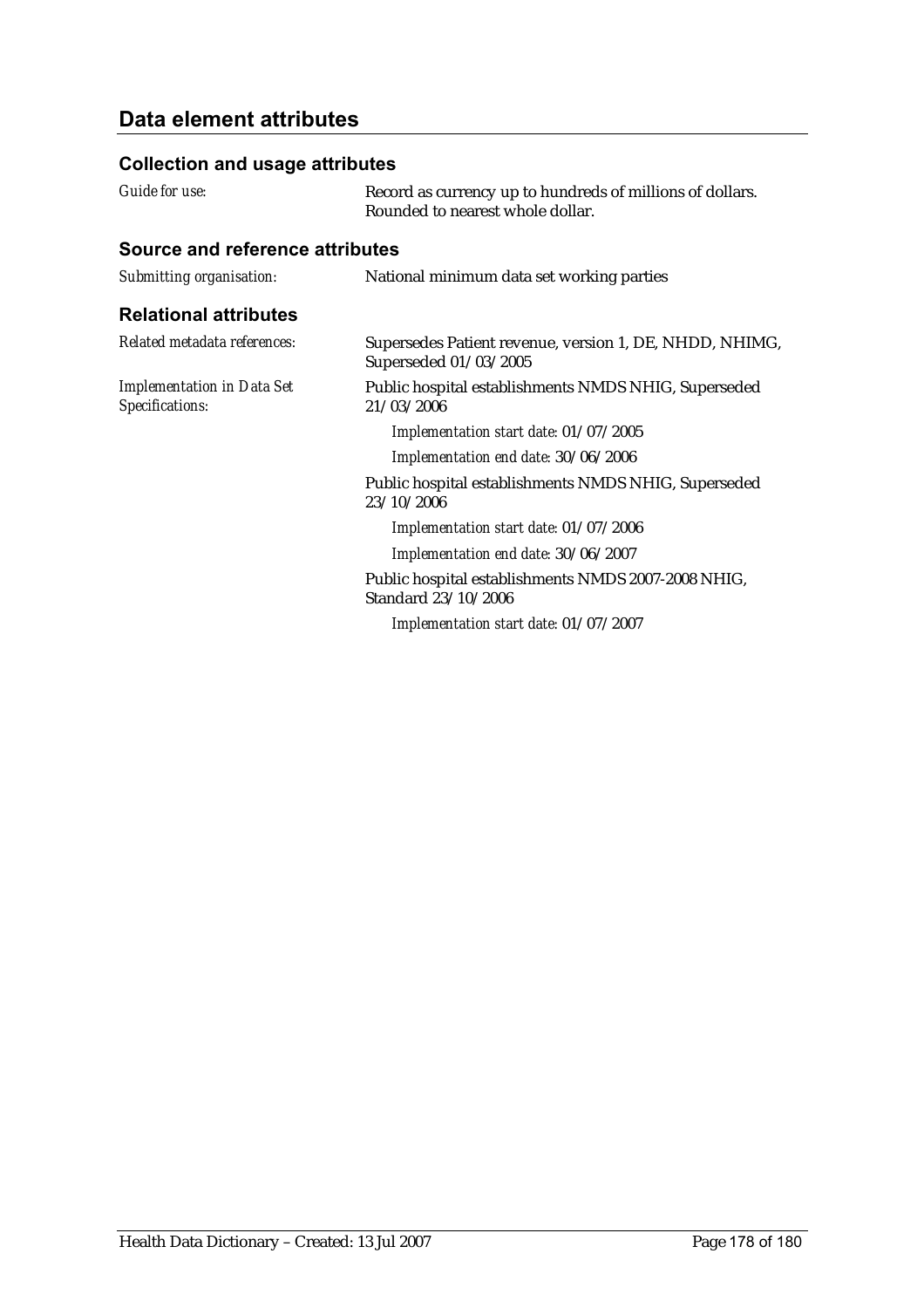## Data element attributes

### Collection and usage attributes

*Guide for use:* Record as currency up to hundreds of millions of dollars. Rounded to nearest whole dollar.

### Source and reference attributes

*Submitting organisation:* National minimum data set working parties

### Relational attributes

*Related metadata references:* Supersedes Patient revenue, version 1, DE, NHDD, NHIMG, Superseded 01/03/2005

*Implementation in Data Set Specifications:*

Public hospital establishments NMDS NHIG, Superseded 21/03/2006

*Implementation start date:* 01/07/2005

*Implementation end date:* 30/06/2006

Public hospital establishments NMDS NHIG, Superseded 23/10/2006

*Implementation start date:* 01/07/2006

*Implementation end date:* 30/06/2007

Public hospital establishments NMDS 2007-2008 NHIG, Standard 23/10/2006

*Implementation start date:* 01/07/2007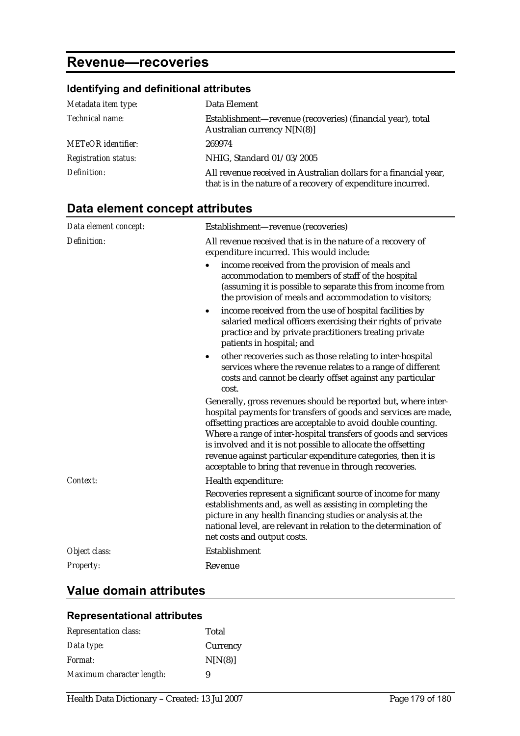# Revenue—recoveries

## Identifying and definitional attributes

| | |
|---|---|
| *Metadata item type:* | Data Element |
| *Technical name:* | Establishment—revenue (recoveries) (financial year), total Australian currency N[N(8)] |
| *METeOR identifier:* | 269974 |
| *Registration status:* | NHIG, Standard 01/03/2005 |
| *Definition:* | All revenue received in Australian dollars for a financial year, that is in the nature of a recovery of expenditure incurred. |

## Data element concept attributes

*Data element concept:* Establishment—revenue (recoveries)

*Definition:* All revenue received that is in the nature of a recovery of expenditure incurred. This would include:

- income received from the provision of meals and accommodation to members of staff of the hospital (assuming it is possible to separate this from income from the provision of meals and accommodation to visitors;
- income received from the use of hospital facilities by salaried medical officers exercising their rights of private practice and by private practitioners treating private patients in hospital; and
- other recoveries such as those relating to inter-hospital services where the revenue relates to a range of different costs and cannot be clearly offset against any particular cost.

Generally, gross revenues should be reported but, where inter-hospital payments for transfers of goods and services are made, offsetting practices are acceptable to avoid double counting. Where a range of inter-hospital transfers of goods and services is involved and it is not possible to allocate the offsetting revenue against particular expenditure categories, then it is acceptable to bring that revenue in through recoveries.

*Context:* Health expenditure:

Recoveries represent a significant source of income for many establishments and, as well as assisting in completing the picture in any health financing studies or analysis at the national level, are relevant in relation to the determination of net costs and output costs.

*Object class:* Establishment

*Property:* Revenue

## Value domain attributes

### Representational attributes

| | |
|---|---|
| *Representation class:* | Total |
| *Data type:* | Currency |
| *Format:* | N[N(8)] |
| *Maximum character length:* | 9 |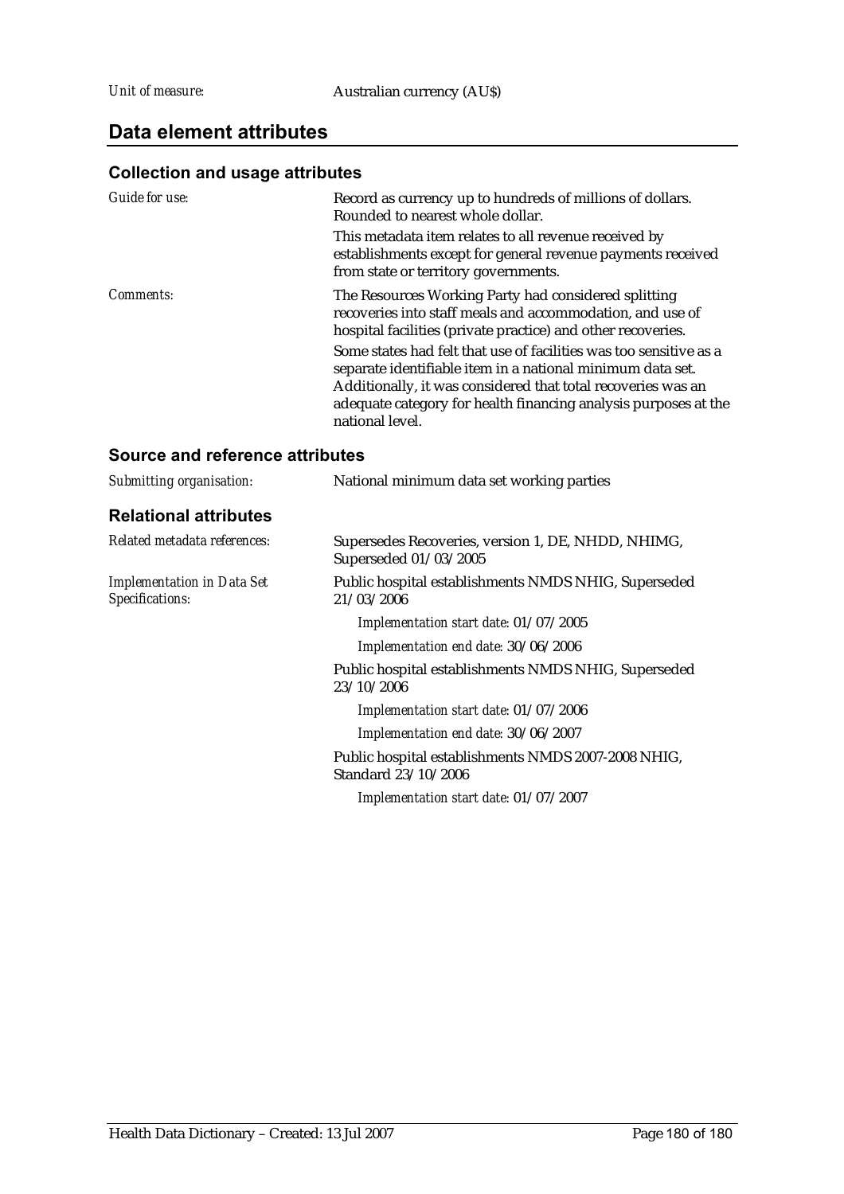*Unit of measure:* Australian currency (AU$)

## Data element attributes

### Collection and usage attributes

*Guide for use:* Record as currency up to hundreds of millions of dollars. Rounded to nearest whole dollar.

This metadata item relates to all revenue received by establishments except for general revenue payments received from state or territory governments.

*Comments:* The Resources Working Party had considered splitting recoveries into staff meals and accommodation, and use of hospital facilities (private practice) and other recoveries.

Some states had felt that use of facilities was too sensitive as a separate identifiable item in a national minimum data set. Additionally, it was considered that total recoveries was an adequate category for health financing analysis purposes at the national level.

### Source and reference attributes

*Submitting organisation:* National minimum data set working parties

### Relational attributes

*Related metadata references:* Supersedes Recoveries, version 1, DE, NHDD, NHIMG, Superseded 01/03/2005

*Implementation in Data Set Specifications:* Public hospital establishments NMDS NHIG, Superseded 21/03/2006

*Implementation start date:* 01/07/2005

*Implementation end date:* 30/06/2006

Public hospital establishments NMDS NHIG, Superseded 23/10/2006

*Implementation start date:* 01/07/2006

*Implementation end date:* 30/06/2007

Public hospital establishments NMDS 2007-2008 NHIG, Standard 23/10/2006

*Implementation start date:* 01/07/2007